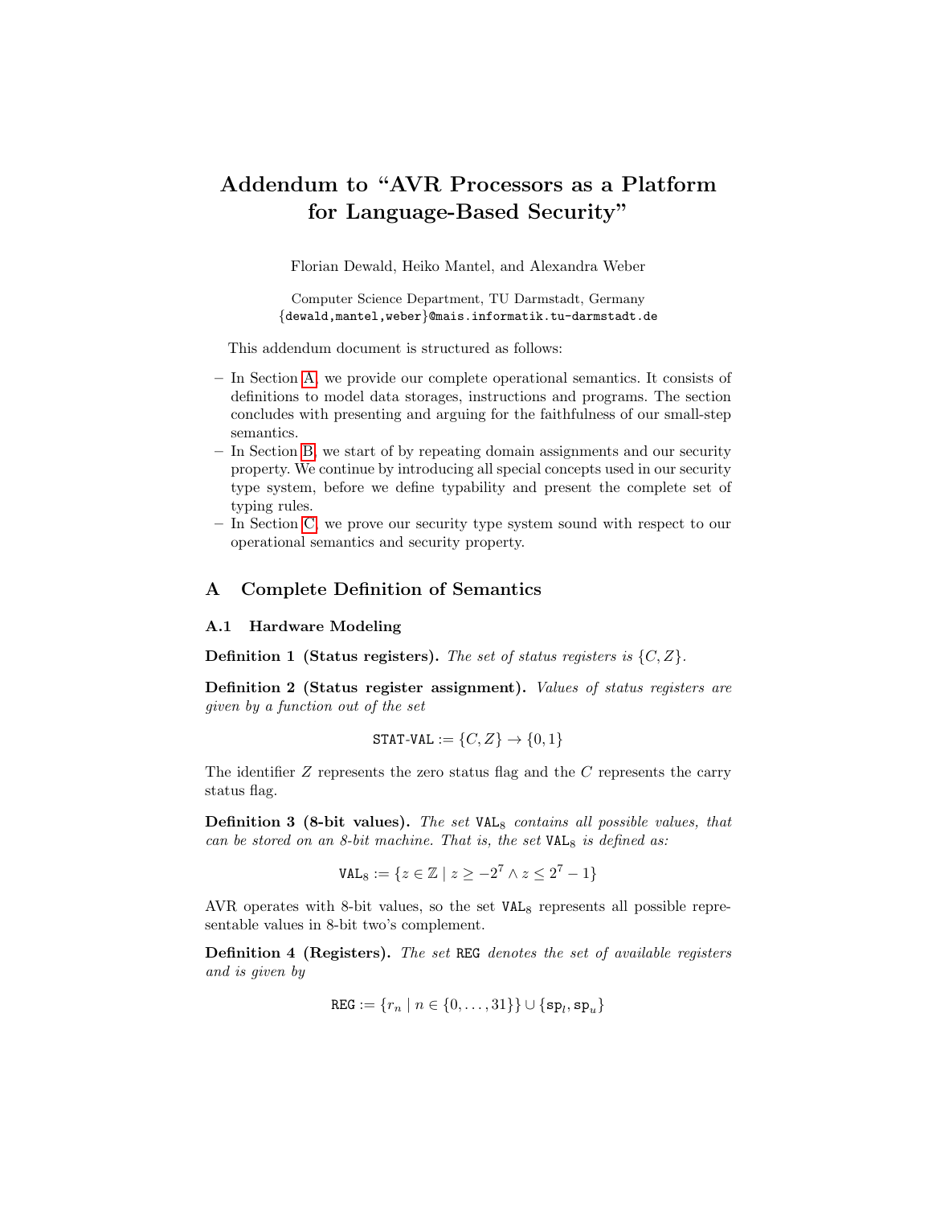# Addendum to "AVR Processors as a Platform for Language-Based Security"

Florian Dewald, Heiko Mantel, and Alexandra Weber

Computer Science Department, TU Darmstadt, Germany
{dewald,mantel,weber}@mais.informatik.tu-darmstadt.de

This addendum document is structured as follows:

- In Section A, we provide our complete operational semantics. It consists of definitions to model data storages, instructions and programs. The section concludes with presenting and arguing for the faithfulness of our small-step semantics.
- In Section B, we start of by repeating domain assignments and our security property. We continue by introducing all special concepts used in our security type system, before we define typability and present the complete set of typing rules.
- In Section C, we prove our security type system sound with respect to our operational semantics and security property.

## A Complete Definition of Semantics

### A.1 Hardware Modeling

**Definition 1 (Status registers).** *The set of status registers is* $\{C, Z\}$.

**Definition 2 (Status register assignment).** *Values of status registers are given by a function out of the set*

$$\texttt{STAT-VAL} := \{C, Z\} \to \{0, 1\}$$

The identifier $Z$ represents the zero status flag and the $C$ represents the carry status flag.

**Definition 3 (8-bit values).** *The set* $\texttt{VAL}_8$ *contains all possible values, that can be stored on an 8-bit machine. That is, the set* $\texttt{VAL}_8$ *is defined as:*

$$\texttt{VAL}_8 := \{z \in \mathbb{Z} \mid z \geq -2^7 \land z \leq 2^7 - 1\}$$

AVR operates with 8-bit values, so the set $\texttt{VAL}_8$ represents all possible representable values in 8-bit two's complement.

**Definition 4 (Registers).** *The set* REG *denotes the set of available registers and is given by*

$$\texttt{REG} := \{r_n \mid n \in \{0, \ldots, 31\}\} \cup \{\texttt{sp}_l, \texttt{sp}_u\}$$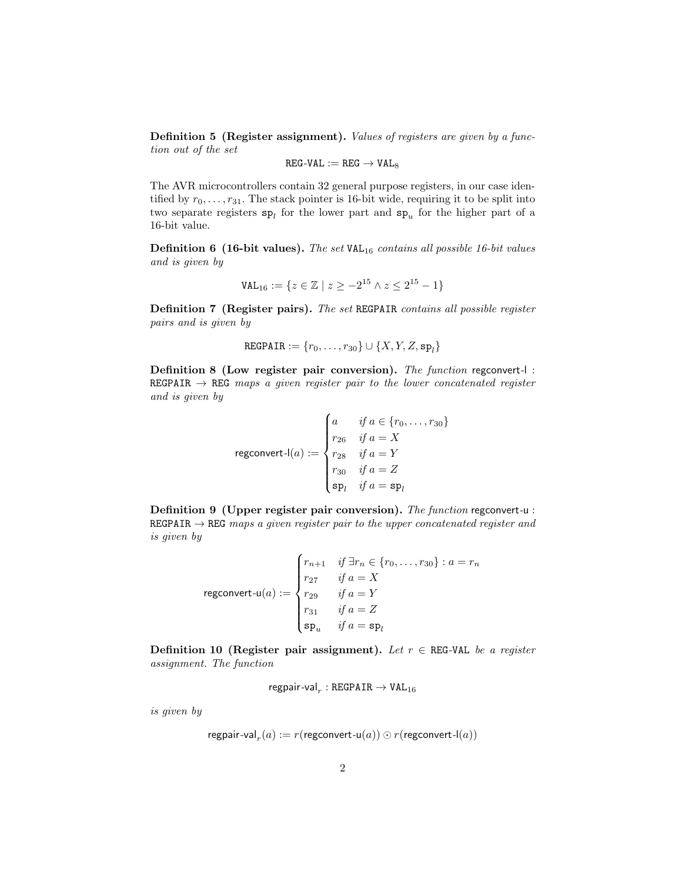**Definition 5 (Register assignment).** *Values of registers are given by a function out of the set*

$$\texttt{REG-VAL} := \texttt{REG} \rightarrow \texttt{VAL}_8$$

The AVR microcontrollers contain 32 general purpose registers, in our case identified by $r_0, \ldots, r_{31}$. The stack pointer is 16-bit wide, requiring it to be split into two separate registers $\texttt{sp}_l$ for the lower part and $\texttt{sp}_u$ for the higher part of a 16-bit value.

**Definition 6 (16-bit values).** *The set* $\texttt{VAL}_{16}$ *contains all possible 16-bit values and is given by*

$$\texttt{VAL}_{16} := \{z \in \mathbb{Z} \mid z \geq -2^{15} \wedge z \leq 2^{15} - 1\}$$

**Definition 7 (Register pairs).** *The set* $\texttt{REGPAIR}$ *contains all possible register pairs and is given by*

$$\texttt{REGPAIR} := \{r_0, \ldots, r_{30}\} \cup \{X, Y, Z, \texttt{sp}_l\}$$

**Definition 8 (Low register pair conversion).** *The function* $\textsf{regconvert-l} : \texttt{REGPAIR} \rightarrow \texttt{REG}$ *maps a given register pair to the lower concatenated register and is given by*

$$\textsf{regconvert-l}(a) := \begin{cases} a & \text{if } a \in \{r_0, \ldots, r_{30}\} \\ r_{26} & \text{if } a = X \\ r_{28} & \text{if } a = Y \\ r_{30} & \text{if } a = Z \\ \texttt{sp}_l & \text{if } a = \texttt{sp}_l \end{cases}$$

**Definition 9 (Upper register pair conversion).** *The function* $\textsf{regconvert-u} : \texttt{REGPAIR} \rightarrow \texttt{REG}$ *maps a given register pair to the upper concatenated register and is given by*

$$\textsf{regconvert-u}(a) := \begin{cases} r_{n+1} & \text{if } \exists r_n \in \{r_0, \ldots, r_{30}\} : a = r_n \\ r_{27} & \text{if } a = X \\ r_{29} & \text{if } a = Y \\ r_{31} & \text{if } a = Z \\ \texttt{sp}_u & \text{if } a = \texttt{sp}_l \end{cases}$$

**Definition 10 (Register pair assignment).** *Let* $r \in \texttt{REG-VAL}$ *be a register assignment. The function*

$$\textsf{regpair-val}_r : \texttt{REGPAIR} \rightarrow \texttt{VAL}_{16}$$

*is given by*

$$\textsf{regpair-val}_r(a) := r(\textsf{regconvert-u}(a)) \odot r(\textsf{regconvert-l}(a))$$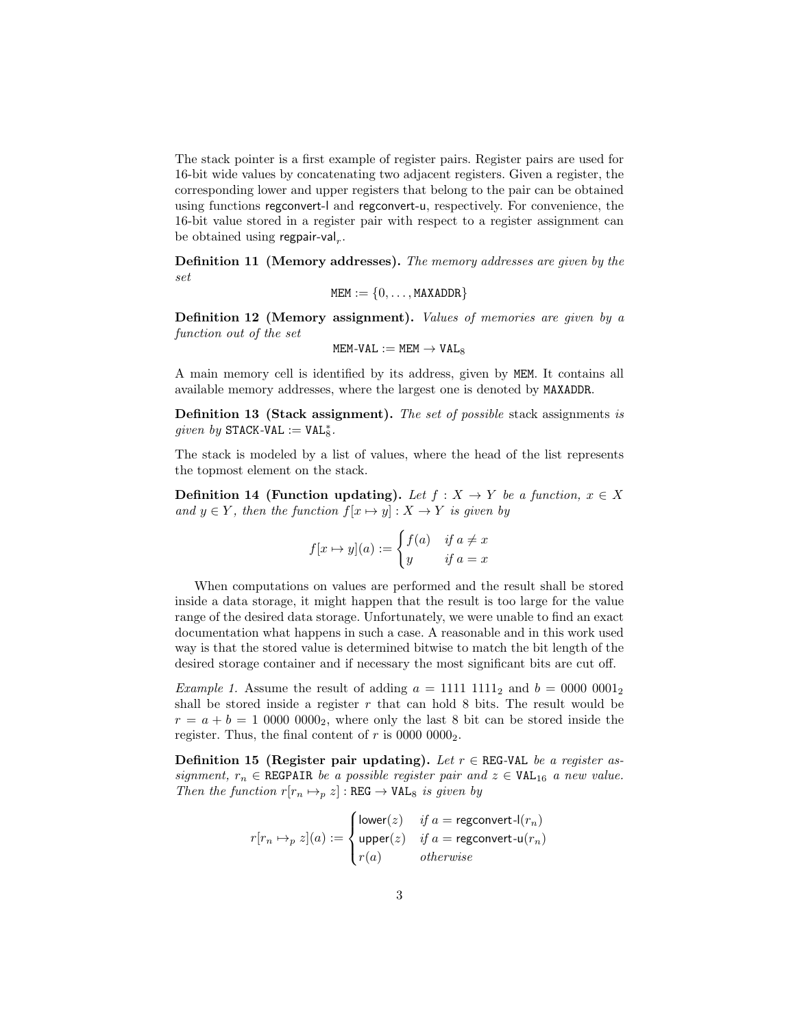The stack pointer is a first example of register pairs. Register pairs are used for 16-bit wide values by concatenating two adjacent registers. Given a register, the corresponding lower and upper registers that belong to the pair can be obtained using functions $\mathsf{regconvert\text{-}l}$ and $\mathsf{regconvert\text{-}u}$, respectively. For convenience, the 16-bit value stored in a register pair with respect to a register assignment can be obtained using $\mathsf{regpair\text{-}val}_r$.

**Definition 11 (Memory addresses).** *The memory addresses are given by the set*

$$\mathtt{MEM} := \{0, \ldots, \mathtt{MAXADDR}\}$$

**Definition 12 (Memory assignment).** *Values of memories are given by a function out of the set*

$$\mathtt{MEM\text{-}VAL} := \mathtt{MEM} \to \mathtt{VAL}_8$$

A main memory cell is identified by its address, given by $\mathtt{MEM}$. It contains all available memory addresses, where the largest one is denoted by $\mathtt{MAXADDR}$.

**Definition 13 (Stack assignment).** *The set of possible* stack assignments *is given by* $\mathtt{STACK\text{-}VAL} := \mathtt{VAL}_8^*$.

The stack is modeled by a list of values, where the head of the list represents the topmost element on the stack.

**Definition 14 (Function updating).** *Let $f : X \to Y$ be a function, $x \in X$ and $y \in Y$, then the function $f[x \mapsto y] : X \to Y$ is given by*

$$f[x \mapsto y](a) := \begin{cases} f(a) & \text{if } a \neq x \\ y & \text{if } a = x \end{cases}$$

When computations on values are performed and the result shall be stored inside a data storage, it might happen that the result is too large for the value range of the desired data storage. Unfortunately, we were unable to find an exact documentation what happens in such a case. A reasonable and in this work used way is that the stored value is determined bitwise to match the bit length of the desired storage container and if necessary the most significant bits are cut off.

*Example 1.* Assume the result of adding $a = 1111\ 1111_2$ and $b = 0000\ 0001_2$ shall be stored inside a register $r$ that can hold 8 bits. The result would be $r = a + b = 1\ 0000\ 0000_2$, where only the last 8 bit can be stored inside the register. Thus, the final content of $r$ is $0000\ 0000_2$.

**Definition 15 (Register pair updating).** *Let $r \in \mathtt{REG\text{-}VAL}$ be a register assignment, $r_n \in \mathtt{REGPAIR}$ be a possible register pair and $z \in \mathtt{VAL}_{16}$ a new value. Then the function $r[r_n \mapsto_p z] : \mathtt{REG} \to \mathtt{VAL}_8$ is given by*

$$r[r_n \mapsto_p z](a) := \begin{cases} \mathsf{lower}(z) & \text{if } a = \mathsf{regconvert\text{-}l}(r_n) \\ \mathsf{upper}(z) & \text{if } a = \mathsf{regconvert\text{-}u}(r_n) \\ r(a) & \text{otherwise} \end{cases}$$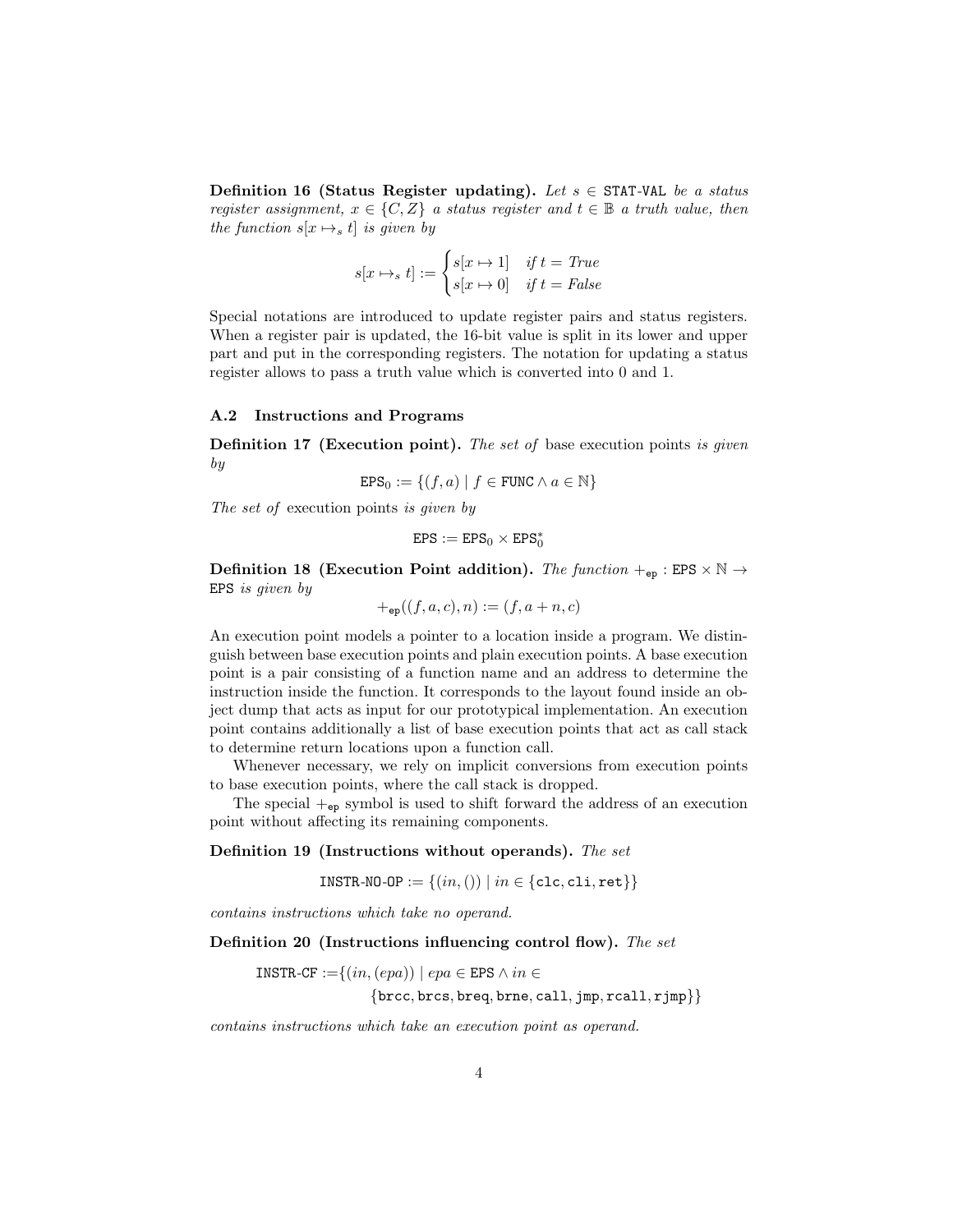**Definition 16 (Status Register updating).** *Let $s \in \texttt{STAT-VAL}$ be a status register assignment, $x \in \{C, Z\}$ a status register and $t \in \mathbb{B}$ a truth value, then the function $s[x \mapsto_s t]$ is given by*

$$s[x \mapsto_s t] := \begin{cases} s[x \mapsto 1] & \text{if } t = \textit{True} \\ s[x \mapsto 0] & \text{if } t = \textit{False} \end{cases}$$

Special notations are introduced to update register pairs and status registers. When a register pair is updated, the 16-bit value is split in its lower and upper part and put in the corresponding registers. The notation for updating a status register allows to pass a truth value which is converted into 0 and 1.

### A.2 Instructions and Programs

**Definition 17 (Execution point).** *The set of* base execution points *is given by*

$$\texttt{EPS}_0 := \{(f, a) \mid f \in \texttt{FUNC} \wedge a \in \mathbb{N}\}$$

*The set of* execution points *is given by*

$$\texttt{EPS} := \texttt{EPS}_0 \times \texttt{EPS}_0^*$$

**Definition 18 (Execution Point addition).** *The function $+_{\texttt{ep}} : \texttt{EPS} \times \mathbb{N} \rightarrow \texttt{EPS}$ is given by*

$$+_{\texttt{ep}}((f, a, c), n) := (f, a + n, c)$$

An execution point models a pointer to a location inside a program. We distinguish between base execution points and plain execution points. A base execution point is a pair consisting of a function name and an address to determine the instruction inside the function. It corresponds to the layout found inside an object dump that acts as input for our prototypical implementation. An execution point contains additionally a list of base execution points that act as call stack to determine return locations upon a function call.

Whenever necessary, we rely on implicit conversions from execution points to base execution points, where the call stack is dropped.

The special $+_{\texttt{ep}}$ symbol is used to shift forward the address of an execution point without affecting its remaining components.

**Definition 19 (Instructions without operands).** *The set*

$$\texttt{INSTR-NO-OP} := \{(in, ()) \mid in \in \{\texttt{clc}, \texttt{cli}, \texttt{ret}\}\}$$

*contains instructions which take no operand.*

**Definition 20 (Instructions influencing control flow).** *The set*

$$\begin{aligned}\texttt{INSTR-CF} := \{&(in, (epa)) \mid epa \in \texttt{EPS} \wedge in \in \\ &\{\texttt{brcc}, \texttt{brcs}, \texttt{breq}, \texttt{brne}, \texttt{call}, \texttt{jmp}, \texttt{rcall}, \texttt{rjmp}\}\}\end{aligned}$$

*contains instructions which take an execution point as operand.*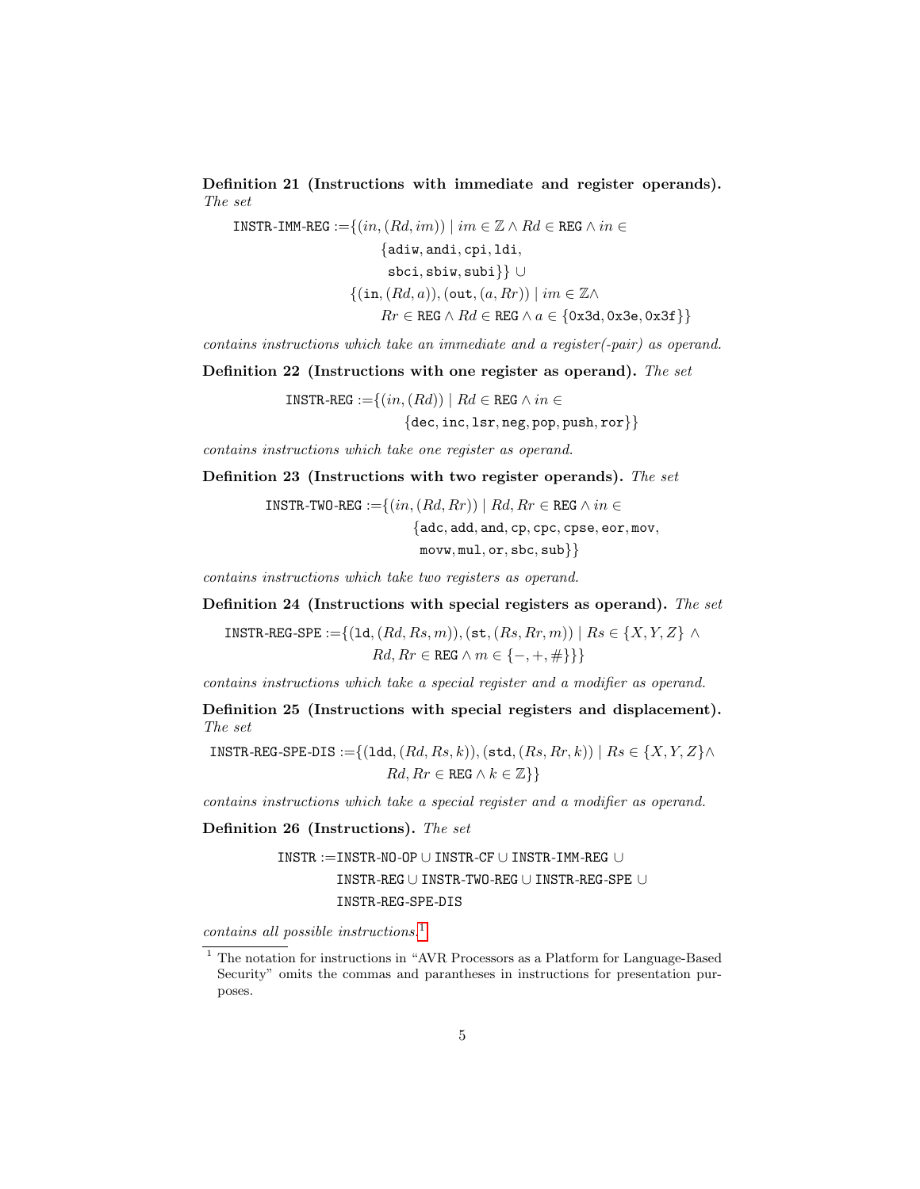**Definition 21 (Instructions with immediate and register operands).** *The set*

$$\begin{aligned}\texttt{INSTR-IMM-REG} :=& \{(in, (Rd, im)) \mid im \in \mathbb{Z} \land Rd \in \texttt{REG} \land in \in \\ & \quad \{\texttt{adiw}, \texttt{andi}, \texttt{cpi}, \texttt{ldi}, \\ & \quad \texttt{sbci}, \texttt{sbiw}, \texttt{subi}\}\} \cup \\ & \{(\texttt{in}, (Rd, a)), (\texttt{out}, (a, Rr)) \mid im \in \mathbb{Z} \land \\ & \quad Rr \in \texttt{REG} \land Rd \in \texttt{REG} \land a \in \{\texttt{0x3d}, \texttt{0x3e}, \texttt{0x3f}\}\}\end{aligned}$$

*contains instructions which take an immediate and a register(-pair) as operand.*

**Definition 22 (Instructions with one register as operand).** *The set*

$$\begin{aligned}\texttt{INSTR-REG} :=& \{(in, (Rd)) \mid Rd \in \texttt{REG} \land in \in \\ & \quad \{\texttt{dec}, \texttt{inc}, \texttt{lsr}, \texttt{neg}, \texttt{pop}, \texttt{push}, \texttt{ror}\}\}\end{aligned}$$

*contains instructions which take one register as operand.*

**Definition 23 (Instructions with two register operands).** *The set*

$$\begin{aligned}\texttt{INSTR-TWO-REG} :=& \{(in, (Rd, Rr)) \mid Rd, Rr \in \texttt{REG} \land in \in \\ & \quad \{\texttt{adc}, \texttt{add}, \texttt{and}, \texttt{cp}, \texttt{cpc}, \texttt{cpse}, \texttt{eor}, \texttt{mov}, \\ & \quad \texttt{movw}, \texttt{mul}, \texttt{or}, \texttt{sbc}, \texttt{sub}\}\}\end{aligned}$$

*contains instructions which take two registers as operand.*

**Definition 24 (Instructions with special registers as operand).** *The set*

$$\begin{aligned}\texttt{INSTR-REG-SPE} :=& \{(\texttt{ld}, (Rd, Rs, m)), (\texttt{st}, (Rs, Rr, m)) \mid Rs \in \{X, Y, Z\} \land \\ & \quad Rd, Rr \in \texttt{REG} \land m \in \{-, +, \#\}\}\}\end{aligned}$$

*contains instructions which take a special register and a modifier as operand.*

**Definition 25 (Instructions with special registers and displacement).** *The set*

$$\begin{aligned}\texttt{INSTR-REG-SPE-DIS} :=& \{(\texttt{ldd}, (Rd, Rs, k)), (\texttt{std}, (Rs, Rr, k)) \mid Rs \in \{X, Y, Z\} \land \\ & \quad Rd, Rr \in \texttt{REG} \land k \in \mathbb{Z}\}\}\end{aligned}$$

*contains instructions which take a special register and a modifier as operand.*

**Definition 26 (Instructions).** *The set*

$$\begin{aligned}\texttt{INSTR} :=& \texttt{INSTR-NO-OP} \cup \texttt{INSTR-CF} \cup \texttt{INSTR-IMM-REG} \cup \\ & \texttt{INSTR-REG} \cup \texttt{INSTR-TWO-REG} \cup \texttt{INSTR-REG-SPE} \cup \\ & \texttt{INSTR-REG-SPE-DIS}\end{aligned}$$

*contains all possible instructions.*[1]

[1] The notation for instructions in "AVR Processors as a Platform for Language-Based Security" omits the commas and parantheses in instructions for presentation purposes.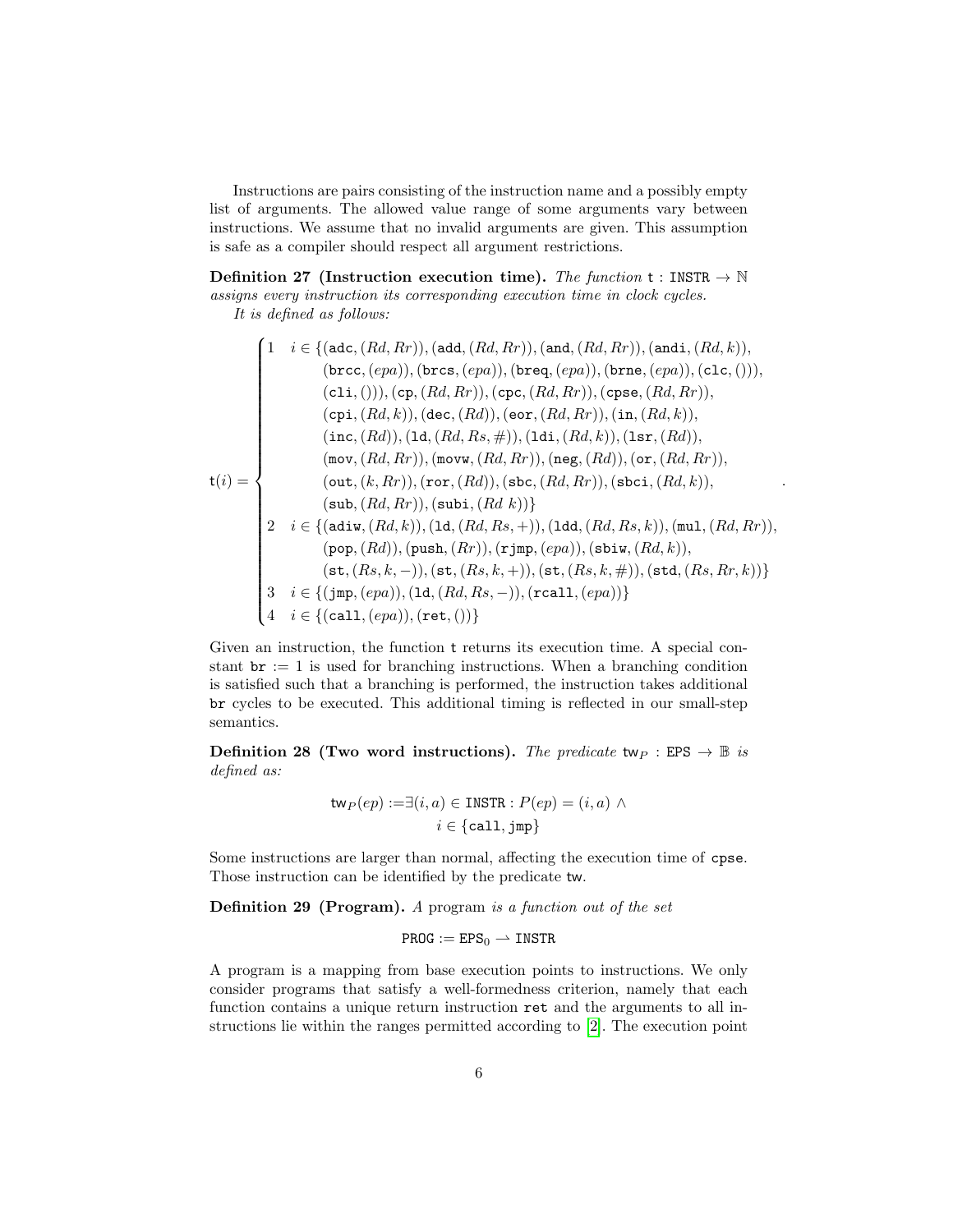Instructions are pairs consisting of the instruction name and a possibly empty list of arguments. The allowed value range of some arguments vary between instructions. We assume that no invalid arguments are given. This assumption is safe as a compiler should respect all argument restrictions.

**Definition 27 (Instruction execution time).** *The function* $\mathtt{t} : \mathtt{INSTR} \to \mathbb{N}$ *assigns every instruction its corresponding execution time in clock cycles.*

*It is defined as follows:*

$$\mathtt{t}(i) = \begin{cases} 1 & i \in \{(\mathtt{adc}, (Rd, Rr)), (\mathtt{add}, (Rd, Rr)), (\mathtt{and}, (Rd, Rr)), (\mathtt{andi}, (Rd, k)), \\ & \quad (\mathtt{brcc}, (epa)), (\mathtt{brcs}, (epa)), (\mathtt{breq}, (epa)), (\mathtt{brne}, (epa)), (\mathtt{clc}, ())), \\ & \quad (\mathtt{cli}, ())), (\mathtt{cp}, (Rd, Rr)), (\mathtt{cpc}, (Rd, Rr)), (\mathtt{cpse}, (Rd, Rr)), \\ & \quad (\mathtt{cpi}, (Rd, k)), (\mathtt{dec}, (Rd)), (\mathtt{eor}, (Rd, Rr)), (\mathtt{in}, (Rd, k)), \\ & \quad (\mathtt{inc}, (Rd)), (\mathtt{ld}, (Rd, Rs, \#)), (\mathtt{ldi}, (Rd, k)), (\mathtt{lsr}, (Rd)), \\ & \quad (\mathtt{mov}, (Rd, Rr)), (\mathtt{movw}, (Rd, Rr)), (\mathtt{neg}, (Rd)), (\mathtt{or}, (Rd, Rr)), \\ & \quad (\mathtt{out}, (k, Rr)), (\mathtt{ror}, (Rd)), (\mathtt{sbc}, (Rd, Rr)), (\mathtt{sbci}, (Rd, k)), \\ & \quad (\mathtt{sub}, (Rd, Rr)), (\mathtt{subi}, (Rd\ k))\} \\ 2 & i \in \{(\mathtt{adiw}, (Rd, k)), (\mathtt{ld}, (Rd, Rs, +)), (\mathtt{ldd}, (Rd, Rs, k)), (\mathtt{mul}, (Rd, Rr)), \\ & \quad (\mathtt{pop}, (Rd)), (\mathtt{push}, (Rr)), (\mathtt{rjmp}, (epa)), (\mathtt{sbiw}, (Rd, k)), \\ & \quad (\mathtt{st}, (Rs, k, -)), (\mathtt{st}, (Rs, k, +)), (\mathtt{st}, (Rs, k, \#)), (\mathtt{std}, (Rs, Rr, k))\} \\ 3 & i \in \{(\mathtt{jmp}, (epa)), (\mathtt{ld}, (Rd, Rs, -)), (\mathtt{rcall}, (epa))\} \\ 4 & i \in \{(\mathtt{call}, (epa)), (\mathtt{ret}, ())\} \end{cases}.$$

Given an instruction, the function t returns its execution time. A special constant $\mathtt{br} := 1$ is used for branching instructions. When a branching condition is satisfied such that a branching is performed, the instruction takes additional br cycles to be executed. This additional timing is reflected in our small-step semantics.

**Definition 28 (Two word instructions).** *The predicate* $\mathtt{tw}_P : \mathtt{EPS} \to \mathbb{B}$ *is defined as:*

$$\mathtt{tw}_P(ep) := \exists (i, a) \in \mathtt{INSTR} : P(ep) = (i, a) \wedge \\ i \in \{\mathtt{call}, \mathtt{jmp}\}$$

Some instructions are larger than normal, affecting the execution time of cpse. Those instruction can be identified by the predicate tw.

**Definition 29 (Program).** *A* program *is a function out of the set*

$$\mathtt{PROG} := \mathtt{EPS}_0 \rightharpoonup \mathtt{INSTR}$$

A program is a mapping from base execution points to instructions. We only consider programs that satisfy a well-formedness criterion, namely that each function contains a unique return instruction ret and the arguments to all instructions lie within the ranges permitted according to [2]. The execution point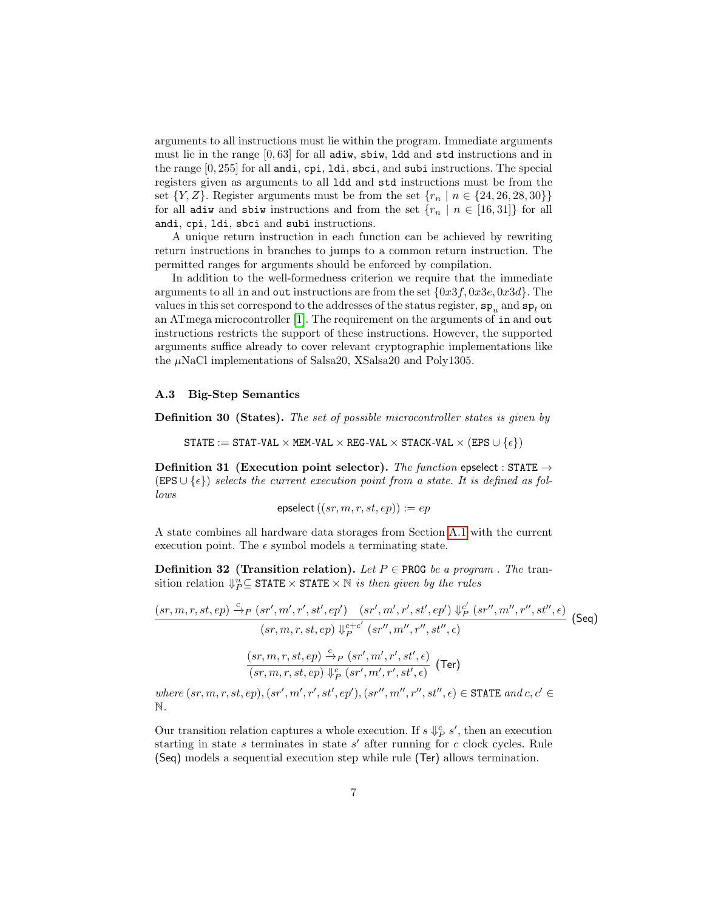arguments to all instructions must lie within the program. Immediate arguments must lie in the range $[0, 63]$ for all `adiw`, `sbiw`, `ldd` and `std` instructions and in the range $[0, 255]$ for all `andi`, `cpi`, `ldi`, `sbci`, and `subi` instructions. The special registers given as arguments to all `ldd` and `std` instructions must be from the set $\{Y, Z\}$. Register arguments must be from the set $\{r_n \mid n \in \{24, 26, 28, 30\}\}$ for all `adiw` and `sbiw` instructions and from the set $\{r_n \mid n \in [16, 31]\}$ for all `andi`, `cpi`, `ldi`, `sbci` and `subi` instructions.

A unique return instruction in each function can be achieved by rewriting return instructions in branches to jumps to a common return instruction. The permitted ranges for arguments should be enforced by compilation.

In addition to the well-formedness criterion we require that the immediate arguments to all `in` and `out` instructions are from the set $\{0x3f, 0x3e, 0x3d\}$. The values in this set correspond to the addresses of the status register, $\mathtt{sp}_u$ and $\mathtt{sp}_l$ on an ATmega microcontroller [1]. The requirement on the arguments of `in` and `out` instructions restricts the support of these instructions. However, the supported arguments suffice already to cover relevant cryptographic implementations like the $\mu$NaCl implementations of Salsa20, XSalsa20 and Poly1305.

### A.3 Big-Step Semantics

**Definition 30 (States).** *The set of possible microcontroller states is given by*

$$\mathtt{STATE} := \mathtt{STAT\text{-}VAL} \times \mathtt{MEM\text{-}VAL} \times \mathtt{REG\text{-}VAL} \times \mathtt{STACK\text{-}VAL} \times (\mathtt{EPS} \cup \{\epsilon\})$$

**Definition 31 (Execution point selector).** *The function* $\mathsf{epselect} : \mathtt{STATE} \rightarrow (\mathtt{EPS} \cup \{\epsilon\})$ *selects the current execution point from a state. It is defined as follows*

$$\mathsf{epselect}\left((sr, m, r, st, ep)\right) := ep$$

A state combines all hardware data storages from Section A.1 with the current execution point. The $\epsilon$ symbol models a terminating state.

**Definition 32 (Transition relation).** *Let* $P \in \mathtt{PROG}$ *be a program . The* transition relation $\Downarrow_P^n \subseteq \mathtt{STATE} \times \mathtt{STATE} \times \mathbb{N}$ *is then given by the rules*

$$\frac{(sr, m, r, st, ep) \xrightarrow{c}_P (sr', m', r', st', ep') \quad (sr', m', r', st', ep') \Downarrow_P^{c'} (sr'', m'', r'', st'', \epsilon)}{(sr, m, r, st, ep) \Downarrow_P^{c+c'} (sr'', m'', r'', st'', \epsilon)} \ (\mathsf{Seq})$$

$$\frac{(sr, m, r, st, ep) \xrightarrow{c}_P (sr', m', r', st', \epsilon)}{(sr, m, r, st, ep) \Downarrow_P^{c} (sr', m', r', st', \epsilon)} \ (\mathsf{Ter})$$

*where* $(sr, m, r, st, ep), (sr', m', r', st', ep'), (sr'', m'', r'', st'', \epsilon) \in \mathtt{STATE}$ *and* $c, c' \in \mathbb{N}$.

Our transition relation captures a whole execution. If $s \Downarrow_P^c s'$, then an execution starting in state $s$ terminates in state $s'$ after running for $c$ clock cycles. Rule (Seq) models a sequential execution step while rule (Ter) allows termination.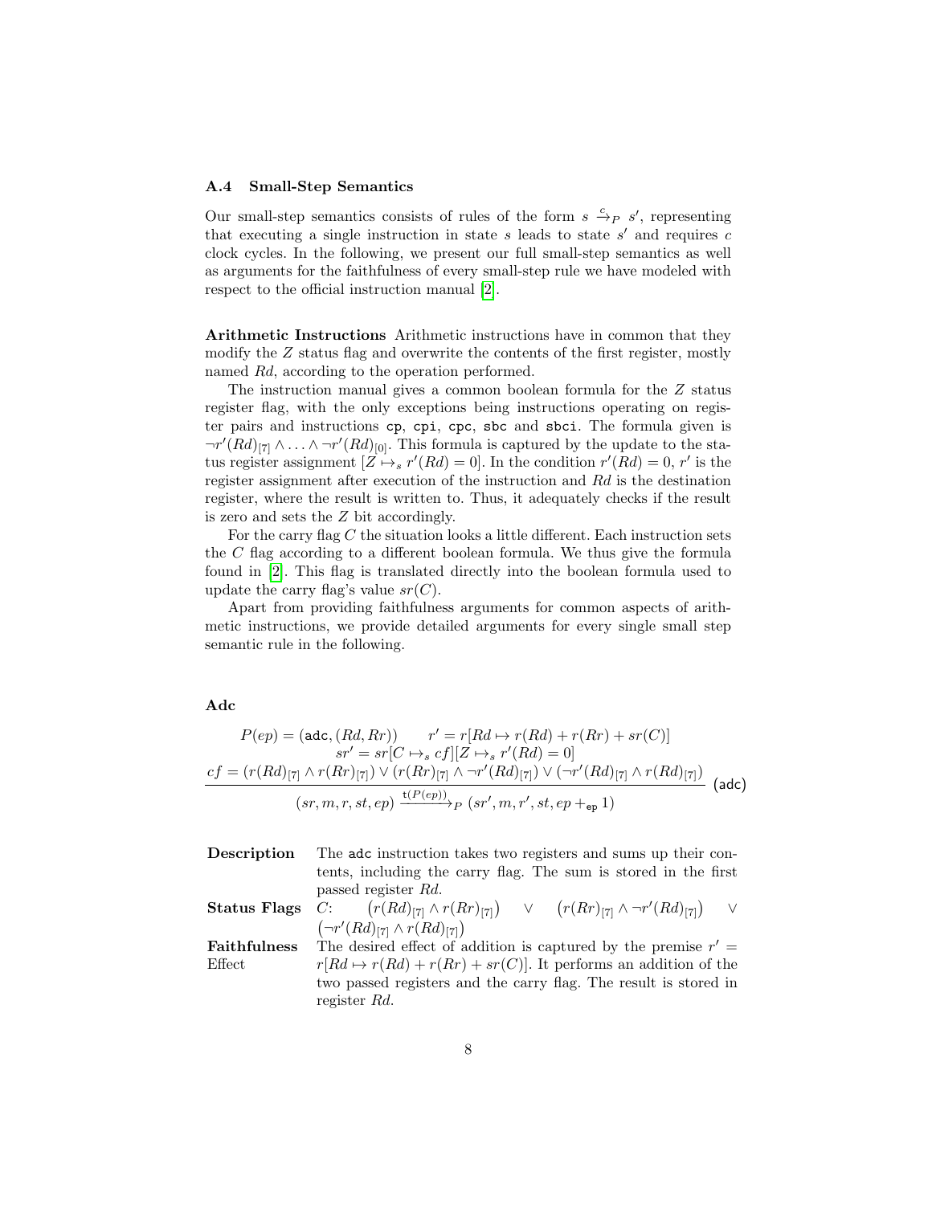### A.4 Small-Step Semantics

Our small-step semantics consists of rules of the form $s \xrightarrow{c}_P s'$, representing that executing a single instruction in state $s$ leads to state $s'$ and requires $c$ clock cycles. In the following, we present our full small-step semantics as well as arguments for the faithfulness of every small-step rule we have modeled with respect to the official instruction manual [2].

**Arithmetic Instructions** Arithmetic instructions have in common that they modify the $Z$ status flag and overwrite the contents of the first register, mostly named $Rd$, according to the operation performed.

The instruction manual gives a common boolean formula for the $Z$ status register flag, with the only exceptions being instructions operating on register pairs and instructions `cp`, `cpi`, `cpc`, `sbc` and `sbci`. The formula given is $\neg r'(Rd)_{[7]} \wedge \ldots \wedge \neg r'(Rd)_{[0]}$. This formula is captured by the update to the status register assignment $[Z \mapsto_s r'(Rd) = 0]$. In the condition $r'(Rd) = 0$, $r'$ is the register assignment after execution of the instruction and $Rd$ is the destination register, where the result is written to. Thus, it adequately checks if the result is zero and sets the $Z$ bit accordingly.

For the carry flag $C$ the situation looks a little different. Each instruction sets the $C$ flag according to a different boolean formula. We thus give the formula found in [2]. This flag is translated directly into the boolean formula used to update the carry flag's value $sr(C)$.

Apart from providing faithfulness arguments for common aspects of arithmetic instructions, we provide detailed arguments for every single small step semantic rule in the following.

**Adc**

$$\frac{\begin{array}{c} P(ep) = (\texttt{adc}, (Rd, Rr)) \qquad r' = r[Rd \mapsto r(Rd) + r(Rr) + sr(C)] \\ sr' = sr[C \mapsto_s cf][Z \mapsto_s r'(Rd) = 0] \\ cf = (r(Rd)_{[7]} \wedge r(Rr)_{[7]}) \vee (r(Rr)_{[7]} \wedge \neg r'(Rd)_{[7]}) \vee (\neg r'(Rd)_{[7]} \wedge r(Rd)_{[7]}) \end{array}}{(sr, m, r, st, ep) \xrightarrow{\texttt{t}(P(ep))}_P (sr', m, r', st, ep +_{\texttt{ep}} 1)} \ (\textsf{adc})$$

**Description** The `adc` instruction takes two registers and sums up their contents, including the carry flag. The sum is stored in the first passed register $Rd$.

**Status Flags** $C$: $\big(r(Rd)_{[7]} \wedge r(Rr)_{[7]}\big) \vee \big(r(Rr)_{[7]} \wedge \neg r'(Rd)_{[7]}\big) \vee \big(\neg r'(Rd)_{[7]} \wedge r(Rd)_{[7]}\big)$

**Faithfulness Effect** The desired effect of addition is captured by the premise $r' = r[Rd \mapsto r(Rd) + r(Rr) + sr(C)]$. It performs an addition of the two passed registers and the carry flag. The result is stored in register $Rd$.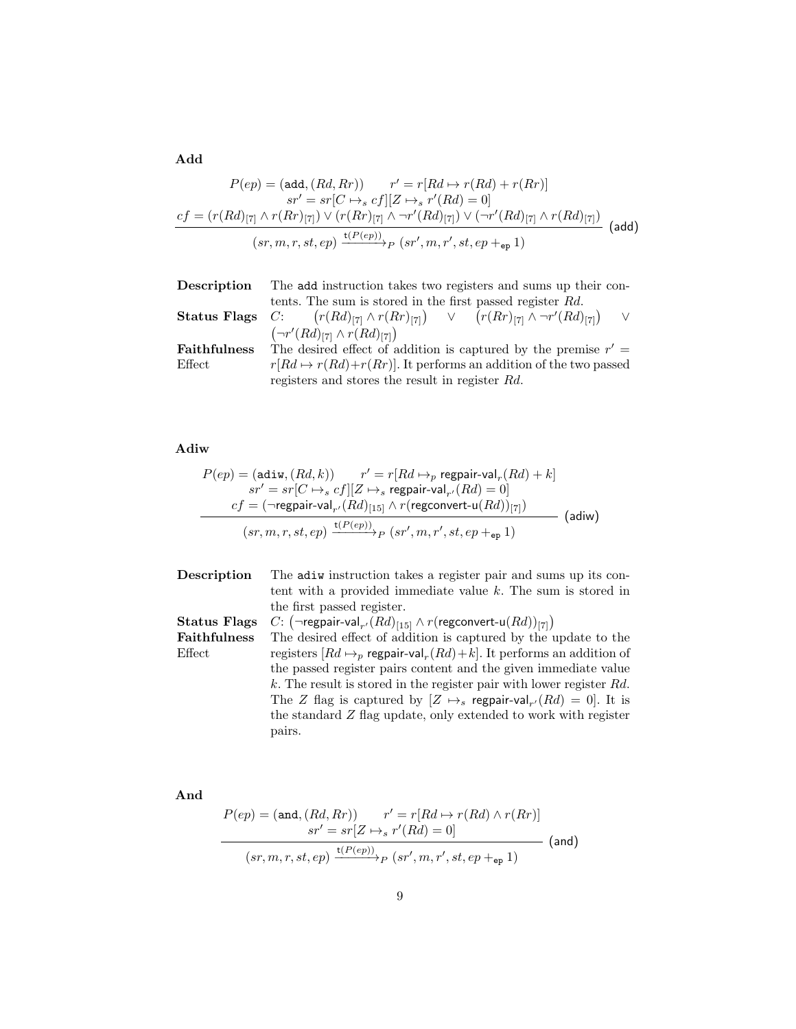**Add**

$$\frac{\begin{array}{c} P(ep) = (\mathtt{add}, (Rd, Rr)) \qquad r' = r[Rd \mapsto r(Rd) + r(Rr)] \\ sr' = sr[C \mapsto_s cf][Z \mapsto_s r'(Rd) = 0] \\ cf = (r(Rd)_{[7]} \wedge r(Rr)_{[7]}) \vee (r(Rr)_{[7]} \wedge \neg r'(Rd)_{[7]}) \vee (\neg r'(Rd)_{[7]} \wedge r(Rd)_{[7]}) \end{array}}{(sr, m, r, st, ep) \xrightarrow{\mathsf{t}(P(ep))}_P (sr', m, r', st, ep +_{\mathtt{ep}} 1)} \ (\mathsf{add})$$

**Description** The add instruction takes two registers and sums up their contents. The sum is stored in the first passed register $Rd$.

**Status Flags** $C$: $\left(r(Rd)_{[7]} \wedge r(Rr)_{[7]}\right) \vee \left(r(Rr)_{[7]} \wedge \neg r'(Rd)_{[7]}\right) \vee \left(\neg r'(Rd)_{[7]} \wedge r(Rd)_{[7]}\right)$

**Faithfulness** Effect The desired effect of addition is captured by the premise $r' = r[Rd \mapsto r(Rd)+r(Rr)]$. It performs an addition of the two passed registers and stores the result in register $Rd$.

**Adiw**

$$\frac{\begin{array}{c} P(ep) = (\mathtt{adiw}, (Rd, k)) \qquad r' = r[Rd \mapsto_p \mathsf{regpair\text{-}val}_r(Rd) + k] \\ sr' = sr[C \mapsto_s cf][Z \mapsto_s \mathsf{regpair\text{-}val}_{r'}(Rd) = 0] \\ cf = (\neg \mathsf{regpair\text{-}val}_{r'}(Rd)_{[15]} \wedge r(\mathsf{regconvert\text{-}u}(Rd))_{[7]}) \end{array}}{(sr, m, r, st, ep) \xrightarrow{\mathsf{t}(P(ep))}_P (sr', m, r', st, ep +_{\mathtt{ep}} 1)} \ (\mathsf{adiw})$$

**Description** The adiw instruction takes a register pair and sums up its content with a provided immediate value $k$. The sum is stored in the first passed register.

**Status Flags** $C$: $\left(\neg \mathsf{regpair\text{-}val}_{r'}(Rd)_{[15]} \wedge r(\mathsf{regconvert\text{-}u}(Rd))_{[7]}\right)$

**Faithfulness** Effect The desired effect of addition is captured by the update to the registers $[Rd \mapsto_p \mathsf{regpair\text{-}val}_r(Rd)+k]$. It performs an addition of the passed register pairs content and the given immediate value $k$. The result is stored in the register pair with lower register $Rd$. The $Z$ flag is captured by $[Z \mapsto_s \mathsf{regpair\text{-}val}_{r'}(Rd) = 0]$. It is the standard $Z$ flag update, only extended to work with register pairs.

**And**

$$\frac{\begin{array}{c} P(ep) = (\mathtt{and}, (Rd, Rr)) \qquad r' = r[Rd \mapsto r(Rd) \wedge r(Rr)] \\ sr' = sr[Z \mapsto_s r'(Rd) = 0] \end{array}}{(sr, m, r, st, ep) \xrightarrow{\mathsf{t}(P(ep))}_P (sr', m, r', st, ep +_{\mathtt{ep}} 1)} \ (\mathsf{and})$$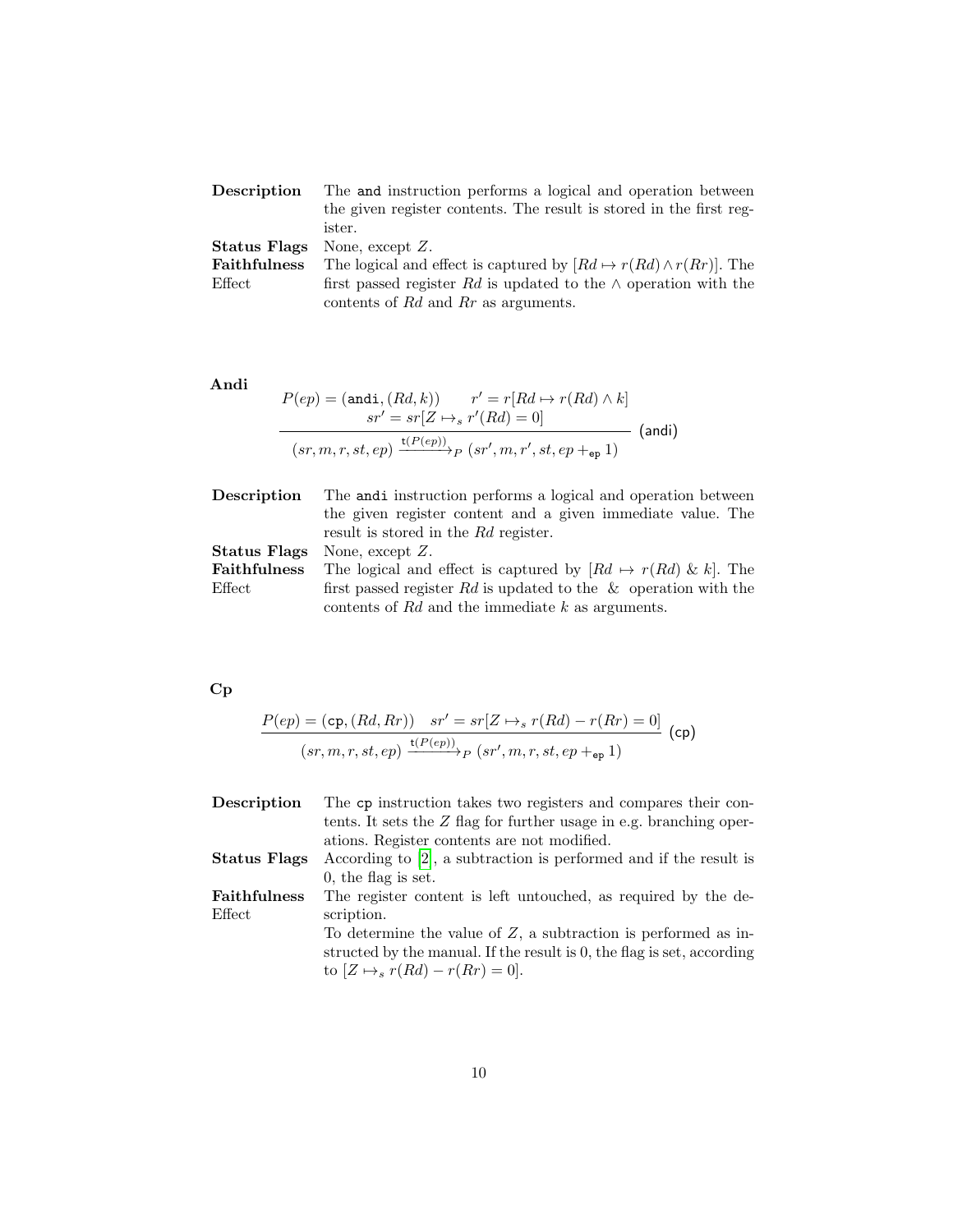| | |
|---|---|
| **Description** | The `and` instruction performs a logical and operation between the given register contents. The result is stored in the first register. |
| **Status Flags** | None, except $Z$. |
| **Faithfulness** Effect | The logical and effect is captured by $[Rd \mapsto r(Rd) \wedge r(Rr)]$. The first passed register $Rd$ is updated to the $\wedge$ operation with the contents of $Rd$ and $Rr$ as arguments. |

**Andi**

$$
\frac{P(ep) = (\texttt{andi}, (Rd, k)) \qquad r' = r[Rd \mapsto r(Rd) \wedge k] \qquad sr' = sr[Z \mapsto_s r'(Rd) = 0]}{(sr, m, r, st, ep) \xrightarrow{\texttt{t}(P(ep))}_P (sr', m, r', st, ep +_{\texttt{ep}} 1)} \; (\textsf{andi})
$$

| | |
|---|---|
| **Description** | The `andi` instruction performs a logical and operation between the given register content and a given immediate value. The result is stored in the $Rd$ register. |
| **Status Flags** | None, except $Z$. |
| **Faithfulness** Effect | The logical and effect is captured by $[Rd \mapsto r(Rd) \;\&\; k]$. The first passed register $Rd$ is updated to the $\&$ operation with the contents of $Rd$ and the immediate $k$ as arguments. |

**Cp**

$$
\frac{P(ep) = (\texttt{cp}, (Rd, Rr)) \quad sr' = sr[Z \mapsto_s r(Rd) - r(Rr) = 0]}{(sr, m, r, st, ep) \xrightarrow{\texttt{t}(P(ep))}_P (sr', m, r, st, ep +_{\texttt{ep}} 1)} \; (\textsf{cp})
$$

| | |
|---|---|
| **Description** | The `cp` instruction takes two registers and compares their contents. It sets the $Z$ flag for further usage in e.g. branching operations. Register contents are not modified. |
| **Status Flags** | According to [2], a subtraction is performed and if the result is 0, the flag is set. |
| **Faithfulness** Effect | The register content is left untouched, as required by the description. To determine the value of $Z$, a subtraction is performed as instructed by the manual. If the result is 0, the flag is set, according to $[Z \mapsto_s r(Rd) - r(Rr) = 0]$. |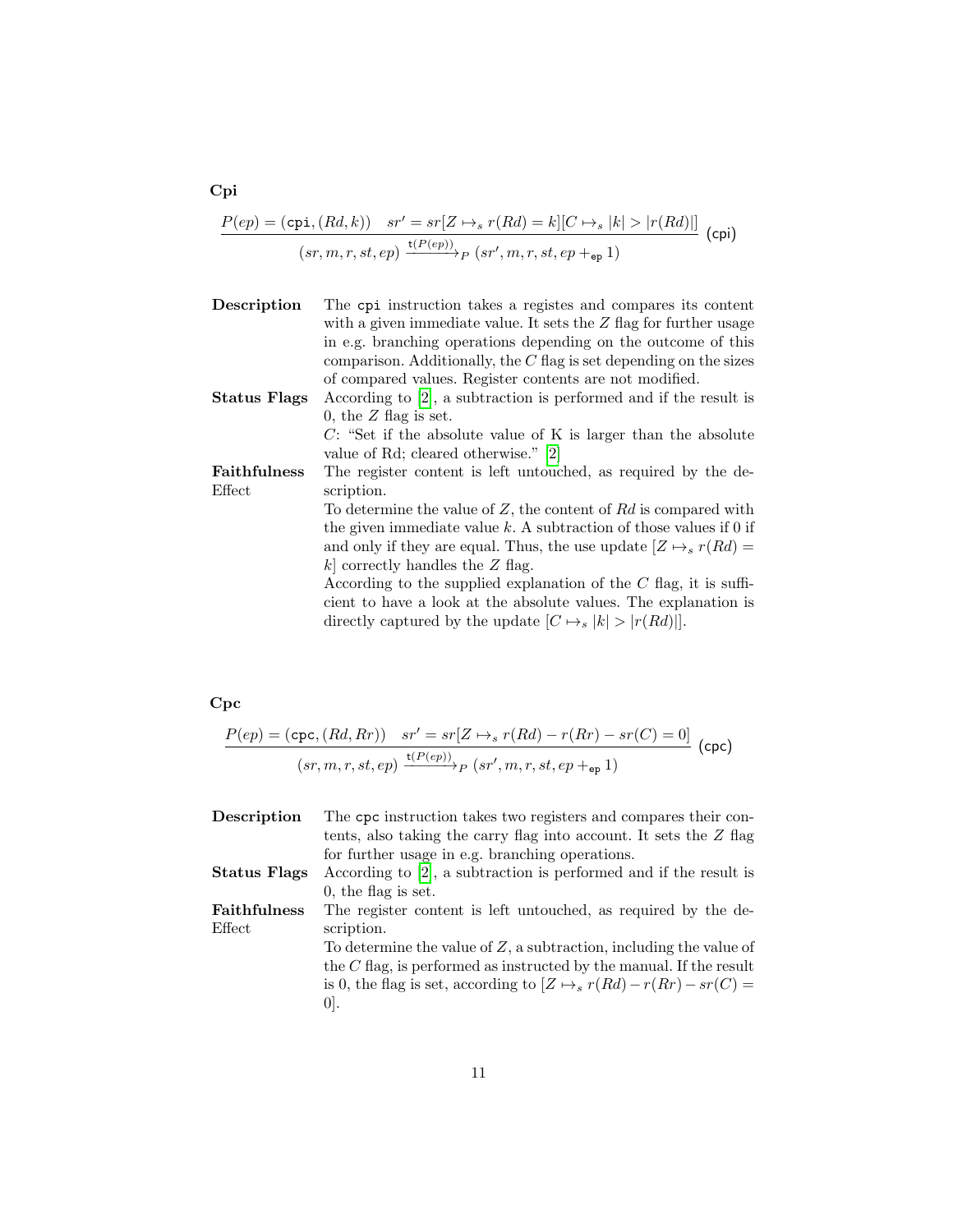**Cpi**

$$\frac{P(ep) = (\texttt{cpi}, (Rd, k)) \quad sr' = sr[Z \mapsto_s r(Rd) = k][C \mapsto_s |k| > |r(Rd)|]}{(sr, m, r, st, ep) \xrightarrow{\texttt{t}(P(ep))}_P (sr', m, r, st, ep +_{\texttt{ep}} 1)} \text{(cpi)}$$

**Description** The `cpi` instruction takes a registes and compares its content with a given immediate value. It sets the $Z$ flag for further usage in e.g. branching operations depending on the outcome of this comparison. Additionally, the $C$ flag is set depending on the sizes of compared values. Register contents are not modified.

**Status Flags** According to [2], a subtraction is performed and if the result is 0, the $Z$ flag is set.
$C$: "Set if the absolute value of K is larger than the absolute value of Rd; cleared otherwise." [2]

**Faithfulness Effect** The register content is left untouched, as required by the description.
To determine the value of $Z$, the content of $Rd$ is compared with the given immediate value $k$. A subtraction of those values if 0 if and only if they are equal. Thus, the use update $[Z \mapsto_s r(Rd) = k]$ correctly handles the $Z$ flag.
According to the supplied explanation of the $C$ flag, it is sufficient to have a look at the absolute values. The explanation is directly captured by the update $[C \mapsto_s |k| > |r(Rd)|]$.

**Cpc**

$$\frac{P(ep) = (\texttt{cpc}, (Rd, Rr)) \quad sr' = sr[Z \mapsto_s r(Rd) - r(Rr) - sr(C) = 0]}{(sr, m, r, st, ep) \xrightarrow{\texttt{t}(P(ep))}_P (sr', m, r, st, ep +_{\texttt{ep}} 1)} \text{(cpc)}$$

**Description** The `cpc` instruction takes two registers and compares their contents, also taking the carry flag into account. It sets the $Z$ flag for further usage in e.g. branching operations.

**Status Flags** According to [2], a subtraction is performed and if the result is 0, the flag is set.

**Faithfulness Effect** The register content is left untouched, as required by the description.
To determine the value of $Z$, a subtraction, including the value of the $C$ flag, is performed as instructed by the manual. If the result is 0, the flag is set, according to $[Z \mapsto_s r(Rd) - r(Rr) - sr(C) = 0]$.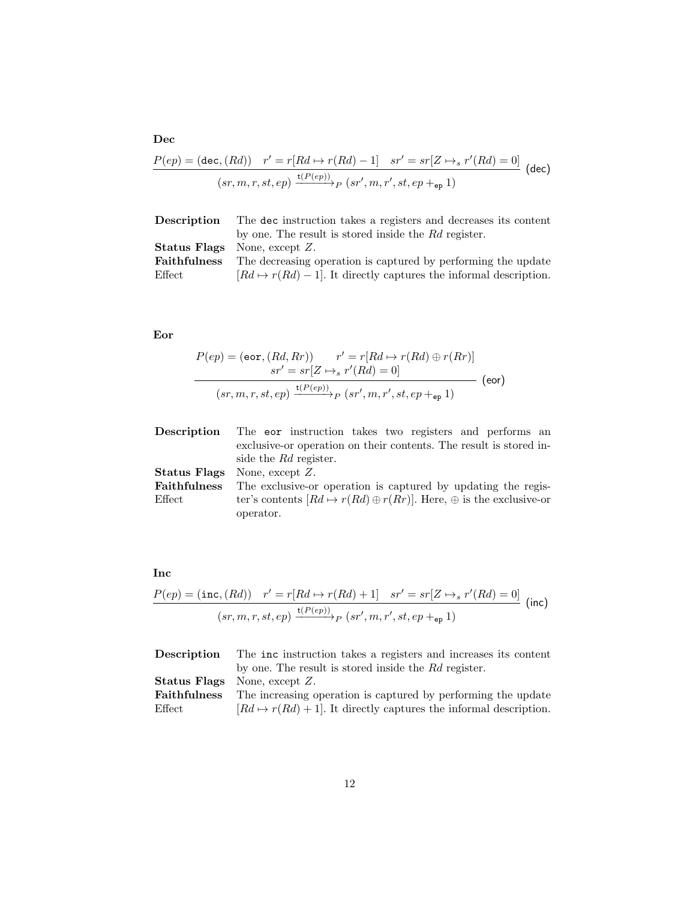**Dec**

$$\frac{P(ep) = (\texttt{dec}, (Rd)) \quad r' = r[Rd \mapsto r(Rd) - 1] \quad sr' = sr[Z \mapsto_s r'(Rd) = 0]}{(sr, m, r, st, ep) \xrightarrow{\mathsf{t}(P(ep))}_P (sr', m, r', st, ep +_{\mathsf{ep}} 1)} \text{ (dec)}$$

| | |
|---|---|
| **Description** | The dec instruction takes a registers and decreases its content by one. The result is stored inside the $Rd$ register. |
| **Status Flags** | None, except $Z$. |
| **Faithfulness** Effect | The decreasing operation is captured by performing the update $[Rd \mapsto r(Rd) - 1]$. It directly captures the informal description. |

**Eor**

$$\frac{\begin{array}{c} P(ep) = (\texttt{eor}, (Rd, Rr)) \qquad r' = r[Rd \mapsto r(Rd) \oplus r(Rr)] \\ sr' = sr[Z \mapsto_s r'(Rd) = 0] \end{array}}{(sr, m, r, st, ep) \xrightarrow{\mathsf{t}(P(ep))}_P (sr', m, r', st, ep +_{\mathsf{ep}} 1)} \text{ (eor)}$$

| | |
|---|---|
| **Description** | The eor instruction takes two registers and performs an exclusive-or operation on their contents. The result is stored inside the $Rd$ register. |
| **Status Flags** | None, except $Z$. |
| **Faithfulness** Effect | The exclusive-or operation is captured by updating the register's contents $[Rd \mapsto r(Rd) \oplus r(Rr)]$. Here, $\oplus$ is the exclusive-or operator. |

**Inc**

$$\frac{P(ep) = (\texttt{inc}, (Rd)) \quad r' = r[Rd \mapsto r(Rd) + 1] \quad sr' = sr[Z \mapsto_s r'(Rd) = 0]}{(sr, m, r, st, ep) \xrightarrow{\mathsf{t}(P(ep))}_P (sr', m, r', st, ep +_{\mathsf{ep}} 1)} \text{ (inc)}$$

| | |
|---|---|
| **Description** | The inc instruction takes a registers and increases its content by one. The result is stored inside the $Rd$ register. |
| **Status Flags** | None, except $Z$. |
| **Faithfulness** Effect | The increasing operation is captured by performing the update $[Rd \mapsto r(Rd) + 1]$. It directly captures the informal description. |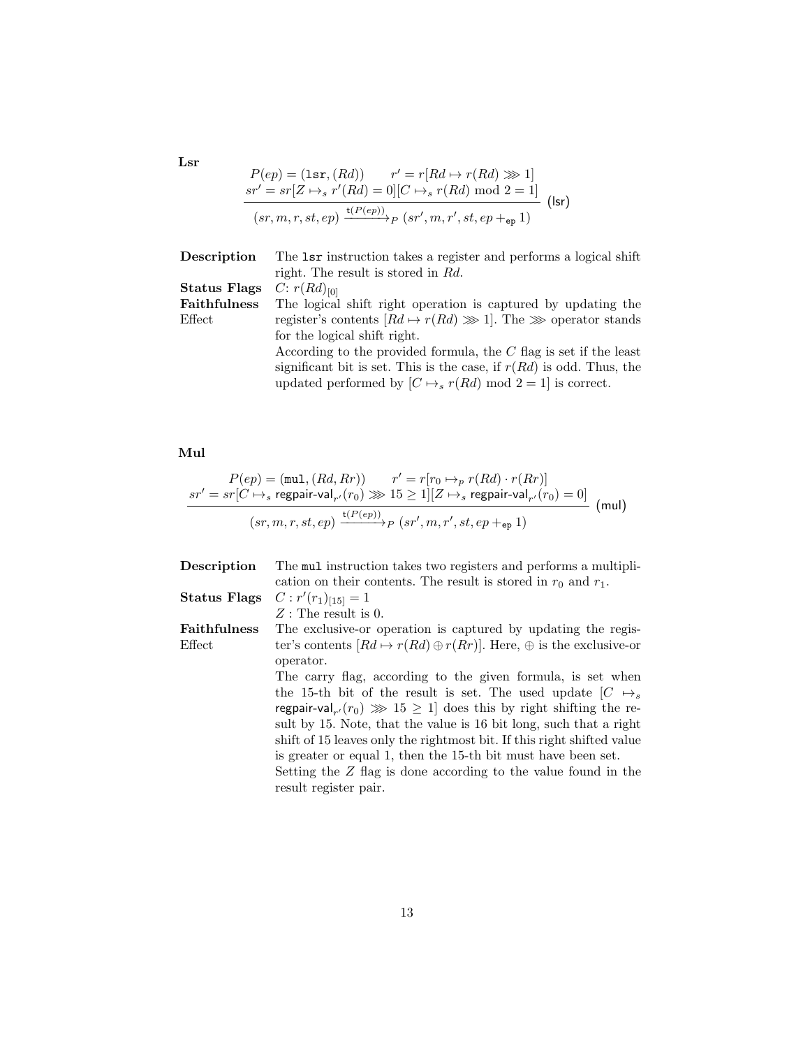**Lsr**

$$\frac{\begin{array}{c} P(ep) = (\texttt{lsr}, (Rd)) \qquad r' = r[Rd \mapsto r(Rd) \ggg 1] \\ sr' = sr[Z \mapsto_s r'(Rd) = 0][C \mapsto_s r(Rd) \bmod 2 = 1] \end{array}}{(sr, m, r, st, ep) \xrightarrow{\mathsf{t}(P(ep))}_P (sr', m, r', st, ep +_{\mathsf{ep}} 1)} \ (\mathsf{lsr})$$

**Description** The `lsr` instruction takes a register and performs a logical shift right. The result is stored in $Rd$.

**Status Flags** $C$: $r(Rd)_{[0]}$

**Faithfulness Effect** The logical shift right operation is captured by updating the register's contents $[Rd \mapsto r(Rd) \ggg 1]$. The $\ggg$ operator stands for the logical shift right.
According to the provided formula, the $C$ flag is set if the least significant bit is set. This is the case, if $r(Rd)$ is odd. Thus, the updated performed by $[C \mapsto_s r(Rd) \bmod 2 = 1]$ is correct.

**Mul**

$$\frac{\begin{array}{c} P(ep) = (\texttt{mul}, (Rd, Rr)) \qquad r' = r[r_0 \mapsto_p r(Rd) \cdot r(Rr)] \\ sr' = sr[C \mapsto_s \mathsf{regpair\text{-}val}_{r'}(r_0) \ggg 15 \geq 1][Z \mapsto_s \mathsf{regpair\text{-}val}_{r'}(r_0) = 0] \end{array}}{(sr, m, r, st, ep) \xrightarrow{\mathsf{t}(P(ep))}_P (sr', m, r', st, ep +_{\mathsf{ep}} 1)} \ (\mathsf{mul})$$

**Description** The `mul` instruction takes two registers and performs a multiplication on their contents. The result is stored in $r_0$ and $r_1$.

**Status Flags** $C : r'(r_1)_{[15]} = 1$
$Z$ : The result is 0.

**Faithfulness Effect** The exclusive-or operation is captured by updating the register's contents $[Rd \mapsto r(Rd) \oplus r(Rr)]$. Here, $\oplus$ is the exclusive-or operator.
The carry flag, according to the given formula, is set when the 15-th bit of the result is set. The used update $[C \mapsto_s \mathsf{regpair\text{-}val}_{r'}(r_0) \ggg 15 \geq 1]$ does this by right shifting the result by 15. Note, that the value is 16 bit long, such that a right shift of 15 leaves only the rightmost bit. If this right shifted value is greater or equal 1, then the 15-th bit must have been set.
Setting the $Z$ flag is done according to the value found in the result register pair.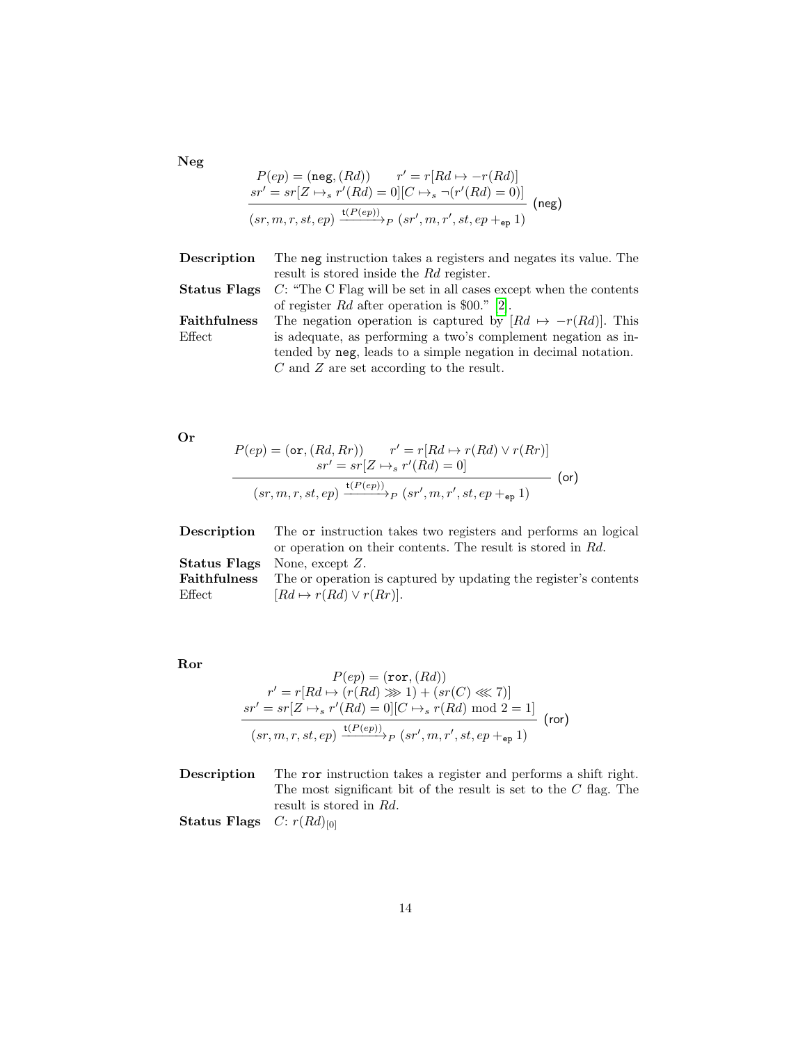**Neg**

$$\frac{\begin{array}{c} P(ep) = (\texttt{neg}, (Rd)) \qquad r' = r[Rd \mapsto -r(Rd)] \\ sr' = sr[Z \mapsto_s r'(Rd) = 0][C \mapsto_s \neg(r'(Rd) = 0)] \end{array}}{(sr, m, r, st, ep) \xrightarrow{\mathsf{t}(P(ep))}_P (sr', m, r', st, ep +_{\texttt{ep}} 1)} \text{ (neg)}$$

| | |
|---|---|
| **Description** | The `neg` instruction takes a registers and negates its value. The result is stored inside the $Rd$ register. |
| **Status Flags** | $C$: "The C Flag will be set in all cases except when the contents of register $Rd$ after operation is \$00." [2]. |
| **Faithfulness** Effect | The negation operation is captured by $[Rd \mapsto -r(Rd)]$. This is adequate, as performing a two's complement negation as intended by `neg`, leads to a simple negation in decimal notation. $C$ and $Z$ are set according to the result. |

**Or**

$$\frac{\begin{array}{c} P(ep) = (\texttt{or}, (Rd, Rr)) \qquad r' = r[Rd \mapsto r(Rd) \vee r(Rr)] \\ sr' = sr[Z \mapsto_s r'(Rd) = 0] \end{array}}{(sr, m, r, st, ep) \xrightarrow{\mathsf{t}(P(ep))}_P (sr', m, r', st, ep +_{\texttt{ep}} 1)} \text{ (or)}$$

| | |
|---|---|
| **Description** | The `or` instruction takes two registers and performs an logical or operation on their contents. The result is stored in $Rd$. |
| **Status Flags** | None, except $Z$. |
| **Faithfulness** Effect | The or operation is captured by updating the register's contents $[Rd \mapsto r(Rd) \vee r(Rr)]$. |

**Ror**

$$\frac{\begin{array}{c} P(ep) = (\texttt{ror}, (Rd)) \\ r' = r[Rd \mapsto (r(Rd) \ggg 1) + (sr(C) \lll 7)] \\ sr' = sr[Z \mapsto_s r'(Rd) = 0][C \mapsto_s r(Rd) \bmod 2 = 1] \end{array}}{(sr, m, r, st, ep) \xrightarrow{\mathsf{t}(P(ep))}_P (sr', m, r', st, ep +_{\texttt{ep}} 1)} \text{ (ror)}$$

| | |
|---|---|
| **Description** | The `ror` instruction takes a register and performs a shift right. The most significant bit of the result is set to the $C$ flag. The result is stored in $Rd$. |
| **Status Flags** | $C$: $r(Rd)_{[0]}$ |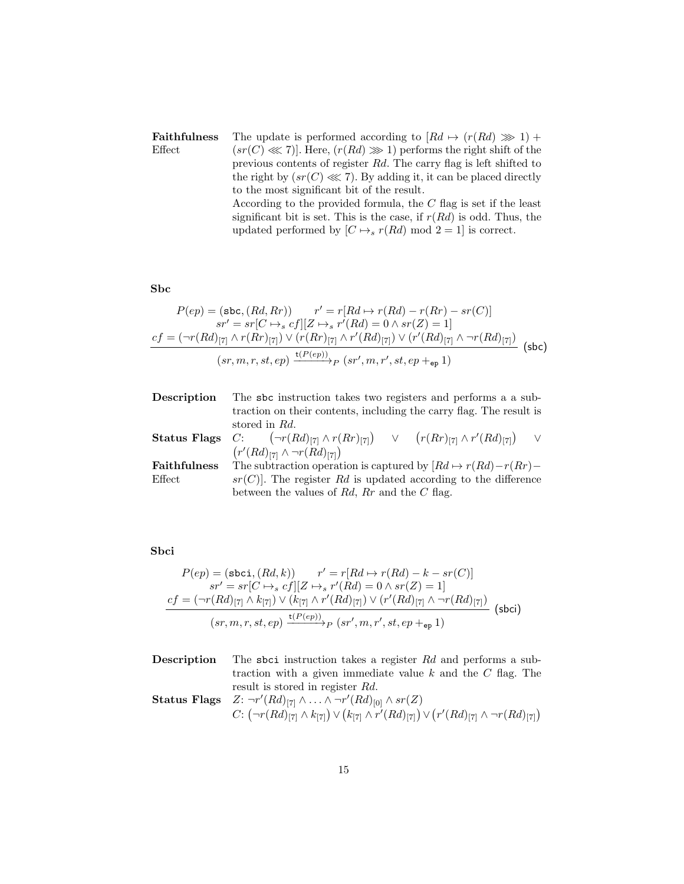**Faithfulness Effect** The update is performed according to $[Rd \mapsto (r(Rd) \ggg 1) + (sr(C) \lll 7)]$. Here, $(r(Rd) \ggg 1)$ performs the right shift of the previous contents of register $Rd$. The carry flag is left shifted to the right by $(sr(C) \lll 7)$. By adding it, it can be placed directly to the most significant bit of the result.
According to the provided formula, the $C$ flag is set if the least significant bit is set. This is the case, if $r(Rd)$ is odd. Thus, the updated performed by $[C \mapsto_s r(Rd) \bmod 2 = 1]$ is correct.

**Sbc**

$$\frac{\begin{array}{c} P(ep) = (\mathsf{sbc}, (Rd, Rr)) \qquad r' = r[Rd \mapsto r(Rd) - r(Rr) - sr(C)] \\ sr' = sr[C \mapsto_s cf][Z \mapsto_s r'(Rd) = 0 \wedge sr(Z) = 1] \\ cf = (\neg r(Rd)_{[7]} \wedge r(Rr)_{[7]}) \vee (r(Rr)_{[7]} \wedge r'(Rd)_{[7]}) \vee (r'(Rd)_{[7]} \wedge \neg r(Rd)_{[7]}) \end{array}}{(sr, m, r, st, ep) \xrightarrow{\mathsf{t}(P(ep))}_P (sr', m, r', st, ep +_{\mathsf{ep}} 1)} \; (\mathsf{sbc})$$

**Description** The sbc instruction takes two registers and performs a a subtraction on their contents, including the carry flag. The result is stored in $Rd$.

**Status Flags** $C$: $\left(\neg r(Rd)_{[7]} \wedge r(Rr)_{[7]}\right) \vee \left(r(Rr)_{[7]} \wedge r'(Rd)_{[7]}\right) \vee \left(r'(Rd)_{[7]} \wedge \neg r(Rd)_{[7]}\right)$

**Faithfulness Effect** The subtraction operation is captured by $[Rd \mapsto r(Rd) - r(Rr) - sr(C)]$. The register $Rd$ is updated according to the difference between the values of $Rd$, $Rr$ and the $C$ flag.

**Sbci**

$$\frac{\begin{array}{c} P(ep) = (\mathsf{sbci}, (Rd, k)) \qquad r' = r[Rd \mapsto r(Rd) - k - sr(C)] \\ sr' = sr[C \mapsto_s cf][Z \mapsto_s r'(Rd) = 0 \wedge sr(Z) = 1] \\ cf = (\neg r(Rd)_{[7]} \wedge k_{[7]}) \vee (k_{[7]} \wedge r'(Rd)_{[7]}) \vee (r'(Rd)_{[7]} \wedge \neg r(Rd)_{[7]}) \end{array}}{(sr, m, r, st, ep) \xrightarrow{\mathsf{t}(P(ep))}_P (sr', m, r', st, ep +_{\mathsf{ep}} 1)} \; (\mathsf{sbci})$$

**Description** The sbci instruction takes a register $Rd$ and performs a subtraction with a given immediate value $k$ and the $C$ flag. The result is stored in register $Rd$.

**Status Flags** $Z$: $\neg r'(Rd)_{[7]} \wedge \ldots \wedge \neg r'(Rd)_{[0]} \wedge sr(Z)$
$C$: $\left(\neg r(Rd)_{[7]} \wedge k_{[7]}\right) \vee \left(k_{[7]} \wedge r'(Rd)_{[7]}\right) \vee \left(r'(Rd)_{[7]} \wedge \neg r(Rd)_{[7]}\right)$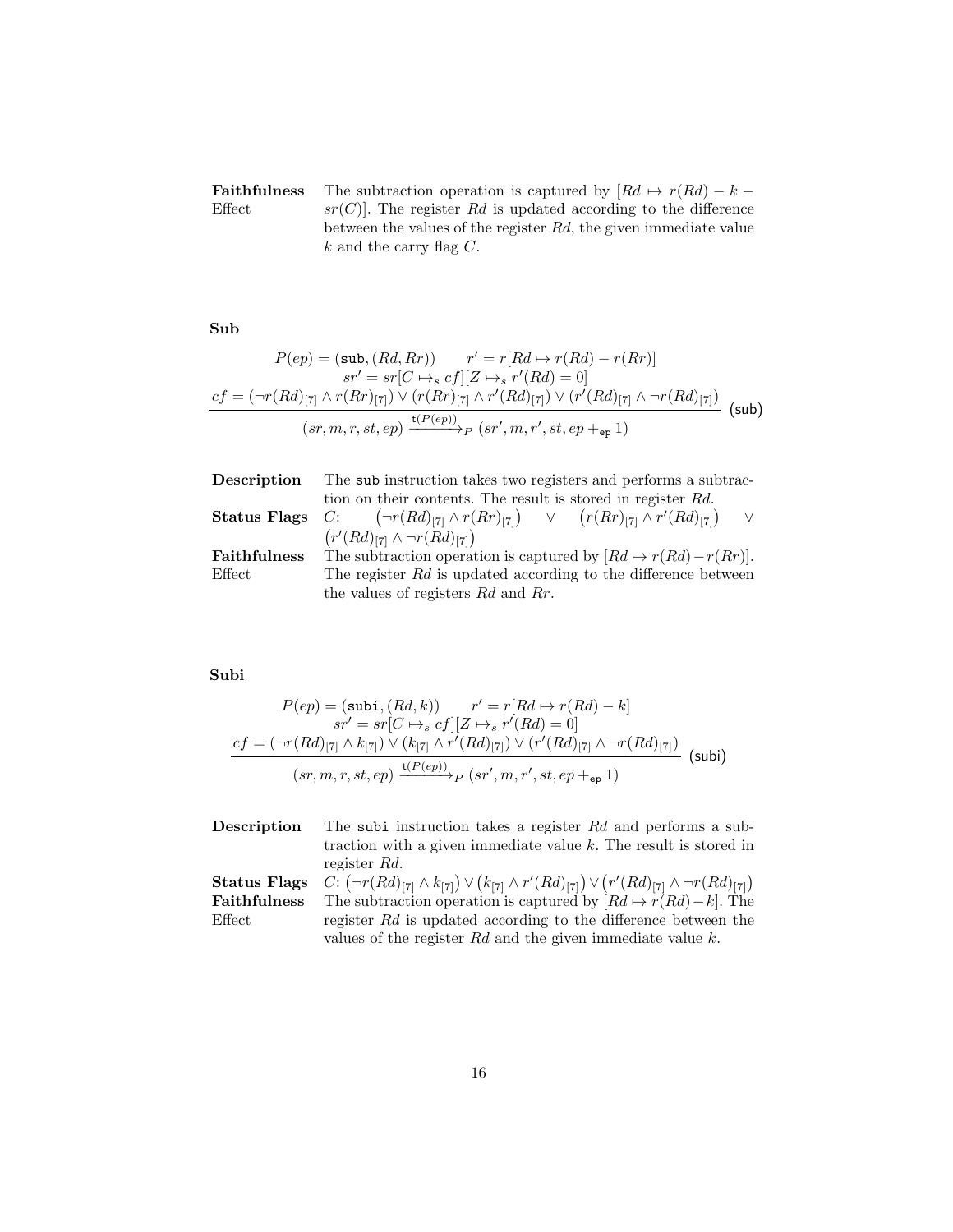**Faithfulness Effect** The subtraction operation is captured by $[Rd \mapsto r(Rd) - k - sr(C)]$. The register $Rd$ is updated according to the difference between the values of the register $Rd$, the given immediate value $k$ and the carry flag $C$.

### Sub

$$
\frac{\begin{array}{c} P(ep) = (\texttt{sub}, (Rd, Rr)) \qquad r' = r[Rd \mapsto r(Rd) - r(Rr)] \\ sr' = sr[C \mapsto_s cf][Z \mapsto_s r'(Rd) = 0] \\ cf = (\neg r(Rd)_{[7]} \wedge r(Rr)_{[7]}) \vee (r(Rr)_{[7]} \wedge r'(Rd)_{[7]}) \vee (r'(Rd)_{[7]} \wedge \neg r(Rd)_{[7]}) \end{array}}{(sr, m, r, st, ep) \xrightarrow{\texttt{t}(P(ep))}_P (sr', m, r', st, ep +_{\texttt{ep}} 1)} \; (\textsf{sub})
$$

**Description** The `sub` instruction takes two registers and performs a subtraction on their contents. The result is stored in register $Rd$.

**Status Flags** $C$: $\left(\neg r(Rd)_{[7]} \wedge r(Rr)_{[7]}\right) \vee \left(r(Rr)_{[7]} \wedge r'(Rd)_{[7]}\right) \vee \left(r'(Rd)_{[7]} \wedge \neg r(Rd)_{[7]}\right)$

**Faithfulness Effect** The subtraction operation is captured by $[Rd \mapsto r(Rd) - r(Rr)]$. The register $Rd$ is updated according to the difference between the values of registers $Rd$ and $Rr$.

### Subi

$$
\frac{\begin{array}{c} P(ep) = (\texttt{subi}, (Rd, k)) \qquad r' = r[Rd \mapsto r(Rd) - k] \\ sr' = sr[C \mapsto_s cf][Z \mapsto_s r'(Rd) = 0] \\ cf = (\neg r(Rd)_{[7]} \wedge k_{[7]}) \vee (k_{[7]} \wedge r'(Rd)_{[7]}) \vee (r'(Rd)_{[7]} \wedge \neg r(Rd)_{[7]}) \end{array}}{(sr, m, r, st, ep) \xrightarrow{\texttt{t}(P(ep))}_P (sr', m, r', st, ep +_{\texttt{ep}} 1)} \; (\textsf{subi})
$$

**Description** The `subi` instruction takes a register $Rd$ and performs a subtraction with a given immediate value $k$. The result is stored in register $Rd$.

**Status Flags** $C$: $\left(\neg r(Rd)_{[7]} \wedge k_{[7]}\right) \vee \left(k_{[7]} \wedge r'(Rd)_{[7]}\right) \vee \left(r'(Rd)_{[7]} \wedge \neg r(Rd)_{[7]}\right)$

**Faithfulness Effect** The subtraction operation is captured by $[Rd \mapsto r(Rd) - k]$. The register $Rd$ is updated according to the difference between the values of the register $Rd$ and the given immediate value $k$.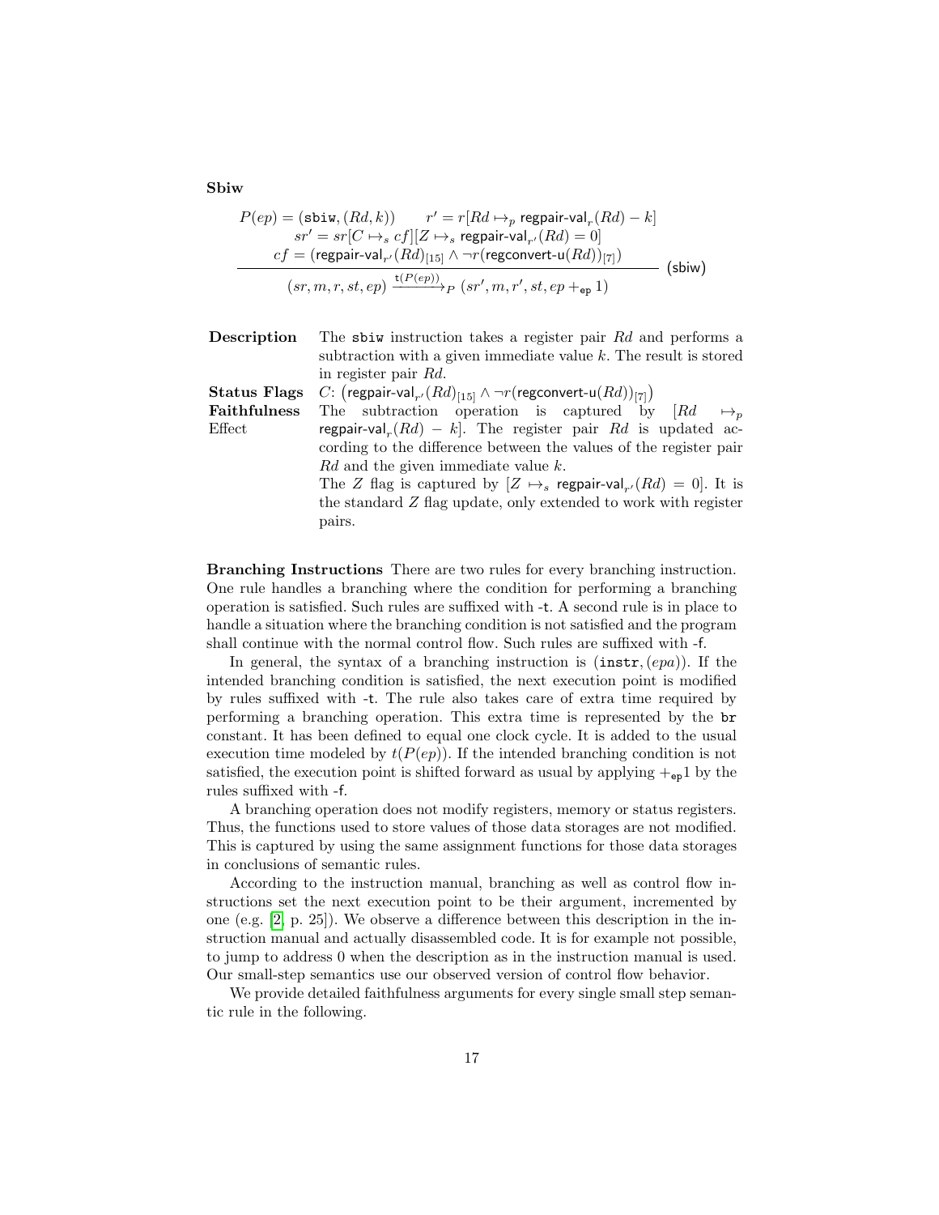**Sbiw**

$$\frac{\begin{array}{c} P(ep) = (\mathtt{sbiw}, (Rd, k)) \qquad r' = r[Rd \mapsto_p \mathsf{regpair\text{-}val}_r(Rd) - k] \\ sr' = sr[C \mapsto_s cf][Z \mapsto_s \mathsf{regpair\text{-}val}_{r'}(Rd) = 0] \\ cf = (\mathsf{regpair\text{-}val}_{r'}(Rd)_{[15]} \wedge \neg r(\mathsf{regconvert\text{-}u}(Rd))_{[7]}) \end{array}}{(sr, m, r, st, ep) \xrightarrow{\mathsf{t}(P(ep))}_P (sr', m, r', st, ep +_{\mathtt{ep}} 1)} \ (\mathsf{sbiw})$$

**Description** The `sbiw` instruction takes a register pair $Rd$ and performs a subtraction with a given immediate value $k$. The result is stored in register pair $Rd$.

**Status Flags** $C$: $\left(\mathsf{regpair\text{-}val}_{r'}(Rd)_{[15]} \wedge \neg r(\mathsf{regconvert\text{-}u}(Rd))_{[7]}\right)$

**Faithfulness** Effect The subtraction operation is captured by $[Rd \mapsto_p \mathsf{regpair\text{-}val}_r(Rd) - k]$. The register pair $Rd$ is updated according to the difference between the values of the register pair $Rd$ and the given immediate value $k$.
The $Z$ flag is captured by $[Z \mapsto_s \mathsf{regpair\text{-}val}_{r'}(Rd) = 0]$. It is the standard $Z$ flag update, only extended to work with register pairs.

**Branching Instructions** There are two rules for every branching instruction. One rule handles a branching where the condition for performing a branching operation is satisfied. Such rules are suffixed with -t. A second rule is in place to handle a situation where the branching condition is not satisfied and the program shall continue with the normal control flow. Such rules are suffixed with -f.

In general, the syntax of a branching instruction is $(\mathtt{instr}, (epa))$. If the intended branching condition is satisfied, the next execution point is modified by rules suffixed with -t. The rule also takes care of extra time required by performing a branching operation. This extra time is represented by the `br` constant. It has been defined to equal one clock cycle. It is added to the usual execution time modeled by $t(P(ep))$. If the intended branching condition is not satisfied, the execution point is shifted forward as usual by applying $+_{\mathtt{ep}}1$ by the rules suffixed with -f.

A branching operation does not modify registers, memory or status registers. Thus, the functions used to store values of those data storages are not modified. This is captured by using the same assignment functions for those data storages in conclusions of semantic rules.

According to the instruction manual, branching as well as control flow instructions set the next execution point to be their argument, incremented by one (e.g. [2, p. 25]). We observe a difference between this description in the instruction manual and actually disassembled code. It is for example not possible, to jump to address 0 when the description as in the instruction manual is used. Our small-step semantics use our observed version of control flow behavior.

We provide detailed faithfulness arguments for every single small step semantic rule in the following.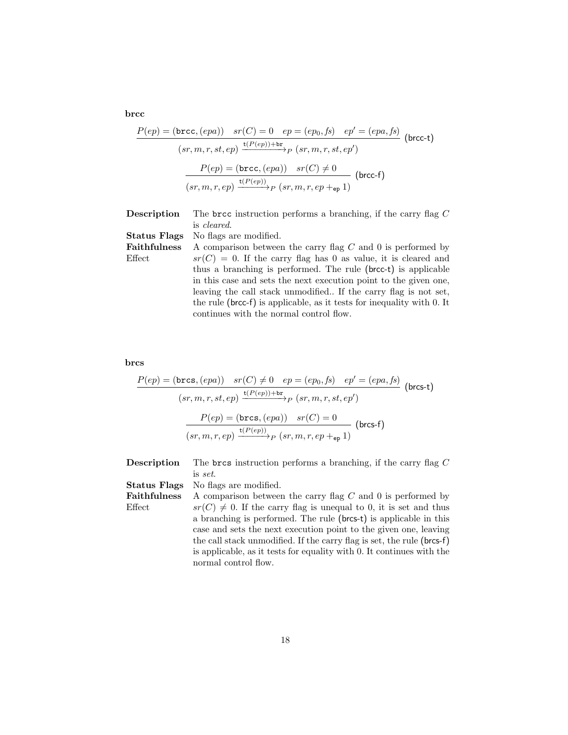**brcc**

$$\frac{P(ep) = (\texttt{brcc}, (epa)) \quad sr(C) = 0 \quad ep = (ep_0, fs) \quad ep' = (epa, fs)}{(sr, m, r, st, ep) \xrightarrow{\mathsf{t}(P(ep))+\mathsf{br}}_P (sr, m, r, st, ep')} \text{ (brcc-t)}$$

$$\frac{P(ep) = (\texttt{brcc}, (epa)) \quad sr(C) \neq 0}{(sr, m, r, ep) \xrightarrow{\mathsf{t}(P(ep))}_P (sr, m, r, ep +_{\mathsf{ep}} 1)} \text{ (brcc-f)}$$

**Description** The `brcc` instruction performs a branching, if the carry flag $C$ is *cleared*.

**Status Flags** No flags are modified.

**Faithfulness Effect** A comparison between the carry flag $C$ and 0 is performed by $sr(C) = 0$. If the carry flag has 0 as value, it is cleared and thus a branching is performed. The rule (brcc-t) is applicable in this case and sets the next execution point to the given one, leaving the call stack unmodified.. If the carry flag is not set, the rule (brcc-f) is applicable, as it tests for inequality with 0. It continues with the normal control flow.

**brcs**

$$\frac{P(ep) = (\texttt{brcs}, (epa)) \quad sr(C) \neq 0 \quad ep = (ep_0, fs) \quad ep' = (epa, fs)}{(sr, m, r, st, ep) \xrightarrow{\mathsf{t}(P(ep))+\mathsf{br}}_P (sr, m, r, st, ep')} \text{ (brcs-t)}$$

$$\frac{P(ep) = (\texttt{brcs}, (epa)) \quad sr(C) = 0}{(sr, m, r, ep) \xrightarrow{\mathsf{t}(P(ep))}_P (sr, m, r, ep +_{\mathsf{ep}} 1)} \text{ (brcs-f)}$$

**Description** The `brcs` instruction performs a branching, if the carry flag $C$ is *set*.

**Status Flags** No flags are modified.

**Faithfulness Effect** A comparison between the carry flag $C$ and 0 is performed by $sr(C) \neq 0$. If the carry flag is unequal to 0, it is set and thus a branching is performed. The rule (brcs-t) is applicable in this case and sets the next execution point to the given one, leaving the call stack unmodified. If the carry flag is set, the rule (brcs-f) is applicable, as it tests for equality with 0. It continues with the normal control flow.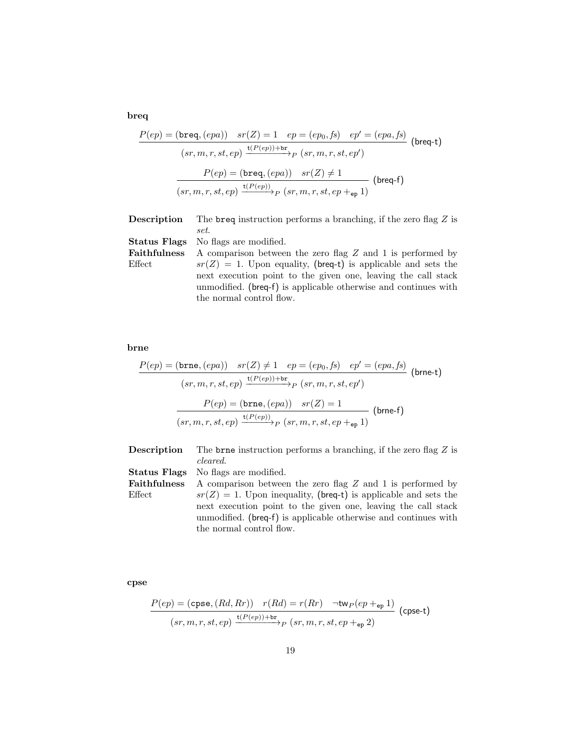**breq**

$$\frac{P(ep) = (\mathtt{breq}, (epa)) \quad sr(Z) = 1 \quad ep = (ep_0, fs) \quad ep' = (epa, fs)}{(sr, m, r, st, ep) \xrightarrow{\mathtt{t}(P(ep))+\mathtt{br}}_P (sr, m, r, st, ep')} \text{ (breq-t)}$$

$$\frac{P(ep) = (\mathtt{breq}, (epa)) \quad sr(Z) \neq 1}{(sr, m, r, st, ep) \xrightarrow{\mathtt{t}(P(ep))}_P (sr, m, r, st, ep +_{\mathtt{ep}} 1)} \text{ (breq-f)}$$

**Description** The `breq` instruction performs a branching, if the zero flag $Z$ is *set*.

**Status Flags** No flags are modified.

**Faithfulness Effect** A comparison between the zero flag $Z$ and 1 is performed by $sr(Z) = 1$. Upon equality, (breq-t) is applicable and sets the next execution point to the given one, leaving the call stack unmodified. (breq-f) is applicable otherwise and continues with the normal control flow.

**brne**

$$\frac{P(ep) = (\mathtt{brne}, (epa)) \quad sr(Z) \neq 1 \quad ep = (ep_0, fs) \quad ep' = (epa, fs)}{(sr, m, r, st, ep) \xrightarrow{\mathtt{t}(P(ep))+\mathtt{br}}_P (sr, m, r, st, ep')} \text{ (brne-t)}$$

$$\frac{P(ep) = (\mathtt{brne}, (epa)) \quad sr(Z) = 1}{(sr, m, r, st, ep) \xrightarrow{\mathtt{t}(P(ep))}_P (sr, m, r, st, ep +_{\mathtt{ep}} 1)} \text{ (brne-f)}$$

**Description** The `brne` instruction performs a branching, if the zero flag $Z$ is *cleared*.

**Status Flags** No flags are modified.

**Faithfulness Effect** A comparison between the zero flag $Z$ and 1 is performed by $sr(Z) = 1$. Upon inequality, (breq-t) is applicable and sets the next execution point to the given one, leaving the call stack unmodified. (breq-f) is applicable otherwise and continues with the normal control flow.

**cpse**

$$\frac{P(ep) = (\mathsf{cpse}, (Rd, Rr)) \quad r(Rd) = r(Rr) \quad \neg \mathsf{tw}_P(ep +_{\mathtt{ep}} 1)}{(sr, m, r, st, ep) \xrightarrow{\mathtt{t}(P(ep))+\mathtt{br}}_P (sr, m, r, st, ep +_{\mathtt{ep}} 2)} \text{ (cpse-t)}$$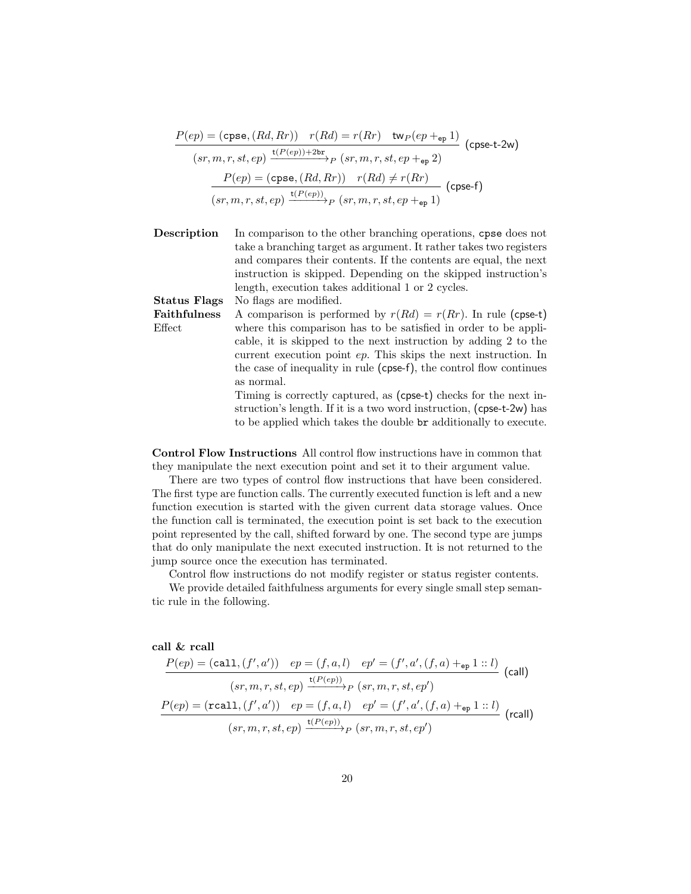$$\frac{P(ep) = (\texttt{cpse}, (Rd, Rr)) \quad r(Rd) = r(Rr) \quad \mathsf{tw}_P(ep +_{\mathtt{ep}} 1)}{(sr, m, r, st, ep) \xrightarrow{\mathtt{t}(P(ep))+2\mathtt{br}}_P (sr, m, r, st, ep +_{\mathtt{ep}} 2)} \text{ (cpse-t-2w)}$$

$$\frac{P(ep) = (\texttt{cpse}, (Rd, Rr)) \quad r(Rd) \neq r(Rr)}{(sr, m, r, st, ep) \xrightarrow{\mathtt{t}(P(ep))}_P (sr, m, r, st, ep +_{\mathtt{ep}} 1)} \text{ (cpse-f)}$$

**Description** In comparison to the other branching operations, `cpse` does not take a branching target as argument. It rather takes two registers and compares their contents. If the contents are equal, the next instruction is skipped. Depending on the skipped instruction's length, execution takes additional 1 or 2 cycles.

**Status Flags** No flags are modified.

**Faithfulness Effect** A comparison is performed by $r(Rd) = r(Rr)$. In rule (cpse-t) where this comparison has to be satisfied in order to be applicable, it is skipped to the next instruction by adding 2 to the current execution point $ep$. This skips the next instruction. In the case of inequality in rule (cpse-f), the control flow continues as normal.

Timing is correctly captured, as (cpse-t) checks for the next instruction's length. If it is a two word instruction, (cpse-t-2w) has to be applied which takes the double `br` additionally to execute.

**Control Flow Instructions** All control flow instructions have in common that they manipulate the next execution point and set it to their argument value.

There are two types of control flow instructions that have been considered. The first type are function calls. The currently executed function is left and a new function execution is started with the given current data storage values. Once the function call is terminated, the execution point is set back to the execution point represented by the call, shifted forward by one. The second type are jumps that do only manipulate the next executed instruction. It is not returned to the jump source once the execution has terminated.

Control flow instructions do not modify register or status register contents.

We provide detailed faithfulness arguments for every single small step semantic rule in the following.

**call & rcall**

$$\frac{P(ep) = (\texttt{call}, (f', a')) \quad ep = (f, a, l) \quad ep' = (f', a', (f, a) +_{\mathtt{ep}} 1 :: l)}{(sr, m, r, st, ep) \xrightarrow{\mathtt{t}(P(ep))}_P (sr, m, r, st, ep')} \text{ (call)}$$

$$\frac{P(ep) = (\texttt{rcall}, (f', a')) \quad ep = (f, a, l) \quad ep' = (f', a', (f, a) +_{\mathtt{ep}} 1 :: l)}{(sr, m, r, st, ep) \xrightarrow{\mathtt{t}(P(ep))}_P (sr, m, r, st, ep')} \text{ (rcall)}$$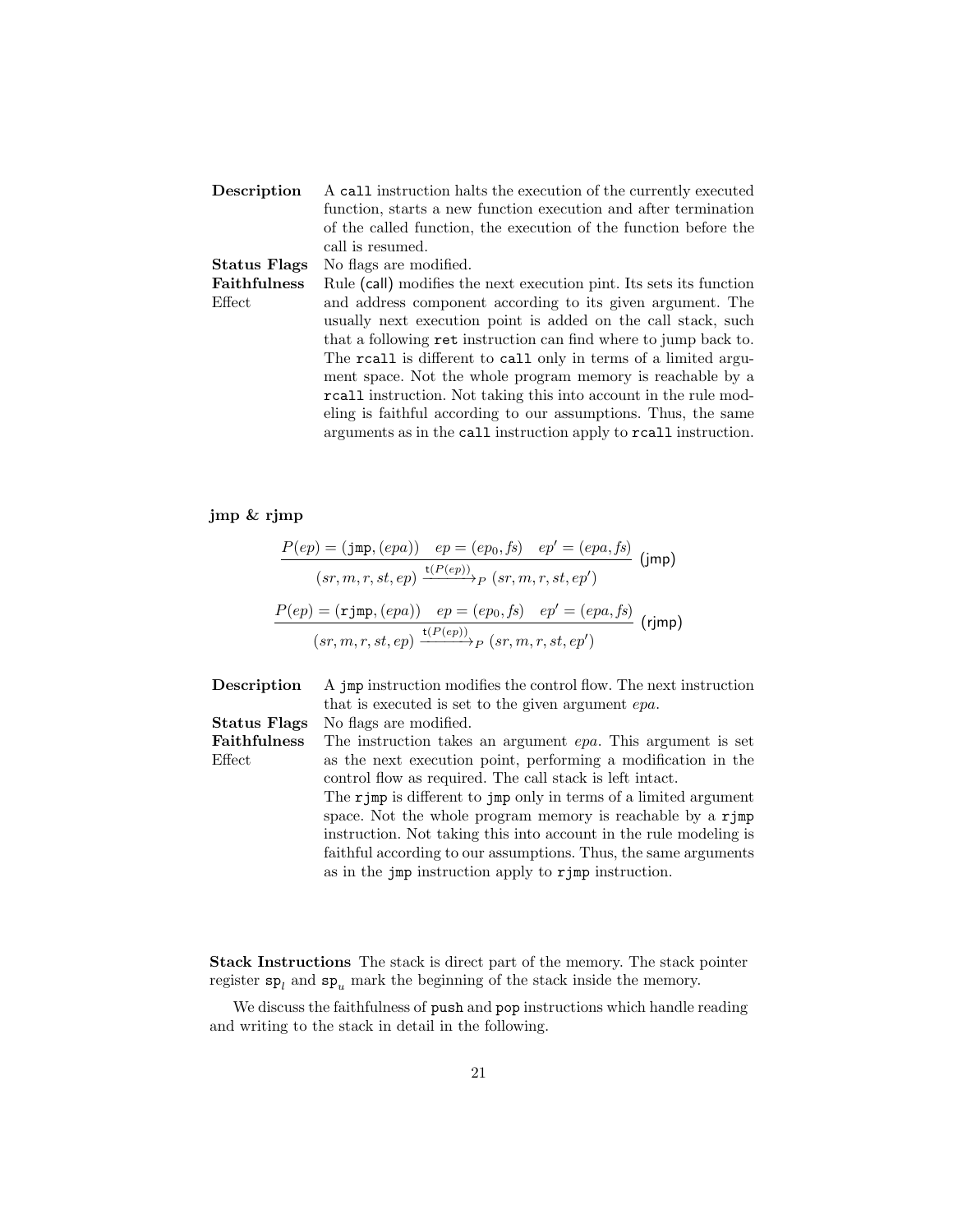**Description** A `call` instruction halts the execution of the currently executed function, starts a new function execution and after termination of the called function, the execution of the function before the call is resumed.

**Status Flags** No flags are modified.

**Faithfulness Effect** Rule (call) modifies the next execution pint. Its sets its function and address component according to its given argument. The usually next execution point is added on the call stack, such that a following `ret` instruction can find where to jump back to. The `rcall` is different to `call` only in terms of a limited argument space. Not the whole program memory is reachable by a `rcall` instruction. Not taking this into account in the rule modeling is faithful according to our assumptions. Thus, the same arguments as in the `call` instruction apply to `rcall` instruction.

**jmp & rjmp**

$$\frac{P(ep) = (\texttt{jmp}, (epa)) \quad ep = (ep_0, fs) \quad ep' = (epa, fs)}{(sr, m, r, st, ep) \xrightarrow{\mathsf{t}(P(ep))}_P (sr, m, r, st, ep')} \text{ (jmp)}$$

$$\frac{P(ep) = (\texttt{rjmp}, (epa)) \quad ep = (ep_0, fs) \quad ep' = (epa, fs)}{(sr, m, r, st, ep) \xrightarrow{\mathsf{t}(P(ep))}_P (sr, m, r, st, ep')} \text{ (rjmp)}$$

**Description** A `jmp` instruction modifies the control flow. The next instruction that is executed is set to the given argument *epa*.

**Status Flags** No flags are modified.

**Faithfulness Effect** The instruction takes an argument *epa*. This argument is set as the next execution point, performing a modification in the control flow as required. The call stack is left intact.
The `rjmp` is different to `jmp` only in terms of a limited argument space. Not the whole program memory is reachable by a `rjmp` instruction. Not taking this into account in the rule modeling is faithful according to our assumptions. Thus, the same arguments as in the `jmp` instruction apply to `rjmp` instruction.

**Stack Instructions** The stack is direct part of the memory. The stack pointer register $\texttt{sp}_l$ and $\texttt{sp}_u$ mark the beginning of the stack inside the memory.

We discuss the faithfulness of `push` and `pop` instructions which handle reading and writing to the stack in detail in the following.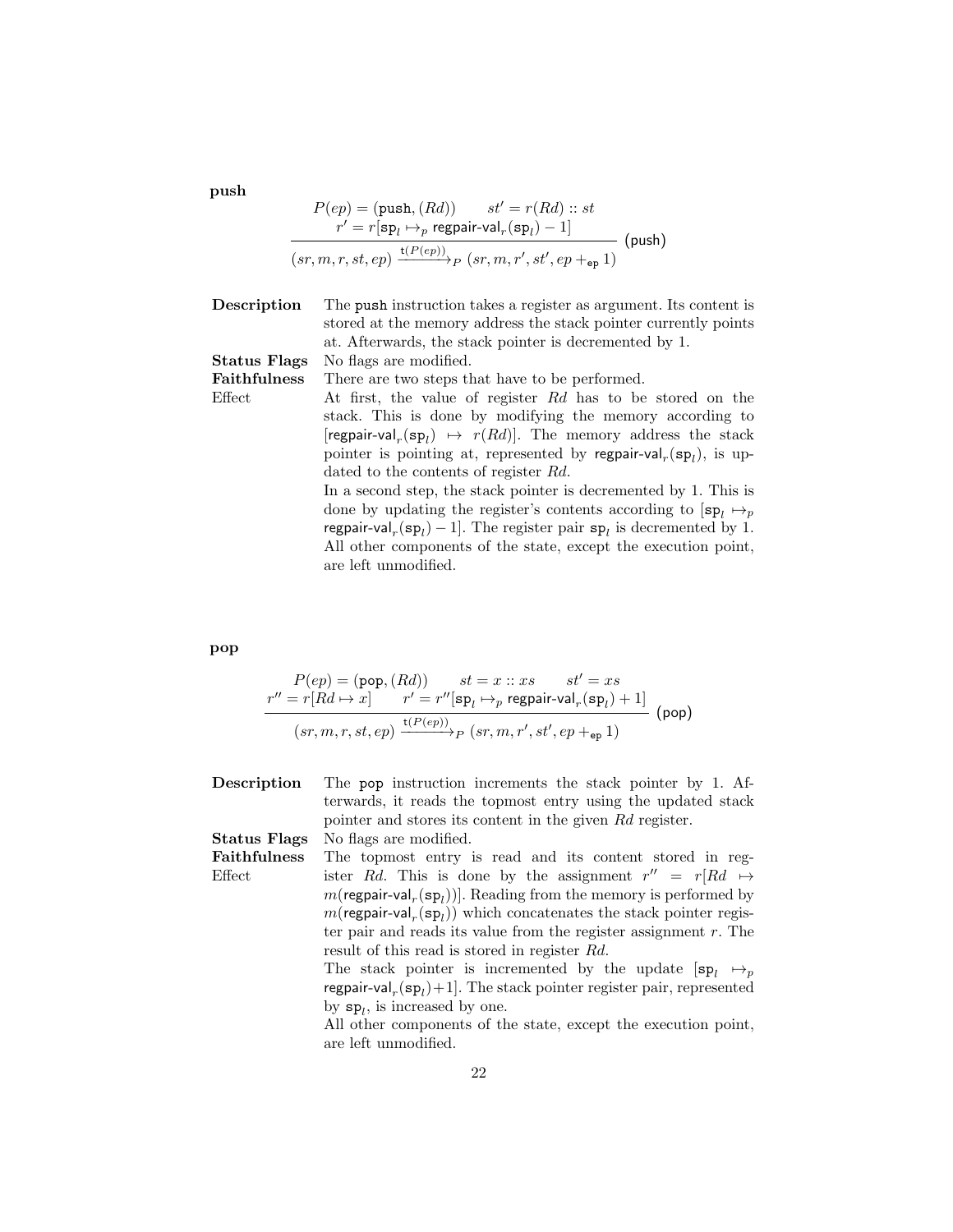**push**

$$\frac{P(ep) = (\mathtt{push}, (Rd)) \qquad st' = r(Rd) :: st \qquad r' = r[\mathtt{sp}_l \mapsto_p \mathsf{regpair\text{-}val}_r(\mathtt{sp}_l) - 1]}{(sr, m, r, st, ep) \xrightarrow{\mathsf{t}(P(ep))}_P (sr, m, r', st', ep +_{\mathtt{ep}} 1)} \text{ (push)}$$

**Description** The push instruction takes a register as argument. Its content is stored at the memory address the stack pointer currently points at. Afterwards, the stack pointer is decremented by 1.

**Status Flags** No flags are modified.

**Faithfulness Effect** There are two steps that have to be performed. At first, the value of register $Rd$ has to be stored on the stack. This is done by modifying the memory according to $[\mathsf{regpair\text{-}val}_r(\mathtt{sp}_l) \mapsto r(Rd)]$. The memory address the stack pointer is pointing at, represented by $\mathsf{regpair\text{-}val}_r(\mathtt{sp}_l)$, is updated to the contents of register $Rd$.
In a second step, the stack pointer is decremented by 1. This is done by updating the register's contents according to $[\mathtt{sp}_l \mapsto_p \mathsf{regpair\text{-}val}_r(\mathtt{sp}_l) - 1]$. The register pair $\mathtt{sp}_l$ is decremented by 1. All other components of the state, except the execution point, are left unmodified.

**pop**

$$\frac{P(ep) = (\mathtt{pop}, (Rd)) \qquad st = x :: xs \qquad st' = xs \qquad r'' = r[Rd \mapsto x] \qquad r' = r''[\mathtt{sp}_l \mapsto_p \mathsf{regpair\text{-}val}_r(\mathtt{sp}_l) + 1]}{(sr, m, r, st, ep) \xrightarrow{\mathsf{t}(P(ep))}_P (sr, m, r', st', ep +_{\mathtt{ep}} 1)} \text{ (pop)}$$

**Description** The pop instruction increments the stack pointer by 1. Afterwards, it reads the topmost entry using the updated stack pointer and stores its content in the given $Rd$ register.

**Status Flags** No flags are modified.

**Faithfulness Effect** The topmost entry is read and its content stored in register $Rd$. This is done by the assignment $r'' = r[Rd \mapsto m(\mathsf{regpair\text{-}val}_r(\mathtt{sp}_l))]$. Reading from the memory is performed by $m(\mathsf{regpair\text{-}val}_r(\mathtt{sp}_l))$ which concatenates the stack pointer register pair and reads its value from the register assignment $r$. The result of this read is stored in register $Rd$.
The stack pointer is incremented by the update $[\mathtt{sp}_l \mapsto_p \mathsf{regpair\text{-}val}_r(\mathtt{sp}_l)+1]$. The stack pointer register pair, represented by $\mathtt{sp}_l$, is increased by one.
All other components of the state, except the execution point, are left unmodified.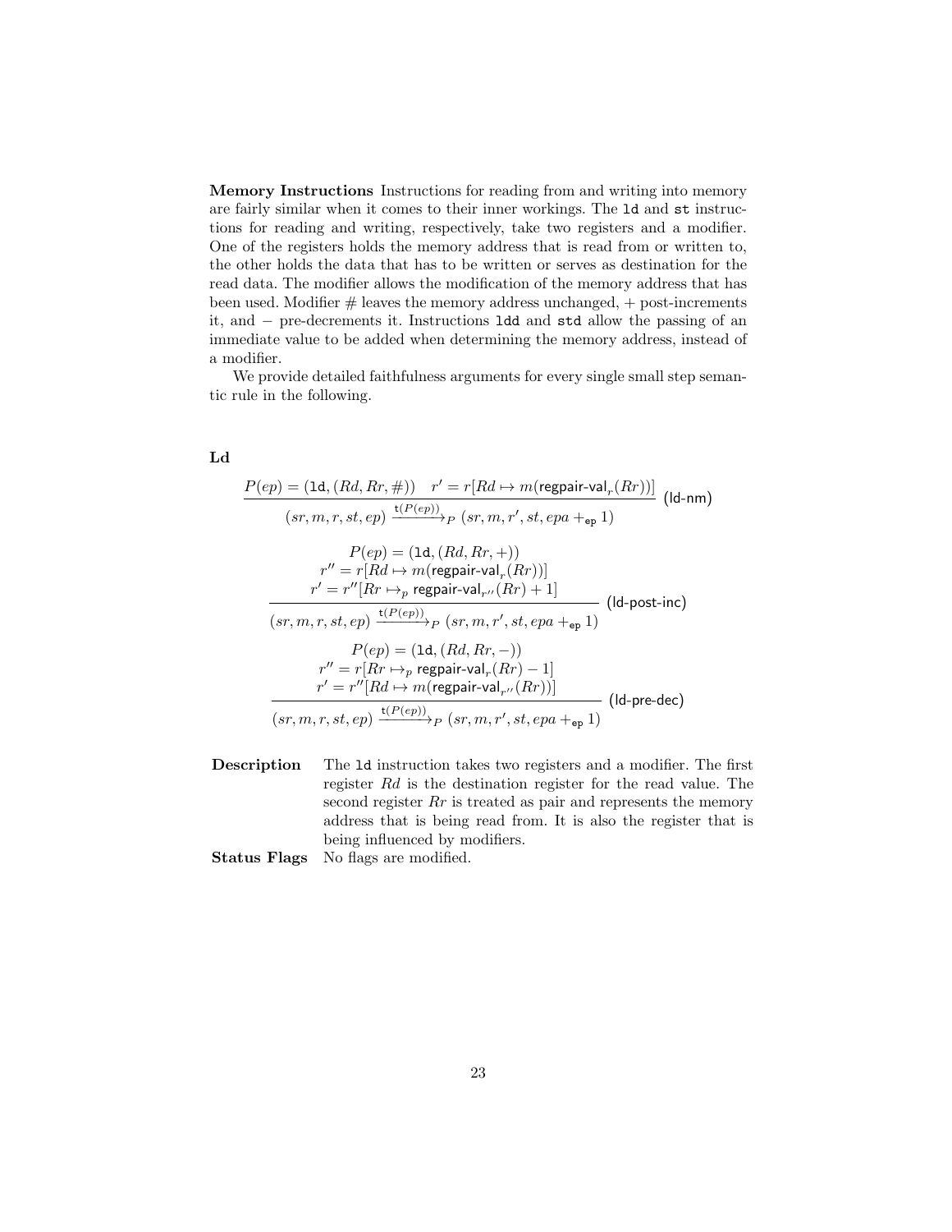**Memory Instructions** Instructions for reading from and writing into memory are fairly similar when it comes to their inner workings. The `ld` and `st` instructions for reading and writing, respectively, take two registers and a modifier. One of the registers holds the memory address that is read from or written to, the other holds the data that has to be written or serves as destination for the read data. The modifier allows the modification of the memory address that has been used. Modifier # leaves the memory address unchanged, + post-increments it, and − pre-decrements it. Instructions `ldd` and `std` allow the passing of an immediate value to be added when determining the memory address, instead of a modifier.

We provide detailed faithfulness arguments for every single small step semantic rule in the following.

**Ld**

$$\frac{P(ep) = (\texttt{ld}, (Rd, Rr, \#)) \quad r' = r[Rd \mapsto m(\mathsf{regpair\text{-}val}_r(Rr))]}{(sr, m, r, st, ep) \xrightarrow{\mathsf{t}(P(ep))}_P (sr, m, r', st, epa +_{\mathsf{ep}} 1)} \; (\mathsf{ld\text{-}nm})$$

$$\frac{\begin{array}{c} P(ep) = (\texttt{ld}, (Rd, Rr, +)) \\ r'' = r[Rd \mapsto m(\mathsf{regpair\text{-}val}_r(Rr))] \\ r' = r''[Rr \mapsto_p \mathsf{regpair\text{-}val}_{r''}(Rr) + 1] \end{array}}{(sr, m, r, st, ep) \xrightarrow{\mathsf{t}(P(ep))}_P (sr, m, r', st, epa +_{\mathsf{ep}} 1)} \; (\mathsf{ld\text{-}post\text{-}inc})$$

$$\frac{\begin{array}{c} P(ep) = (\texttt{ld}, (Rd, Rr, -)) \\ r'' = r[Rr \mapsto_p \mathsf{regpair\text{-}val}_r(Rr) - 1] \\ r' = r''[Rd \mapsto m(\mathsf{regpair\text{-}val}_{r''}(Rr))] \end{array}}{(sr, m, r, st, ep) \xrightarrow{\mathsf{t}(P(ep))}_P (sr, m, r', st, epa +_{\mathsf{ep}} 1)} \; (\mathsf{ld\text{-}pre\text{-}dec})$$

**Description** The `ld` instruction takes two registers and a modifier. The first register $Rd$ is the destination register for the read value. The second register $Rr$ is treated as pair and represents the memory address that is being read from. It is also the register that is being influenced by modifiers.

**Status Flags** No flags are modified.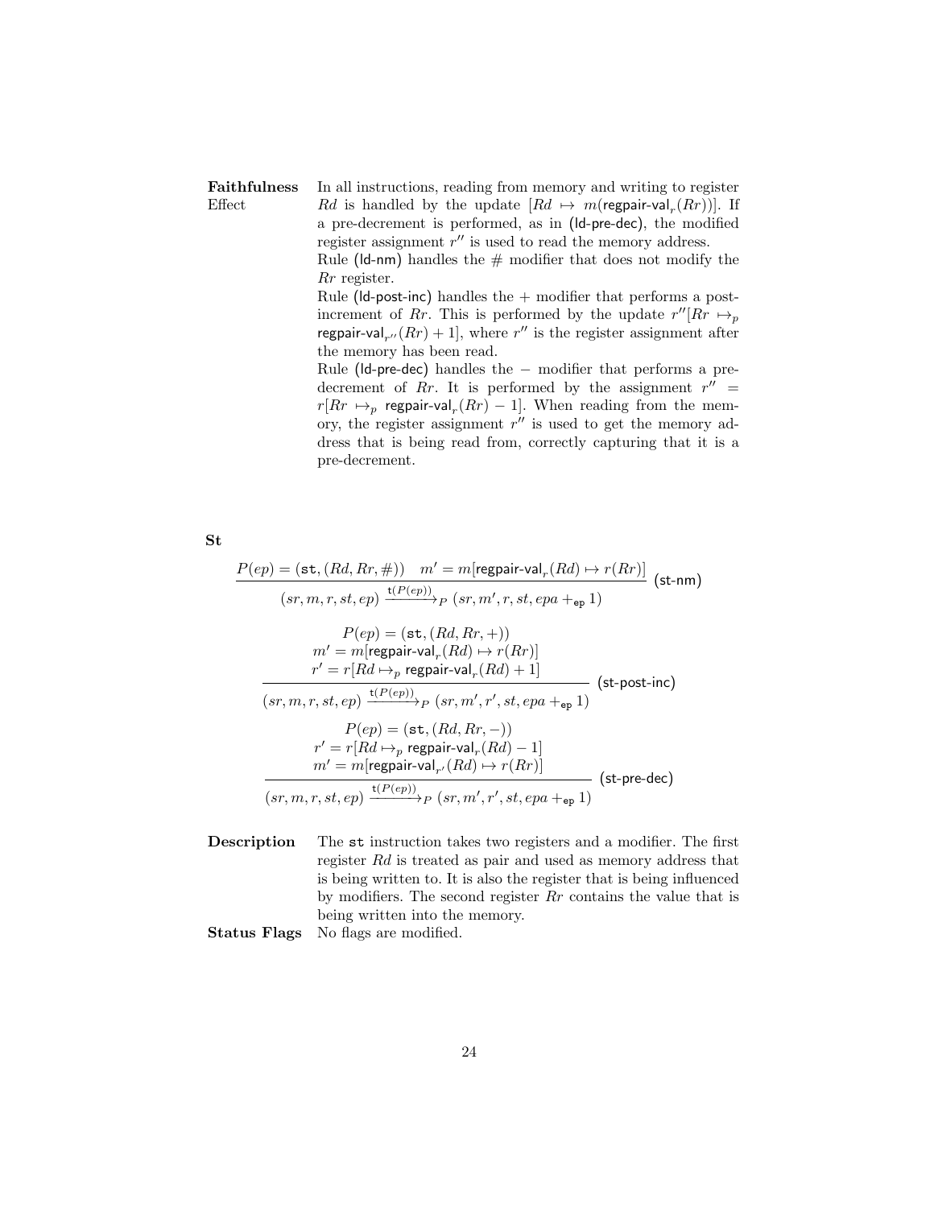**Faithfulness Effect** In all instructions, reading from memory and writing to register $Rd$ is handled by the update $[Rd \mapsto m(\mathsf{regpair\text{-}val}_r(Rr))]$. If a pre-decrement is performed, as in (ld-pre-dec), the modified register assignment $r''$ is used to read the memory address.

Rule (ld-nm) handles the # modifier that does not modify the $Rr$ register.

Rule (ld-post-inc) handles the + modifier that performs a post-increment of $Rr$. This is performed by the update $r''[Rr \mapsto_p \mathsf{regpair\text{-}val}_{r''}(Rr) + 1]$, where $r''$ is the register assignment after the memory has been read.

Rule (ld-pre-dec) handles the − modifier that performs a pre-decrement of $Rr$. It is performed by the assignment $r'' = r[Rr \mapsto_p \mathsf{regpair\text{-}val}_r(Rr) - 1]$. When reading from the memory, the register assignment $r''$ is used to get the memory address that is being read from, correctly capturing that it is a pre-decrement.

**St**

$$\frac{P(ep) = (\mathtt{st}, (Rd, Rr, \#)) \quad m' = m[\mathsf{regpair\text{-}val}_r(Rd) \mapsto r(Rr)]}{(sr, m, r, st, ep) \xrightarrow{\mathsf{t}(P(ep))}_P (sr, m', r, st, epa +_{\mathsf{ep}} 1)} \text{ (st-nm)}$$

$$\frac{\begin{array}{c} P(ep) = (\mathtt{st}, (Rd, Rr, +)) \\ m' = m[\mathsf{regpair\text{-}val}_r(Rd) \mapsto r(Rr)] \\ r' = r[Rd \mapsto_p \mathsf{regpair\text{-}val}_r(Rd) + 1] \end{array}}{(sr, m, r, st, ep) \xrightarrow{\mathsf{t}(P(ep))}_P (sr, m', r', st, epa +_{\mathsf{ep}} 1)} \text{ (st-post-inc)}$$

$$\frac{\begin{array}{c} P(ep) = (\mathtt{st}, (Rd, Rr, -)) \\ r' = r[Rd \mapsto_p \mathsf{regpair\text{-}val}_r(Rd) - 1] \\ m' = m[\mathsf{regpair\text{-}val}_{r'}(Rd) \mapsto r(Rr)] \end{array}}{(sr, m, r, st, ep) \xrightarrow{\mathsf{t}(P(ep))}_P (sr, m', r', st, epa +_{\mathsf{ep}} 1)} \text{ (st-pre-dec)}$$

**Description** The st instruction takes two registers and a modifier. The first register $Rd$ is treated as pair and used as memory address that is being written to. It is also the register that is being influenced by modifiers. The second register $Rr$ contains the value that is being written into the memory.

**Status Flags** No flags are modified.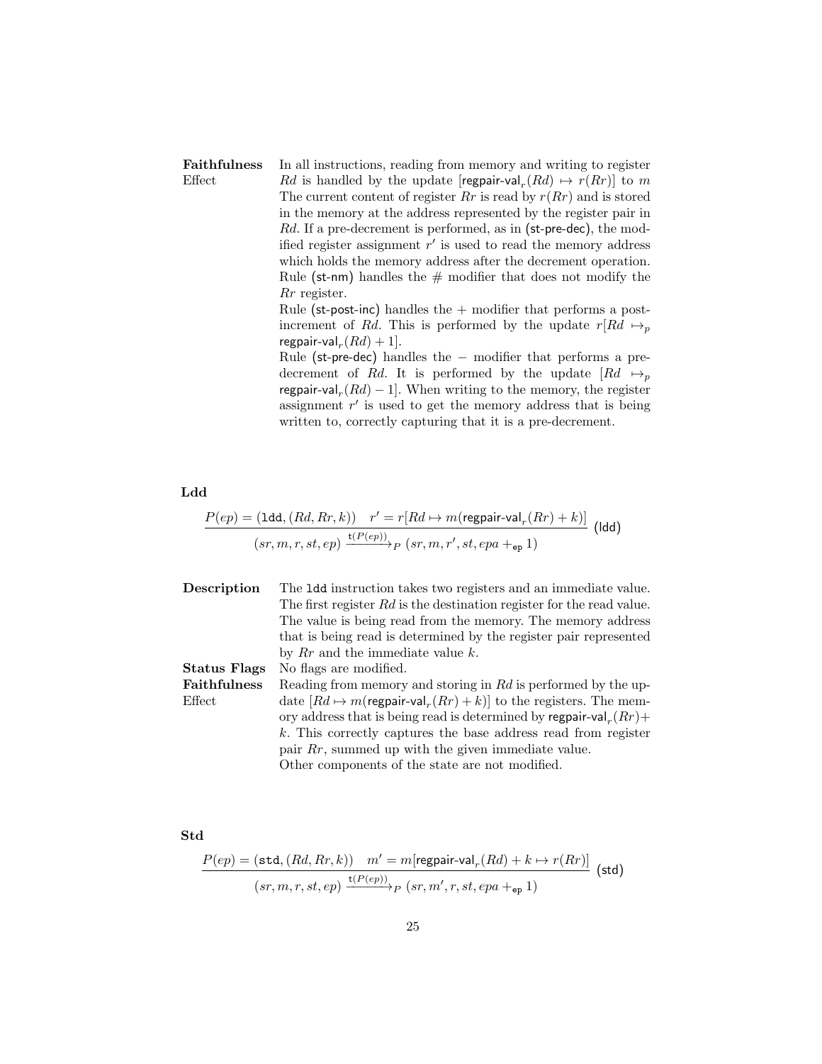**Faithfulness Effect** In all instructions, reading from memory and writing to register $Rd$ is handled by the update $[\mathsf{regpair\text{-}val}_r(Rd) \mapsto r(Rr)]$ to $m$ The current content of register $Rr$ is read by $r(Rr)$ and is stored in the memory at the address represented by the register pair in $Rd$. If a pre-decrement is performed, as in (st-pre-dec), the modified register assignment $r'$ is used to read the memory address which holds the memory address after the decrement operation. Rule (st-nm) handles the # modifier that does not modify the $Rr$ register.

Rule (st-post-inc) handles the + modifier that performs a post-increment of $Rd$. This is performed by the update $r[Rd \mapsto_p \mathsf{regpair\text{-}val}_r(Rd) + 1]$.

Rule (st-pre-dec) handles the − modifier that performs a pre-decrement of $Rd$. It is performed by the update $[Rd \mapsto_p \mathsf{regpair\text{-}val}_r(Rd) - 1]$. When writing to the memory, the register assignment $r'$ is used to get the memory address that is being written to, correctly capturing that it is a pre-decrement.

**Ldd**

$$\frac{P(ep) = (\mathtt{ldd}, (Rd, Rr, k)) \quad r' = r[Rd \mapsto m(\mathsf{regpair\text{-}val}_r(Rr) + k)]}{(sr, m, r, st, ep) \xrightarrow{\mathsf{t}(P(ep))}_P (sr, m, r', st, epa +_{\mathsf{ep}} 1)} \ (\mathsf{ldd})$$

**Description** The `ldd` instruction takes two registers and an immediate value. The first register $Rd$ is the destination register for the read value. The value is being read from the memory. The memory address that is being read is determined by the register pair represented by $Rr$ and the immediate value $k$.

**Status Flags** No flags are modified.

**Faithfulness Effect** Reading from memory and storing in $Rd$ is performed by the update $[Rd \mapsto m(\mathsf{regpair\text{-}val}_r(Rr) + k)]$ to the registers. The memory address that is being read is determined by $\mathsf{regpair\text{-}val}_r(Rr) + k$. This correctly captures the base address read from register pair $Rr$, summed up with the given immediate value.
Other components of the state are not modified.

**Std**

$$\frac{P(ep) = (\mathtt{std}, (Rd, Rr, k)) \quad m' = m[\mathsf{regpair\text{-}val}_r(Rd) + k \mapsto r(Rr)]}{(sr, m, r, st, ep) \xrightarrow{\mathsf{t}(P(ep))}_P (sr, m', r, st, epa +_{\mathsf{ep}} 1)} \ (\mathsf{std})$$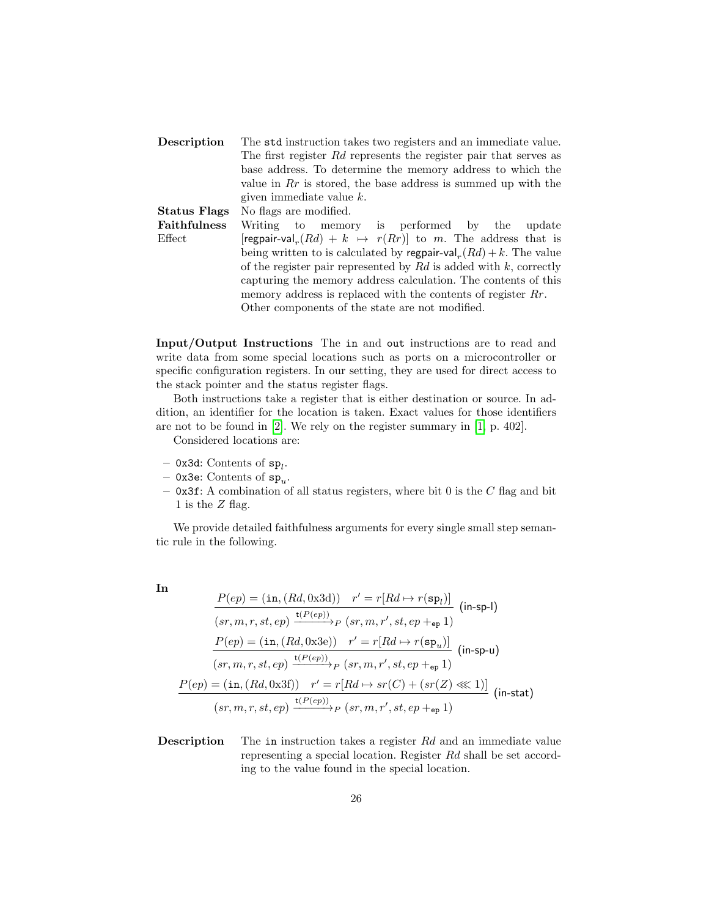**Description** The `std` instruction takes two registers and an immediate value. The first register $Rd$ represents the register pair that serves as base address. To determine the memory address to which the value in $Rr$ is stored, the base address is summed up with the given immediate value $k$.

**Status Flags** No flags are modified.

**Faithfulness Effect** Writing to memory is performed by the update $[\mathsf{regpair\text{-}val}_r(Rd) + k \mapsto r(Rr)]$ to $m$. The address that is being written to is calculated by $\mathsf{regpair\text{-}val}_r(Rd) + k$. The value of the register pair represented by $Rd$ is added with $k$, correctly capturing the memory address calculation. The contents of this memory address is replaced with the contents of register $Rr$. Other components of the state are not modified.

**Input/Output Instructions** The `in` and `out` instructions are to read and write data from some special locations such as ports on a microcontroller or specific configuration registers. In our setting, they are used for direct access to the stack pointer and the status register flags.

Both instructions take a register that is either destination or source. In addition, an identifier for the location is taken. Exact values for those identifiers are not to be found in [2]. We rely on the register summary in [1, p. 402].

Considered locations are:

- `0x3d`: Contents of $\mathtt{sp}_l$.
- `0x3e`: Contents of $\mathtt{sp}_u$.
- `0x3f`: A combination of all status registers, where bit 0 is the $C$ flag and bit 1 is the $Z$ flag.

We provide detailed faithfulness arguments for every single small step semantic rule in the following.

**In**

$$\frac{P(ep) = (\mathtt{in}, (Rd, \text{0x3d})) \quad r' = r[Rd \mapsto r(\mathtt{sp}_l)]}{(sr, m, r, st, ep) \xrightarrow{\mathsf{t}(P(ep))}_P (sr, m, r', st, ep +_{\mathtt{ep}} 1)} \text{ (in-sp-l)}$$

$$\frac{P(ep) = (\mathtt{in}, (Rd, \text{0x3e})) \quad r' = r[Rd \mapsto r(\mathtt{sp}_u)]}{(sr, m, r, st, ep) \xrightarrow{\mathsf{t}(P(ep))}_P (sr, m, r', st, ep +_{\mathtt{ep}} 1)} \text{ (in-sp-u)}$$

$$\frac{P(ep) = (\mathtt{in}, (Rd, \text{0x3f})) \quad r' = r[Rd \mapsto sr(C) + (sr(Z) \lll 1)]}{(sr, m, r, st, ep) \xrightarrow{\mathsf{t}(P(ep))}_P (sr, m, r', st, ep +_{\mathtt{ep}} 1)} \text{ (in-stat)}$$

**Description** The `in` instruction takes a register $Rd$ and an immediate value representing a special location. Register $Rd$ shall be set according to the value found in the special location.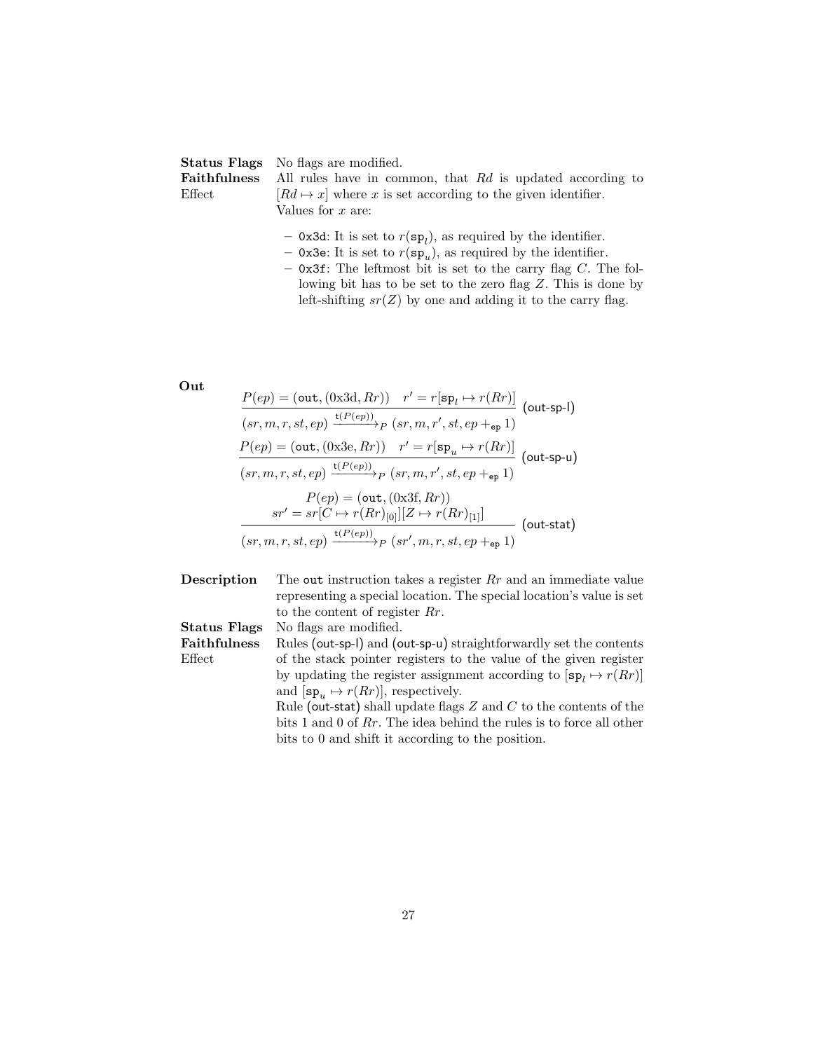**Status Flags** No flags are modified.

**Faithfulness Effect** All rules have in common, that $Rd$ is updated according to $[Rd \mapsto x]$ where $x$ is set according to the given identifier. Values for $x$ are:

- `0x3d`: It is set to $r(\mathtt{sp}_l)$, as required by the identifier.
- `0x3e`: It is set to $r(\mathtt{sp}_u)$, as required by the identifier.
- `0x3f`: The leftmost bit is set to the carry flag $C$. The following bit has to be set to the zero flag $Z$. This is done by left-shifting $sr(Z)$ by one and adding it to the carry flag.

**Out**

$$\frac{P(ep) = (\mathtt{out}, (0\text{x3d}, Rr)) \quad r' = r[\mathtt{sp}_l \mapsto r(Rr)]}{(sr, m, r, st, ep) \xrightarrow{\mathtt{t}(P(ep))}_P (sr, m, r', st, ep +_{\mathtt{ep}} 1)} \text{ (out-sp-l)}$$

$$\frac{P(ep) = (\mathtt{out}, (0\text{x3e}, Rr)) \quad r' = r[\mathtt{sp}_u \mapsto r(Rr)]}{(sr, m, r, st, ep) \xrightarrow{\mathtt{t}(P(ep))}_P (sr, m, r', st, ep +_{\mathtt{ep}} 1)} \text{ (out-sp-u)}$$

$$\frac{\begin{array}{c} P(ep) = (\mathtt{out}, (0\text{x3f}, Rr)) \\ sr' = sr[C \mapsto r(Rr)_{[0]}][Z \mapsto r(Rr)_{[1]}] \end{array}}{(sr, m, r, st, ep) \xrightarrow{\mathtt{t}(P(ep))}_P (sr', m, r, st, ep +_{\mathtt{ep}} 1)} \text{ (out-stat)}$$

**Description** The `out` instruction takes a register $Rr$ and an immediate value representing a special location. The special location's value is set to the content of register $Rr$.

**Status Flags** No flags are modified.

**Faithfulness Effect** Rules (out-sp-l) and (out-sp-u) straightforwardly set the contents of the stack pointer registers to the value of the given register by updating the register assignment according to $[\mathtt{sp}_l \mapsto r(Rr)]$ and $[\mathtt{sp}_u \mapsto r(Rr)]$, respectively.
Rule (out-stat) shall update flags $Z$ and $C$ to the contents of the bits 1 and 0 of $Rr$. The idea behind the rules is to force all other bits to 0 and shift it according to the position.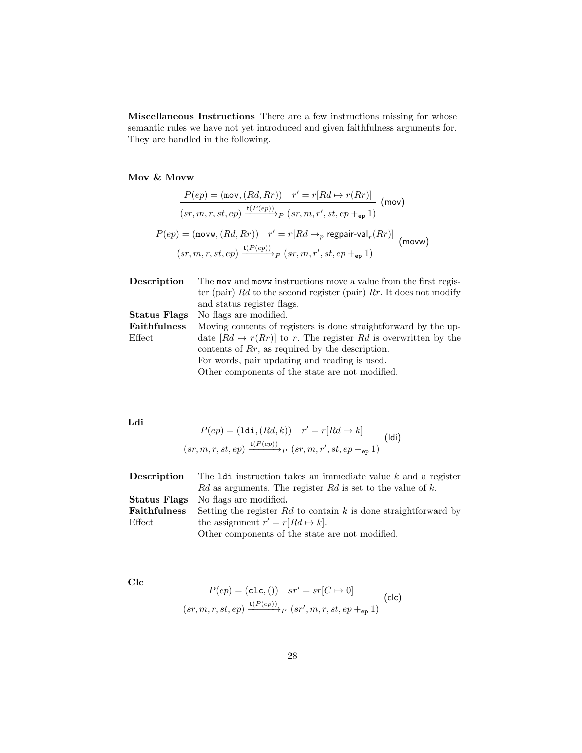**Miscellaneous Instructions** There are a few instructions missing for whose semantic rules we have not yet introduced and given faithfulness arguments for. They are handled in the following.

**Mov & Movw**

$$\frac{P(ep) = (\texttt{mov}, (Rd, Rr)) \quad r' = r[Rd \mapsto r(Rr)]}{(sr, m, r, st, ep) \xrightarrow{\mathtt{t}(P(ep))}_P (sr, m, r', st, ep +_{\mathtt{ep}} 1)} \; (\mathsf{mov})$$

$$\frac{P(ep) = (\texttt{movw}, (Rd, Rr)) \quad r' = r[Rd \mapsto_p \mathsf{regpair\text{-}val}_r(Rr)]}{(sr, m, r, st, ep) \xrightarrow{\mathtt{t}(P(ep))}_P (sr, m, r', st, ep +_{\mathtt{ep}} 1)} \; (\mathsf{movw})$$

**Description** The mov and movw instructions move a value from the first register (pair) $Rd$ to the second register (pair) $Rr$. It does not modify and status register flags.

**Status Flags** No flags are modified.

**Faithfulness Effect** Moving contents of registers is done straightforward by the update $[Rd \mapsto r(Rr)]$ to $r$. The register $Rd$ is overwritten by the contents of $Rr$, as required by the description.
For words, pair updating and reading is used.
Other components of the state are not modified.

**Ldi**

$$\frac{P(ep) = (\texttt{ldi}, (Rd, k)) \quad r' = r[Rd \mapsto k]}{(sr, m, r, st, ep) \xrightarrow{\mathtt{t}(P(ep))}_P (sr, m, r', st, ep +_{\mathtt{ep}} 1)} \; (\mathsf{ldi})$$

**Description** The ldi instruction takes an immediate value $k$ and a register $Rd$ as arguments. The register $Rd$ is set to the value of $k$.

**Status Flags** No flags are modified.

**Faithfulness Effect** Setting the register $Rd$ to contain $k$ is done straightforward by the assignment $r' = r[Rd \mapsto k]$.
Other components of the state are not modified.

**Clc**

$$\frac{P(ep) = (\texttt{clc}, ()) \quad sr' = sr[C \mapsto 0]}{(sr, m, r, st, ep) \xrightarrow{\mathtt{t}(P(ep))}_P (sr', m, r, st, ep +_{\mathtt{ep}} 1)} \; (\mathsf{clc})$$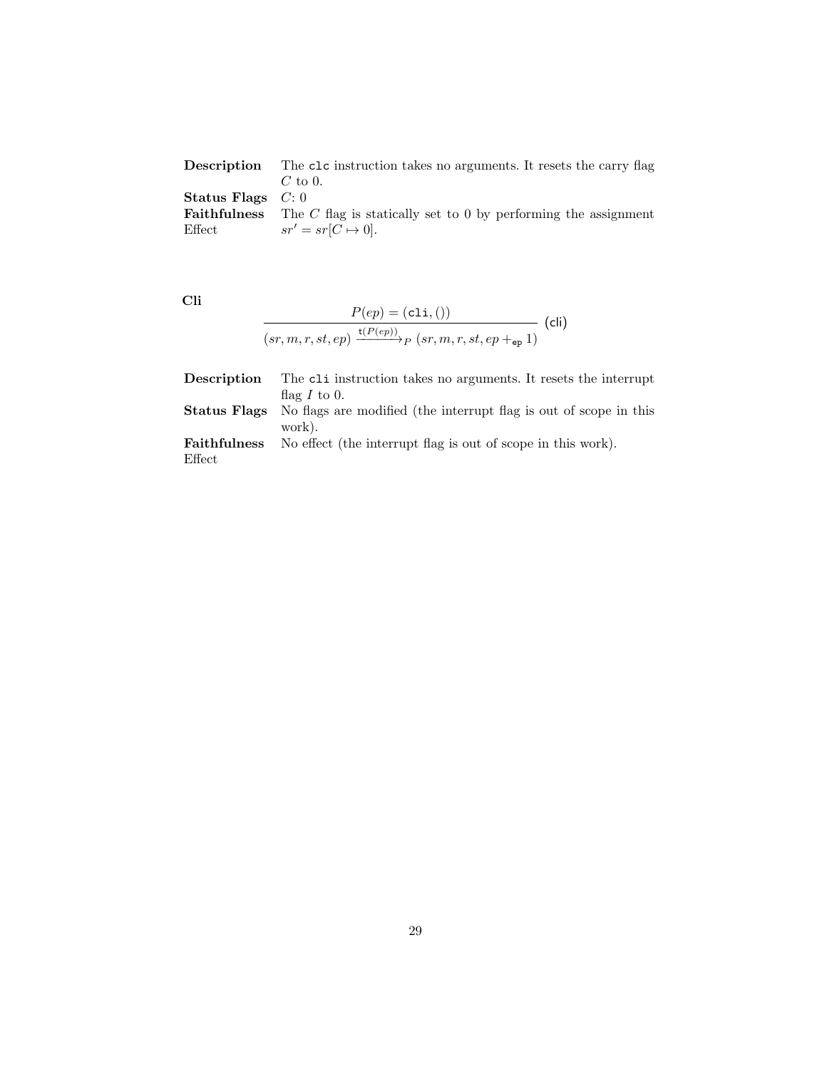| | |
|---|---|
| **Description** | The `clc` instruction takes no arguments. It resets the carry flag $C$ to 0. |
| **Status Flags** | $C$: 0 |
| **Faithfulness Effect** | The $C$ flag is statically set to 0 by performing the assignment $sr' = sr[C \mapsto 0]$. |

**Cli**

$$\frac{P(ep) = (\texttt{cli}, ())}{(sr, m, r, st, ep) \xrightarrow{\texttt{t}(P(ep))}_P (sr, m, r, st, ep +_{\texttt{ep}} 1)} \ (\mathsf{cli})$$

| | |
|---|---|
| **Description** | The `cli` instruction takes no arguments. It resets the interrupt flag $I$ to 0. |
| **Status Flags** | No flags are modified (the interrupt flag is out of scope in this work). |
| **Faithfulness Effect** | No effect (the interrupt flag is out of scope in this work). |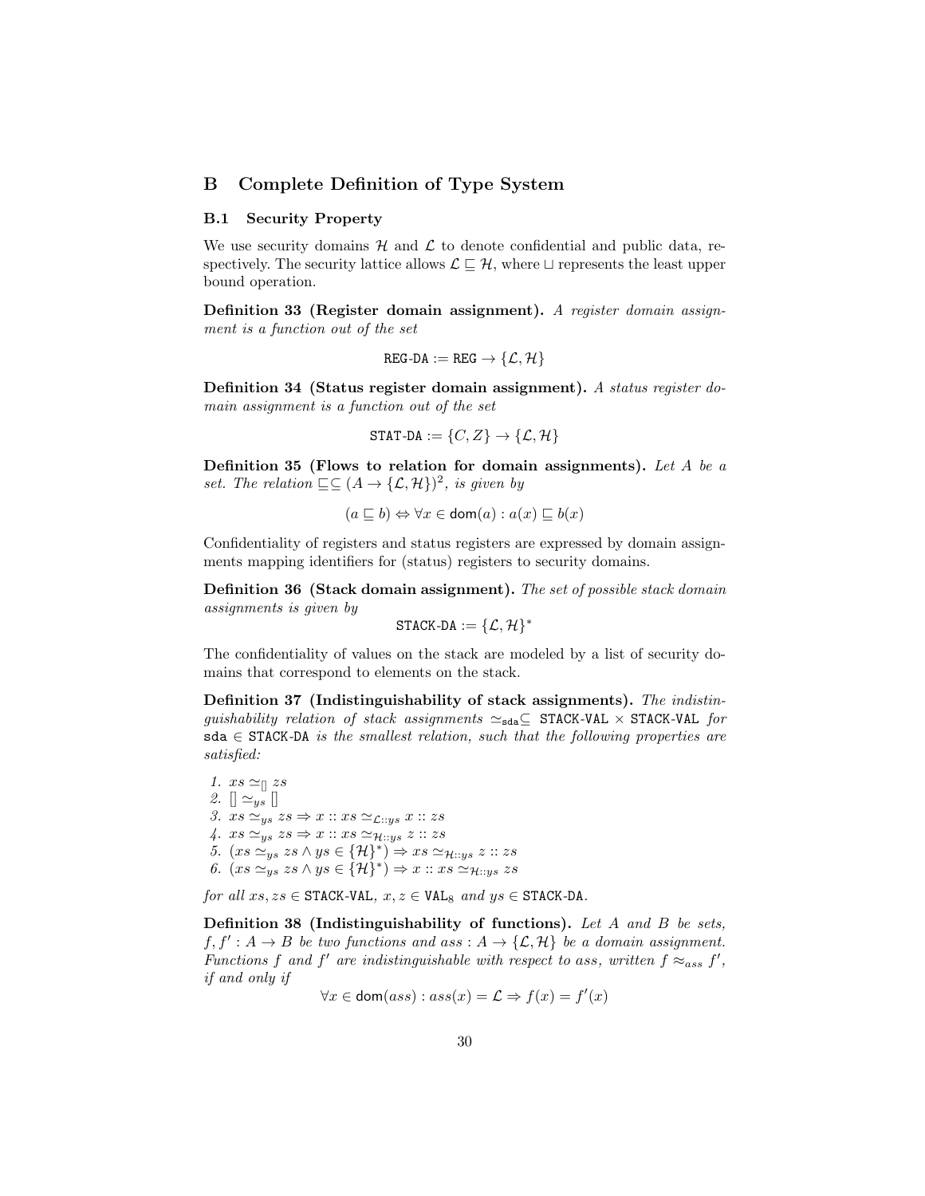## B Complete Definition of Type System

### B.1 Security Property

We use security domains $\mathcal{H}$ and $\mathcal{L}$ to denote confidential and public data, respectively. The security lattice allows $\mathcal{L} \sqsubseteq \mathcal{H}$, where $\sqcup$ represents the least upper bound operation.

**Definition 33 (Register domain assignment).** *A register domain assignment is a function out of the set*

$$\texttt{REG-DA} := \texttt{REG} \rightarrow \{\mathcal{L}, \mathcal{H}\}$$

**Definition 34 (Status register domain assignment).** *A status register domain assignment is a function out of the set*

$$\texttt{STAT-DA} := \{C, Z\} \rightarrow \{\mathcal{L}, \mathcal{H}\}$$

**Definition 35 (Flows to relation for domain assignments).** *Let $A$ be a set. The relation $\sqsubseteq \subseteq (A \rightarrow \{\mathcal{L}, \mathcal{H}\})^2$, is given by*

$$(a \sqsubseteq b) \Leftrightarrow \forall x \in \mathsf{dom}(a) : a(x) \sqsubseteq b(x)$$

Confidentiality of registers and status registers are expressed by domain assignments mapping identifiers for (status) registers to security domains.

**Definition 36 (Stack domain assignment).** *The set of possible stack domain assignments is given by*

$$\texttt{STACK-DA} := \{\mathcal{L}, \mathcal{H}\}^*$$

The confidentiality of values on the stack are modeled by a list of security domains that correspond to elements on the stack.

**Definition 37 (Indistinguishability of stack assignments).** *The indistinguishability relation of stack assignments $\simeq_{\texttt{sda}} \subseteq$ STACK-VAL $\times$ STACK-VAL for $\texttt{sda} \in$ STACK-DA is the smallest relation, such that the following properties are satisfied:*

1. $xs \simeq_{[]} zs$
2. $[] \simeq_{ys} []$
3. $xs \simeq_{ys} zs \Rightarrow x :: xs \simeq_{\mathcal{L}::ys} x :: zs$
4. $xs \simeq_{ys} zs \Rightarrow x :: xs \simeq_{\mathcal{H}::ys} z :: zs$
5. $(xs \simeq_{ys} zs \wedge ys \in \{\mathcal{H}\}^*) \Rightarrow xs \simeq_{\mathcal{H}::ys} z :: zs$
6. $(xs \simeq_{ys} zs \wedge ys \in \{\mathcal{H}\}^*) \Rightarrow x :: xs \simeq_{\mathcal{H}::ys} zs$

*for all $xs, zs \in$ STACK-VAL, $x, z \in \texttt{VAL}_8$ and $ys \in$ STACK-DA.*

**Definition 38 (Indistinguishability of functions).** *Let $A$ and $B$ be sets, $f, f' : A \rightarrow B$ be two functions and $ass : A \rightarrow \{\mathcal{L}, \mathcal{H}\}$ be a domain assignment. Functions $f$ and $f'$ are indistinguishable with respect to ass, written $f \approx_{ass} f'$, if and only if*

$$\forall x \in \mathsf{dom}(ass) : ass(x) = \mathcal{L} \Rightarrow f(x) = f'(x)$$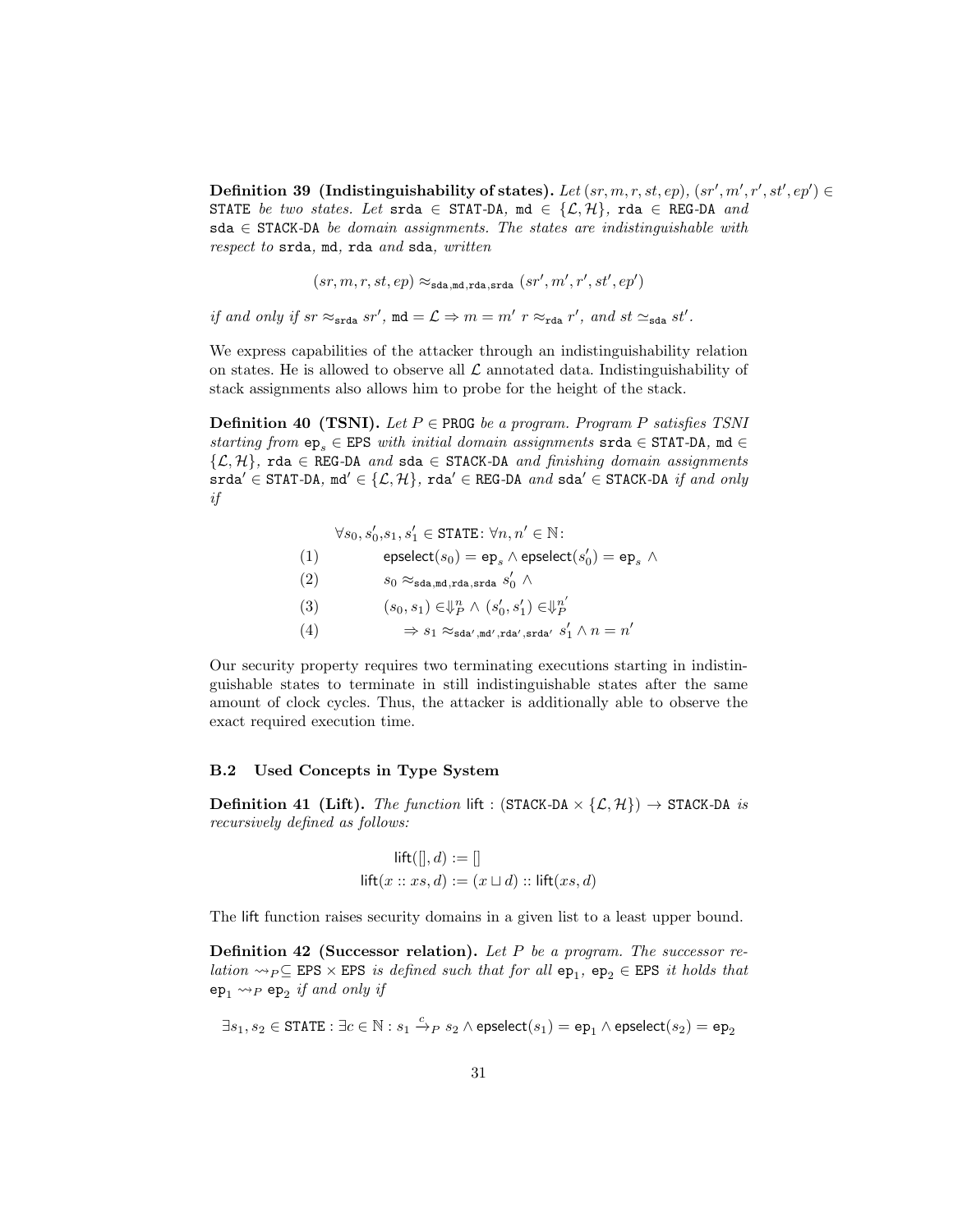**Definition 39 (Indistinguishability of states).** *Let* $(sr, m, r, st, ep)$, $(sr', m', r', st', ep') \in \mathtt{STATE}$ *be two states. Let* $\mathtt{srda} \in \mathtt{STAT\text{-}DA}$, $\mathtt{md} \in \{\mathcal{L}, \mathcal{H}\}$, $\mathtt{rda} \in \mathtt{REG\text{-}DA}$ *and* $\mathtt{sda} \in \mathtt{STACK\text{-}DA}$ *be domain assignments. The states are indistinguishable with respect to* $\mathtt{srda}$, $\mathtt{md}$, $\mathtt{rda}$ *and* $\mathtt{sda}$, *written*

$$(sr, m, r, st, ep) \approx_{\mathtt{sda},\mathtt{md},\mathtt{rda},\mathtt{srda}} (sr', m', r', st', ep')$$

*if and only if* $sr \approx_{\mathtt{srda}} sr'$, $\mathtt{md} = \mathcal{L} \Rightarrow m = m'$ $r \approx_{\mathtt{rda}} r'$, *and* $st \simeq_{\mathtt{sda}} st'$.

We express capabilities of the attacker through an indistinguishability relation on states. He is allowed to observe all $\mathcal{L}$ annotated data. Indistinguishability of stack assignments also allows him to probe for the height of the stack.

**Definition 40 (TSNI).** *Let* $P \in \mathtt{PROG}$ *be a program. Program* $P$ *satisfies TSNI starting from* $\mathtt{ep}_s \in \mathtt{EPS}$ *with initial domain assignments* $\mathtt{srda} \in \mathtt{STAT\text{-}DA}$, $\mathtt{md} \in \{\mathcal{L}, \mathcal{H}\}$, $\mathtt{rda} \in \mathtt{REG\text{-}DA}$ *and* $\mathtt{sda} \in \mathtt{STACK\text{-}DA}$ *and finishing domain assignments* $\mathtt{srda}' \in \mathtt{STAT\text{-}DA}$, $\mathtt{md}' \in \{\mathcal{L}, \mathcal{H}\}$, $\mathtt{rda}' \in \mathtt{REG\text{-}DA}$ *and* $\mathtt{sda}' \in \mathtt{STACK\text{-}DA}$ *if and only if*

$$\begin{array}{ll}
 & \forall s_0, s_0', s_1, s_1' \in \mathtt{STATE} \colon \forall n, n' \in \mathbb{N} \colon \\
(1) & \qquad \mathsf{epselect}(s_0) = \mathtt{ep}_s \wedge \mathsf{epselect}(s_0') = \mathtt{ep}_s \wedge \\
(2) & \qquad s_0 \approx_{\mathtt{sda},\mathtt{md},\mathtt{rda},\mathtt{srda}} s_0' \wedge \\
(3) & \qquad (s_0, s_1) \in \Downarrow_P^n \wedge (s_0', s_1') \in \Downarrow_P^{n'} \\
(4) & \qquad \quad \Rightarrow s_1 \approx_{\mathtt{sda}',\mathtt{md}',\mathtt{rda}',\mathtt{srda}'} s_1' \wedge n = n'
\end{array}$$

Our security property requires two terminating executions starting in indistinguishable states to terminate in still indistinguishable states after the same amount of clock cycles. Thus, the attacker is additionally able to observe the exact required execution time.

### B.2 Used Concepts in Type System

**Definition 41 (Lift).** *The function* $\mathsf{lift} : (\mathtt{STACK\text{-}DA} \times \{\mathcal{L}, \mathcal{H}\}) \to \mathtt{STACK\text{-}DA}$ *is recursively defined as follows:*

$$\begin{aligned}
\mathsf{lift}([], d) &:= [] \\
\mathsf{lift}(x :: xs, d) &:= (x \sqcup d) :: \mathsf{lift}(xs, d)
\end{aligned}$$

The $\mathsf{lift}$ function raises security domains in a given list to a least upper bound.

**Definition 42 (Successor relation).** *Let* $P$ *be a program. The successor relation* $\rightsquigarrow_P \subseteq \mathtt{EPS} \times \mathtt{EPS}$ *is defined such that for all* $\mathtt{ep}_1$, $\mathtt{ep}_2 \in \mathtt{EPS}$ *it holds that* $\mathtt{ep}_1 \rightsquigarrow_P \mathtt{ep}_2$ *if and only if*

$$\exists s_1, s_2 \in \mathtt{STATE} : \exists c \in \mathbb{N} : s_1 \xrightarrow{c}_P s_2 \wedge \mathsf{epselect}(s_1) = \mathtt{ep}_1 \wedge \mathsf{epselect}(s_2) = \mathtt{ep}_2$$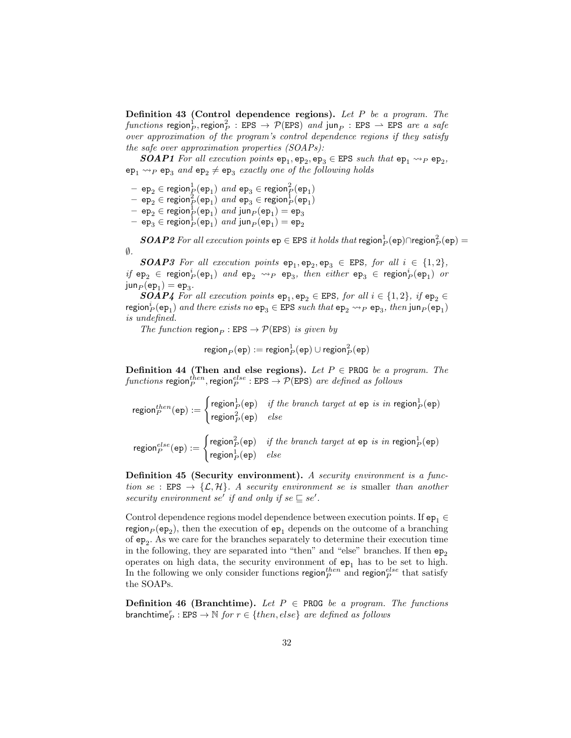**Definition 43 (Control dependence regions).** *Let $P$ be a program. The functions* $\mathsf{region}^1_P, \mathsf{region}^2_P : \mathtt{EPS} \to \mathcal{P}(\mathtt{EPS})$ *and* $\mathsf{jun}_P : \mathtt{EPS} \rightharpoonup \mathtt{EPS}$ *are a safe over approximation of the program's control dependence regions if they satisfy the safe over approximation properties (SOAPs):*

***SOAP1*** *For all execution points* $\mathsf{ep}_1, \mathsf{ep}_2, \mathsf{ep}_3 \in \mathtt{EPS}$ *such that* $\mathsf{ep}_1 \rightsquigarrow_P \mathsf{ep}_2$*,* $\mathsf{ep}_1 \rightsquigarrow_P \mathsf{ep}_3$ *and* $\mathsf{ep}_2 \neq \mathsf{ep}_3$ *exactly one of the following holds*

- $\mathsf{ep}_2 \in \mathsf{region}^1_P(\mathsf{ep}_1)$ *and* $\mathsf{ep}_3 \in \mathsf{region}^2_P(\mathsf{ep}_1)$
- $\mathsf{ep}_2 \in \mathsf{region}^2_P(\mathsf{ep}_1)$ *and* $\mathsf{ep}_3 \in \mathsf{region}^1_P(\mathsf{ep}_1)$
- $\mathsf{ep}_2 \in \mathsf{region}^1_P(\mathsf{ep}_1)$ *and* $\mathsf{jun}_P(\mathsf{ep}_1) = \mathsf{ep}_3$
- $\mathsf{ep}_3 \in \mathsf{region}^1_P(\mathsf{ep}_1)$ *and* $\mathsf{jun}_P(\mathsf{ep}_1) = \mathsf{ep}_2$

***SOAP2*** *For all execution points* $\mathsf{ep} \in \mathtt{EPS}$ *it holds that* $\mathsf{region}^1_P(\mathsf{ep}) \cap \mathsf{region}^2_P(\mathsf{ep}) = \emptyset$.

***SOAP3*** *For all execution points* $\mathsf{ep}_1, \mathsf{ep}_2, \mathsf{ep}_3 \in \mathtt{EPS}$*, for all* $i \in \{1, 2\}$*, if* $\mathsf{ep}_2 \in \mathsf{region}^i_P(\mathsf{ep}_1)$ *and* $\mathsf{ep}_2 \rightsquigarrow_P \mathsf{ep}_3$*, then either* $\mathsf{ep}_3 \in \mathsf{region}^i_P(\mathsf{ep}_1)$ *or* $\mathsf{jun}_P(\mathsf{ep}_1) = \mathsf{ep}_3$.

***SOAP4*** *For all execution points* $\mathsf{ep}_1, \mathsf{ep}_2 \in \mathtt{EPS}$*, for all* $i \in \{1, 2\}$*, if* $\mathsf{ep}_2 \in \mathsf{region}^i_P(\mathsf{ep}_1)$ *and there exists no* $\mathsf{ep}_3 \in \mathtt{EPS}$ *such that* $\mathsf{ep}_2 \rightsquigarrow_P \mathsf{ep}_3$*, then* $\mathsf{jun}_P(\mathsf{ep}_1)$ *is undefined.*

*The function* $\mathsf{region}_P : \mathtt{EPS} \to \mathcal{P}(\mathtt{EPS})$ *is given by*

$$\mathsf{region}_P(\mathsf{ep}) := \mathsf{region}^1_P(\mathsf{ep}) \cup \mathsf{region}^2_P(\mathsf{ep})$$

**Definition 44 (Then and else regions).** *Let $P \in \mathtt{PROG}$ be a program. The functions* $\mathsf{region}^{then}_P, \mathsf{region}^{else}_P : \mathtt{EPS} \to \mathcal{P}(\mathtt{EPS})$ *are defined as follows*

$$\mathsf{region}^{then}_P(\mathsf{ep}) := \begin{cases} \mathsf{region}^1_P(\mathsf{ep}) & \textit{if the branch target at } \mathsf{ep} \textit{ is in } \mathsf{region}^1_P(\mathsf{ep}) \\ \mathsf{region}^2_P(\mathsf{ep}) & \textit{else} \end{cases}$$

$$\mathsf{region}^{else}_P(\mathsf{ep}) := \begin{cases} \mathsf{region}^2_P(\mathsf{ep}) & \textit{if the branch target at } \mathsf{ep} \textit{ is in } \mathsf{region}^1_P(\mathsf{ep}) \\ \mathsf{region}^1_P(\mathsf{ep}) & \textit{else} \end{cases}$$

**Definition 45 (Security environment).** *A security environment is a function* $se : \mathtt{EPS} \to \{\mathcal{L}, \mathcal{H}\}$*. A security environment* $se$ *is* smaller *than another security environment* $se'$ *if and only if* $se \sqsubseteq se'$.

Control dependence regions model dependence between execution points. If $\mathsf{ep}_1 \in \mathsf{region}_P(\mathsf{ep}_2)$, then the execution of $\mathsf{ep}_1$ depends on the outcome of a branching of $\mathsf{ep}_2$. As we care for the branches separately to determine their execution time in the following, they are separated into "then" and "else" branches. If then $\mathsf{ep}_2$ operates on high data, the security environment of $\mathsf{ep}_1$ has to be set to high. In the following we only consider functions $\mathsf{region}^{then}_P$ and $\mathsf{region}^{else}_P$ that satisfy the SOAPs.

**Definition 46 (Branchtime).** *Let $P \in \mathtt{PROG}$ be a program. The functions* $\mathsf{branchtime}^r_P : \mathtt{EPS} \to \mathbb{N}$ *for* $r \in \{then, else\}$ *are defined as follows*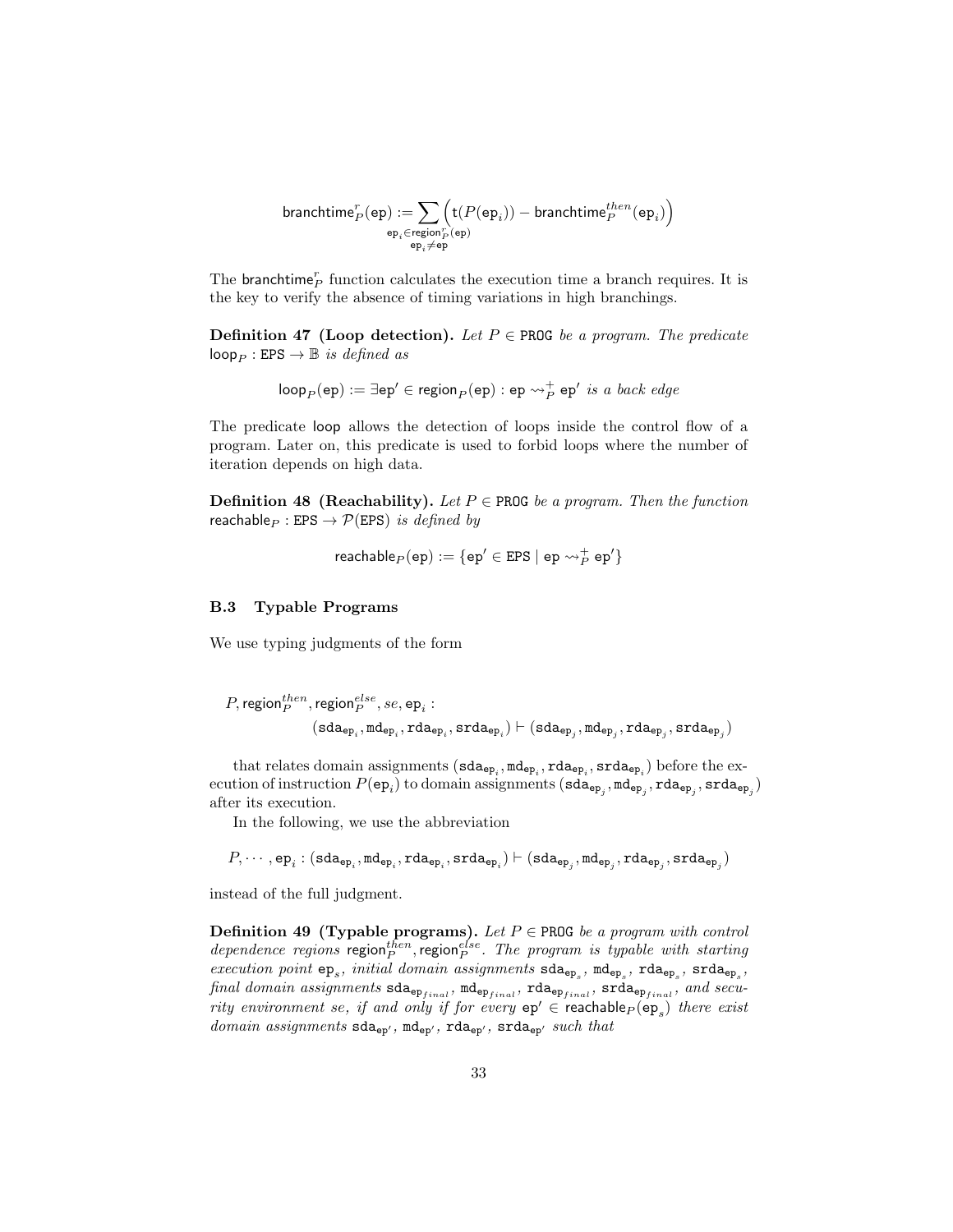$$\mathsf{branchtime}^r_P(\mathtt{ep}) := \sum_{\substack{\mathtt{ep}_i \in \mathsf{region}^r_P(\mathtt{ep}) \\ \mathtt{ep}_i \neq \mathtt{ep}}} \Big( \mathsf{t}(P(\mathtt{ep}_i)) - \mathsf{branchtime}^{then}_P(\mathtt{ep}_i) \Big)$$

The $\mathsf{branchtime}^r_P$ function calculates the execution time a branch requires. It is the key to verify the absence of timing variations in high branchings.

**Definition 47 (Loop detection).** *Let $P \in \mathtt{PROG}$ be a program. The predicate $\mathsf{loop}_P : \mathtt{EPS} \to \mathbb{B}$ is defined as*

$$\mathsf{loop}_P(\mathtt{ep}) := \exists \mathtt{ep}' \in \mathsf{region}_P(\mathtt{ep}) : \mathtt{ep} \rightsquigarrow^+_P \mathtt{ep}' \textit{ is a back edge}$$

The predicate $\mathsf{loop}$ allows the detection of loops inside the control flow of a program. Later on, this predicate is used to forbid loops where the number of iteration depends on high data.

**Definition 48 (Reachability).** *Let $P \in \mathtt{PROG}$ be a program. Then the function $\mathsf{reachable}_P : \mathtt{EPS} \to \mathcal{P}(\mathtt{EPS})$ is defined by*

$$\mathsf{reachable}_P(\mathtt{ep}) := \{\mathtt{ep}' \in \mathtt{EPS} \mid \mathtt{ep} \rightsquigarrow^+_P \mathtt{ep}'\}$$

### B.3 Typable Programs

We use typing judgments of the form

$$P, \mathsf{region}^{then}_P, \mathsf{region}^{else}_P, se, \mathtt{ep}_i : \\ (\mathtt{sda}_{\mathtt{ep}_i}, \mathtt{md}_{\mathtt{ep}_i}, \mathtt{rda}_{\mathtt{ep}_i}, \mathtt{srda}_{\mathtt{ep}_i}) \vdash (\mathtt{sda}_{\mathtt{ep}_j}, \mathtt{md}_{\mathtt{ep}_j}, \mathtt{rda}_{\mathtt{ep}_j}, \mathtt{srda}_{\mathtt{ep}_j})$$

that relates domain assignments $(\mathtt{sda}_{\mathtt{ep}_i}, \mathtt{md}_{\mathtt{ep}_i}, \mathtt{rda}_{\mathtt{ep}_i}, \mathtt{srda}_{\mathtt{ep}_i})$ before the execution of instruction $P(\mathtt{ep}_i)$ to domain assignments $(\mathtt{sda}_{\mathtt{ep}_j}, \mathtt{md}_{\mathtt{ep}_j}, \mathtt{rda}_{\mathtt{ep}_j}, \mathtt{srda}_{\mathtt{ep}_j})$ after its execution.

In the following, we use the abbreviation

$$P, \cdots, \mathtt{ep}_i : (\mathtt{sda}_{\mathtt{ep}_i}, \mathtt{md}_{\mathtt{ep}_i}, \mathtt{rda}_{\mathtt{ep}_i}, \mathtt{srda}_{\mathtt{ep}_i}) \vdash (\mathtt{sda}_{\mathtt{ep}_j}, \mathtt{md}_{\mathtt{ep}_j}, \mathtt{rda}_{\mathtt{ep}_j}, \mathtt{srda}_{\mathtt{ep}_j})$$

instead of the full judgment.

**Definition 49 (Typable programs).** *Let $P \in \mathtt{PROG}$ be a program with control dependence regions $\mathsf{region}^{then}_P, \mathsf{region}^{else}_P$. The program is typable with starting execution point $\mathtt{ep}_s$, initial domain assignments $\mathtt{sda}_{\mathtt{ep}_s}$, $\mathtt{md}_{\mathtt{ep}_s}$, $\mathtt{rda}_{\mathtt{ep}_s}$, $\mathtt{srda}_{\mathtt{ep}_s}$, final domain assignments $\mathtt{sda}_{\mathtt{ep}_{final}}$, $\mathtt{md}_{\mathtt{ep}_{final}}$, $\mathtt{rda}_{\mathtt{ep}_{final}}$, $\mathtt{srda}_{\mathtt{ep}_{final}}$, and security environment $se$, if and only if for every $\mathtt{ep}' \in \mathsf{reachable}_P(\mathtt{ep}_s)$ there exist domain assignments $\mathtt{sda}_{\mathtt{ep}'}$, $\mathtt{md}_{\mathtt{ep}'}$, $\mathtt{rda}_{\mathtt{ep}'}$, $\mathtt{srda}_{\mathtt{ep}'}$ such that*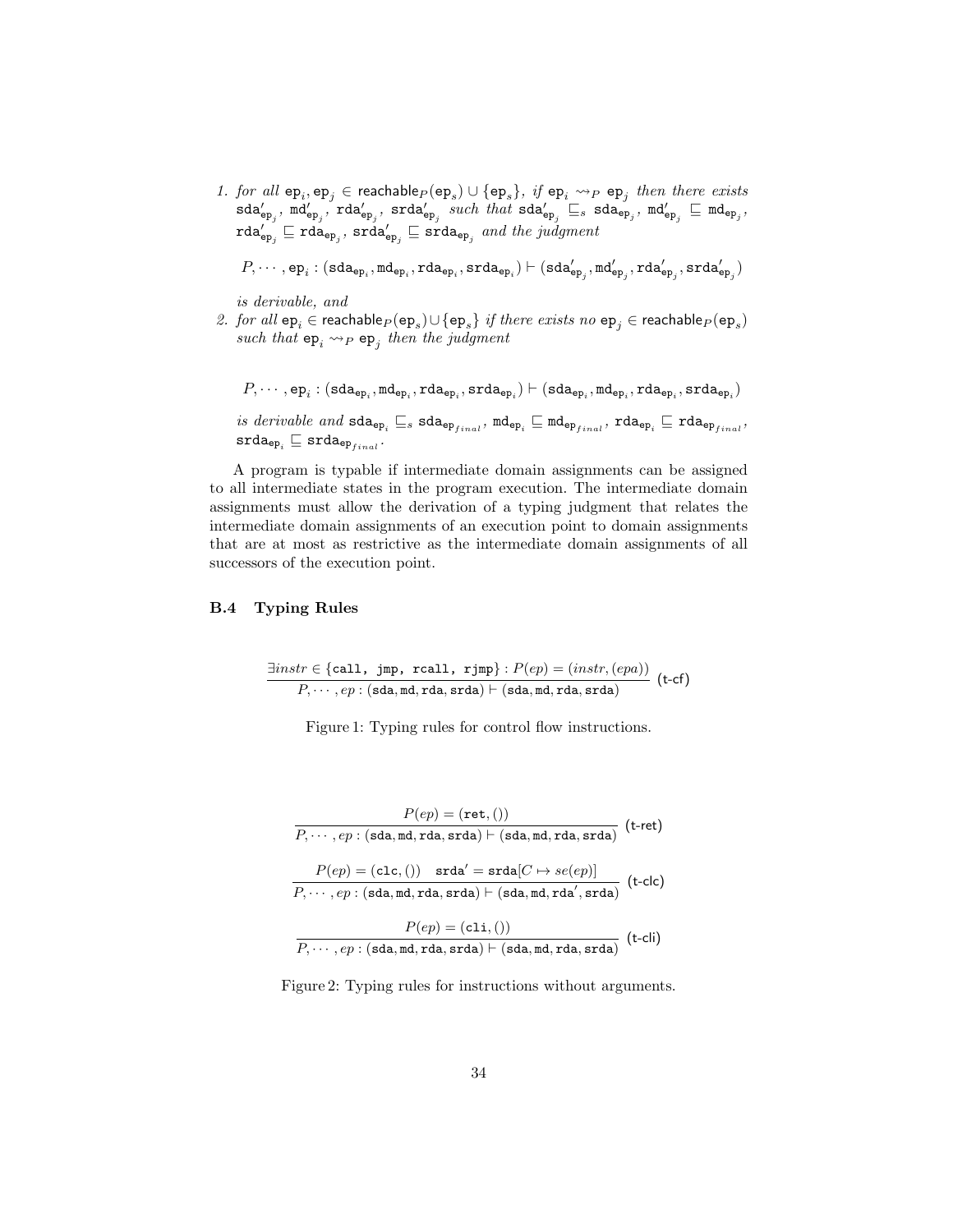1. *for all* $\mathtt{ep}_i, \mathtt{ep}_j \in \mathsf{reachable}_P(\mathtt{ep}_s) \cup \{\mathtt{ep}_s\}$*, if* $\mathtt{ep}_i \rightsquigarrow_P \mathtt{ep}_j$ *then there exists* $\mathtt{sda}'_{\mathtt{ep}_j}$, $\mathtt{md}'_{\mathtt{ep}_j}$, $\mathtt{rda}'_{\mathtt{ep}_j}$, $\mathtt{srda}'_{\mathtt{ep}_j}$ *such that* $\mathtt{sda}'_{\mathtt{ep}_j} \sqsubseteq_s \mathtt{sda}_{\mathtt{ep}_j}$, $\mathtt{md}'_{\mathtt{ep}_j} \sqsubseteq \mathtt{md}_{\mathtt{ep}_j}$, $\mathtt{rda}'_{\mathtt{ep}_j} \sqsubseteq \mathtt{rda}_{\mathtt{ep}_j}$, $\mathtt{srda}'_{\mathtt{ep}_j} \sqsubseteq \mathtt{srda}_{\mathtt{ep}_j}$ *and the judgment*

   $$P, \cdots, \mathtt{ep}_i : (\mathtt{sda}_{\mathtt{ep}_i}, \mathtt{md}_{\mathtt{ep}_i}, \mathtt{rda}_{\mathtt{ep}_i}, \mathtt{srda}_{\mathtt{ep}_i}) \vdash (\mathtt{sda}'_{\mathtt{ep}_j}, \mathtt{md}'_{\mathtt{ep}_j}, \mathtt{rda}'_{\mathtt{ep}_j}, \mathtt{srda}'_{\mathtt{ep}_j})$$

   *is derivable, and*

2. *for all* $\mathtt{ep}_i \in \mathsf{reachable}_P(\mathtt{ep}_s) \cup \{\mathtt{ep}_s\}$ *if there exists no* $\mathtt{ep}_j \in \mathsf{reachable}_P(\mathtt{ep}_s)$ *such that* $\mathtt{ep}_i \rightsquigarrow_P \mathtt{ep}_j$ *then the judgment*

   $$P, \cdots, \mathtt{ep}_i : (\mathtt{sda}_{\mathtt{ep}_i}, \mathtt{md}_{\mathtt{ep}_i}, \mathtt{rda}_{\mathtt{ep}_i}, \mathtt{srda}_{\mathtt{ep}_i}) \vdash (\mathtt{sda}_{\mathtt{ep}_i}, \mathtt{md}_{\mathtt{ep}_i}, \mathtt{rda}_{\mathtt{ep}_i}, \mathtt{srda}_{\mathtt{ep}_i})$$

   *is derivable and* $\mathtt{sda}_{\mathtt{ep}_i} \sqsubseteq_s \mathtt{sda}_{\mathtt{ep}_{final}}$, $\mathtt{md}_{\mathtt{ep}_i} \sqsubseteq \mathtt{md}_{\mathtt{ep}_{final}}$, $\mathtt{rda}_{\mathtt{ep}_i} \sqsubseteq \mathtt{rda}_{\mathtt{ep}_{final}}$, $\mathtt{srda}_{\mathtt{ep}_i} \sqsubseteq \mathtt{srda}_{\mathtt{ep}_{final}}$.

A program is typable if intermediate domain assignments can be assigned to all intermediate states in the program execution. The intermediate domain assignments must allow the derivation of a typing judgment that relates the intermediate domain assignments of an execution point to domain assignments that are at most as restrictive as the intermediate domain assignments of all successors of the execution point.

### B.4 Typing Rules

$$\frac{\exists instr \in \{\mathtt{call},\ \mathtt{jmp},\ \mathtt{rcall},\ \mathtt{rjmp}\} : P(ep) = (instr, (epa))}{P, \cdots, ep : (\mathtt{sda}, \mathtt{md}, \mathtt{rda}, \mathtt{srda}) \vdash (\mathtt{sda}, \mathtt{md}, \mathtt{rda}, \mathtt{srda})}\ (\mathsf{t\text{-}cf})$$

Figure 1: Typing rules for control flow instructions.

$$\frac{P(ep) = (\mathtt{ret}, ())}{P, \cdots, ep : (\mathtt{sda}, \mathtt{md}, \mathtt{rda}, \mathtt{srda}) \vdash (\mathtt{sda}, \mathtt{md}, \mathtt{rda}, \mathtt{srda})}\ (\mathsf{t\text{-}ret})$$

$$\frac{P(ep) = (\mathtt{clc}, ()) \quad \mathtt{srda}' = \mathtt{srda}[C \mapsto se(ep)]}{P, \cdots, ep : (\mathtt{sda}, \mathtt{md}, \mathtt{rda}, \mathtt{srda}) \vdash (\mathtt{sda}, \mathtt{md}, \mathtt{rda}', \mathtt{srda})}\ (\mathsf{t\text{-}clc})$$

$$\frac{P(ep) = (\mathtt{cli}, ())}{P, \cdots, ep : (\mathtt{sda}, \mathtt{md}, \mathtt{rda}, \mathtt{srda}) \vdash (\mathtt{sda}, \mathtt{md}, \mathtt{rda}, \mathtt{srda})}\ (\mathsf{t\text{-}cli})$$

Figure 2: Typing rules for instructions without arguments.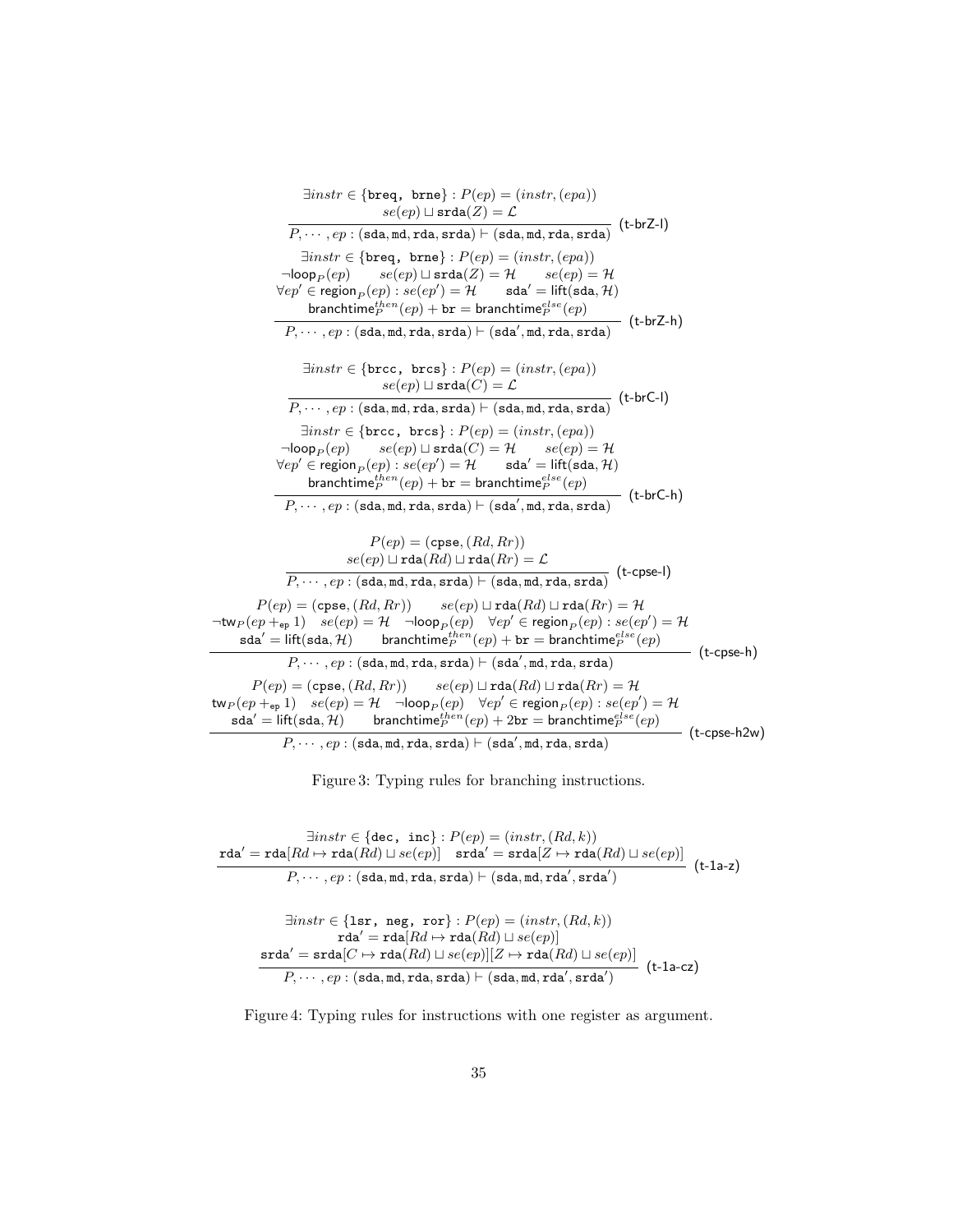$$\frac{\exists instr \in \{\texttt{breq},\ \texttt{brne}\} : P(ep) = (instr, (epa)) \qquad se(ep) \sqcup \texttt{srda}(Z) = \mathcal{L}}{P, \cdots, ep : (\texttt{sda}, \texttt{md}, \texttt{rda}, \texttt{srda}) \vdash (\texttt{sda}, \texttt{md}, \texttt{rda}, \texttt{srda})} \ (\textsf{t-brZ-l})$$

$$\frac{\begin{array}{c}\exists instr \in \{\texttt{breq},\ \texttt{brne}\} : P(ep) = (instr, (epa)) \\ \neg\textsf{loop}_P(ep) \qquad se(ep) \sqcup \texttt{srda}(Z) = \mathcal{H} \qquad se(ep) = \mathcal{H} \\ \forall ep' \in \textsf{region}_P(ep) : se(ep') = \mathcal{H} \qquad \texttt{sda}' = \textsf{lift}(\texttt{sda}, \mathcal{H}) \\ \textsf{branchtime}_P^{then}(ep) + \texttt{br} = \textsf{branchtime}_P^{else}(ep)\end{array}}{P, \cdots, ep : (\texttt{sda}, \texttt{md}, \texttt{rda}, \texttt{srda}) \vdash (\texttt{sda}', \texttt{md}, \texttt{rda}, \texttt{srda})} \ (\textsf{t-brZ-h})$$

$$\frac{\exists instr \in \{\texttt{brcc},\ \texttt{brcs}\} : P(ep) = (instr, (epa)) \qquad se(ep) \sqcup \texttt{srda}(C) = \mathcal{L}}{P, \cdots, ep : (\texttt{sda}, \texttt{md}, \texttt{rda}, \texttt{srda}) \vdash (\texttt{sda}, \texttt{md}, \texttt{rda}, \texttt{srda})} \ (\textsf{t-brC-l})$$

$$\frac{\begin{array}{c}\exists instr \in \{\texttt{brcc},\ \texttt{brcs}\} : P(ep) = (instr, (epa)) \\ \neg\textsf{loop}_P(ep) \qquad se(ep) \sqcup \texttt{srda}(C) = \mathcal{H} \qquad se(ep) = \mathcal{H} \\ \forall ep' \in \textsf{region}_P(ep) : se(ep') = \mathcal{H} \qquad \texttt{sda}' = \textsf{lift}(\texttt{sda}, \mathcal{H}) \\ \textsf{branchtime}_P^{then}(ep) + \texttt{br} = \textsf{branchtime}_P^{else}(ep)\end{array}}{P, \cdots, ep : (\texttt{sda}, \texttt{md}, \texttt{rda}, \texttt{srda}) \vdash (\texttt{sda}', \texttt{md}, \texttt{rda}, \texttt{srda})} \ (\textsf{t-brC-h})$$

$$\frac{P(ep) = (\texttt{cpse}, (Rd, Rr)) \qquad se(ep) \sqcup \texttt{rda}(Rd) \sqcup \texttt{rda}(Rr) = \mathcal{L}}{P, \cdots, ep : (\texttt{sda}, \texttt{md}, \texttt{rda}, \texttt{srda}) \vdash (\texttt{sda}, \texttt{md}, \texttt{rda}, \texttt{srda})} \ (\textsf{t-cpse-l})$$

$$\frac{\begin{array}{c}P(ep) = (\texttt{cpse}, (Rd, Rr)) \qquad se(ep) \sqcup \texttt{rda}(Rd) \sqcup \texttt{rda}(Rr) = \mathcal{H} \\ \neg\textsf{tw}_P(ep +_{\textsf{ep}} 1) \quad se(ep) = \mathcal{H} \quad \neg\textsf{loop}_P(ep) \quad \forall ep' \in \textsf{region}_P(ep) : se(ep') = \mathcal{H} \\ \texttt{sda}' = \textsf{lift}(\texttt{sda}, \mathcal{H}) \qquad \textsf{branchtime}_P^{then}(ep) + \texttt{br} = \textsf{branchtime}_P^{else}(ep)\end{array}}{P, \cdots, ep : (\texttt{sda}, \texttt{md}, \texttt{rda}, \texttt{srda}) \vdash (\texttt{sda}', \texttt{md}, \texttt{rda}, \texttt{srda})} \ (\textsf{t-cpse-h})$$

$$\frac{\begin{array}{c}P(ep) = (\texttt{cpse}, (Rd, Rr)) \qquad se(ep) \sqcup \texttt{rda}(Rd) \sqcup \texttt{rda}(Rr) = \mathcal{H} \\ \textsf{tw}_P(ep +_{\textsf{ep}} 1) \quad se(ep) = \mathcal{H} \quad \neg\textsf{loop}_P(ep) \quad \forall ep' \in \textsf{region}_P(ep) : se(ep') = \mathcal{H} \\ \texttt{sda}' = \textsf{lift}(\texttt{sda}, \mathcal{H}) \qquad \textsf{branchtime}_P^{then}(ep) + 2\texttt{br} = \textsf{branchtime}_P^{else}(ep)\end{array}}{P, \cdots, ep : (\texttt{sda}, \texttt{md}, \texttt{rda}, \texttt{srda}) \vdash (\texttt{sda}', \texttt{md}, \texttt{rda}, \texttt{srda})} \ (\textsf{t-cpse-h2w})$$

Figure 3: Typing rules for branching instructions.

$$\frac{\begin{array}{c}\exists instr \in \{\texttt{dec},\ \texttt{inc}\} : P(ep) = (instr, (Rd, k)) \\ \texttt{rda}' = \texttt{rda}[Rd \mapsto \texttt{rda}(Rd) \sqcup se(ep)] \quad \texttt{srda}' = \texttt{srda}[Z \mapsto \texttt{rda}(Rd) \sqcup se(ep)]\end{array}}{P, \cdots, ep : (\texttt{sda}, \texttt{md}, \texttt{rda}, \texttt{srda}) \vdash (\texttt{sda}, \texttt{md}, \texttt{rda}', \texttt{srda}')} \ (\textsf{t-1a-z})$$

$$\frac{\begin{array}{c}\exists instr \in \{\texttt{lsr},\ \texttt{neg},\ \texttt{ror}\} : P(ep) = (instr, (Rd, k)) \\ \texttt{rda}' = \texttt{rda}[Rd \mapsto \texttt{rda}(Rd) \sqcup se(ep)] \\ \texttt{srda}' = \texttt{srda}[C \mapsto \texttt{rda}(Rd) \sqcup se(ep)][Z \mapsto \texttt{rda}(Rd) \sqcup se(ep)]\end{array}}{P, \cdots, ep : (\texttt{sda}, \texttt{md}, \texttt{rda}, \texttt{srda}) \vdash (\texttt{sda}, \texttt{md}, \texttt{rda}', \texttt{srda}')} \ (\textsf{t-1a-cz})$$

Figure 4: Typing rules for instructions with one register as argument.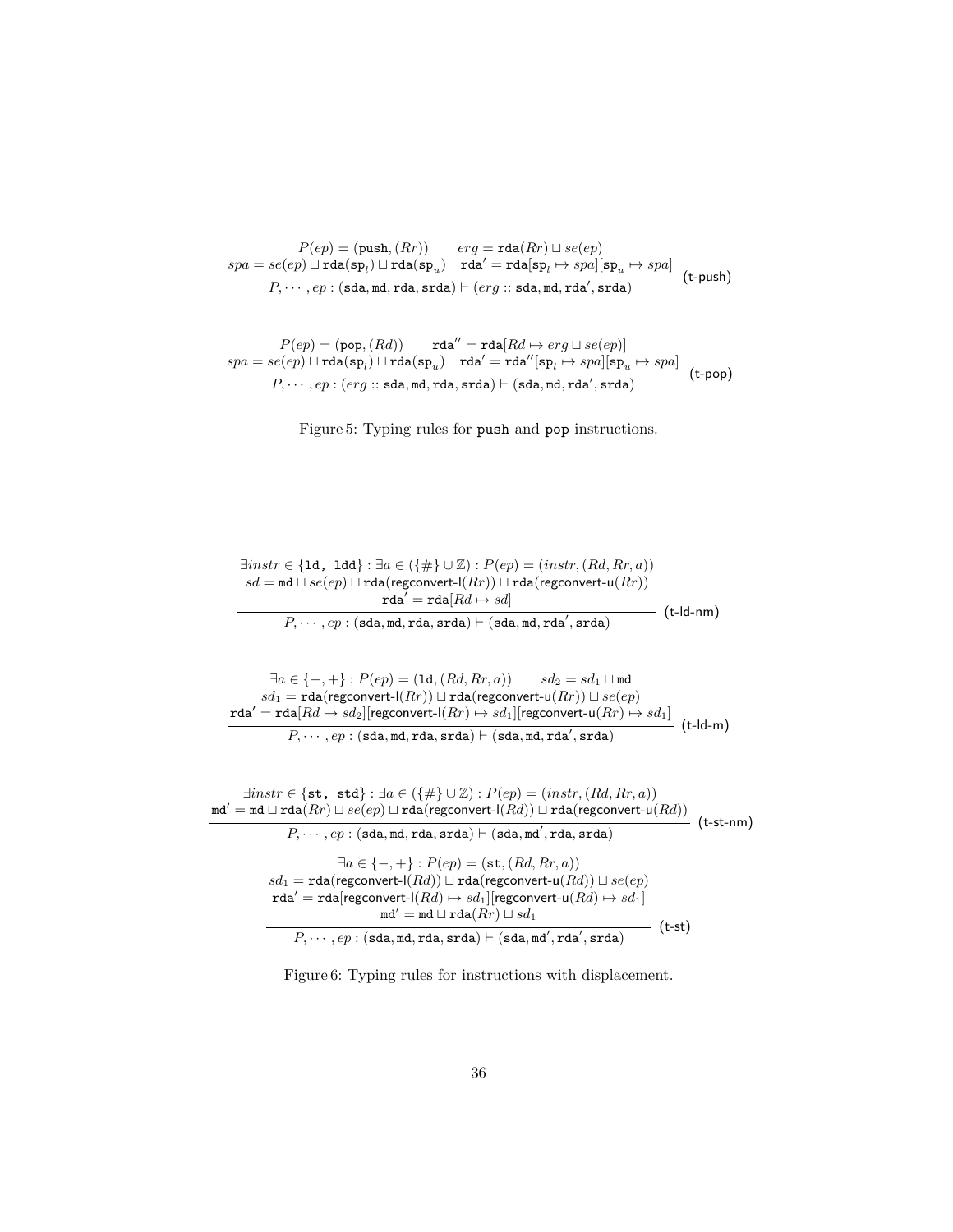$$\frac{\begin{array}{c} P(ep) = (\mathtt{push}, (Rr)) \qquad erg = \mathtt{rda}(Rr) \sqcup se(ep) \\ spa = se(ep) \sqcup \mathtt{rda}(\mathtt{sp}_l) \sqcup \mathtt{rda}(\mathtt{sp}_u) \quad \mathtt{rda}' = \mathtt{rda}[\mathtt{sp}_l \mapsto spa][\mathtt{sp}_u \mapsto spa] \end{array}}{P, \cdots, ep : (\mathtt{sda}, \mathtt{md}, \mathtt{rda}, \mathtt{srda}) \vdash (erg :: \mathtt{sda}, \mathtt{md}, \mathtt{rda}', \mathtt{srda})} \text{ (t-push)}$$

$$\frac{\begin{array}{c} P(ep) = (\mathtt{pop}, (Rd)) \qquad \mathtt{rda}'' = \mathtt{rda}[Rd \mapsto erg \sqcup se(ep)] \\ spa = se(ep) \sqcup \mathtt{rda}(\mathtt{sp}_l) \sqcup \mathtt{rda}(\mathtt{sp}_u) \quad \mathtt{rda}' = \mathtt{rda}''[\mathtt{sp}_l \mapsto spa][\mathtt{sp}_u \mapsto spa] \end{array}}{P, \cdots, ep : (erg :: \mathtt{sda}, \mathtt{md}, \mathtt{rda}, \mathtt{srda}) \vdash (\mathtt{sda}, \mathtt{md}, \mathtt{rda}', \mathtt{srda})} \text{ (t-pop)}$$

Figure 5: Typing rules for push and pop instructions.

$$\frac{\begin{array}{c} \exists instr \in \{\mathtt{ld},\ \mathtt{ldd}\} : \exists a \in (\{\#\} \cup \mathbb{Z}) : P(ep) = (instr, (Rd, Rr, a)) \\ sd = \mathtt{md} \sqcup se(ep) \sqcup \mathtt{rda}(\textsf{regconvert-l}(Rr)) \sqcup \mathtt{rda}(\textsf{regconvert-u}(Rr)) \\ \mathtt{rda}' = \mathtt{rda}[Rd \mapsto sd] \end{array}}{P, \cdots, ep : (\mathtt{sda}, \mathtt{md}, \mathtt{rda}, \mathtt{srda}) \vdash (\mathtt{sda}, \mathtt{md}, \mathtt{rda}', \mathtt{srda})} \text{ (t-ld-nm)}$$

$$\frac{\begin{array}{c} \exists a \in \{-,+\} : P(ep) = (\mathtt{ld}, (Rd, Rr, a)) \qquad sd_2 = sd_1 \sqcup \mathtt{md} \\ sd_1 = \mathtt{rda}(\textsf{regconvert-l}(Rr)) \sqcup \mathtt{rda}(\textsf{regconvert-u}(Rr)) \sqcup se(ep) \\ \mathtt{rda}' = \mathtt{rda}[Rd \mapsto sd_2][\textsf{regconvert-l}(Rr) \mapsto sd_1][\textsf{regconvert-u}(Rr) \mapsto sd_1] \end{array}}{P, \cdots, ep : (\mathtt{sda}, \mathtt{md}, \mathtt{rda}, \mathtt{srda}) \vdash (\mathtt{sda}, \mathtt{md}, \mathtt{rda}', \mathtt{srda})} \text{ (t-ld-m)}$$

$$\frac{\begin{array}{c} \exists instr \in \{\mathtt{st},\ \mathtt{std}\} : \exists a \in (\{\#\} \cup \mathbb{Z}) : P(ep) = (instr, (Rd, Rr, a)) \\ \mathtt{md}' = \mathtt{md} \sqcup \mathtt{rda}(Rr) \sqcup se(ep) \sqcup \mathtt{rda}(\textsf{regconvert-l}(Rd)) \sqcup \mathtt{rda}(\textsf{regconvert-u}(Rd)) \end{array}}{P, \cdots, ep : (\mathtt{sda}, \mathtt{md}, \mathtt{rda}, \mathtt{srda}) \vdash (\mathtt{sda}, \mathtt{md}', \mathtt{rda}, \mathtt{srda})} \text{ (t-st-nm)}$$

$$\frac{\begin{array}{c} \exists a \in \{-,+\} : P(ep) = (\mathtt{st}, (Rd, Rr, a)) \\ sd_1 = \mathtt{rda}(\textsf{regconvert-l}(Rd)) \sqcup \mathtt{rda}(\textsf{regconvert-u}(Rd)) \sqcup se(ep) \\ \mathtt{rda}' = \mathtt{rda}[\textsf{regconvert-l}(Rd) \mapsto sd_1][\textsf{regconvert-u}(Rd) \mapsto sd_1] \\ \mathtt{md}' = \mathtt{md} \sqcup \mathtt{rda}(Rr) \sqcup sd_1 \end{array}}{P, \cdots, ep : (\mathtt{sda}, \mathtt{md}, \mathtt{rda}, \mathtt{srda}) \vdash (\mathtt{sda}, \mathtt{md}', \mathtt{rda}', \mathtt{srda})} \text{ (t-st)}$$

Figure 6: Typing rules for instructions with displacement.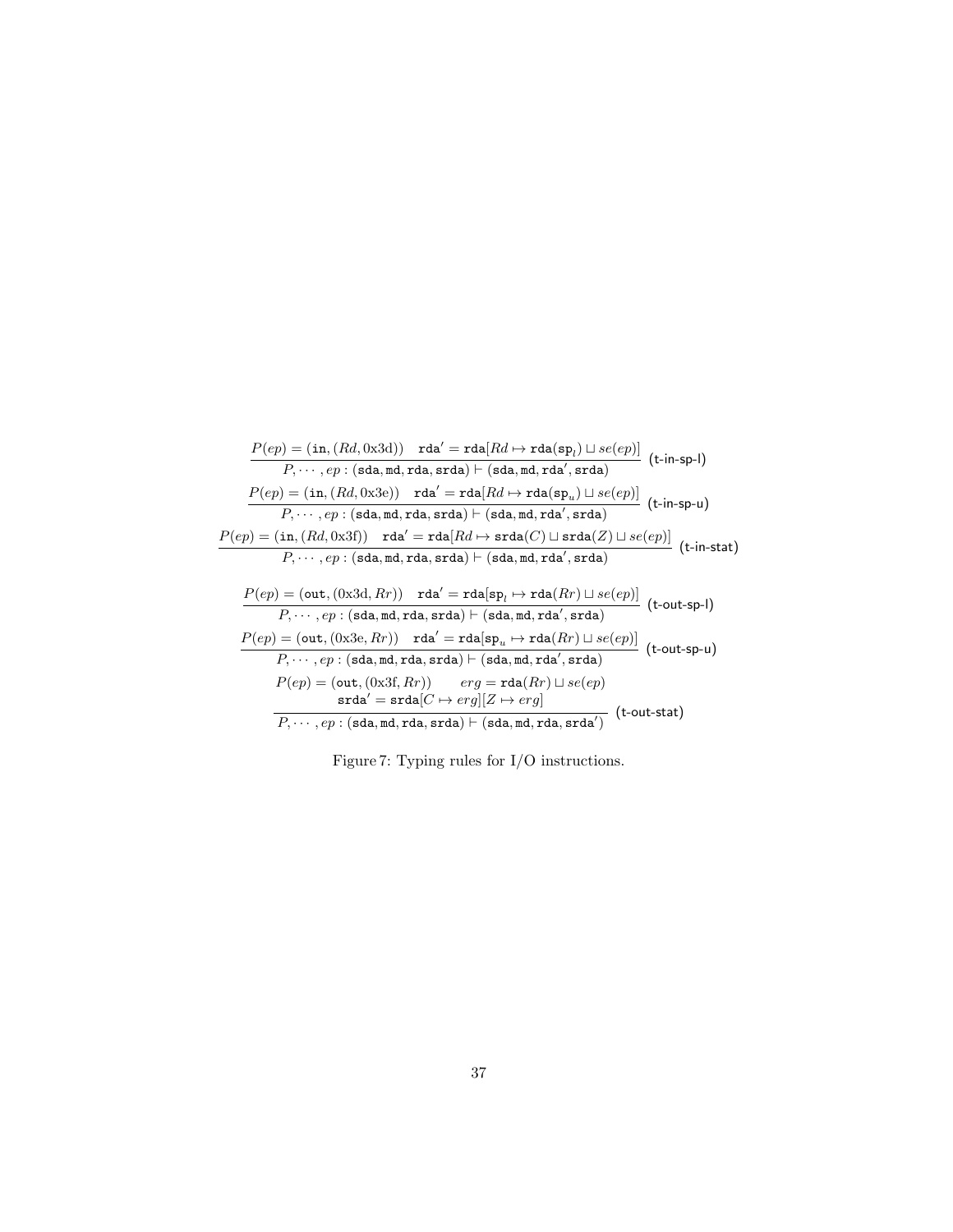$$\frac{P(ep) = (\mathtt{in}, (Rd, \text{0x3d})) \quad \mathtt{rda}' = \mathtt{rda}[Rd \mapsto \mathtt{rda}(\mathtt{sp}_l) \sqcup se(ep)]}{P, \cdots, ep : (\mathtt{sda}, \mathtt{md}, \mathtt{rda}, \mathtt{srda}) \vdash (\mathtt{sda}, \mathtt{md}, \mathtt{rda}', \mathtt{srda})} \ \textsf{(t-in-sp-l)}$$

$$\frac{P(ep) = (\mathtt{in}, (Rd, \text{0x3e})) \quad \mathtt{rda}' = \mathtt{rda}[Rd \mapsto \mathtt{rda}(\mathtt{sp}_u) \sqcup se(ep)]}{P, \cdots, ep : (\mathtt{sda}, \mathtt{md}, \mathtt{rda}, \mathtt{srda}) \vdash (\mathtt{sda}, \mathtt{md}, \mathtt{rda}', \mathtt{srda})} \ \textsf{(t-in-sp-u)}$$

$$\frac{P(ep) = (\mathtt{in}, (Rd, \text{0x3f})) \quad \mathtt{rda}' = \mathtt{rda}[Rd \mapsto \mathtt{srda}(C) \sqcup \mathtt{srda}(Z) \sqcup se(ep)]}{P, \cdots, ep : (\mathtt{sda}, \mathtt{md}, \mathtt{rda}, \mathtt{srda}) \vdash (\mathtt{sda}, \mathtt{md}, \mathtt{rda}', \mathtt{srda})} \ \textsf{(t-in-stat)}$$

$$\frac{P(ep) = (\mathtt{out}, (\text{0x3d}, Rr)) \quad \mathtt{rda}' = \mathtt{rda}[\mathtt{sp}_l \mapsto \mathtt{rda}(Rr) \sqcup se(ep)]}{P, \cdots, ep : (\mathtt{sda}, \mathtt{md}, \mathtt{rda}, \mathtt{srda}) \vdash (\mathtt{sda}, \mathtt{md}, \mathtt{rda}', \mathtt{srda})} \ \textsf{(t-out-sp-l)}$$

$$\frac{P(ep) = (\mathtt{out}, (\text{0x3e}, Rr)) \quad \mathtt{rda}' = \mathtt{rda}[\mathtt{sp}_u \mapsto \mathtt{rda}(Rr) \sqcup se(ep)]}{P, \cdots, ep : (\mathtt{sda}, \mathtt{md}, \mathtt{rda}, \mathtt{srda}) \vdash (\mathtt{sda}, \mathtt{md}, \mathtt{rda}', \mathtt{srda})} \ \textsf{(t-out-sp-u)}$$

$$\frac{\begin{array}{c} P(ep) = (\mathtt{out}, (\text{0x3f}, Rr)) \qquad erg = \mathtt{rda}(Rr) \sqcup se(ep) \\ \mathtt{srda}' = \mathtt{srda}[C \mapsto erg][Z \mapsto erg] \end{array}}{P, \cdots, ep : (\mathtt{sda}, \mathtt{md}, \mathtt{rda}, \mathtt{srda}) \vdash (\mathtt{sda}, \mathtt{md}, \mathtt{rda}, \mathtt{srda}')} \ \textsf{(t-out-stat)}$$

Figure 7: Typing rules for I/O instructions.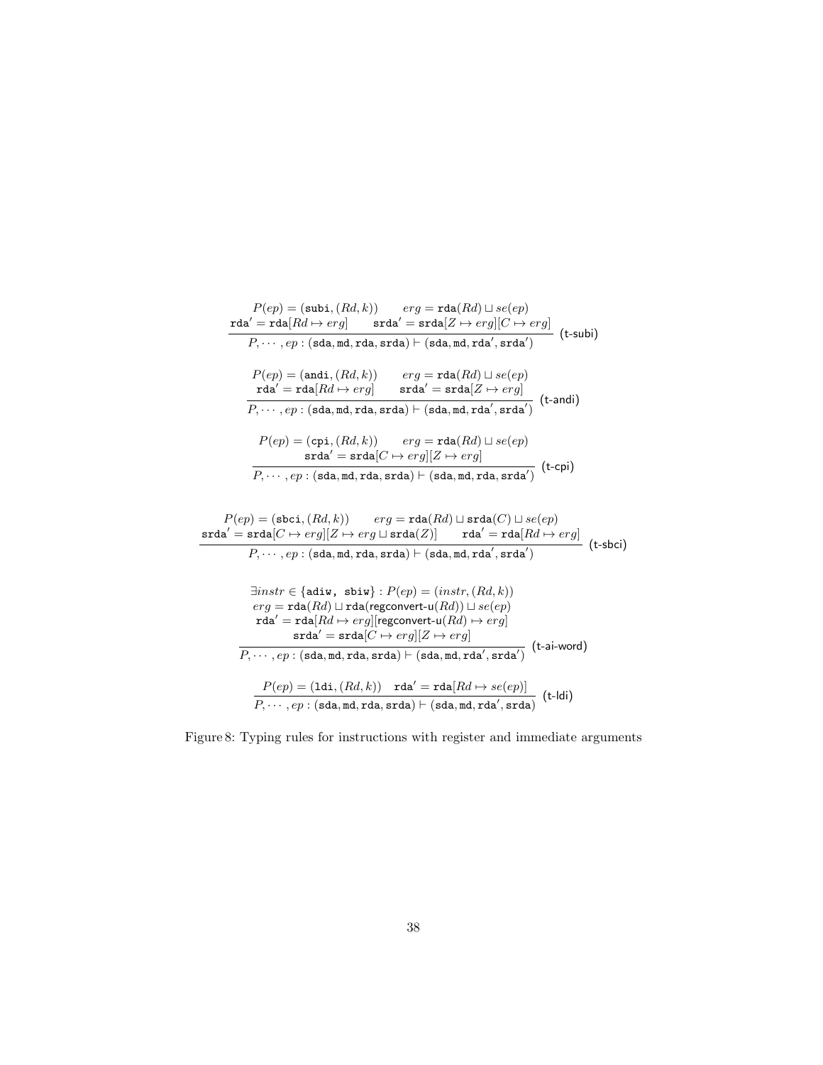$$\frac{\begin{array}{c} P(ep) = (\texttt{subi}, (Rd, k)) \qquad erg = \texttt{rda}(Rd) \sqcup se(ep) \\ \texttt{rda}' = \texttt{rda}[Rd \mapsto erg] \qquad \texttt{srda}' = \texttt{srda}[Z \mapsto erg][C \mapsto erg] \end{array}}{P, \cdots, ep : (\texttt{sda}, \texttt{md}, \texttt{rda}, \texttt{srda}) \vdash (\texttt{sda}, \texttt{md}, \texttt{rda}', \texttt{srda}')} \text{ (t-subi)}$$

$$\frac{\begin{array}{c} P(ep) = (\texttt{andi}, (Rd, k)) \qquad erg = \texttt{rda}(Rd) \sqcup se(ep) \\ \texttt{rda}' = \texttt{rda}[Rd \mapsto erg] \qquad \texttt{srda}' = \texttt{srda}[Z \mapsto erg] \end{array}}{P, \cdots, ep : (\texttt{sda}, \texttt{md}, \texttt{rda}, \texttt{srda}) \vdash (\texttt{sda}, \texttt{md}, \texttt{rda}', \texttt{srda}')} \text{ (t-andi)}$$

$$\frac{\begin{array}{c} P(ep) = (\texttt{cpi}, (Rd, k)) \qquad erg = \texttt{rda}(Rd) \sqcup se(ep) \\ \texttt{srda}' = \texttt{srda}[C \mapsto erg][Z \mapsto erg] \end{array}}{P, \cdots, ep : (\texttt{sda}, \texttt{md}, \texttt{rda}, \texttt{srda}) \vdash (\texttt{sda}, \texttt{md}, \texttt{rda}, \texttt{srda}')} \text{ (t-cpi)}$$

$$\frac{\begin{array}{c} P(ep) = (\texttt{sbci}, (Rd, k)) \qquad erg = \texttt{rda}(Rd) \sqcup \texttt{srda}(C) \sqcup se(ep) \\ \texttt{srda}' = \texttt{srda}[C \mapsto erg][Z \mapsto erg \sqcup \texttt{srda}(Z)] \qquad \texttt{rda}' = \texttt{rda}[Rd \mapsto erg] \end{array}}{P, \cdots, ep : (\texttt{sda}, \texttt{md}, \texttt{rda}, \texttt{srda}) \vdash (\texttt{sda}, \texttt{md}, \texttt{rda}', \texttt{srda}')} \text{ (t-sbci)}$$

$$\frac{\begin{array}{c} \exists instr \in \{\texttt{adiw},\ \texttt{sbiw}\} : P(ep) = (instr, (Rd, k)) \\ erg = \texttt{rda}(Rd) \sqcup \texttt{rda}(\textsf{regconvert-u}(Rd)) \sqcup se(ep) \\ \texttt{rda}' = \texttt{rda}[Rd \mapsto erg][\textsf{regconvert-u}(Rd) \mapsto erg] \\ \texttt{srda}' = \texttt{srda}[C \mapsto erg][Z \mapsto erg] \end{array}}{P, \cdots, ep : (\texttt{sda}, \texttt{md}, \texttt{rda}, \texttt{srda}) \vdash (\texttt{sda}, \texttt{md}, \texttt{rda}', \texttt{srda}')} \text{ (t-ai-word)}$$

$$\frac{P(ep) = (\texttt{ldi}, (Rd, k)) \quad \texttt{rda}' = \texttt{rda}[Rd \mapsto se(ep)]}{P, \cdots, ep : (\texttt{sda}, \texttt{md}, \texttt{rda}, \texttt{srda}) \vdash (\texttt{sda}, \texttt{md}, \texttt{rda}', \texttt{srda})} \text{ (t-ldi)}$$

Figure 8: Typing rules for instructions with register and immediate arguments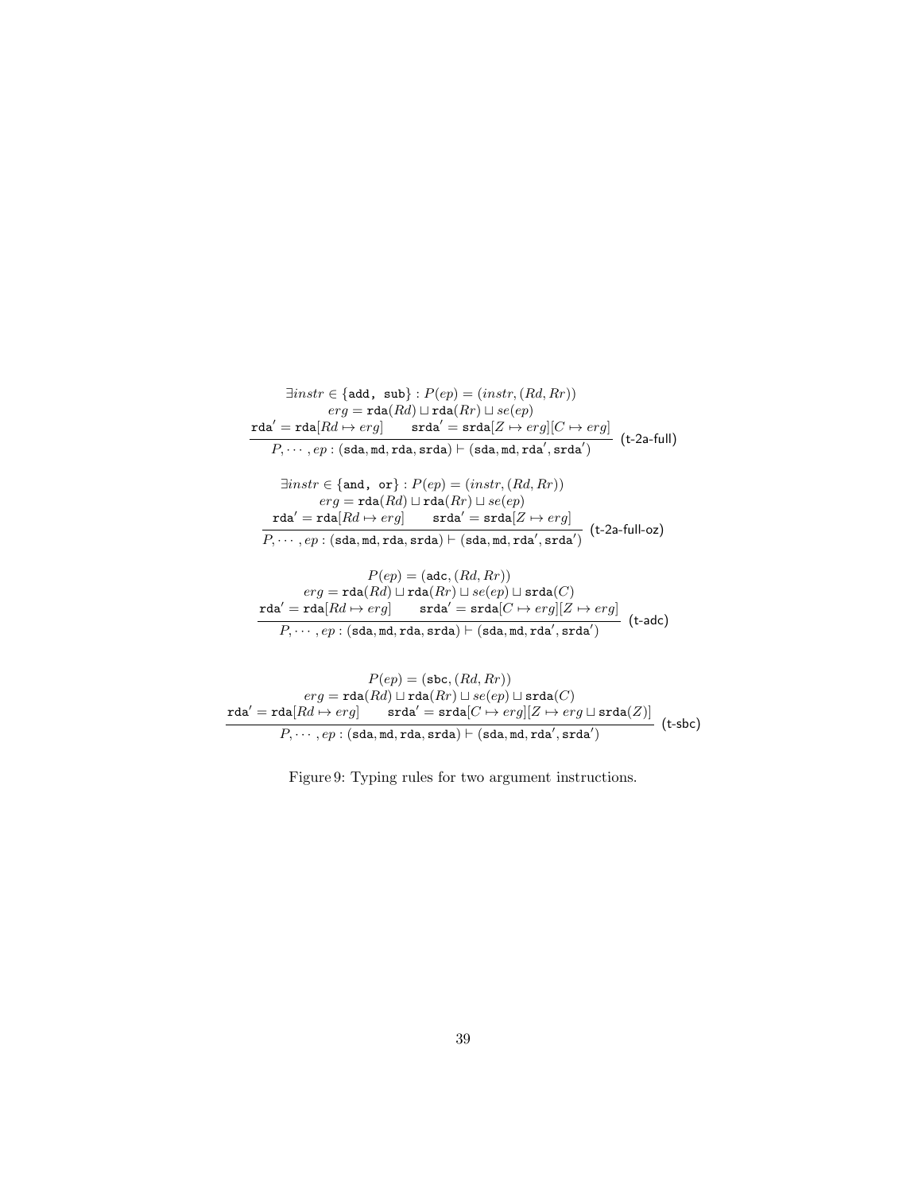$$
\frac{\begin{array}{c}\exists instr \in \{\texttt{add, sub}\} : P(ep) = (instr, (Rd, Rr)) \\ erg = \texttt{rda}(Rd) \sqcup \texttt{rda}(Rr) \sqcup se(ep) \\ \texttt{rda}' = \texttt{rda}[Rd \mapsto erg] \qquad \texttt{srda}' = \texttt{srda}[Z \mapsto erg][C \mapsto erg]\end{array}}{P, \cdots, ep : (\texttt{sda}, \texttt{md}, \texttt{rda}, \texttt{srda}) \vdash (\texttt{sda}, \texttt{md}, \texttt{rda}', \texttt{srda}')} \text{ (t-2a-full)}
$$

$$
\frac{\begin{array}{c}\exists instr \in \{\texttt{and, or}\} : P(ep) = (instr, (Rd, Rr)) \\ erg = \texttt{rda}(Rd) \sqcup \texttt{rda}(Rr) \sqcup se(ep) \\ \texttt{rda}' = \texttt{rda}[Rd \mapsto erg] \qquad \texttt{srda}' = \texttt{srda}[Z \mapsto erg]\end{array}}{P, \cdots, ep : (\texttt{sda}, \texttt{md}, \texttt{rda}, \texttt{srda}) \vdash (\texttt{sda}, \texttt{md}, \texttt{rda}', \texttt{srda}')} \text{ (t-2a-full-oz)}
$$

$$
\frac{\begin{array}{c}P(ep) = (\texttt{adc}, (Rd, Rr)) \\ erg = \texttt{rda}(Rd) \sqcup \texttt{rda}(Rr) \sqcup se(ep) \sqcup \texttt{srda}(C) \\ \texttt{rda}' = \texttt{rda}[Rd \mapsto erg] \qquad \texttt{srda}' = \texttt{srda}[C \mapsto erg][Z \mapsto erg]\end{array}}{P, \cdots, ep : (\texttt{sda}, \texttt{md}, \texttt{rda}, \texttt{srda}) \vdash (\texttt{sda}, \texttt{md}, \texttt{rda}', \texttt{srda}')} \text{ (t-adc)}
$$

$$
\frac{\begin{array}{c}P(ep) = (\texttt{sbc}, (Rd, Rr)) \\ erg = \texttt{rda}(Rd) \sqcup \texttt{rda}(Rr) \sqcup se(ep) \sqcup \texttt{srda}(C) \\ \texttt{rda}' = \texttt{rda}[Rd \mapsto erg] \qquad \texttt{srda}' = \texttt{srda}[C \mapsto erg][Z \mapsto erg \sqcup \texttt{srda}(Z)]\end{array}}{P, \cdots, ep : (\texttt{sda}, \texttt{md}, \texttt{rda}, \texttt{srda}) \vdash (\texttt{sda}, \texttt{md}, \texttt{rda}', \texttt{srda}')} \text{ (t-sbc)}
$$

Figure 9: Typing rules for two argument instructions.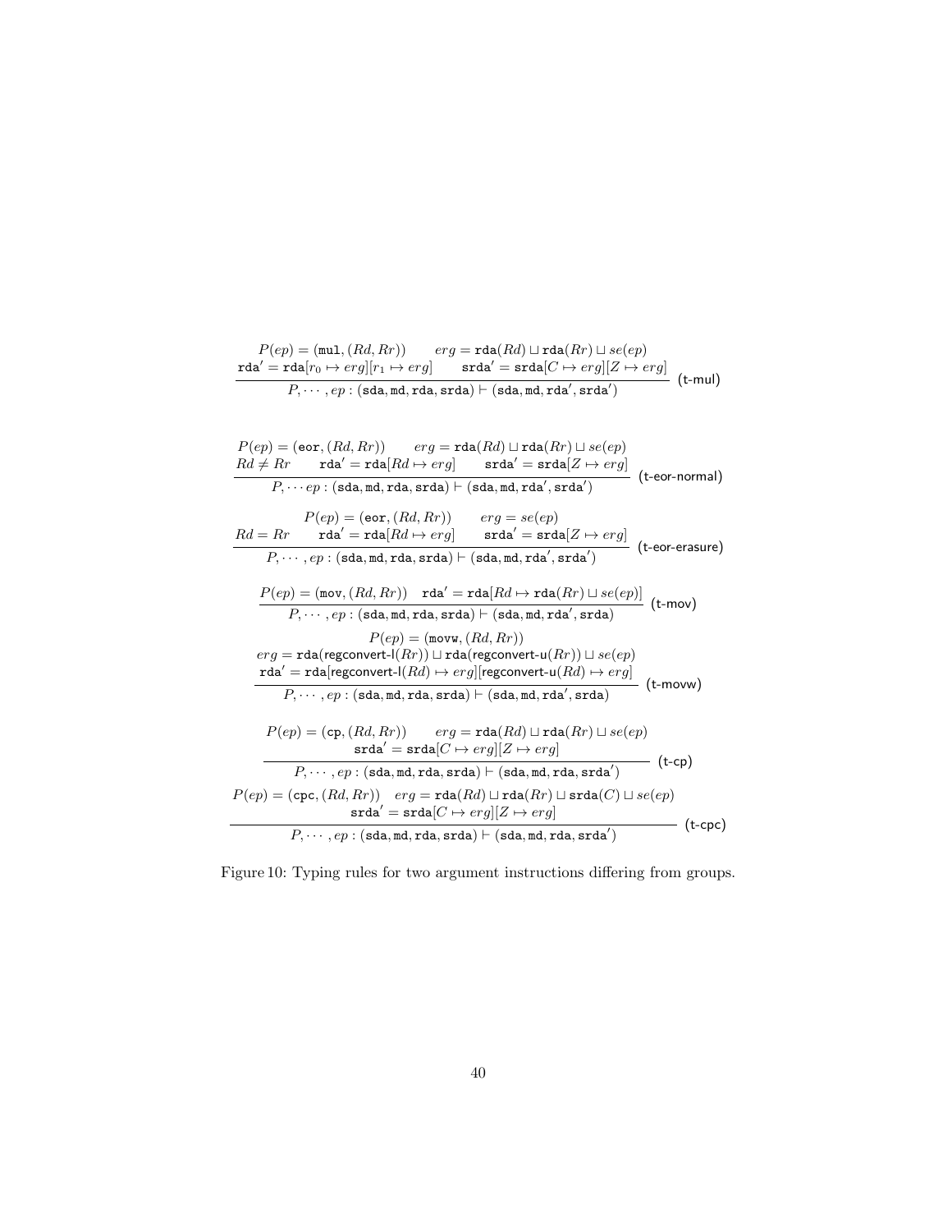$$\frac{\begin{array}{c} P(ep) = (\mathtt{mul}, (Rd, Rr)) \qquad erg = \mathtt{rda}(Rd) \sqcup \mathtt{rda}(Rr) \sqcup se(ep) \\ \mathtt{rda}' = \mathtt{rda}[r_0 \mapsto erg][r_1 \mapsto erg] \qquad \mathtt{srda}' = \mathtt{srda}[C \mapsto erg][Z \mapsto erg] \end{array}}{P, \cdots, ep : (\mathtt{sda}, \mathtt{md}, \mathtt{rda}, \mathtt{srda}) \vdash (\mathtt{sda}, \mathtt{md}, \mathtt{rda}', \mathtt{srda}')} \text{ (t-mul)}$$

$$\frac{\begin{array}{l} P(ep) = (\mathtt{eor}, (Rd, Rr)) \qquad erg = \mathtt{rda}(Rd) \sqcup \mathtt{rda}(Rr) \sqcup se(ep) \\ Rd \neq Rr \qquad \mathtt{rda}' = \mathtt{rda}[Rd \mapsto erg] \qquad \mathtt{srda}' = \mathtt{srda}[Z \mapsto erg] \end{array}}{P, \cdots ep : (\mathtt{sda}, \mathtt{md}, \mathtt{rda}, \mathtt{srda}) \vdash (\mathtt{sda}, \mathtt{md}, \mathtt{rda}', \mathtt{srda}')} \text{ (t-eor-normal)}$$

$$\frac{\begin{array}{c} P(ep) = (\mathtt{eor}, (Rd, Rr)) \qquad erg = se(ep) \\ Rd = Rr \qquad \mathtt{rda}' = \mathtt{rda}[Rd \mapsto erg] \qquad \mathtt{srda}' = \mathtt{srda}[Z \mapsto erg] \end{array}}{P, \cdots, ep : (\mathtt{sda}, \mathtt{md}, \mathtt{rda}, \mathtt{srda}) \vdash (\mathtt{sda}, \mathtt{md}, \mathtt{rda}', \mathtt{srda}')} \text{ (t-eor-erasure)}$$

$$\frac{P(ep) = (\mathtt{mov}, (Rd, Rr)) \quad \mathtt{rda}' = \mathtt{rda}[Rd \mapsto \mathtt{rda}(Rr) \sqcup se(ep)]}{P, \cdots, ep : (\mathtt{sda}, \mathtt{md}, \mathtt{rda}, \mathtt{srda}) \vdash (\mathtt{sda}, \mathtt{md}, \mathtt{rda}', \mathtt{srda})} \text{ (t-mov)}$$

$$\frac{\begin{array}{c} P(ep) = (\mathtt{movw}, (Rd, Rr)) \\ erg = \mathtt{rda}(\textsf{regconvert-l}(Rr)) \sqcup \mathtt{rda}(\textsf{regconvert-u}(Rr)) \sqcup se(ep) \\ \mathtt{rda}' = \mathtt{rda}[\textsf{regconvert-l}(Rd) \mapsto erg][\textsf{regconvert-u}(Rd) \mapsto erg] \end{array}}{P, \cdots, ep : (\mathtt{sda}, \mathtt{md}, \mathtt{rda}, \mathtt{srda}) \vdash (\mathtt{sda}, \mathtt{md}, \mathtt{rda}', \mathtt{srda})} \text{ (t-movw)}$$

$$\frac{\begin{array}{c} P(ep) = (\mathtt{cp}, (Rd, Rr)) \qquad erg = \mathtt{rda}(Rd) \sqcup \mathtt{rda}(Rr) \sqcup se(ep) \\ \mathtt{srda}' = \mathtt{srda}[C \mapsto erg][Z \mapsto erg] \end{array}}{P, \cdots, ep : (\mathtt{sda}, \mathtt{md}, \mathtt{rda}, \mathtt{srda}) \vdash (\mathtt{sda}, \mathtt{md}, \mathtt{rda}, \mathtt{srda}')} \text{ (t-cp)}$$

$$\frac{\begin{array}{c} P(ep) = (\mathtt{cpc}, (Rd, Rr)) \quad erg = \mathtt{rda}(Rd) \sqcup \mathtt{rda}(Rr) \sqcup \mathtt{srda}(C) \sqcup se(ep) \\ \mathtt{srda}' = \mathtt{srda}[C \mapsto erg][Z \mapsto erg] \end{array}}{P, \cdots, ep : (\mathtt{sda}, \mathtt{md}, \mathtt{rda}, \mathtt{srda}) \vdash (\mathtt{sda}, \mathtt{md}, \mathtt{rda}, \mathtt{srda}')} \text{ (t-cpc)}$$

Figure 10: Typing rules for two argument instructions differing from groups.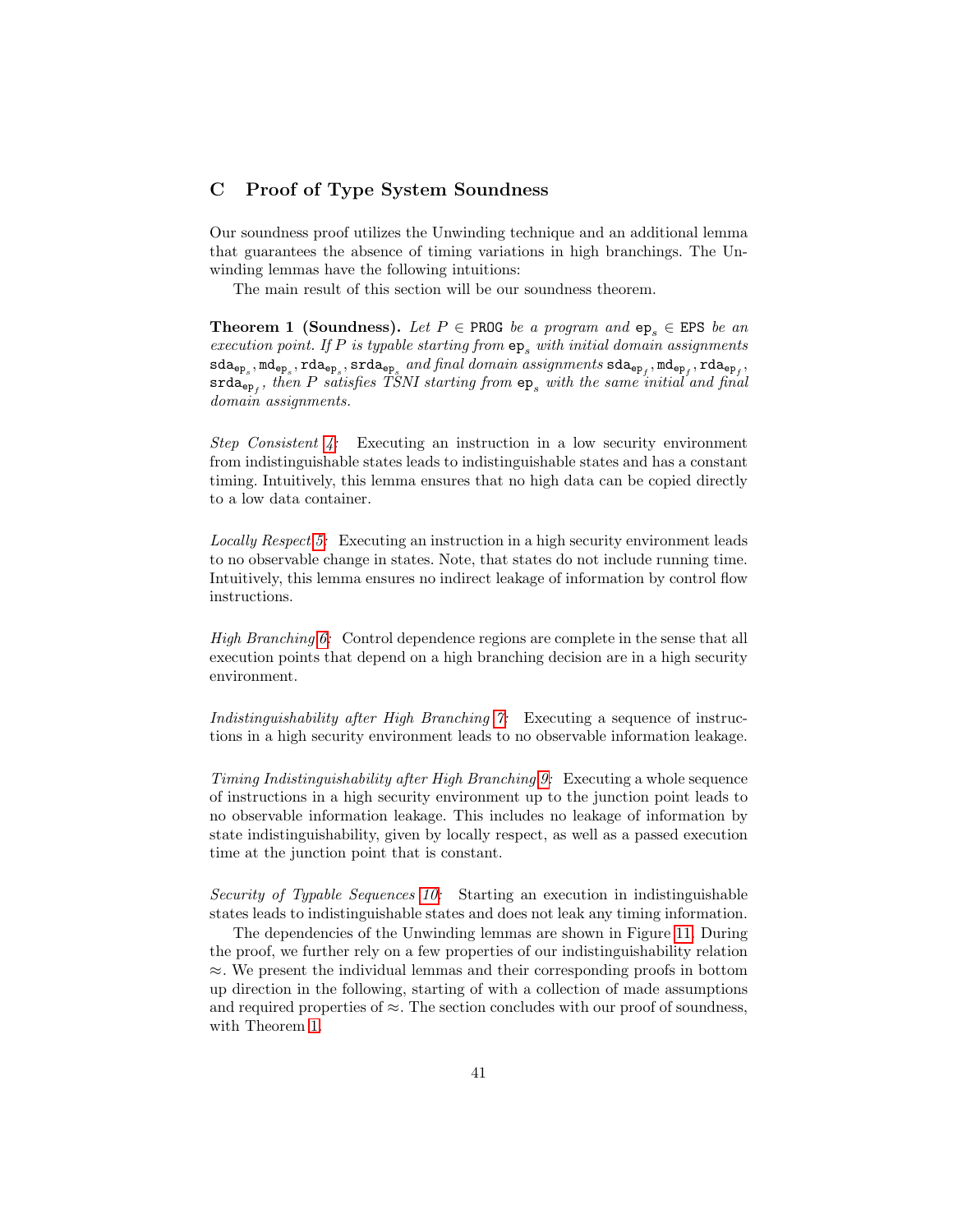# C Proof of Type System Soundness

Our soundness proof utilizes the Unwinding technique and an additional lemma that guarantees the absence of timing variations in high branchings. The Unwinding lemmas have the following intuitions:

The main result of this section will be our soundness theorem.

**Theorem 1 (Soundness).** *Let* $P \in \texttt{PROG}$ *be a program and* $\texttt{ep}_s \in \texttt{EPS}$ *be an execution point. If* $P$ *is typable starting from* $\texttt{ep}_s$ *with initial domain assignments* $\texttt{sda}_{\texttt{ep}_s}, \texttt{md}_{\texttt{ep}_s}, \texttt{rda}_{\texttt{ep}_s}, \texttt{srda}_{\texttt{ep}_s}$ *and final domain assignments* $\texttt{sda}_{\texttt{ep}_f}, \texttt{md}_{\texttt{ep}_f}, \texttt{rda}_{\texttt{ep}_f}$*,* $\texttt{srda}_{\texttt{ep}_f}$*, then* $P$ *satisfies TSNI starting from* $\texttt{ep}_s$ *with the same initial and final domain assignments.*

*Step Consistent 4:* Executing an instruction in a low security environment from indistinguishable states leads to indistinguishable states and has a constant timing. Intuitively, this lemma ensures that no high data can be copied directly to a low data container.

*Locally Respect 5:* Executing an instruction in a high security environment leads to no observable change in states. Note, that states do not include running time. Intuitively, this lemma ensures no indirect leakage of information by control flow instructions.

*High Branching 6:* Control dependence regions are complete in the sense that all execution points that depend on a high branching decision are in a high security environment.

*Indistinguishability after High Branching 7:* Executing a sequence of instructions in a high security environment leads to no observable information leakage.

*Timing Indistinguishability after High Branching 9:* Executing a whole sequence of instructions in a high security environment up to the junction point leads to no observable information leakage. This includes no leakage of information by state indistinguishability, given by locally respect, as well as a passed execution time at the junction point that is constant.

*Security of Typable Sequences 10:* Starting an execution in indistinguishable states leads to indistinguishable states and does not leak any timing information.

The dependencies of the Unwinding lemmas are shown in Figure 11. During the proof, we further rely on a few properties of our indistinguishability relation $\approx$. We present the individual lemmas and their corresponding proofs in bottom up direction in the following, starting of with a collection of made assumptions and required properties of $\approx$. The section concludes with our proof of soundness, with Theorem 1.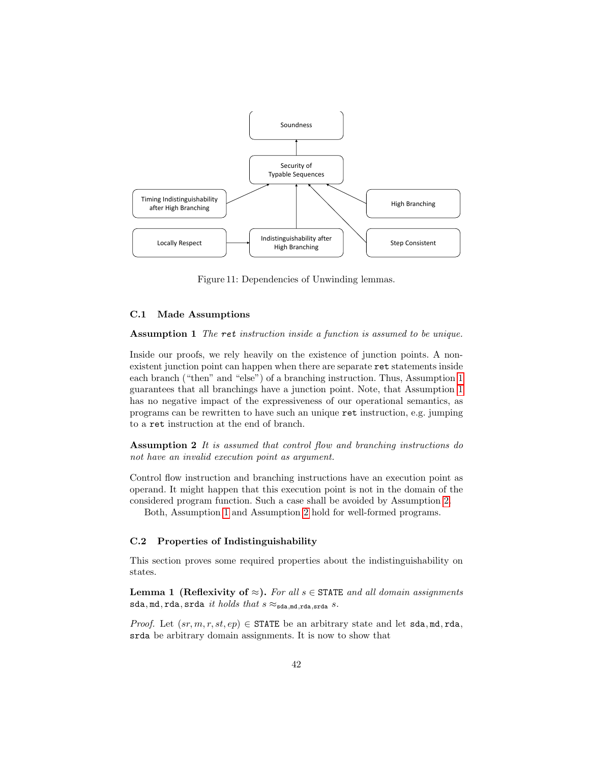Soundness

Security of Typable Sequences

Timing Indistinguishability after High Branching

High Branching

Locally Respect

Indistinguishability after High Branching

Step Consistent

Figure 11: Dependencies of Unwinding lemmas.

### C.1 Made Assumptions

**Assumption 1** *The* `ret` *instruction inside a function is assumed to be unique.*

Inside our proofs, we rely heavily on the existence of junction points. A non-existent junction point can happen when there are separate `ret` statements inside each branch ("then" and "else") of a branching instruction. Thus, Assumption 1 guarantees that all branchings have a junction point. Note, that Assumption 1 has no negative impact of the expressiveness of our operational semantics, as programs can be rewritten to have such an unique `ret` instruction, e.g. jumping to a `ret` instruction at the end of branch.

**Assumption 2** *It is assumed that control flow and branching instructions do not have an invalid execution point as argument.*

Control flow instruction and branching instructions have an execution point as operand. It might happen that this execution point is not in the domain of the considered program function. Such a case shall be avoided by Assumption 2.

Both, Assumption 1 and Assumption 2 hold for well-formed programs.

### C.2 Properties of Indistinguishability

This section proves some required properties about the indistinguishability on states.

**Lemma 1 (Reflexivity of $\approx$).** *For all $s \in \texttt{STATE}$ and all domain assignments* $\texttt{sda}, \texttt{md}, \texttt{rda}, \texttt{srda}$ *it holds that* $s \approx_{\texttt{sda},\texttt{md},\texttt{rda},\texttt{srda}} s$.

*Proof.* Let $(sr, m, r, st, ep) \in \texttt{STATE}$ be an arbitrary state and let $\texttt{sda}, \texttt{md}, \texttt{rda}$, $\texttt{srda}$ be arbitrary domain assignments. It is now to show that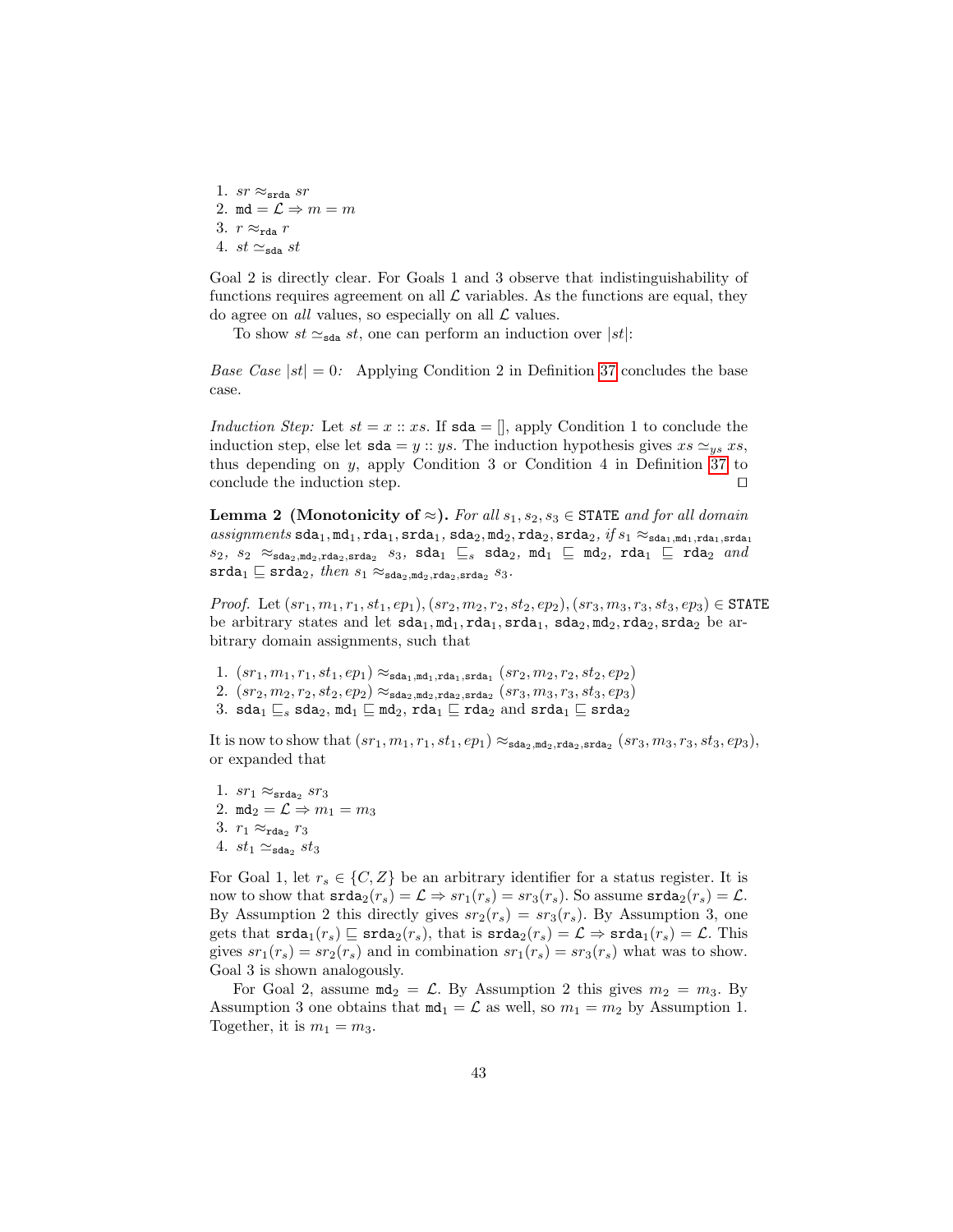1. $sr \approx_{\mathtt{srda}} sr$
2. $\mathtt{md} = \mathcal{L} \Rightarrow m = m$
3. $r \approx_{\mathtt{rda}} r$
4. $st \simeq_{\mathtt{sda}} st$

Goal 2 is directly clear. For Goals 1 and 3 observe that indistinguishability of functions requires agreement on all $\mathcal{L}$ variables. As the functions are equal, they do agree on *all* values, so especially on all $\mathcal{L}$ values.

To show $st \simeq_{\mathtt{sda}} st$, one can perform an induction over $|st|$:

*Base Case* $|st| = 0$*:* Applying Condition 2 in Definition 37 concludes the base case.

*Induction Step:* Let $st = x :: xs$. If $\mathtt{sda} = []$, apply Condition 1 to conclude the induction step, else let $\mathtt{sda} = y :: ys$. The induction hypothesis gives $xs \simeq_{ys} xs$, thus depending on $y$, apply Condition 3 or Condition 4 in Definition 37 to conclude the induction step. □

**Lemma 2 (Monotonicity of $\approx$).** *For all $s_1, s_2, s_3 \in \mathtt{STATE}$ and for all domain assignments $\mathtt{sda}_1, \mathtt{md}_1, \mathtt{rda}_1, \mathtt{srda}_1, \mathtt{sda}_2, \mathtt{md}_2, \mathtt{rda}_2, \mathtt{srda}_2$, if $s_1 \approx_{\mathtt{sda}_1,\mathtt{md}_1,\mathtt{rda}_1,\mathtt{srda}_1} s_2$, $s_2 \approx_{\mathtt{sda}_2,\mathtt{md}_2,\mathtt{rda}_2,\mathtt{srda}_2} s_3$, $\mathtt{sda}_1 \sqsubseteq_s \mathtt{sda}_2$, $\mathtt{md}_1 \sqsubseteq \mathtt{md}_2$, $\mathtt{rda}_1 \sqsubseteq \mathtt{rda}_2$ and $\mathtt{srda}_1 \sqsubseteq \mathtt{srda}_2$, then $s_1 \approx_{\mathtt{sda}_2,\mathtt{md}_2,\mathtt{rda}_2,\mathtt{srda}_2} s_3$.*

*Proof.* Let $(sr_1, m_1, r_1, st_1, ep_1), (sr_2, m_2, r_2, st_2, ep_2), (sr_3, m_3, r_3, st_3, ep_3) \in \mathtt{STATE}$ be arbitrary states and let $\mathtt{sda}_1, \mathtt{md}_1, \mathtt{rda}_1, \mathtt{srda}_1, \mathtt{sda}_2, \mathtt{md}_2, \mathtt{rda}_2, \mathtt{srda}_2$ be arbitrary domain assignments, such that

1. $(sr_1, m_1, r_1, st_1, ep_1) \approx_{\mathtt{sda}_1,\mathtt{md}_1,\mathtt{rda}_1,\mathtt{srda}_1} (sr_2, m_2, r_2, st_2, ep_2)$
2. $(sr_2, m_2, r_2, st_2, ep_2) \approx_{\mathtt{sda}_2,\mathtt{md}_2,\mathtt{rda}_2,\mathtt{srda}_2} (sr_3, m_3, r_3, st_3, ep_3)$
3. $\mathtt{sda}_1 \sqsubseteq_s \mathtt{sda}_2$, $\mathtt{md}_1 \sqsubseteq \mathtt{md}_2$, $\mathtt{rda}_1 \sqsubseteq \mathtt{rda}_2$ and $\mathtt{srda}_1 \sqsubseteq \mathtt{srda}_2$

It is now to show that $(sr_1, m_1, r_1, st_1, ep_1) \approx_{\mathtt{sda}_2,\mathtt{md}_2,\mathtt{rda}_2,\mathtt{srda}_2} (sr_3, m_3, r_3, st_3, ep_3)$, or expanded that

1. $sr_1 \approx_{\mathtt{srda}_2} sr_3$
2. $\mathtt{md}_2 = \mathcal{L} \Rightarrow m_1 = m_3$
3. $r_1 \approx_{\mathtt{rda}_2} r_3$
4. $st_1 \simeq_{\mathtt{sda}_2} st_3$

For Goal 1, let $r_s \in \{C, Z\}$ be an arbitrary identifier for a status register. It is now to show that $\mathtt{srda}_2(r_s) = \mathcal{L} \Rightarrow sr_1(r_s) = sr_3(r_s)$. So assume $\mathtt{srda}_2(r_s) = \mathcal{L}$. By Assumption 2 this directly gives $sr_2(r_s) = sr_3(r_s)$. By Assumption 3, one gets that $\mathtt{srda}_1(r_s) \sqsubseteq \mathtt{srda}_2(r_s)$, that is $\mathtt{srda}_2(r_s) = \mathcal{L} \Rightarrow \mathtt{srda}_1(r_s) = \mathcal{L}$. This gives $sr_1(r_s) = sr_2(r_s)$ and in combination $sr_1(r_s) = sr_3(r_s)$ what was to show. Goal 3 is shown analogously.

For Goal 2, assume $\mathtt{md}_2 = \mathcal{L}$. By Assumption 2 this gives $m_2 = m_3$. By Assumption 3 one obtains that $\mathtt{md}_1 = \mathcal{L}$ as well, so $m_1 = m_2$ by Assumption 1. Together, it is $m_1 = m_3$.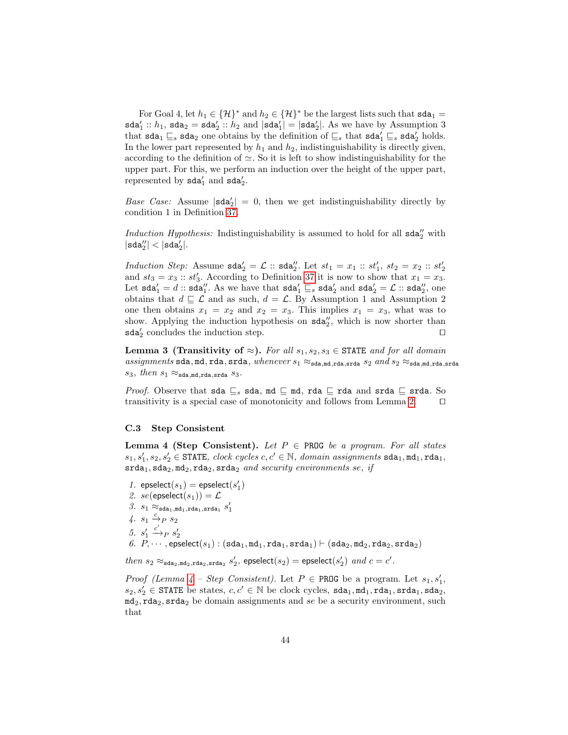For Goal 4, let $h_1 \in \{\mathcal{H}\}^*$ and $h_2 \in \{\mathcal{H}\}^*$ be the largest lists such that $\texttt{sda}_1 = \texttt{sda}'_1 :: h_1$, $\texttt{sda}_2 = \texttt{sda}'_2 :: h_2$ and $|\texttt{sda}'_1| = |\texttt{sda}'_2|$. As we have by Assumption 3 that $\texttt{sda}_1 \sqsubseteq_s \texttt{sda}_2$ one obtains by the definition of $\sqsubseteq_s$ that $\texttt{sda}'_1 \sqsubseteq_s \texttt{sda}'_2$ holds. In the lower part represented by $h_1$ and $h_2$, indistinguishability is directly given, according to the definition of $\simeq$. So it is left to show indistinguishability for the upper part. For this, we perform an induction over the height of the upper part, represented by $\texttt{sda}'_1$ and $\texttt{sda}'_2$.

*Base Case:* Assume $|\texttt{sda}'_2| = 0$, then we get indistinguishability directly by condition 1 in Definition 37.

*Induction Hypothesis:* Indistinguishability is assumed to hold for all $\texttt{sda}''_2$ with $|\texttt{sda}''_2| < |\texttt{sda}'_2|$.

*Induction Step:* Assume $\texttt{sda}'_2 = \mathcal{L} :: \texttt{sda}''_2$. Let $st_1 = x_1 :: st'_1$, $st_2 = x_2 :: st'_2$ and $st_3 = x_3 :: st'_3$. According to Definition 37 it is now to show that $x_1 = x_3$. Let $\texttt{sda}'_1 = d :: \texttt{sda}''_1$. As we have that $\texttt{sda}'_1 \sqsubseteq_s \texttt{sda}'_2$ and $\texttt{sda}'_2 = \mathcal{L} :: \texttt{sda}''_2$, one obtains that $d \sqsubseteq \mathcal{L}$ and as such, $d = \mathcal{L}$. By Assumption 1 and Assumption 2 one then obtains $x_1 = x_2$ and $x_2 = x_3$. This implies $x_1 = x_3$, what was to show. Applying the induction hypothesis on $\texttt{sda}''_2$, which is now shorter than $\texttt{sda}'_2$ concludes the induction step. ◻

**Lemma 3 (Transitivity of $\approx$).** *For all $s_1, s_2, s_3 \in \texttt{STATE}$ and for all domain assignments $\texttt{sda}, \texttt{md}, \texttt{rda}, \texttt{srda}$, whenever $s_1 \approx_{\texttt{sda},\texttt{md},\texttt{rda},\texttt{srda}} s_2$ and $s_2 \approx_{\texttt{sda},\texttt{md},\texttt{rda},\texttt{srda}} s_3$, then $s_1 \approx_{\texttt{sda},\texttt{md},\texttt{rda},\texttt{srda}} s_3$.*

*Proof.* Observe that $\texttt{sda} \sqsubseteq_s \texttt{sda}$, $\texttt{md} \sqsubseteq \texttt{md}$, $\texttt{rda} \sqsubseteq \texttt{rda}$ and $\texttt{srda} \sqsubseteq \texttt{srda}$. So transitivity is a special case of monotonicity and follows from Lemma 2. ◻

### C.3 Step Consistent

**Lemma 4 (Step Consistent).** *Let $P \in \texttt{PROG}$ be a program. For all states $s_1, s'_1, s_2, s'_2 \in \texttt{STATE}$, clock cycles $c, c' \in \mathbb{N}$, domain assignments $\texttt{sda}_1, \texttt{md}_1, \texttt{rda}_1, \texttt{srda}_1, \texttt{sda}_2, \texttt{md}_2, \texttt{rda}_2, \texttt{srda}_2$ and security environments se, if*

1. $\mathsf{epselect}(s_1) = \mathsf{epselect}(s'_1)$
2. $se(\mathsf{epselect}(s_1)) = \mathcal{L}$
3. $s_1 \approx_{\texttt{sda}_1,\texttt{md}_1,\texttt{rda}_1,\texttt{srda}_1} s'_1$
4. $s_1 \xrightarrow{c}_P s_2$
5. $s'_1 \xrightarrow{c'}_P s'_2$
6. $P, \cdots, \mathsf{epselect}(s_1) : (\texttt{sda}_1, \texttt{md}_1, \texttt{rda}_1, \texttt{srda}_1) \vdash (\texttt{sda}_2, \texttt{md}_2, \texttt{rda}_2, \texttt{srda}_2)$

*then $s_2 \approx_{\texttt{sda}_2,\texttt{md}_2,\texttt{rda}_2,\texttt{srda}_2} s'_2$, $\mathsf{epselect}(s_2) = \mathsf{epselect}(s'_2)$ and $c = c'$.*

*Proof (Lemma 4 – Step Consistent).* Let $P \in \texttt{PROG}$ be a program. Let $s_1, s'_1, s_2, s'_2 \in \texttt{STATE}$ be states, $c, c' \in \mathbb{N}$ be clock cycles, $\texttt{sda}_1, \texttt{md}_1, \texttt{rda}_1, \texttt{srda}_1, \texttt{sda}_2, \texttt{md}_2, \texttt{rda}_2, \texttt{srda}_2$ be domain assignments and $se$ be a security environment, such that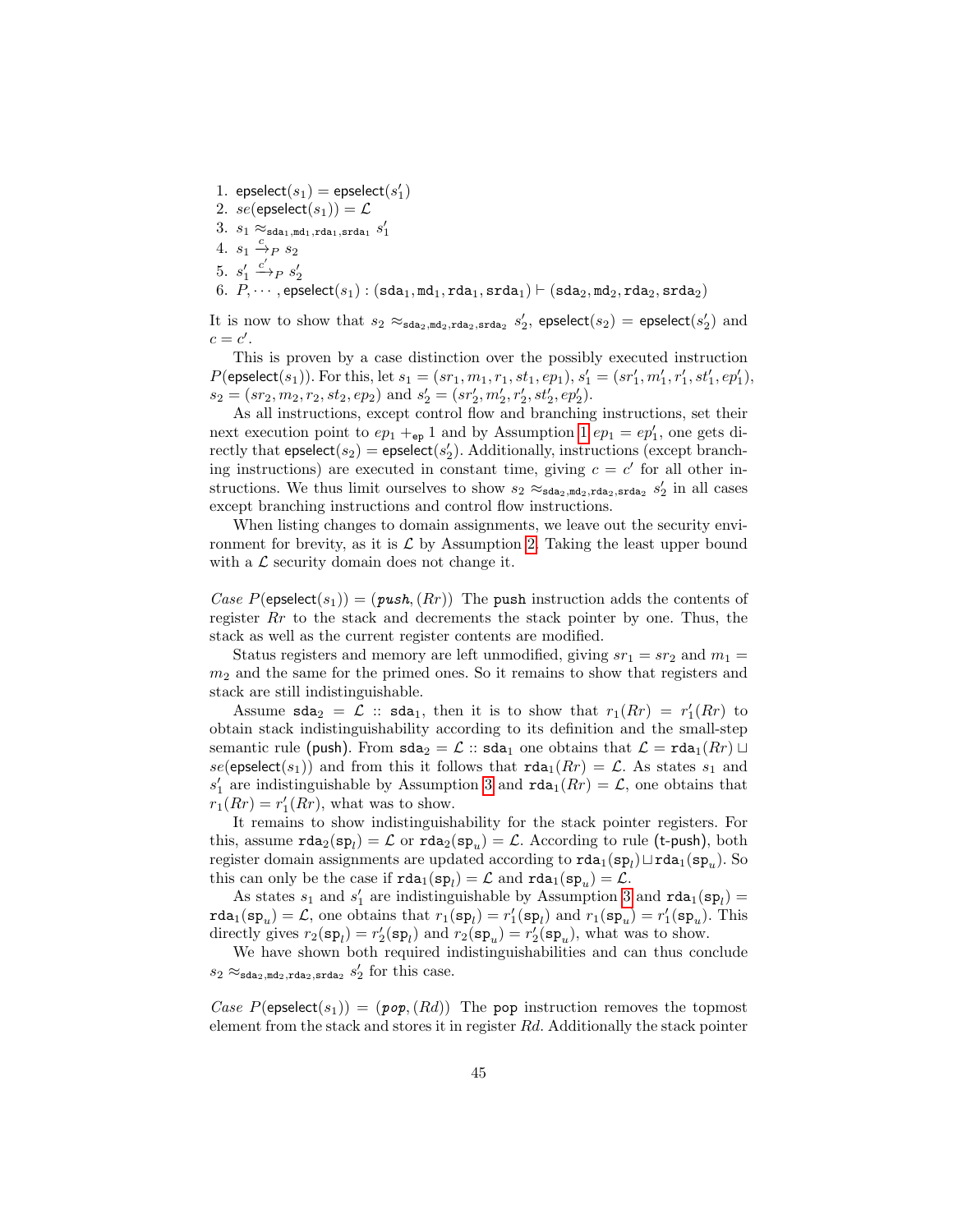1. $\mathsf{epselect}(s_1) = \mathsf{epselect}(s'_1)$
2. $se(\mathsf{epselect}(s_1)) = \mathcal{L}$
3. $s_1 \approx_{\mathtt{sda}_1,\mathtt{md}_1,\mathtt{rda}_1,\mathtt{srda}_1} s'_1$
4. $s_1 \xrightarrow{c}_P s_2$
5. $s'_1 \xrightarrow{c'}_P s'_2$
6. $P, \cdots, \mathsf{epselect}(s_1) : (\mathtt{sda}_1, \mathtt{md}_1, \mathtt{rda}_1, \mathtt{srda}_1) \vdash (\mathtt{sda}_2, \mathtt{md}_2, \mathtt{rda}_2, \mathtt{srda}_2)$

It is now to show that $s_2 \approx_{\mathtt{sda}_2,\mathtt{md}_2,\mathtt{rda}_2,\mathtt{srda}_2} s'_2$, $\mathsf{epselect}(s_2) = \mathsf{epselect}(s'_2)$ and $c = c'$.

This is proven by a case distinction over the possibly executed instruction $P(\mathsf{epselect}(s_1))$. For this, let $s_1 = (sr_1, m_1, r_1, st_1, ep_1)$, $s'_1 = (sr'_1, m'_1, r'_1, st'_1, ep'_1)$, $s_2 = (sr_2, m_2, r_2, st_2, ep_2)$ and $s'_2 = (sr'_2, m'_2, r'_2, st'_2, ep'_2)$.

As all instructions, except control flow and branching instructions, set their next execution point to $ep_1 +_{\mathtt{ep}} 1$ and by Assumption 1 $ep_1 = ep'_1$, one gets directly that $\mathsf{epselect}(s_2) = \mathsf{epselect}(s'_2)$. Additionally, instructions (except branching instructions) are executed in constant time, giving $c = c'$ for all other instructions. We thus limit ourselves to show $s_2 \approx_{\mathtt{sda}_2,\mathtt{md}_2,\mathtt{rda}_2,\mathtt{srda}_2} s'_2$ in all cases except branching instructions and control flow instructions.

When listing changes to domain assignments, we leave out the security environment for brevity, as it is $\mathcal{L}$ by Assumption 2. Taking the least upper bound with a $\mathcal{L}$ security domain does not change it.

*Case* $P(\mathsf{epselect}(s_1)) = (\textit{push}, (Rr))$ The `push` instruction adds the contents of register $Rr$ to the stack and decrements the stack pointer by one. Thus, the stack as well as the current register contents are modified.

Status registers and memory are left unmodified, giving $sr_1 = sr_2$ and $m_1 = m_2$ and the same for the primed ones. So it remains to show that registers and stack are still indistinguishable.

Assume $\mathtt{sda}_2 = \mathcal{L} :: \mathtt{sda}_1$, then it is to show that $r_1(Rr) = r'_1(Rr)$ to obtain stack indistinguishability according to its definition and the small-step semantic rule (push). From $\mathtt{sda}_2 = \mathcal{L} :: \mathtt{sda}_1$ one obtains that $\mathcal{L} = \mathtt{rda}_1(Rr) \sqcup se(\mathsf{epselect}(s_1))$ and from this it follows that $\mathtt{rda}_1(Rr) = \mathcal{L}$. As states $s_1$ and $s'_1$ are indistinguishable by Assumption 3 and $\mathtt{rda}_1(Rr) = \mathcal{L}$, one obtains that $r_1(Rr) = r'_1(Rr)$, what was to show.

It remains to show indistinguishability for the stack pointer registers. For this, assume $\mathtt{rda}_2(\mathtt{sp}_l) = \mathcal{L}$ or $\mathtt{rda}_2(\mathtt{sp}_u) = \mathcal{L}$. According to rule (t-push), both register domain assignments are updated according to $\mathtt{rda}_1(\mathtt{sp}_l) \sqcup \mathtt{rda}_1(\mathtt{sp}_u)$. So this can only be the case if $\mathtt{rda}_1(\mathtt{sp}_l) = \mathcal{L}$ and $\mathtt{rda}_1(\mathtt{sp}_u) = \mathcal{L}$.

As states $s_1$ and $s'_1$ are indistinguishable by Assumption 3 and $\mathtt{rda}_1(\mathtt{sp}_l) = \mathtt{rda}_1(\mathtt{sp}_u) = \mathcal{L}$, one obtains that $r_1(\mathtt{sp}_l) = r'_1(\mathtt{sp}_l)$ and $r_1(\mathtt{sp}_u) = r'_1(\mathtt{sp}_u)$. This directly gives $r_2(\mathtt{sp}_l) = r'_2(\mathtt{sp}_l)$ and $r_2(\mathtt{sp}_u) = r'_2(\mathtt{sp}_u)$, what was to show.

We have shown both required indistinguishabilities and can thus conclude $s_2 \approx_{\mathtt{sda}_2,\mathtt{md}_2,\mathtt{rda}_2,\mathtt{srda}_2} s'_2$ for this case.

*Case* $P(\mathsf{epselect}(s_1)) = (\textit{pop}, (Rd))$ The `pop` instruction removes the topmost element from the stack and stores it in register $Rd$. Additionally the stack pointer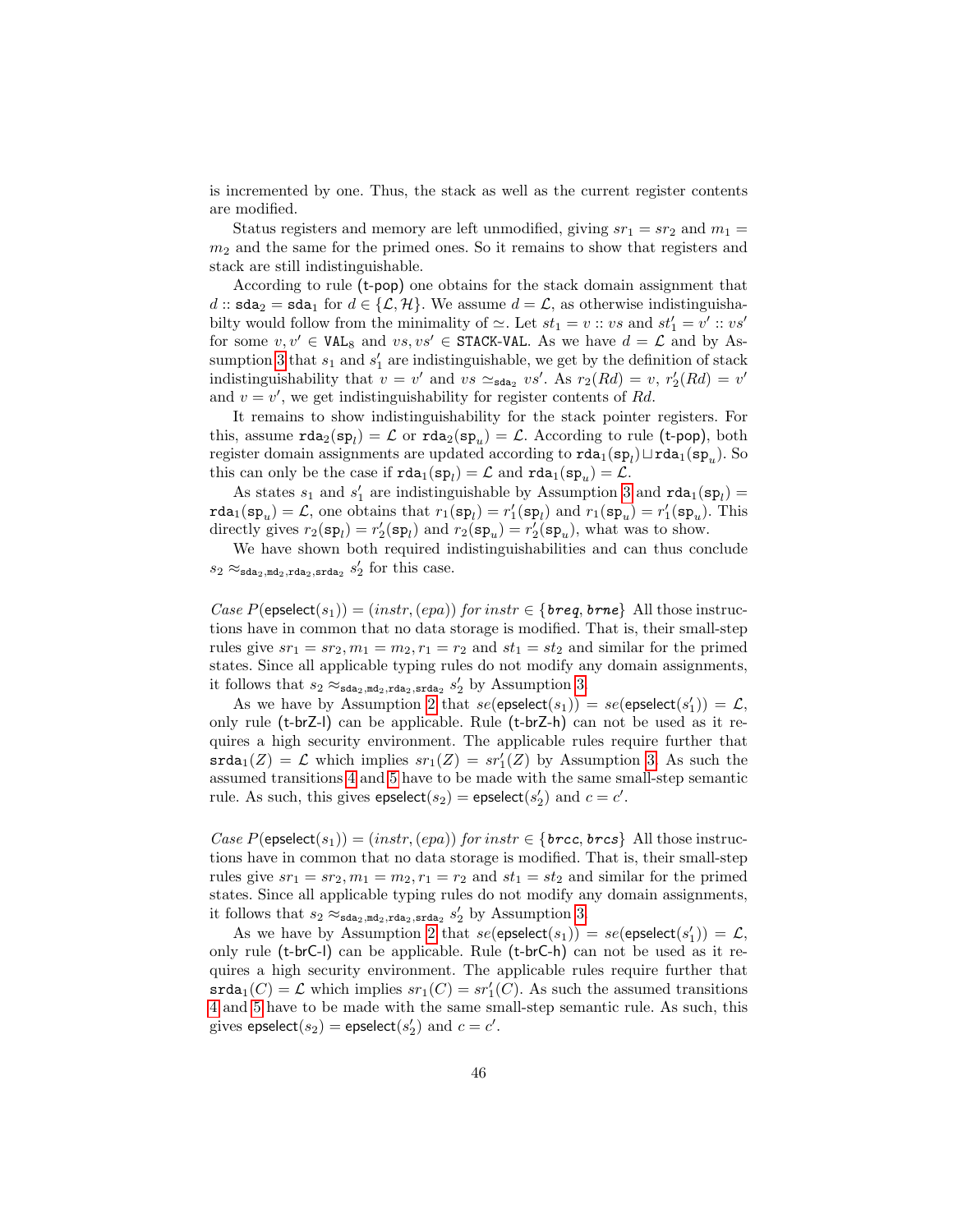is incremented by one. Thus, the stack as well as the current register contents are modified.

Status registers and memory are left unmodified, giving $sr_1 = sr_2$ and $m_1 = m_2$ and the same for the primed ones. So it remains to show that registers and stack are still indistinguishable.

According to rule (t-pop) one obtains for the stack domain assignment that $d :: \mathtt{sda}_2 = \mathtt{sda}_1$ for $d \in \{\mathcal{L}, \mathcal{H}\}$. We assume $d = \mathcal{L}$, as otherwise indistinguishabilty would follow from the minimality of $\simeq$. Let $st_1 = v :: vs$ and $st_1' = v' :: vs'$ for some $v, v' \in \mathtt{VAL}_8$ and $vs, vs' \in \mathtt{STACK\text{-}VAL}$. As we have $d = \mathcal{L}$ and by Assumption 3 that $s_1$ and $s_1'$ are indistinguishable, we get by the definition of stack indistinguishability that $v = v'$ and $vs \simeq_{\mathtt{sda}_2} vs'$. As $r_2(Rd) = v$, $r_2'(Rd) = v'$ and $v = v'$, we get indistinguishability for register contents of $Rd$.

It remains to show indistinguishability for the stack pointer registers. For this, assume $\mathtt{rda}_2(\mathtt{sp}_l) = \mathcal{L}$ or $\mathtt{rda}_2(\mathtt{sp}_u) = \mathcal{L}$. According to rule (t-pop), both register domain assignments are updated according to $\mathtt{rda}_1(\mathtt{sp}_l) \sqcup \mathtt{rda}_1(\mathtt{sp}_u)$. So this can only be the case if $\mathtt{rda}_1(\mathtt{sp}_l) = \mathcal{L}$ and $\mathtt{rda}_1(\mathtt{sp}_u) = \mathcal{L}$.

As states $s_1$ and $s_1'$ are indistinguishable by Assumption 3 and $\mathtt{rda}_1(\mathtt{sp}_l) = \mathtt{rda}_1(\mathtt{sp}_u) = \mathcal{L}$, one obtains that $r_1(\mathtt{sp}_l) = r_1'(\mathtt{sp}_l)$ and $r_1(\mathtt{sp}_u) = r_1'(\mathtt{sp}_u)$. This directly gives $r_2(\mathtt{sp}_l) = r_2'(\mathtt{sp}_l)$ and $r_2(\mathtt{sp}_u) = r_2'(\mathtt{sp}_u)$, what was to show.

We have shown both required indistinguishabilities and can thus conclude $s_2 \approx_{\mathtt{sda}_2,\mathtt{md}_2,\mathtt{rda}_2,\mathtt{srda}_2} s_2'$ for this case.

*Case $P(\mathsf{epselect}(s_1)) = (instr, (epa))$ for $instr \in \{\mathit{breq}, \mathit{brne}\}$* All those instructions have in common that no data storage is modified. That is, their small-step rules give $sr_1 = sr_2, m_1 = m_2, r_1 = r_2$ and $st_1 = st_2$ and similar for the primed states. Since all applicable typing rules do not modify any domain assignments, it follows that $s_2 \approx_{\mathtt{sda}_2,\mathtt{md}_2,\mathtt{rda}_2,\mathtt{srda}_2} s_2'$ by Assumption 3.

As we have by Assumption 2 that $se(\mathsf{epselect}(s_1)) = se(\mathsf{epselect}(s_1')) = \mathcal{L}$, only rule (t-brZ-l) can be applicable. Rule (t-brZ-h) can not be used as it requires a high security environment. The applicable rules require further that $\mathtt{srda}_1(Z) = \mathcal{L}$ which implies $sr_1(Z) = sr_1'(Z)$ by Assumption 3. As such the assumed transitions 4 and 5 have to be made with the same small-step semantic rule. As such, this gives $\mathsf{epselect}(s_2) = \mathsf{epselect}(s_2')$ and $c = c'$.

*Case $P(\mathsf{epselect}(s_1)) = (instr, (epa))$ for $instr \in \{\mathit{brcc}, \mathit{brcs}\}$* All those instructions have in common that no data storage is modified. That is, their small-step rules give $sr_1 = sr_2, m_1 = m_2, r_1 = r_2$ and $st_1 = st_2$ and similar for the primed states. Since all applicable typing rules do not modify any domain assignments, it follows that $s_2 \approx_{\mathtt{sda}_2,\mathtt{md}_2,\mathtt{rda}_2,\mathtt{srda}_2} s_2'$ by Assumption 3.

As we have by Assumption 2 that $se(\mathsf{epselect}(s_1)) = se(\mathsf{epselect}(s_1')) = \mathcal{L}$, only rule (t-brC-l) can be applicable. Rule (t-brC-h) can not be used as it requires a high security environment. The applicable rules require further that $\mathtt{srda}_1(C) = \mathcal{L}$ which implies $sr_1(C) = sr_1'(C)$. As such the assumed transitions 4 and 5 have to be made with the same small-step semantic rule. As such, this gives $\mathsf{epselect}(s_2) = \mathsf{epselect}(s_2')$ and $c = c'$.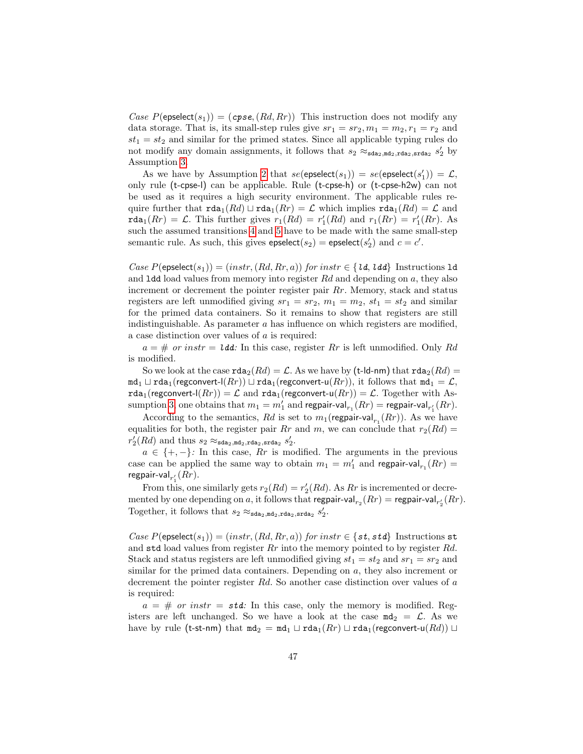*Case* $P(\mathsf{epselect}(s_1)) = (\mathit{cpse}, (Rd, Rr))$ This instruction does not modify any data storage. That is, its small-step rules give $sr_1 = sr_2, m_1 = m_2, r_1 = r_2$ and $st_1 = st_2$ and similar for the primed states. Since all applicable typing rules do not modify any domain assignments, it follows that $s_2 \approx_{\mathtt{sda}_2,\mathtt{md}_2,\mathtt{rda}_2,\mathtt{srda}_2} s'_2$ by Assumption 3.

As we have by Assumption 2 that $se(\mathsf{epselect}(s_1)) = se(\mathsf{epselect}(s'_1)) = \mathcal{L}$, only rule (t-cpse-l) can be applicable. Rule (t-cpse-h) or (t-cpse-h2w) can not be used as it requires a high security environment. The applicable rules require further that $\mathtt{rda}_1(Rd) \sqcup \mathtt{rda}_1(Rr) = \mathcal{L}$ which implies $\mathtt{rda}_1(Rd) = \mathcal{L}$ and $\mathtt{rda}_1(Rr) = \mathcal{L}$. This further gives $r_1(Rd) = r'_1(Rd)$ and $r_1(Rr) = r'_1(Rr)$. As such the assumed transitions 4 and 5 have to be made with the same small-step semantic rule. As such, this gives $\mathsf{epselect}(s_2) = \mathsf{epselect}(s'_2)$ and $c = c'$.

*Case* $P(\mathsf{epselect}(s_1)) = (instr, (Rd, Rr, a))$ *for* $instr \in \{\mathit{ld}, \mathit{ldd}\}$ Instructions `ld` and `ldd` load values from memory into register $Rd$ and depending on $a$, they also increment or decrement the pointer register pair $Rr$. Memory, stack and status registers are left unmodified giving $sr_1 = sr_2$, $m_1 = m_2$, $st_1 = st_2$ and similar for the primed data containers. So it remains to show that registers are still indistinguishable. As parameter $a$ has influence on which registers are modified, a case distinction over values of $a$ is required:

$a = \#$ *or* $instr = \mathit{ldd}$*:* In this case, register $Rr$ is left unmodified. Only $Rd$ is modified.

So we look at the case $\mathtt{rda}_2(Rd) = \mathcal{L}$. As we have by (t-ld-nm) that $\mathtt{rda}_2(Rd) = \mathtt{md}_1 \sqcup \mathtt{rda}_1(\mathsf{regconvert\text{-}l}(Rr)) \sqcup \mathtt{rda}_1(\mathsf{regconvert\text{-}u}(Rr))$, it follows that $\mathtt{md}_1 = \mathcal{L}$, $\mathtt{rda}_1(\mathsf{regconvert\text{-}l}(Rr)) = \mathcal{L}$ and $\mathtt{rda}_1(\mathsf{regconvert\text{-}u}(Rr)) = \mathcal{L}$. Together with Assumption 3, one obtains that $m_1 = m'_1$ and $\mathsf{regpair\text{-}val}_{r_1}(Rr) = \mathsf{regpair\text{-}val}_{r'_1}(Rr)$.

According to the semantics, $Rd$ is set to $m_1(\mathsf{regpair\text{-}val}_{r_1}(Rr))$. As we have equalities for both, the register pair $Rr$ and $m$, we can conclude that $r_2(Rd) = r'_2(Rd)$ and thus $s_2 \approx_{\mathtt{sda}_2,\mathtt{md}_2,\mathtt{rda}_2,\mathtt{srda}_2} s'_2$.

$a \in \{+, -\}$*:* In this case, $Rr$ is modified. The arguments in the previous case can be applied the same way to obtain $m_1 = m'_1$ and $\mathsf{regpair\text{-}val}_{r_1}(Rr) = \mathsf{regpair\text{-}val}_{r'_1}(Rr)$.

From this, one similarly gets $r_2(Rd) = r'_2(Rd)$. As $Rr$ is incremented or decremented by one depending on $a$, it follows that $\mathsf{regpair\text{-}val}_{r_2}(Rr) = \mathsf{regpair\text{-}val}_{r'_2}(Rr)$. Together, it follows that $s_2 \approx_{\mathtt{sda}_2,\mathtt{md}_2,\mathtt{rda}_2,\mathtt{srda}_2} s'_2$.

*Case* $P(\mathsf{epselect}(s_1)) = (instr, (Rd, Rr, a))$ *for* $instr \in \{\mathit{st}, \mathit{std}\}$ Instructions `st` and `std` load values from register $Rr$ into the memory pointed to by register $Rd$. Stack and status registers are left unmodified giving $st_1 = st_2$ and $sr_1 = sr_2$ and similar for the primed data containers. Depending on $a$, they also increment or decrement the pointer register $Rd$. So another case distinction over values of $a$ is required:

$a = \#$ *or* $instr = \mathit{std}$*:* In this case, only the memory is modified. Registers are left unchanged. So we have a look at the case $\mathtt{md}_2 = \mathcal{L}$. As we have by rule (t-st-nm) that $\mathtt{md}_2 = \mathtt{md}_1 \sqcup \mathtt{rda}_1(Rr) \sqcup \mathtt{rda}_1(\mathsf{regconvert\text{-}u}(Rd)) \sqcup$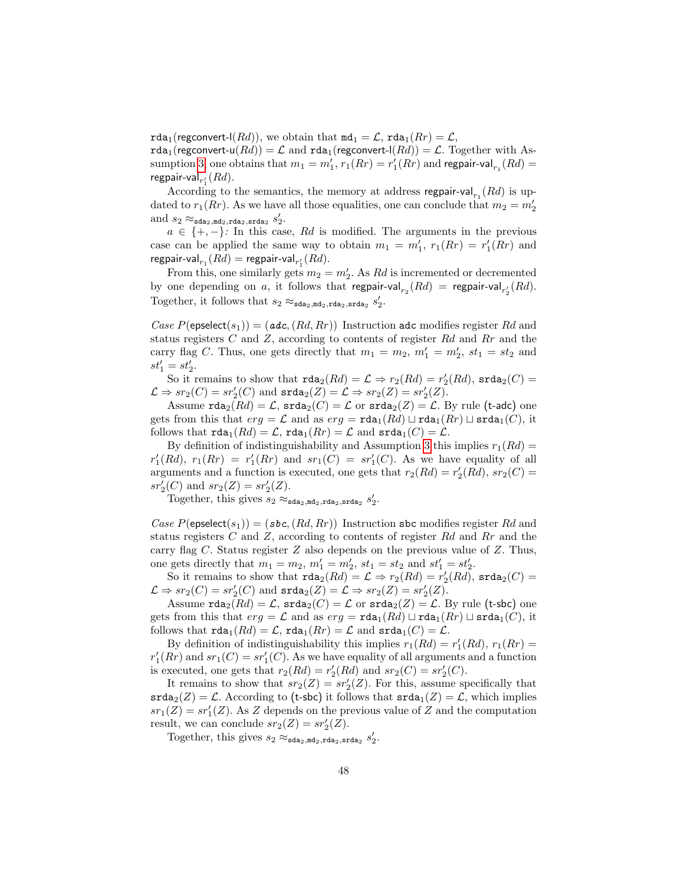$\mathtt{rda}_1(\mathsf{regconvert\text{-}l}(Rd))$, we obtain that $\mathtt{md}_1 = \mathcal{L}$, $\mathtt{rda}_1(Rr) = \mathcal{L}$, $\mathtt{rda}_1(\mathsf{regconvert\text{-}u}(Rd)) = \mathcal{L}$ and $\mathtt{rda}_1(\mathsf{regconvert\text{-}l}(Rd)) = \mathcal{L}$. Together with Assumption 3, one obtains that $m_1 = m_1'$, $r_1(Rr) = r_1'(Rr)$ and $\mathsf{regpair\text{-}val}_{r_1}(Rd) = \mathsf{regpair\text{-}val}_{r_1'}(Rd)$.

According to the semantics, the memory at address $\mathsf{regpair\text{-}val}_{r_1}(Rd)$ is updated to $r_1(Rr)$. As we have all those equalities, one can conclude that $m_2 = m_2'$ and $s_2 \approx_{\mathtt{sda}_2,\mathtt{md}_2,\mathtt{rda}_2,\mathtt{srda}_2} s_2'$.

*$a \in \{+,-\}$:* In this case, $Rd$ is modified. The arguments in the previous case can be applied the same way to obtain $m_1 = m_1'$, $r_1(Rr) = r_1'(Rr)$ and $\mathsf{regpair\text{-}val}_{r_1}(Rd) = \mathsf{regpair\text{-}val}_{r_1'}(Rd)$.

From this, one similarly gets $m_2 = m_2'$. As $Rd$ is incremented or decremented by one depending on $a$, it follows that $\mathsf{regpair\text{-}val}_{r_2}(Rd) = \mathsf{regpair\text{-}val}_{r_2'}(Rd)$. Together, it follows that $s_2 \approx_{\mathtt{sda}_2,\mathtt{md}_2,\mathtt{rda}_2,\mathtt{srda}_2} s_2'$.

*Case* $P(\mathsf{epselect}(s_1)) = (\mathit{adc}, (Rd, Rr))$ Instruction $\mathtt{adc}$ modifies register $Rd$ and status registers $C$ and $Z$, according to contents of register $Rd$ and $Rr$ and the carry flag $C$. Thus, one gets directly that $m_1 = m_2$, $m_1' = m_2'$, $st_1 = st_2$ and $st_1' = st_2'$.

So it remains to show that $\mathtt{rda}_2(Rd) = \mathcal{L} \Rightarrow r_2(Rd) = r_2'(Rd)$, $\mathtt{srda}_2(C) = \mathcal{L} \Rightarrow sr_2(C) = sr_2'(C)$ and $\mathtt{srda}_2(Z) = \mathcal{L} \Rightarrow sr_2(Z) = sr_2'(Z)$.

Assume $\mathtt{rda}_2(Rd) = \mathcal{L}$, $\mathtt{srda}_2(C) = \mathcal{L}$ or $\mathtt{srda}_2(Z) = \mathcal{L}$. By rule (t-adc) one gets from this that $erg = \mathcal{L}$ and as $erg = \mathtt{rda}_1(Rd) \sqcup \mathtt{rda}_1(Rr) \sqcup \mathtt{srda}_1(C)$, it follows that $\mathtt{rda}_1(Rd) = \mathcal{L}$, $\mathtt{rda}_1(Rr) = \mathcal{L}$ and $\mathtt{srda}_1(C) = \mathcal{L}$.

By definition of indistinguishability and Assumption 3 this implies $r_1(Rd) = r_1'(Rd)$, $r_1(Rr) = r_1'(Rr)$ and $sr_1(C) = sr_1'(C)$. As we have equality of all arguments and a function is executed, one gets that $r_2(Rd) = r_2'(Rd)$, $sr_2(C) = sr_2'(C)$ and $sr_2(Z) = sr_2'(Z)$.

Together, this gives $s_2 \approx_{\mathtt{sda}_2,\mathtt{md}_2,\mathtt{rda}_2,\mathtt{srda}_2} s_2'$.

*Case* $P(\mathsf{epselect}(s_1)) = (\mathit{sbc}, (Rd, Rr))$ Instruction $\mathtt{sbc}$ modifies register $Rd$ and status registers $C$ and $Z$, according to contents of register $Rd$ and $Rr$ and the carry flag $C$. Status register $Z$ also depends on the previous value of $Z$. Thus, one gets directly that $m_1 = m_2$, $m_1' = m_2'$, $st_1 = st_2$ and $st_1' = st_2'$.

So it remains to show that $\mathtt{rda}_2(Rd) = \mathcal{L} \Rightarrow r_2(Rd) = r_2'(Rd)$, $\mathtt{srda}_2(C) = \mathcal{L} \Rightarrow sr_2(C) = sr_2'(C)$ and $\mathtt{srda}_2(Z) = \mathcal{L} \Rightarrow sr_2(Z) = sr_2'(Z)$.

Assume $\mathtt{rda}_2(Rd) = \mathcal{L}$, $\mathtt{srda}_2(C) = \mathcal{L}$ or $\mathtt{srda}_2(Z) = \mathcal{L}$. By rule (t-sbc) one gets from this that $erg = \mathcal{L}$ and as $erg = \mathtt{rda}_1(Rd) \sqcup \mathtt{rda}_1(Rr) \sqcup \mathtt{srda}_1(C)$, it follows that $\mathtt{rda}_1(Rd) = \mathcal{L}$, $\mathtt{rda}_1(Rr) = \mathcal{L}$ and $\mathtt{srda}_1(C) = \mathcal{L}$.

By definition of indistinguishability this implies $r_1(Rd) = r_1'(Rd)$, $r_1(Rr) = r_1'(Rr)$ and $sr_1(C) = sr_1'(C)$. As we have equality of all arguments and a function is executed, one gets that $r_2(Rd) = r_2'(Rd)$ and $sr_2(C) = sr_2'(C)$.

It remains to show that $sr_2(Z) = sr_2'(Z)$. For this, assume specifically that $\mathtt{srda}_2(Z) = \mathcal{L}$. According to (t-sbc) it follows that $\mathtt{srda}_1(Z) = \mathcal{L}$, which implies $sr_1(Z) = sr_1'(Z)$. As $Z$ depends on the previous value of $Z$ and the computation result, we can conclude $sr_2(Z) = sr_2'(Z)$.

Together, this gives $s_2 \approx_{\mathtt{sda}_2,\mathtt{md}_2,\mathtt{rda}_2,\mathtt{srda}_2} s_2'$.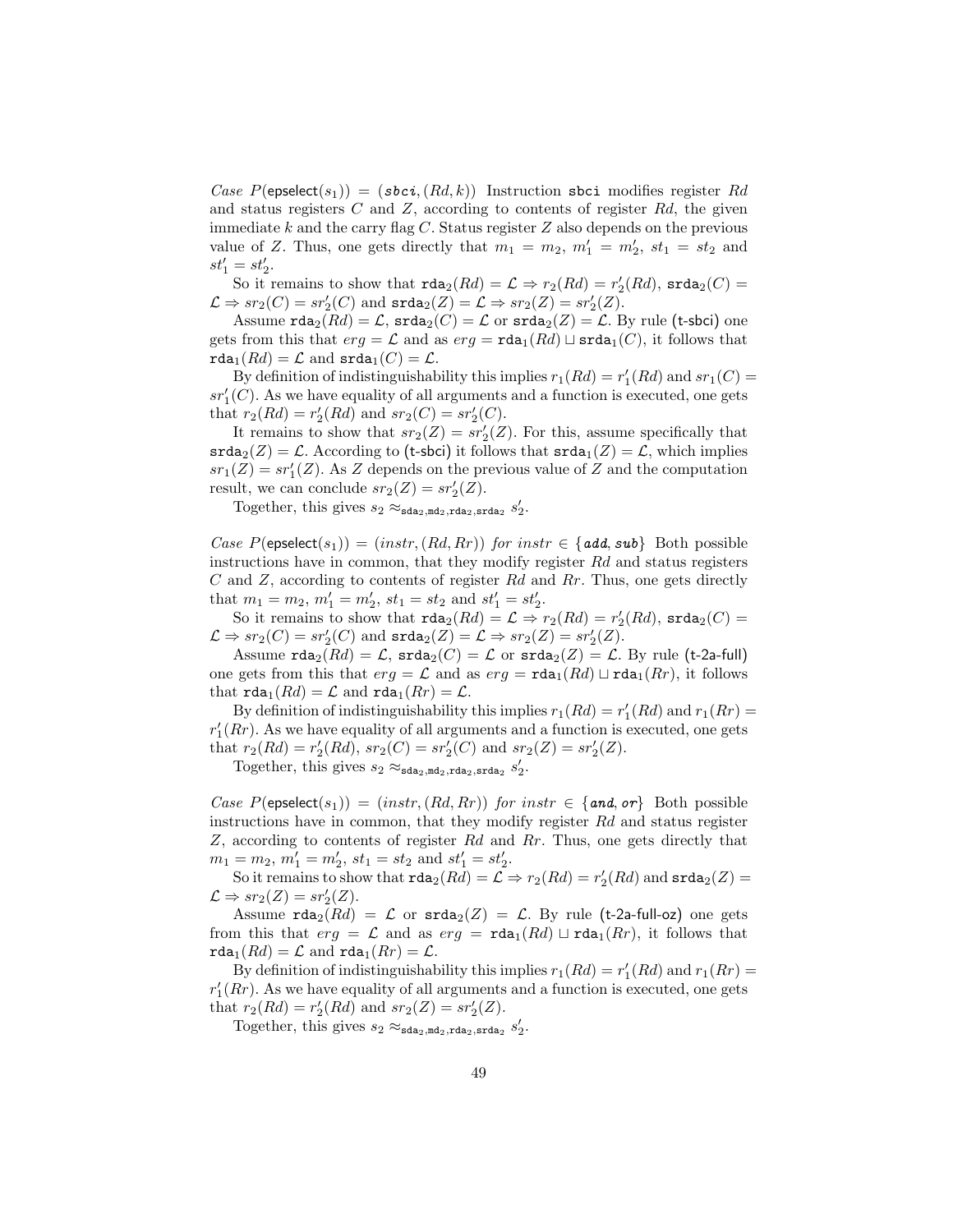*Case* $P(\mathsf{epselect}(s_1)) = (\mathit{sbci}, (Rd, k))$ Instruction $\mathtt{sbci}$ modifies register $Rd$ and status registers $C$ and $Z$, according to contents of register $Rd$, the given immediate $k$ and the carry flag $C$. Status register $Z$ also depends on the previous value of $Z$. Thus, one gets directly that $m_1 = m_2$, $m_1' = m_2'$, $st_1 = st_2$ and $st_1' = st_2'$.

So it remains to show that $\mathtt{rda}_2(Rd) = \mathcal{L} \Rightarrow r_2(Rd) = r_2'(Rd)$, $\mathtt{srda}_2(C) = \mathcal{L} \Rightarrow sr_2(C) = sr_2'(C)$ and $\mathtt{srda}_2(Z) = \mathcal{L} \Rightarrow sr_2(Z) = sr_2'(Z)$.

Assume $\mathtt{rda}_2(Rd) = \mathcal{L}$, $\mathtt{srda}_2(C) = \mathcal{L}$ or $\mathtt{srda}_2(Z) = \mathcal{L}$. By rule (t-sbci) one gets from this that $erg = \mathcal{L}$ and as $erg = \mathtt{rda}_1(Rd) \sqcup \mathtt{srda}_1(C)$, it follows that $\mathtt{rda}_1(Rd) = \mathcal{L}$ and $\mathtt{srda}_1(C) = \mathcal{L}$.

By definition of indistinguishability this implies $r_1(Rd) = r_1'(Rd)$ and $sr_1(C) = sr_1'(C)$. As we have equality of all arguments and a function is executed, one gets that $r_2(Rd) = r_2'(Rd)$ and $sr_2(C) = sr_2'(C)$.

It remains to show that $sr_2(Z) = sr_2'(Z)$. For this, assume specifically that $\mathtt{srda}_2(Z) = \mathcal{L}$. According to (t-sbci) it follows that $\mathtt{srda}_1(Z) = \mathcal{L}$, which implies $sr_1(Z) = sr_1'(Z)$. As $Z$ depends on the previous value of $Z$ and the computation result, we can conclude $sr_2(Z) = sr_2'(Z)$.

Together, this gives $s_2 \approx_{\mathtt{sda}_2,\mathtt{md}_2,\mathtt{rda}_2,\mathtt{srda}_2} s_2'$.

*Case* $P(\mathsf{epselect}(s_1)) = (instr, (Rd, Rr))$ *for* $instr \in \{\mathit{add}, \mathit{sub}\}$ Both possible instructions have in common, that they modify register $Rd$ and status registers $C$ and $Z$, according to contents of register $Rd$ and $Rr$. Thus, one gets directly that $m_1 = m_2$, $m_1' = m_2'$, $st_1 = st_2$ and $st_1' = st_2'$.

So it remains to show that $\mathtt{rda}_2(Rd) = \mathcal{L} \Rightarrow r_2(Rd) = r_2'(Rd)$, $\mathtt{srda}_2(C) = \mathcal{L} \Rightarrow sr_2(C) = sr_2'(C)$ and $\mathtt{srda}_2(Z) = \mathcal{L} \Rightarrow sr_2(Z) = sr_2'(Z)$.

Assume $\mathtt{rda}_2(Rd) = \mathcal{L}$, $\mathtt{srda}_2(C) = \mathcal{L}$ or $\mathtt{srda}_2(Z) = \mathcal{L}$. By rule (t-2a-full) one gets from this that $erg = \mathcal{L}$ and as $erg = \mathtt{rda}_1(Rd) \sqcup \mathtt{rda}_1(Rr)$, it follows that $\mathtt{rda}_1(Rd) = \mathcal{L}$ and $\mathtt{rda}_1(Rr) = \mathcal{L}$.

By definition of indistinguishability this implies $r_1(Rd) = r_1'(Rd)$ and $r_1(Rr) = r_1'(Rr)$. As we have equality of all arguments and a function is executed, one gets that $r_2(Rd) = r_2'(Rd)$, $sr_2(C) = sr_2'(C)$ and $sr_2(Z) = sr_2'(Z)$.

Together, this gives $s_2 \approx_{\mathtt{sda}_2,\mathtt{md}_2,\mathtt{rda}_2,\mathtt{srda}_2} s_2'$.

*Case* $P(\mathsf{epselect}(s_1)) = (instr, (Rd, Rr))$ *for* $instr \in \{\mathit{and}, \mathit{or}\}$ Both possible instructions have in common, that they modify register $Rd$ and status register $Z$, according to contents of register $Rd$ and $Rr$. Thus, one gets directly that $m_1 = m_2$, $m_1' = m_2'$, $st_1 = st_2$ and $st_1' = st_2'$.

So it remains to show that $\mathtt{rda}_2(Rd) = \mathcal{L} \Rightarrow r_2(Rd) = r_2'(Rd)$ and $\mathtt{srda}_2(Z) = \mathcal{L} \Rightarrow sr_2(Z) = sr_2'(Z)$.

Assume $\mathtt{rda}_2(Rd) = \mathcal{L}$ or $\mathtt{srda}_2(Z) = \mathcal{L}$. By rule (t-2a-full-oz) one gets from this that $erg = \mathcal{L}$ and as $erg = \mathtt{rda}_1(Rd) \sqcup \mathtt{rda}_1(Rr)$, it follows that $\mathtt{rda}_1(Rd) = \mathcal{L}$ and $\mathtt{rda}_1(Rr) = \mathcal{L}$.

By definition of indistinguishability this implies $r_1(Rd) = r_1'(Rd)$ and $r_1(Rr) = r_1'(Rr)$. As we have equality of all arguments and a function is executed, one gets that $r_2(Rd) = r_2'(Rd)$ and $sr_2(Z) = sr_2'(Z)$.

Together, this gives $s_2 \approx_{\mathtt{sda}_2,\mathtt{md}_2,\mathtt{rda}_2,\mathtt{srda}_2} s_2'$.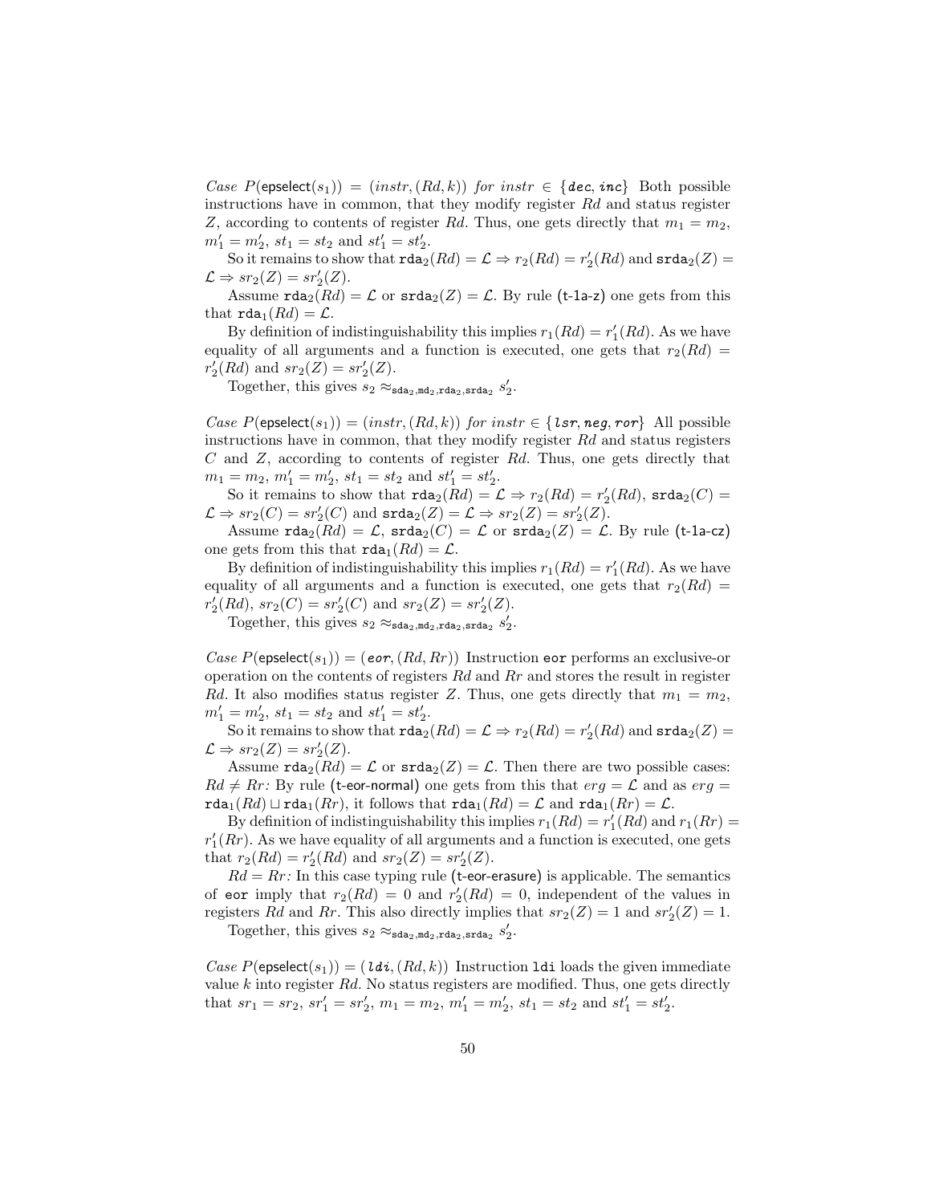*Case* $P(\mathsf{epselect}(s_1)) = (instr, (Rd, k))$ *for* $instr \in \{\textit{\textbf{dec}}, \textit{\textbf{inc}}\}$ Both possible instructions have in common, that they modify register $Rd$ and status register $Z$, according to contents of register $Rd$. Thus, one gets directly that $m_1 = m_2$, $m'_1 = m'_2$, $st_1 = st_2$ and $st'_1 = st'_2$.

So it remains to show that $\mathtt{rda}_2(Rd) = \mathcal{L} \Rightarrow r_2(Rd) = r'_2(Rd)$ and $\mathtt{srda}_2(Z) = \mathcal{L} \Rightarrow sr_2(Z) = sr'_2(Z)$.

Assume $\mathtt{rda}_2(Rd) = \mathcal{L}$ or $\mathtt{srda}_2(Z) = \mathcal{L}$. By rule (t-1a-z) one gets from this that $\mathtt{rda}_1(Rd) = \mathcal{L}$.

By definition of indistinguishability this implies $r_1(Rd) = r'_1(Rd)$. As we have equality of all arguments and a function is executed, one gets that $r_2(Rd) = r'_2(Rd)$ and $sr_2(Z) = sr'_2(Z)$.

Together, this gives $s_2 \approx_{\mathtt{sda}_2,\mathtt{md}_2,\mathtt{rda}_2,\mathtt{srda}_2} s'_2$.

*Case* $P(\mathsf{epselect}(s_1)) = (instr, (Rd, k))$ *for* $instr \in \{\textit{\textbf{lsr}}, \textit{\textbf{neg}}, \textit{\textbf{ror}}\}$ All possible instructions have in common, that they modify register $Rd$ and status registers $C$ and $Z$, according to contents of register $Rd$. Thus, one gets directly that $m_1 = m_2$, $m'_1 = m'_2$, $st_1 = st_2$ and $st'_1 = st'_2$.

So it remains to show that $\mathtt{rda}_2(Rd) = \mathcal{L} \Rightarrow r_2(Rd) = r'_2(Rd)$, $\mathtt{srda}_2(C) = \mathcal{L} \Rightarrow sr_2(C) = sr'_2(C)$ and $\mathtt{srda}_2(Z) = \mathcal{L} \Rightarrow sr_2(Z) = sr'_2(Z)$.

Assume $\mathtt{rda}_2(Rd) = \mathcal{L}$, $\mathtt{srda}_2(C) = \mathcal{L}$ or $\mathtt{srda}_2(Z) = \mathcal{L}$. By rule (t-1a-cz) one gets from this that $\mathtt{rda}_1(Rd) = \mathcal{L}$.

By definition of indistinguishability this implies $r_1(Rd) = r'_1(Rd)$. As we have equality of all arguments and a function is executed, one gets that $r_2(Rd) = r'_2(Rd)$, $sr_2(C) = sr'_2(C)$ and $sr_2(Z) = sr'_2(Z)$.

Together, this gives $s_2 \approx_{\mathtt{sda}_2,\mathtt{md}_2,\mathtt{rda}_2,\mathtt{srda}_2} s'_2$.

*Case* $P(\mathsf{epselect}(s_1)) = (\textit{\textbf{eor}}, (Rd, Rr))$ Instruction `eor` performs an exclusive-or operation on the contents of registers $Rd$ and $Rr$ and stores the result in register $Rd$. It also modifies status register $Z$. Thus, one gets directly that $m_1 = m_2$, $m'_1 = m'_2$, $st_1 = st_2$ and $st'_1 = st'_2$.

So it remains to show that $\mathtt{rda}_2(Rd) = \mathcal{L} \Rightarrow r_2(Rd) = r'_2(Rd)$ and $\mathtt{srda}_2(Z) = \mathcal{L} \Rightarrow sr_2(Z) = sr'_2(Z)$.

Assume $\mathtt{rda}_2(Rd) = \mathcal{L}$ or $\mathtt{srda}_2(Z) = \mathcal{L}$. Then there are two possible cases:
*$Rd \neq Rr$:* By rule (t-eor-normal) one gets from this that $erg = \mathcal{L}$ and as $erg = \mathtt{rda}_1(Rd) \sqcup \mathtt{rda}_1(Rr)$, it follows that $\mathtt{rda}_1(Rd) = \mathcal{L}$ and $\mathtt{rda}_1(Rr) = \mathcal{L}$.

By definition of indistinguishability this implies $r_1(Rd) = r'_1(Rd)$ and $r_1(Rr) = r'_1(Rr)$. As we have equality of all arguments and a function is executed, one gets that $r_2(Rd) = r'_2(Rd)$ and $sr_2(Z) = sr'_2(Z)$.

*$Rd = Rr$:* In this case typing rule (t-eor-erasure) is applicable. The semantics of `eor` imply that $r_2(Rd) = 0$ and $r'_2(Rd) = 0$, independent of the values in registers $Rd$ and $Rr$. This also directly implies that $sr_2(Z) = 1$ and $sr'_2(Z) = 1$.

Together, this gives $s_2 \approx_{\mathtt{sda}_2,\mathtt{md}_2,\mathtt{rda}_2,\mathtt{srda}_2} s'_2$.

*Case* $P(\mathsf{epselect}(s_1)) = (\textit{\textbf{ldi}}, (Rd, k))$ Instruction `ldi` loads the given immediate value $k$ into register $Rd$. No status registers are modified. Thus, one gets directly that $sr_1 = sr_2$, $sr'_1 = sr'_2$, $m_1 = m_2$, $m'_1 = m'_2$, $st_1 = st_2$ and $st'_1 = st'_2$.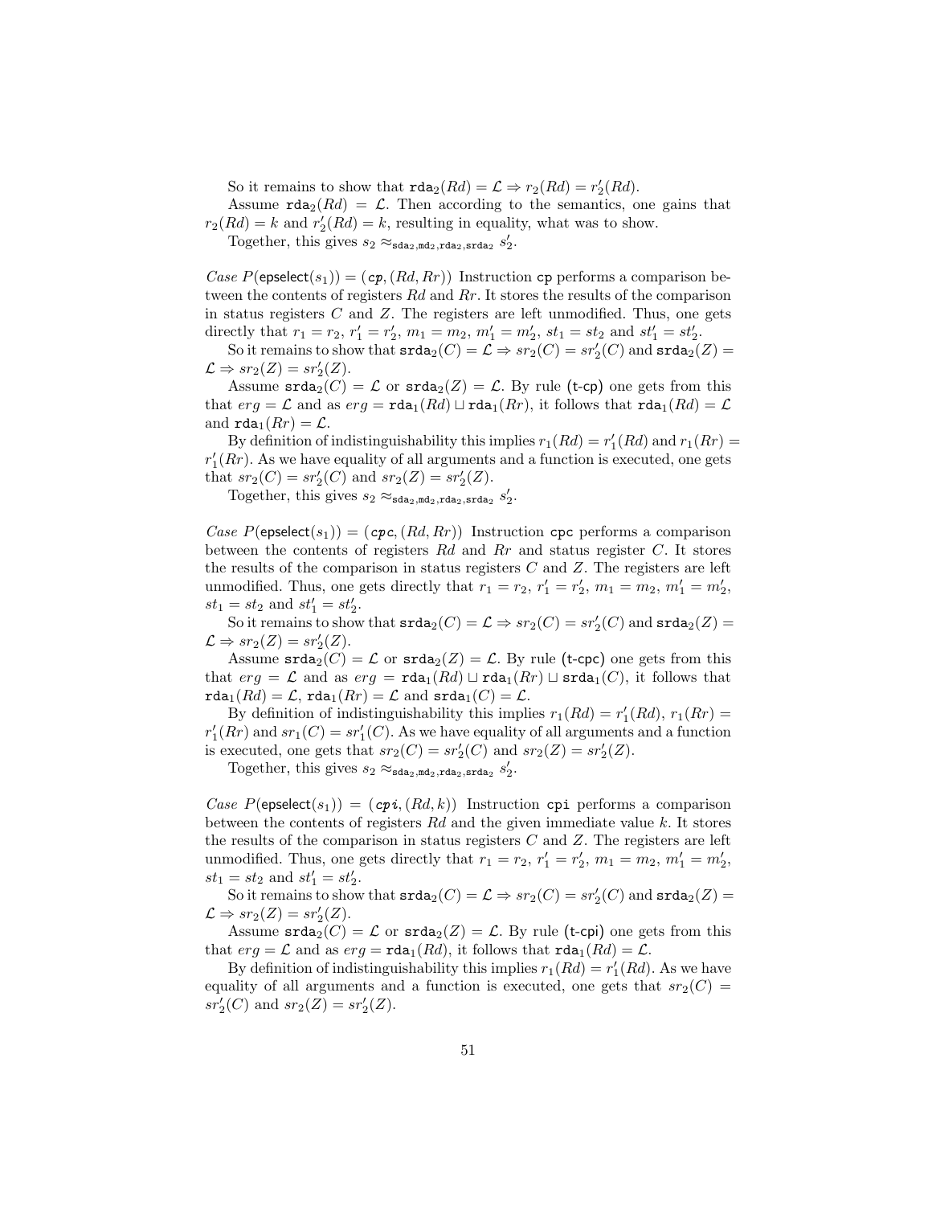So it remains to show that $\mathtt{rda}_2(Rd) = \mathcal{L} \Rightarrow r_2(Rd) = r'_2(Rd)$.

Assume $\mathtt{rda}_2(Rd) = \mathcal{L}$. Then according to the semantics, one gains that $r_2(Rd) = k$ and $r'_2(Rd) = k$, resulting in equality, what was to show.

Together, this gives $s_2 \approx_{\mathtt{sda}_2,\mathtt{md}_2,\mathtt{rda}_2,\mathtt{srda}_2} s'_2$.

*Case* $P(\mathsf{epselect}(s_1)) = (\mathit{cp}, (Rd, Rr))$ Instruction `cp` performs a comparison between the contents of registers $Rd$ and $Rr$. It stores the results of the comparison in status registers $C$ and $Z$. The registers are left unmodified. Thus, one gets directly that $r_1 = r_2$, $r'_1 = r'_2$, $m_1 = m_2$, $m'_1 = m'_2$, $st_1 = st_2$ and $st'_1 = st'_2$.

So it remains to show that $\mathtt{srda}_2(C) = \mathcal{L} \Rightarrow sr_2(C) = sr'_2(C)$ and $\mathtt{srda}_2(Z) = \mathcal{L} \Rightarrow sr_2(Z) = sr'_2(Z)$.

Assume $\mathtt{srda}_2(C) = \mathcal{L}$ or $\mathtt{srda}_2(Z) = \mathcal{L}$. By rule (t-cp) one gets from this that $erg = \mathcal{L}$ and as $erg = \mathtt{rda}_1(Rd) \sqcup \mathtt{rda}_1(Rr)$, it follows that $\mathtt{rda}_1(Rd) = \mathcal{L}$ and $\mathtt{rda}_1(Rr) = \mathcal{L}$.

By definition of indistinguishability this implies $r_1(Rd) = r'_1(Rd)$ and $r_1(Rr) = r'_1(Rr)$. As we have equality of all arguments and a function is executed, one gets that $sr_2(C) = sr'_2(C)$ and $sr_2(Z) = sr'_2(Z)$.

Together, this gives $s_2 \approx_{\mathtt{sda}_2,\mathtt{md}_2,\mathtt{rda}_2,\mathtt{srda}_2} s'_2$.

*Case* $P(\mathsf{epselect}(s_1)) = (\mathit{cpc}, (Rd, Rr))$ Instruction `cpc` performs a comparison between the contents of registers $Rd$ and $Rr$ and status register $C$. It stores the results of the comparison in status registers $C$ and $Z$. The registers are left unmodified. Thus, one gets directly that $r_1 = r_2$, $r'_1 = r'_2$, $m_1 = m_2$, $m'_1 = m'_2$, $st_1 = st_2$ and $st'_1 = st'_2$.

So it remains to show that $\mathtt{srda}_2(C) = \mathcal{L} \Rightarrow sr_2(C) = sr'_2(C)$ and $\mathtt{srda}_2(Z) = \mathcal{L} \Rightarrow sr_2(Z) = sr'_2(Z)$.

Assume $\mathtt{srda}_2(C) = \mathcal{L}$ or $\mathtt{srda}_2(Z) = \mathcal{L}$. By rule (t-cpc) one gets from this that $erg = \mathcal{L}$ and as $erg = \mathtt{rda}_1(Rd) \sqcup \mathtt{rda}_1(Rr) \sqcup \mathtt{srda}_1(C)$, it follows that $\mathtt{rda}_1(Rd) = \mathcal{L}$, $\mathtt{rda}_1(Rr) = \mathcal{L}$ and $\mathtt{srda}_1(C) = \mathcal{L}$.

By definition of indistinguishability this implies $r_1(Rd) = r'_1(Rd)$, $r_1(Rr) = r'_1(Rr)$ and $sr_1(C) = sr'_1(C)$. As we have equality of all arguments and a function is executed, one gets that $sr_2(C) = sr'_2(C)$ and $sr_2(Z) = sr'_2(Z)$.

Together, this gives $s_2 \approx_{\mathtt{sda}_2,\mathtt{md}_2,\mathtt{rda}_2,\mathtt{srda}_2} s'_2$.

*Case* $P(\mathsf{epselect}(s_1)) = (\mathit{cpi}, (Rd, k))$ Instruction `cpi` performs a comparison between the contents of registers $Rd$ and the given immediate value $k$. It stores the results of the comparison in status registers $C$ and $Z$. The registers are left unmodified. Thus, one gets directly that $r_1 = r_2$, $r'_1 = r'_2$, $m_1 = m_2$, $m'_1 = m'_2$, $st_1 = st_2$ and $st'_1 = st'_2$.

So it remains to show that $\mathtt{srda}_2(C) = \mathcal{L} \Rightarrow sr_2(C) = sr'_2(C)$ and $\mathtt{srda}_2(Z) = \mathcal{L} \Rightarrow sr_2(Z) = sr'_2(Z)$.

Assume $\mathtt{srda}_2(C) = \mathcal{L}$ or $\mathtt{srda}_2(Z) = \mathcal{L}$. By rule (t-cpi) one gets from this that $erg = \mathcal{L}$ and as $erg = \mathtt{rda}_1(Rd)$, it follows that $\mathtt{rda}_1(Rd) = \mathcal{L}$.

By definition of indistinguishability this implies $r_1(Rd) = r'_1(Rd)$. As we have equality of all arguments and a function is executed, one gets that $sr_2(C) = sr'_2(C)$ and $sr_2(Z) = sr'_2(Z)$.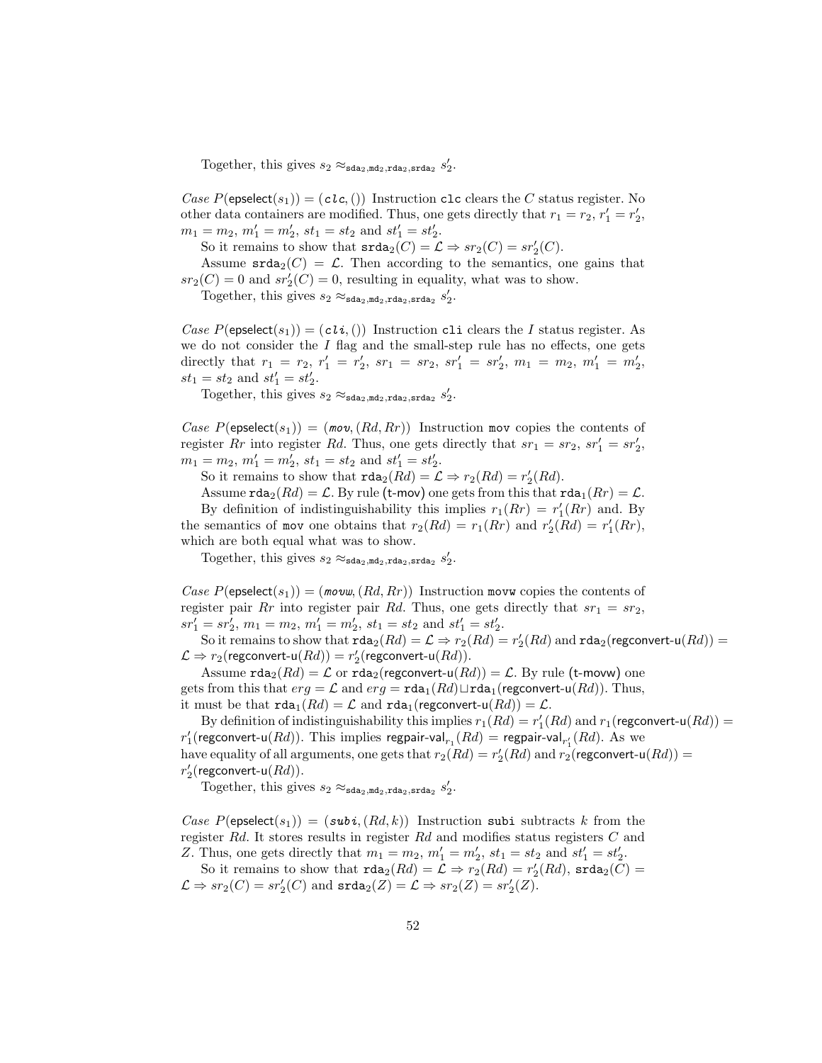Together, this gives $s_2 \approx_{\mathtt{sda}_2,\mathtt{md}_2,\mathtt{rda}_2,\mathtt{srda}_2} s_2'$.

*Case* $P(\mathsf{epselect}(s_1)) = (\mathit{clc}, ())$ Instruction `clc` clears the $C$ status register. No other data containers are modified. Thus, one gets directly that $r_1 = r_2$, $r_1' = r_2'$, $m_1 = m_2$, $m_1' = m_2'$, $st_1 = st_2$ and $st_1' = st_2'$.

So it remains to show that $\mathtt{srda}_2(C) = \mathcal{L} \Rightarrow sr_2(C) = sr_2'(C)$.

Assume $\mathtt{srda}_2(C) = \mathcal{L}$. Then according to the semantics, one gains that $sr_2(C) = 0$ and $sr_2'(C) = 0$, resulting in equality, what was to show.

Together, this gives $s_2 \approx_{\mathtt{sda}_2,\mathtt{md}_2,\mathtt{rda}_2,\mathtt{srda}_2} s_2'$.

*Case* $P(\mathsf{epselect}(s_1)) = (\mathit{cli}, ())$ Instruction `cli` clears the $I$ status register. As we do not consider the $I$ flag and the small-step rule has no effects, one gets directly that $r_1 = r_2$, $r_1' = r_2'$, $sr_1 = sr_2$, $sr_1' = sr_2'$, $m_1 = m_2$, $m_1' = m_2'$, $st_1 = st_2$ and $st_1' = st_2'$.

Together, this gives $s_2 \approx_{\mathtt{sda}_2,\mathtt{md}_2,\mathtt{rda}_2,\mathtt{srda}_2} s_2'$.

*Case* $P(\mathsf{epselect}(s_1)) = (\mathit{mov}, (Rd, Rr))$ Instruction `mov` copies the contents of register $Rr$ into register $Rd$. Thus, one gets directly that $sr_1 = sr_2$, $sr_1' = sr_2'$, $m_1 = m_2$, $m_1' = m_2'$, $st_1 = st_2$ and $st_1' = st_2'$.

So it remains to show that $\mathtt{rda}_2(Rd) = \mathcal{L} \Rightarrow r_2(Rd) = r_2'(Rd)$.

Assume $\mathtt{rda}_2(Rd) = \mathcal{L}$. By rule (t-mov) one gets from this that $\mathtt{rda}_1(Rr) = \mathcal{L}$.

By definition of indistinguishability this implies $r_1(Rr) = r_1'(Rr)$ and. By the semantics of `mov` one obtains that $r_2(Rd) = r_1(Rr)$ and $r_2'(Rd) = r_1'(Rr)$, which are both equal what was to show.

Together, this gives $s_2 \approx_{\mathtt{sda}_2,\mathtt{md}_2,\mathtt{rda}_2,\mathtt{srda}_2} s_2'$.

*Case* $P(\mathsf{epselect}(s_1)) = (\mathit{movw}, (Rd, Rr))$ Instruction `movw` copies the contents of register pair $Rr$ into register pair $Rd$. Thus, one gets directly that $sr_1 = sr_2$, $sr_1' = sr_2'$, $m_1 = m_2$, $m_1' = m_2'$, $st_1 = st_2$ and $st_1' = st_2'$.

So it remains to show that $\mathtt{rda}_2(Rd) = \mathcal{L} \Rightarrow r_2(Rd) = r_2'(Rd)$ and $\mathtt{rda}_2(\mathsf{regconvert\text{-}u}(Rd)) = \mathcal{L} \Rightarrow r_2(\mathsf{regconvert\text{-}u}(Rd)) = r_2'(\mathsf{regconvert\text{-}u}(Rd))$.

Assume $\mathtt{rda}_2(Rd) = \mathcal{L}$ or $\mathtt{rda}_2(\mathsf{regconvert\text{-}u}(Rd)) = \mathcal{L}$. By rule (t-movw) one gets from this that $erg = \mathcal{L}$ and $erg = \mathtt{rda}_1(Rd) \sqcup \mathtt{rda}_1(\mathsf{regconvert\text{-}u}(Rd))$. Thus, it must be that $\mathtt{rda}_1(Rd) = \mathcal{L}$ and $\mathtt{rda}_1(\mathsf{regconvert\text{-}u}(Rd)) = \mathcal{L}$.

By definition of indistinguishability this implies $r_1(Rd) = r_1'(Rd)$ and $r_1(\mathsf{regconvert\text{-}u}(Rd)) = r_1'(\mathsf{regconvert\text{-}u}(Rd))$. This implies $\mathsf{regpair\text{-}val}_{r_1}(Rd) = \mathsf{regpair\text{-}val}_{r_1'}(Rd)$. As we have equality of all arguments, one gets that $r_2(Rd) = r_2'(Rd)$ and $r_2(\mathsf{regconvert\text{-}u}(Rd)) = r_2'(\mathsf{regconvert\text{-}u}(Rd))$.

Together, this gives $s_2 \approx_{\mathtt{sda}_2,\mathtt{md}_2,\mathtt{rda}_2,\mathtt{srda}_2} s_2'$.

*Case* $P(\mathsf{epselect}(s_1)) = (\mathit{subi}, (Rd, k))$ Instruction `subi` subtracts $k$ from the register $Rd$. It stores results in register $Rd$ and modifies status registers $C$ and $Z$. Thus, one gets directly that $m_1 = m_2$, $m_1' = m_2'$, $st_1 = st_2$ and $st_1' = st_2'$.

So it remains to show that $\mathtt{rda}_2(Rd) = \mathcal{L} \Rightarrow r_2(Rd) = r_2'(Rd)$, $\mathtt{srda}_2(C) = \mathcal{L} \Rightarrow sr_2(C) = sr_2'(C)$ and $\mathtt{srda}_2(Z) = \mathcal{L} \Rightarrow sr_2(Z) = sr_2'(Z)$.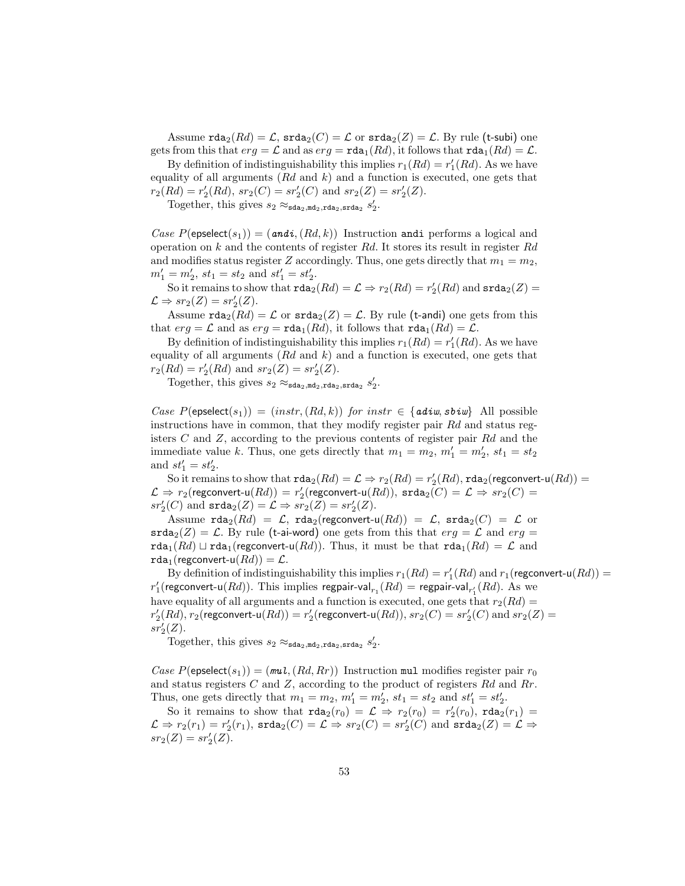Assume $\mathtt{rda}_2(Rd) = \mathcal{L}$, $\mathtt{srda}_2(C) = \mathcal{L}$ or $\mathtt{srda}_2(Z) = \mathcal{L}$. By rule (t-subi) one gets from this that $erg = \mathcal{L}$ and as $erg = \mathtt{rda}_1(Rd)$, it follows that $\mathtt{rda}_1(Rd) = \mathcal{L}$.

By definition of indistinguishability this implies $r_1(Rd) = r_1'(Rd)$. As we have equality of all arguments ($Rd$ and $k$) and a function is executed, one gets that $r_2(Rd) = r_2'(Rd)$, $sr_2(C) = sr_2'(C)$ and $sr_2(Z) = sr_2'(Z)$.

Together, this gives $s_2 \approx_{\mathtt{sda}_2,\mathtt{md}_2,\mathtt{rda}_2,\mathtt{srda}_2} s_2'$.

*Case* $P(\mathsf{epselect}(s_1)) = (\mathit{andi}, (Rd, k))$ Instruction `andi` performs a logical and operation on $k$ and the contents of register $Rd$. It stores its result in register $Rd$ and modifies status register $Z$ accordingly. Thus, one gets directly that $m_1 = m_2$, $m_1' = m_2'$, $st_1 = st_2$ and $st_1' = st_2'$.

So it remains to show that $\mathtt{rda}_2(Rd) = \mathcal{L} \Rightarrow r_2(Rd) = r_2'(Rd)$ and $\mathtt{srda}_2(Z) = \mathcal{L} \Rightarrow sr_2(Z) = sr_2'(Z)$.

Assume $\mathtt{rda}_2(Rd) = \mathcal{L}$ or $\mathtt{srda}_2(Z) = \mathcal{L}$. By rule (t-andi) one gets from this that $erg = \mathcal{L}$ and as $erg = \mathtt{rda}_1(Rd)$, it follows that $\mathtt{rda}_1(Rd) = \mathcal{L}$.

By definition of indistinguishability this implies $r_1(Rd) = r_1'(Rd)$. As we have equality of all arguments ($Rd$ and $k$) and a function is executed, one gets that $r_2(Rd) = r_2'(Rd)$ and $sr_2(Z) = sr_2'(Z)$.

Together, this gives $s_2 \approx_{\mathtt{sda}_2,\mathtt{md}_2,\mathtt{rda}_2,\mathtt{srda}_2} s_2'$.

*Case* $P(\mathsf{epselect}(s_1)) = (instr, (Rd, k))$ *for* $instr \in \{\mathit{adiw}, \mathit{sbiw}\}$ All possible instructions have in common, that they modify register pair $Rd$ and status registers $C$ and $Z$, according to the previous contents of register pair $Rd$ and the immediate value $k$. Thus, one gets directly that $m_1 = m_2$, $m_1' = m_2'$, $st_1 = st_2$ and $st_1' = st_2'$.

So it remains to show that $\mathtt{rda}_2(Rd) = \mathcal{L} \Rightarrow r_2(Rd) = r_2'(Rd)$, $\mathtt{rda}_2(\mathsf{regconvert\text{-}u}(Rd)) = \mathcal{L} \Rightarrow r_2(\mathsf{regconvert\text{-}u}(Rd)) = r_2'(\mathsf{regconvert\text{-}u}(Rd))$, $\mathtt{srda}_2(C) = \mathcal{L} \Rightarrow sr_2(C) = sr_2'(C)$ and $\mathtt{srda}_2(Z) = \mathcal{L} \Rightarrow sr_2(Z) = sr_2'(Z)$.

Assume $\mathtt{rda}_2(Rd) = \mathcal{L}$, $\mathtt{rda}_2(\mathsf{regconvert\text{-}u}(Rd)) = \mathcal{L}$, $\mathtt{srda}_2(C) = \mathcal{L}$ or $\mathtt{srda}_2(Z) = \mathcal{L}$. By rule (t-ai-word) one gets from this that $erg = \mathcal{L}$ and $erg = \mathtt{rda}_1(Rd) \sqcup \mathtt{rda}_1(\mathsf{regconvert\text{-}u}(Rd))$. Thus, it must be that $\mathtt{rda}_1(Rd) = \mathcal{L}$ and $\mathtt{rda}_1(\mathsf{regconvert\text{-}u}(Rd)) = \mathcal{L}$.

By definition of indistinguishability this implies $r_1(Rd) = r_1'(Rd)$ and $r_1(\mathsf{regconvert\text{-}u}(Rd)) = r_1'(\mathsf{regconvert\text{-}u}(Rd))$. This implies $\mathsf{regpair\text{-}val}_{r_1}(Rd) = \mathsf{regpair\text{-}val}_{r_1'}(Rd)$. As we have equality of all arguments and a function is executed, one gets that $r_2(Rd) = r_2'(Rd)$, $r_2(\mathsf{regconvert\text{-}u}(Rd)) = r_2'(\mathsf{regconvert\text{-}u}(Rd))$, $sr_2(C) = sr_2'(C)$ and $sr_2(Z) = sr_2'(Z)$.

Together, this gives $s_2 \approx_{\mathtt{sda}_2,\mathtt{md}_2,\mathtt{rda}_2,\mathtt{srda}_2} s_2'$.

*Case* $P(\mathsf{epselect}(s_1)) = (\mathit{mul}, (Rd, Rr))$ Instruction `mul` modifies register pair $r_0$ and status registers $C$ and $Z$, according to the product of registers $Rd$ and $Rr$. Thus, one gets directly that $m_1 = m_2$, $m_1' = m_2'$, $st_1 = st_2$ and $st_1' = st_2'$.

So it remains to show that $\mathtt{rda}_2(r_0) = \mathcal{L} \Rightarrow r_2(r_0) = r_2'(r_0)$, $\mathtt{rda}_2(r_1) = \mathcal{L} \Rightarrow r_2(r_1) = r_2'(r_1)$, $\mathtt{srda}_2(C) = \mathcal{L} \Rightarrow sr_2(C) = sr_2'(C)$ and $\mathtt{srda}_2(Z) = \mathcal{L} \Rightarrow sr_2(Z) = sr_2'(Z)$.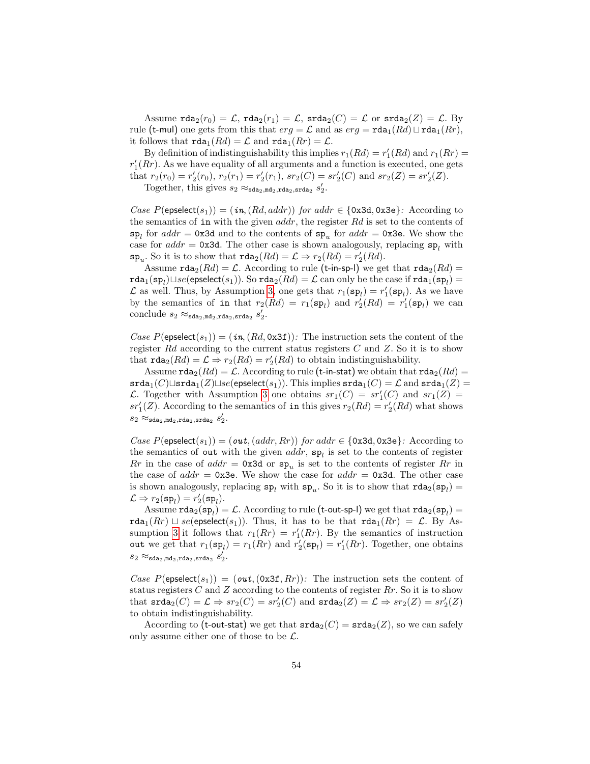Assume $\mathtt{rda}_2(r_0) = \mathcal{L}$, $\mathtt{rda}_2(r_1) = \mathcal{L}$, $\mathtt{srda}_2(C) = \mathcal{L}$ or $\mathtt{srda}_2(Z) = \mathcal{L}$. By rule (t-mul) one gets from this that $erg = \mathcal{L}$ and as $erg = \mathtt{rda}_1(Rd) \sqcup \mathtt{rda}_1(Rr)$, it follows that $\mathtt{rda}_1(Rd) = \mathcal{L}$ and $\mathtt{rda}_1(Rr) = \mathcal{L}$.

By definition of indistinguishability this implies $r_1(Rd) = r_1'(Rd)$ and $r_1(Rr) = r_1'(Rr)$. As we have equality of all arguments and a function is executed, one gets that $r_2(r_0) = r_2'(r_0)$, $r_2(r_1) = r_2'(r_1)$, $sr_2(C) = sr_2'(C)$ and $sr_2(Z) = sr_2'(Z)$.

Together, this gives $s_2 \approx_{\mathtt{sda}_2,\mathtt{md}_2,\mathtt{rda}_2,\mathtt{srda}_2} s_2'$.

*Case* $P(\mathsf{epselect}(s_1)) = (\boldsymbol{in}, (Rd, addr))$ *for* $addr \in \{\mathtt{0x3d}, \mathtt{0x3e}\}$*:* According to the semantics of `in` with the given $addr$, the register $Rd$ is set to the contents of $\mathtt{sp}_l$ for $addr = \mathtt{0x3d}$ and to the contents of $\mathtt{sp}_u$ for $addr = \mathtt{0x3e}$. We show the case for $addr = \mathtt{0x3d}$. The other case is shown analogously, replacing $\mathtt{sp}_l$ with $\mathtt{sp}_u$. So it is to show that $\mathtt{rda}_2(Rd) = \mathcal{L} \Rightarrow r_2(Rd) = r_2'(Rd)$.

Assume $\mathtt{rda}_2(Rd) = \mathcal{L}$. According to rule (t-in-sp-l) we get that $\mathtt{rda}_2(Rd) = \mathtt{rda}_1(\mathtt{sp}_l) \sqcup se(\mathsf{epselect}(s_1))$. So $\mathtt{rda}_2(Rd) = \mathcal{L}$ can only be the case if $\mathtt{rda}_1(\mathtt{sp}_l) = \mathcal{L}$ as well. Thus, by Assumption 3, one gets that $r_1(\mathtt{sp}_l) = r_1'(\mathtt{sp}_l)$. As we have by the semantics of `in` that $r_2(Rd) = r_1(\mathtt{sp}_l)$ and $r_2'(Rd) = r_1'(\mathtt{sp}_l)$ we can conclude $s_2 \approx_{\mathtt{sda}_2,\mathtt{md}_2,\mathtt{rda}_2,\mathtt{srda}_2} s_2'$.

*Case* $P(\mathsf{epselect}(s_1)) = (\boldsymbol{in}, (Rd, \mathtt{0x3f}))$*:* The instruction sets the content of the register $Rd$ according to the current status registers $C$ and $Z$. So it is to show that $\mathtt{rda}_2(Rd) = \mathcal{L} \Rightarrow r_2(Rd) = r_2'(Rd)$ to obtain indistinguishability.

Assume $\mathtt{rda}_2(Rd) = \mathcal{L}$. According to rule (t-in-stat) we obtain that $\mathtt{rda}_2(Rd) = \mathtt{srda}_1(C) \sqcup \mathtt{srda}_1(Z) \sqcup se(\mathsf{epselect}(s_1))$. This implies $\mathtt{srda}_1(C) = \mathcal{L}$ and $\mathtt{srda}_1(Z) = \mathcal{L}$. Together with Assumption 3 one obtains $sr_1(C) = sr_1'(C)$ and $sr_1(Z) = sr_1'(Z)$. According to the semantics of `in` this gives $r_2(Rd) = r_2'(Rd)$ what shows $s_2 \approx_{\mathtt{sda}_2,\mathtt{md}_2,\mathtt{rda}_2,\mathtt{srda}_2} s_2'$.

*Case* $P(\mathsf{epselect}(s_1)) = (\boldsymbol{out}, (addr, Rr))$ *for* $addr \in \{\mathtt{0x3d}, \mathtt{0x3e}\}$*:* According to the semantics of `out` with the given $addr$, $\mathtt{sp}_l$ is set to the contents of register $Rr$ in the case of $addr = \mathtt{0x3d}$ or $\mathtt{sp}_u$ is set to the contents of register $Rr$ in the case of $addr = \mathtt{0x3e}$. We show the case for $addr = \mathtt{0x3d}$. The other case is shown analogously, replacing $\mathtt{sp}_l$ with $\mathtt{sp}_u$. So it is to show that $\mathtt{rda}_2(\mathtt{sp}_l) = \mathcal{L} \Rightarrow r_2(\mathtt{sp}_l) = r_2'(\mathtt{sp}_l)$.

Assume $\mathtt{rda}_2(\mathtt{sp}_l) = \mathcal{L}$. According to rule (t-out-sp-l) we get that $\mathtt{rda}_2(\mathtt{sp}_l) = \mathtt{rda}_1(Rr) \sqcup se(\mathsf{epselect}(s_1))$. Thus, it has to be that $\mathtt{rda}_1(Rr) = \mathcal{L}$. By Assumption 3 it follows that $r_1(Rr) = r_1'(Rr)$. By the semantics of instruction `out` we get that $r_1(\mathtt{sp}_l) = r_1(Rr)$ and $r_2'(\mathtt{sp}_l) = r_1'(Rr)$. Together, one obtains $s_2 \approx_{\mathtt{sda}_2,\mathtt{md}_2,\mathtt{rda}_2,\mathtt{srda}_2} s_2'$.

*Case* $P(\mathsf{epselect}(s_1)) = (\boldsymbol{out}, (\mathtt{0x3f}, Rr))$*:* The instruction sets the content of status registers $C$ and $Z$ according to the contents of register $Rr$. So it is to show that $\mathtt{srda}_2(C) = \mathcal{L} \Rightarrow sr_2(C) = sr_2'(C)$ and $\mathtt{srda}_2(Z) = \mathcal{L} \Rightarrow sr_2(Z) = sr_2'(Z)$ to obtain indistinguishability.

According to (t-out-stat) we get that $\mathtt{srda}_2(C) = \mathtt{srda}_2(Z)$, so we can safely only assume either one of those to be $\mathcal{L}$.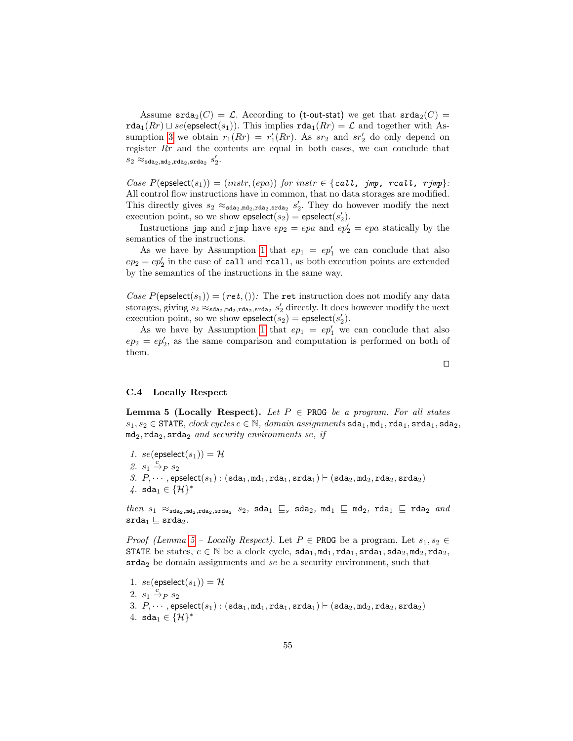Assume $\texttt{srda}_2(C) = \mathcal{L}$. According to (t-out-stat) we get that $\texttt{srda}_2(C) = \texttt{rda}_1(Rr) \sqcup se(\textsf{epselect}(s_1))$. This implies $\texttt{rda}_1(Rr) = \mathcal{L}$ and together with Assumption 3 we obtain $r_1(Rr) = r'_1(Rr)$. As $sr_2$ and $sr'_2$ do only depend on register $Rr$ and the contents are equal in both cases, we can conclude that $s_2 \approx_{\texttt{sda}_2,\texttt{md}_2,\texttt{rda}_2,\texttt{srda}_2} s'_2$.

*Case* $P(\textsf{epselect}(s_1)) = (instr, (epa))$ *for* $instr \in \{$**call, jmp, rcall, rjmp**$\}$*:* All control flow instructions have in common, that no data storages are modified. This directly gives $s_2 \approx_{\texttt{sda}_2,\texttt{md}_2,\texttt{rda}_2,\texttt{srda}_2} s'_2$. They do however modify the next execution point, so we show $\textsf{epselect}(s_2) = \textsf{epselect}(s'_2)$.

Instructions `jmp` and `rjmp` have $ep_2 = epa$ and $ep'_2 = epa$ statically by the semantics of the instructions.

As we have by Assumption 1 that $ep_1 = ep'_1$ we can conclude that also $ep_2 = ep'_2$ in the case of `call` and `rcall`, as both execution points are extended by the semantics of the instructions in the same way.

*Case* $P(\textsf{epselect}(s_1)) = ($**ret**$, ())$*:* The `ret` instruction does not modify any data storages, giving $s_2 \approx_{\texttt{sda}_2,\texttt{md}_2,\texttt{rda}_2,\texttt{srda}_2} s'_2$ directly. It does however modify the next execution point, so we show $\textsf{epselect}(s_2) = \textsf{epselect}(s'_2)$.

As we have by Assumption 1 that $ep_1 = ep'_1$ we can conclude that also $ep_2 = ep'_2$, as the same comparison and computation is performed on both of them.

□

### C.4 Locally Respect

**Lemma 5 (Locally Respect).** *Let* $P \in \texttt{PROG}$ *be a program. For all states* $s_1, s_2 \in \texttt{STATE}$*, clock cycles* $c \in \mathbb{N}$*, domain assignments* $\texttt{sda}_1, \texttt{md}_1, \texttt{rda}_1, \texttt{srda}_1, \texttt{sda}_2, \texttt{md}_2, \texttt{rda}_2, \texttt{srda}_2$ *and security environments se, if*

1. $se(\textsf{epselect}(s_1)) = \mathcal{H}$
2. $s_1 \xrightarrow{c}_P s_2$
3. $P, \cdots, \textsf{epselect}(s_1) : (\texttt{sda}_1, \texttt{md}_1, \texttt{rda}_1, \texttt{srda}_1) \vdash (\texttt{sda}_2, \texttt{md}_2, \texttt{rda}_2, \texttt{srda}_2)$
4. $\texttt{sda}_1 \in \{\mathcal{H}\}^*$

*then* $s_1 \approx_{\texttt{sda}_2,\texttt{md}_2,\texttt{rda}_2,\texttt{srda}_2} s_2$*,* $\texttt{sda}_1 \sqsubseteq_s \texttt{sda}_2$*,* $\texttt{md}_1 \sqsubseteq \texttt{md}_2$*,* $\texttt{rda}_1 \sqsubseteq \texttt{rda}_2$ *and* $\texttt{srda}_1 \sqsubseteq \texttt{srda}_2$*.*

*Proof (Lemma 5 – Locally Respect).* Let $P \in \texttt{PROG}$ be a program. Let $s_1, s_2 \in \texttt{STATE}$ be states, $c \in \mathbb{N}$ be a clock cycle, $\texttt{sda}_1, \texttt{md}_1, \texttt{rda}_1, \texttt{srda}_1, \texttt{sda}_2, \texttt{md}_2, \texttt{rda}_2, \texttt{srda}_2$ be domain assignments and $se$ be a security environment, such that

1. $se(\textsf{epselect}(s_1)) = \mathcal{H}$
2. $s_1 \xrightarrow{c}_P s_2$
3. $P, \cdots, \textsf{epselect}(s_1) : (\texttt{sda}_1, \texttt{md}_1, \texttt{rda}_1, \texttt{srda}_1) \vdash (\texttt{sda}_2, \texttt{md}_2, \texttt{rda}_2, \texttt{srda}_2)$
4. $\texttt{sda}_1 \in \{\mathcal{H}\}^*$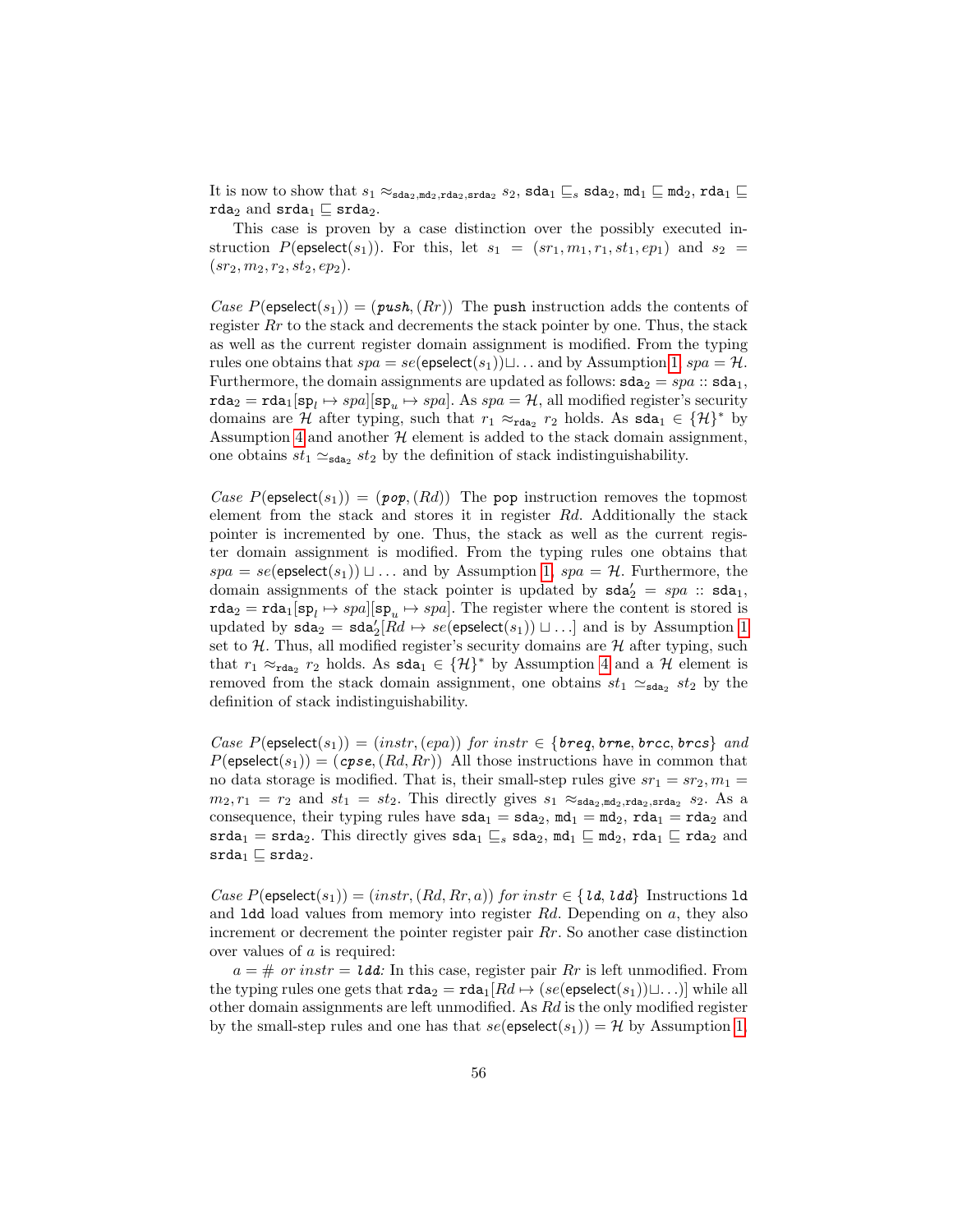It is now to show that $s_1 \approx_{\mathtt{sda}_2,\mathtt{md}_2,\mathtt{rda}_2,\mathtt{srda}_2} s_2$, $\mathtt{sda}_1 \sqsubseteq_s \mathtt{sda}_2$, $\mathtt{md}_1 \sqsubseteq \mathtt{md}_2$, $\mathtt{rda}_1 \sqsubseteq \mathtt{rda}_2$ and $\mathtt{srda}_1 \sqsubseteq \mathtt{srda}_2$.

This case is proven by a case distinction over the possibly executed instruction $P(\mathsf{epselect}(s_1))$. For this, let $s_1 = (sr_1, m_1, r_1, st_1, ep_1)$ and $s_2 = (sr_2, m_2, r_2, st_2, ep_2)$.

*Case* $P(\mathsf{epselect}(s_1)) = (\boldsymbol{push}, (Rr))$ The `push` instruction adds the contents of register $Rr$ to the stack and decrements the stack pointer by one. Thus, the stack as well as the current register domain assignment is modified. From the typing rules one obtains that $spa = se(\mathsf{epselect}(s_1)) \sqcup \ldots$ and by Assumption 1, $spa = \mathcal{H}$. Furthermore, the domain assignments are updated as follows: $\mathtt{sda}_2 = spa :: \mathtt{sda}_1$, $\mathtt{rda}_2 = \mathtt{rda}_1[\mathsf{sp}_l \mapsto spa][\mathsf{sp}_u \mapsto spa]$. As $spa = \mathcal{H}$, all modified register's security domains are $\mathcal{H}$ after typing, such that $r_1 \approx_{\mathtt{rda}_2} r_2$ holds. As $\mathtt{sda}_1 \in \{\mathcal{H}\}^*$ by Assumption 4 and another $\mathcal{H}$ element is added to the stack domain assignment, one obtains $st_1 \simeq_{\mathtt{sda}_2} st_2$ by the definition of stack indistinguishability.

*Case* $P(\mathsf{epselect}(s_1)) = (\boldsymbol{pop}, (Rd))$ The `pop` instruction removes the topmost element from the stack and stores it in register $Rd$. Additionally the stack pointer is incremented by one. Thus, the stack as well as the current register domain assignment is modified. From the typing rules one obtains that $spa = se(\mathsf{epselect}(s_1)) \sqcup \ldots$ and by Assumption 1, $spa = \mathcal{H}$. Furthermore, the domain assignments of the stack pointer is updated by $\mathtt{sda}_2' = spa :: \mathtt{sda}_1$, $\mathtt{rda}_2 = \mathtt{rda}_1[\mathsf{sp}_l \mapsto spa][\mathsf{sp}_u \mapsto spa]$. The register where the content is stored is updated by $\mathtt{sda}_2 = \mathtt{sda}_2'[Rd \mapsto se(\mathsf{epselect}(s_1)) \sqcup \ldots]$ and is by Assumption 1 set to $\mathcal{H}$. Thus, all modified register's security domains are $\mathcal{H}$ after typing, such that $r_1 \approx_{\mathtt{rda}_2} r_2$ holds. As $\mathtt{sda}_1 \in \{\mathcal{H}\}^*$ by Assumption 4 and a $\mathcal{H}$ element is removed from the stack domain assignment, one obtains $st_1 \simeq_{\mathtt{sda}_2} st_2$ by the definition of stack indistinguishability.

*Case* $P(\mathsf{epselect}(s_1)) = (instr, (epa))$ *for* $instr \in \{\boldsymbol{breq}, \boldsymbol{brne}, \boldsymbol{brcc}, \boldsymbol{brcs}\}$ *and* $P(\mathsf{epselect}(s_1)) = (\boldsymbol{cpse}, (Rd, Rr))$ All those instructions have in common that no data storage is modified. That is, their small-step rules give $sr_1 = sr_2, m_1 = m_2, r_1 = r_2$ and $st_1 = st_2$. This directly gives $s_1 \approx_{\mathtt{sda}_2,\mathtt{md}_2,\mathtt{rda}_2,\mathtt{srda}_2} s_2$. As a consequence, their typing rules have $\mathtt{sda}_1 = \mathtt{sda}_2$, $\mathtt{md}_1 = \mathtt{md}_2$, $\mathtt{rda}_1 = \mathtt{rda}_2$ and $\mathtt{srda}_1 = \mathtt{srda}_2$. This directly gives $\mathtt{sda}_1 \sqsubseteq_s \mathtt{sda}_2$, $\mathtt{md}_1 \sqsubseteq \mathtt{md}_2$, $\mathtt{rda}_1 \sqsubseteq \mathtt{rda}_2$ and $\mathtt{srda}_1 \sqsubseteq \mathtt{srda}_2$.

*Case* $P(\mathsf{epselect}(s_1)) = (instr, (Rd, Rr, a))$ *for* $instr \in \{\boldsymbol{ld}, \boldsymbol{ldd}\}$ Instructions `ld` and `ldd` load values from memory into register $Rd$. Depending on $a$, they also increment or decrement the pointer register pair $Rr$. So another case distinction over values of $a$ is required:

$a = \#$ *or* $instr = \boldsymbol{ldd}$: In this case, register pair $Rr$ is left unmodified. From the typing rules one gets that $\mathtt{rda}_2 = \mathtt{rda}_1[Rd \mapsto (se(\mathsf{epselect}(s_1)) \sqcup \ldots)]$ while all other domain assignments are left unmodified. As $Rd$ is the only modified register by the small-step rules and one has that $se(\mathsf{epselect}(s_1)) = \mathcal{H}$ by Assumption 1,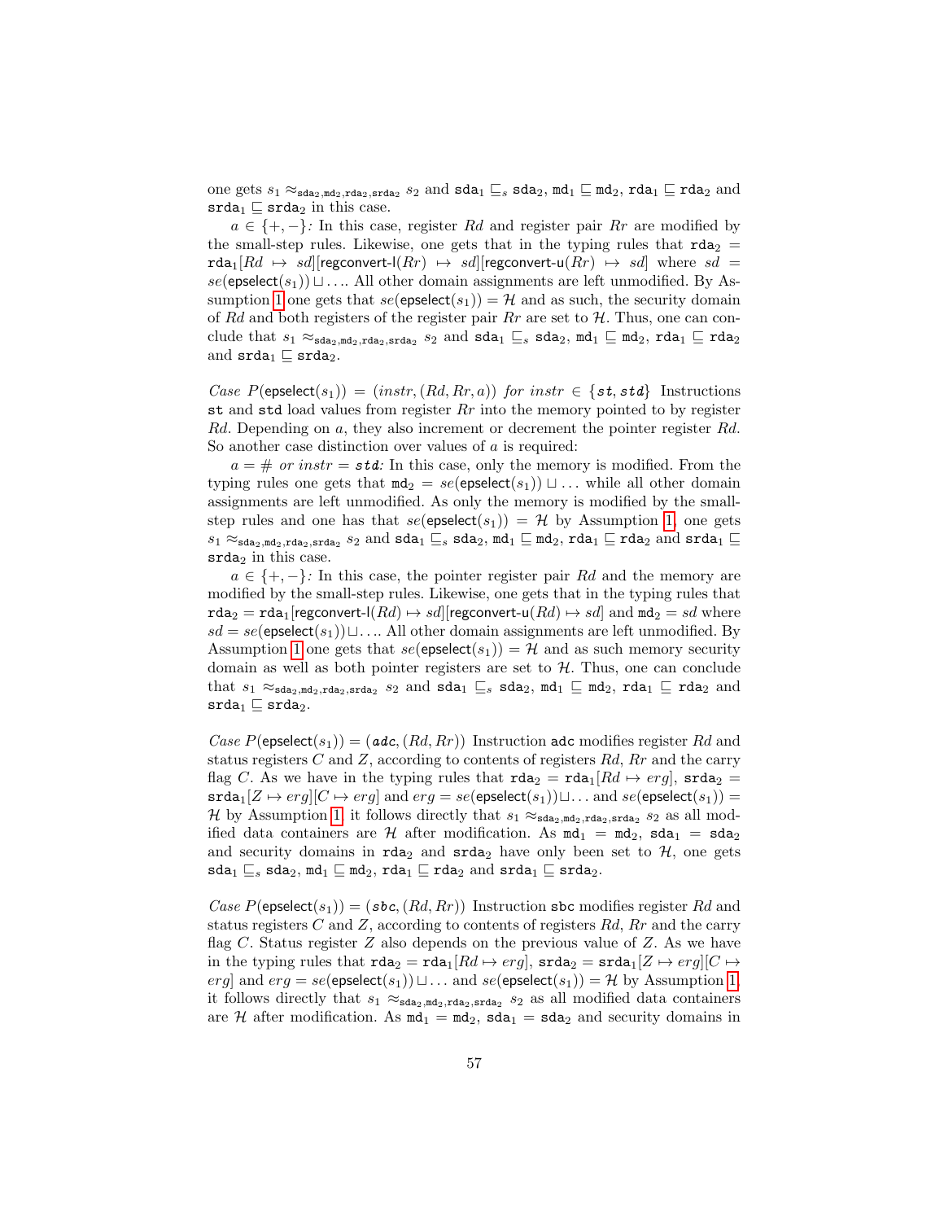one gets $s_1 \approx_{\mathtt{sda}_2,\mathtt{md}_2,\mathtt{rda}_2,\mathtt{srda}_2} s_2$ and $\mathtt{sda}_1 \sqsubseteq_s \mathtt{sda}_2$, $\mathtt{md}_1 \sqsubseteq \mathtt{md}_2$, $\mathtt{rda}_1 \sqsubseteq \mathtt{rda}_2$ and $\mathtt{srda}_1 \sqsubseteq \mathtt{srda}_2$ in this case.

*$a \in \{+,-\}$:* In this case, register $Rd$ and register pair $Rr$ are modified by the small-step rules. Likewise, one gets that in the typing rules that $\mathtt{rda}_2 = \mathtt{rda}_1[Rd \mapsto sd][\mathsf{regconvert\text{-}l}(Rr) \mapsto sd][\mathsf{regconvert\text{-}u}(Rr) \mapsto sd]$ where $sd = se(\mathsf{epselect}(s_1)) \sqcup \ldots$. All other domain assignments are left unmodified. By Assumption 1 one gets that $se(\mathsf{epselect}(s_1)) = \mathcal{H}$ and as such, the security domain of $Rd$ and both registers of the register pair $Rr$ are set to $\mathcal{H}$. Thus, one can conclude that $s_1 \approx_{\mathtt{sda}_2,\mathtt{md}_2,\mathtt{rda}_2,\mathtt{srda}_2} s_2$ and $\mathtt{sda}_1 \sqsubseteq_s \mathtt{sda}_2$, $\mathtt{md}_1 \sqsubseteq \mathtt{md}_2$, $\mathtt{rda}_1 \sqsubseteq \mathtt{rda}_2$ and $\mathtt{srda}_1 \sqsubseteq \mathtt{srda}_2$.

*Case $P(\mathsf{epselect}(s_1)) = (instr, (Rd, Rr, a))$ for $instr \in \{\mathtt{st}, \mathtt{std}\}$* Instructions st and std load values from register $Rr$ into the memory pointed to by register $Rd$. Depending on $a$, they also increment or decrement the pointer register $Rd$. So another case distinction over values of $a$ is required:

*$a = \#$ or $instr = \mathtt{std}$:* In this case, only the memory is modified. From the typing rules one gets that $\mathtt{md}_2 = se(\mathsf{epselect}(s_1)) \sqcup \ldots$ while all other domain assignments are left unmodified. As only the memory is modified by the small-step rules and one has that $se(\mathsf{epselect}(s_1)) = \mathcal{H}$ by Assumption 1, one gets $s_1 \approx_{\mathtt{sda}_2,\mathtt{md}_2,\mathtt{rda}_2,\mathtt{srda}_2} s_2$ and $\mathtt{sda}_1 \sqsubseteq_s \mathtt{sda}_2$, $\mathtt{md}_1 \sqsubseteq \mathtt{md}_2$, $\mathtt{rda}_1 \sqsubseteq \mathtt{rda}_2$ and $\mathtt{srda}_1 \sqsubseteq \mathtt{srda}_2$ in this case.

*$a \in \{+,-\}$:* In this case, the pointer register pair $Rd$ and the memory are modified by the small-step rules. Likewise, one gets that in the typing rules that $\mathtt{rda}_2 = \mathtt{rda}_1[\mathsf{regconvert\text{-}l}(Rd) \mapsto sd][\mathsf{regconvert\text{-}u}(Rd) \mapsto sd]$ and $\mathtt{md}_2 = sd$ where $sd = se(\mathsf{epselect}(s_1)) \sqcup \ldots$. All other domain assignments are left unmodified. By Assumption 1 one gets that $se(\mathsf{epselect}(s_1)) = \mathcal{H}$ and as such memory security domain as well as both pointer registers are set to $\mathcal{H}$. Thus, one can conclude that $s_1 \approx_{\mathtt{sda}_2,\mathtt{md}_2,\mathtt{rda}_2,\mathtt{srda}_2} s_2$ and $\mathtt{sda}_1 \sqsubseteq_s \mathtt{sda}_2$, $\mathtt{md}_1 \sqsubseteq \mathtt{md}_2$, $\mathtt{rda}_1 \sqsubseteq \mathtt{rda}_2$ and $\mathtt{srda}_1 \sqsubseteq \mathtt{srda}_2$.

*Case $P(\mathsf{epselect}(s_1)) = (\mathtt{adc}, (Rd, Rr))$* Instruction adc modifies register $Rd$ and status registers $C$ and $Z$, according to contents of registers $Rd$, $Rr$ and the carry flag $C$. As we have in the typing rules that $\mathtt{rda}_2 = \mathtt{rda}_1[Rd \mapsto erg]$, $\mathtt{srda}_2 = \mathtt{srda}_1[Z \mapsto erg][C \mapsto erg]$ and $erg = se(\mathsf{epselect}(s_1)) \sqcup \ldots$ and $se(\mathsf{epselect}(s_1)) = \mathcal{H}$ by Assumption 1, it follows directly that $s_1 \approx_{\mathtt{sda}_2,\mathtt{md}_2,\mathtt{rda}_2,\mathtt{srda}_2} s_2$ as all modified data containers are $\mathcal{H}$ after modification. As $\mathtt{md}_1 = \mathtt{md}_2$, $\mathtt{sda}_1 = \mathtt{sda}_2$ and security domains in $\mathtt{rda}_2$ and $\mathtt{srda}_2$ have only been set to $\mathcal{H}$, one gets $\mathtt{sda}_1 \sqsubseteq_s \mathtt{sda}_2$, $\mathtt{md}_1 \sqsubseteq \mathtt{md}_2$, $\mathtt{rda}_1 \sqsubseteq \mathtt{rda}_2$ and $\mathtt{srda}_1 \sqsubseteq \mathtt{srda}_2$.

*Case $P(\mathsf{epselect}(s_1)) = (\mathtt{sbc}, (Rd, Rr))$* Instruction sbc modifies register $Rd$ and status registers $C$ and $Z$, according to contents of registers $Rd$, $Rr$ and the carry flag $C$. Status register $Z$ also depends on the previous value of $Z$. As we have in the typing rules that $\mathtt{rda}_2 = \mathtt{rda}_1[Rd \mapsto erg]$, $\mathtt{srda}_2 = \mathtt{srda}_1[Z \mapsto erg][C \mapsto erg]$ and $erg = se(\mathsf{epselect}(s_1)) \sqcup \ldots$ and $se(\mathsf{epselect}(s_1)) = \mathcal{H}$ by Assumption 1, it follows directly that $s_1 \approx_{\mathtt{sda}_2,\mathtt{md}_2,\mathtt{rda}_2,\mathtt{srda}_2} s_2$ as all modified data containers are $\mathcal{H}$ after modification. As $\mathtt{md}_1 = \mathtt{md}_2$, $\mathtt{sda}_1 = \mathtt{sda}_2$ and security domains in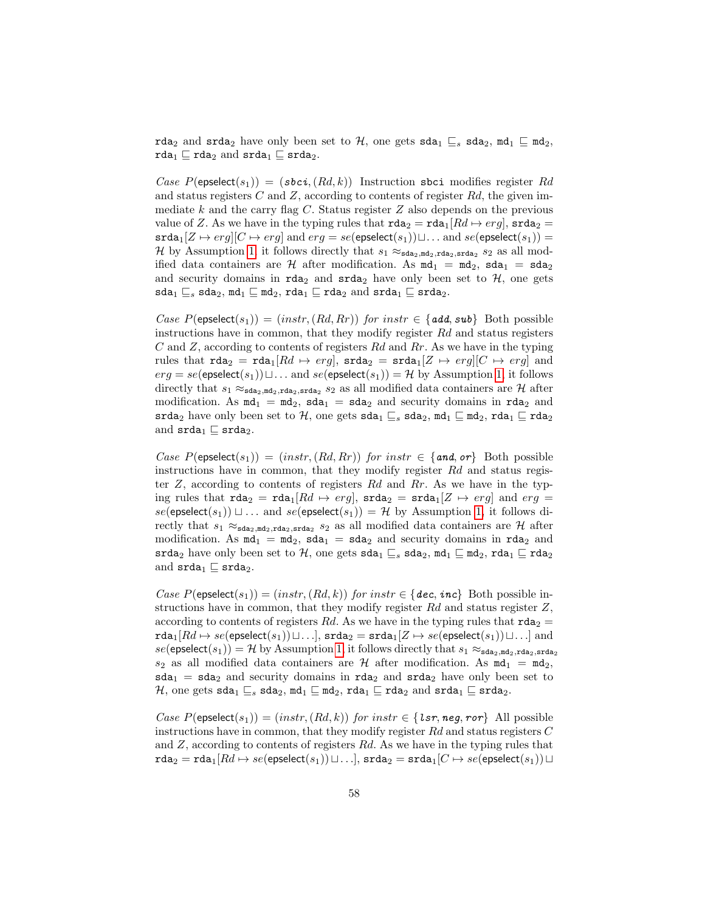$\mathtt{rda}_2$ and $\mathtt{srda}_2$ have only been set to $\mathcal{H}$, one gets $\mathtt{sda}_1 \sqsubseteq_s \mathtt{sda}_2$, $\mathtt{md}_1 \sqsubseteq \mathtt{md}_2$, $\mathtt{rda}_1 \sqsubseteq \mathtt{rda}_2$ and $\mathtt{srda}_1 \sqsubseteq \mathtt{srda}_2$.

*Case* $P(\mathsf{epselect}(s_1)) = (\boldsymbol{sbci}, (Rd, k))$ Instruction $\mathtt{sbci}$ modifies register $Rd$ and status registers $C$ and $Z$, according to contents of register $Rd$, the given immediate $k$ and the carry flag $C$. Status register $Z$ also depends on the previous value of $Z$. As we have in the typing rules that $\mathtt{rda}_2 = \mathtt{rda}_1[Rd \mapsto erg]$, $\mathtt{srda}_2 = \mathtt{srda}_1[Z \mapsto erg][C \mapsto erg]$ and $erg = se(\mathsf{epselect}(s_1)) \sqcup \ldots$ and $se(\mathsf{epselect}(s_1)) = \mathcal{H}$ by Assumption 1, it follows directly that $s_1 \approx_{\mathtt{sda}_2,\mathtt{md}_2,\mathtt{rda}_2,\mathtt{srda}_2} s_2$ as all modified data containers are $\mathcal{H}$ after modification. As $\mathtt{md}_1 = \mathtt{md}_2$, $\mathtt{sda}_1 = \mathtt{sda}_2$ and security domains in $\mathtt{rda}_2$ and $\mathtt{srda}_2$ have only been set to $\mathcal{H}$, one gets $\mathtt{sda}_1 \sqsubseteq_s \mathtt{sda}_2$, $\mathtt{md}_1 \sqsubseteq \mathtt{md}_2$, $\mathtt{rda}_1 \sqsubseteq \mathtt{rda}_2$ and $\mathtt{srda}_1 \sqsubseteq \mathtt{srda}_2$.

*Case* $P(\mathsf{epselect}(s_1)) = (instr, (Rd, Rr))$ *for* $instr \in \{\boldsymbol{add}, \boldsymbol{sub}\}$ Both possible instructions have in common, that they modify register $Rd$ and status registers $C$ and $Z$, according to contents of registers $Rd$ and $Rr$. As we have in the typing rules that $\mathtt{rda}_2 = \mathtt{rda}_1[Rd \mapsto erg]$, $\mathtt{srda}_2 = \mathtt{srda}_1[Z \mapsto erg][C \mapsto erg]$ and $erg = se(\mathsf{epselect}(s_1)) \sqcup \ldots$ and $se(\mathsf{epselect}(s_1)) = \mathcal{H}$ by Assumption 1, it follows directly that $s_1 \approx_{\mathtt{sda}_2,\mathtt{md}_2,\mathtt{rda}_2,\mathtt{srda}_2} s_2$ as all modified data containers are $\mathcal{H}$ after modification. As $\mathtt{md}_1 = \mathtt{md}_2$, $\mathtt{sda}_1 = \mathtt{sda}_2$ and security domains in $\mathtt{rda}_2$ and $\mathtt{srda}_2$ have only been set to $\mathcal{H}$, one gets $\mathtt{sda}_1 \sqsubseteq_s \mathtt{sda}_2$, $\mathtt{md}_1 \sqsubseteq \mathtt{md}_2$, $\mathtt{rda}_1 \sqsubseteq \mathtt{rda}_2$ and $\mathtt{srda}_1 \sqsubseteq \mathtt{srda}_2$.

*Case* $P(\mathsf{epselect}(s_1)) = (instr, (Rd, Rr))$ *for* $instr \in \{\boldsymbol{and}, \boldsymbol{or}\}$ Both possible instructions have in common, that they modify register $Rd$ and status register $Z$, according to contents of registers $Rd$ and $Rr$. As we have in the typing rules that $\mathtt{rda}_2 = \mathtt{rda}_1[Rd \mapsto erg]$, $\mathtt{srda}_2 = \mathtt{srda}_1[Z \mapsto erg]$ and $erg = se(\mathsf{epselect}(s_1)) \sqcup \ldots$ and $se(\mathsf{epselect}(s_1)) = \mathcal{H}$ by Assumption 1, it follows directly that $s_1 \approx_{\mathtt{sda}_2,\mathtt{md}_2,\mathtt{rda}_2,\mathtt{srda}_2} s_2$ as all modified data containers are $\mathcal{H}$ after modification. As $\mathtt{md}_1 = \mathtt{md}_2$, $\mathtt{sda}_1 = \mathtt{sda}_2$ and security domains in $\mathtt{rda}_2$ and $\mathtt{srda}_2$ have only been set to $\mathcal{H}$, one gets $\mathtt{sda}_1 \sqsubseteq_s \mathtt{sda}_2$, $\mathtt{md}_1 \sqsubseteq \mathtt{md}_2$, $\mathtt{rda}_1 \sqsubseteq \mathtt{rda}_2$ and $\mathtt{srda}_1 \sqsubseteq \mathtt{srda}_2$.

*Case* $P(\mathsf{epselect}(s_1)) = (instr, (Rd, k))$ *for* $instr \in \{\boldsymbol{dec}, \boldsymbol{inc}\}$ Both possible instructions have in common, that they modify register $Rd$ and status register $Z$, according to contents of registers $Rd$. As we have in the typing rules that $\mathtt{rda}_2 = \mathtt{rda}_1[Rd \mapsto se(\mathsf{epselect}(s_1)) \sqcup \ldots]$, $\mathtt{srda}_2 = \mathtt{srda}_1[Z \mapsto se(\mathsf{epselect}(s_1)) \sqcup \ldots]$ and $se(\mathsf{epselect}(s_1)) = \mathcal{H}$ by Assumption 1, it follows directly that $s_1 \approx_{\mathtt{sda}_2,\mathtt{md}_2,\mathtt{rda}_2,\mathtt{srda}_2} s_2$ as all modified data containers are $\mathcal{H}$ after modification. As $\mathtt{md}_1 = \mathtt{md}_2$, $\mathtt{sda}_1 = \mathtt{sda}_2$ and security domains in $\mathtt{rda}_2$ and $\mathtt{srda}_2$ have only been set to $\mathcal{H}$, one gets $\mathtt{sda}_1 \sqsubseteq_s \mathtt{sda}_2$, $\mathtt{md}_1 \sqsubseteq \mathtt{md}_2$, $\mathtt{rda}_1 \sqsubseteq \mathtt{rda}_2$ and $\mathtt{srda}_1 \sqsubseteq \mathtt{srda}_2$.

*Case* $P(\mathsf{epselect}(s_1)) = (instr, (Rd, k))$ *for* $instr \in \{\boldsymbol{lsr}, \boldsymbol{neg}, \boldsymbol{ror}\}$ All possible instructions have in common, that they modify register $Rd$ and status registers $C$ and $Z$, according to contents of registers $Rd$. As we have in the typing rules that $\mathtt{rda}_2 = \mathtt{rda}_1[Rd \mapsto se(\mathsf{epselect}(s_1)) \sqcup \ldots]$, $\mathtt{srda}_2 = \mathtt{srda}_1[C \mapsto se(\mathsf{epselect}(s_1)) \sqcup$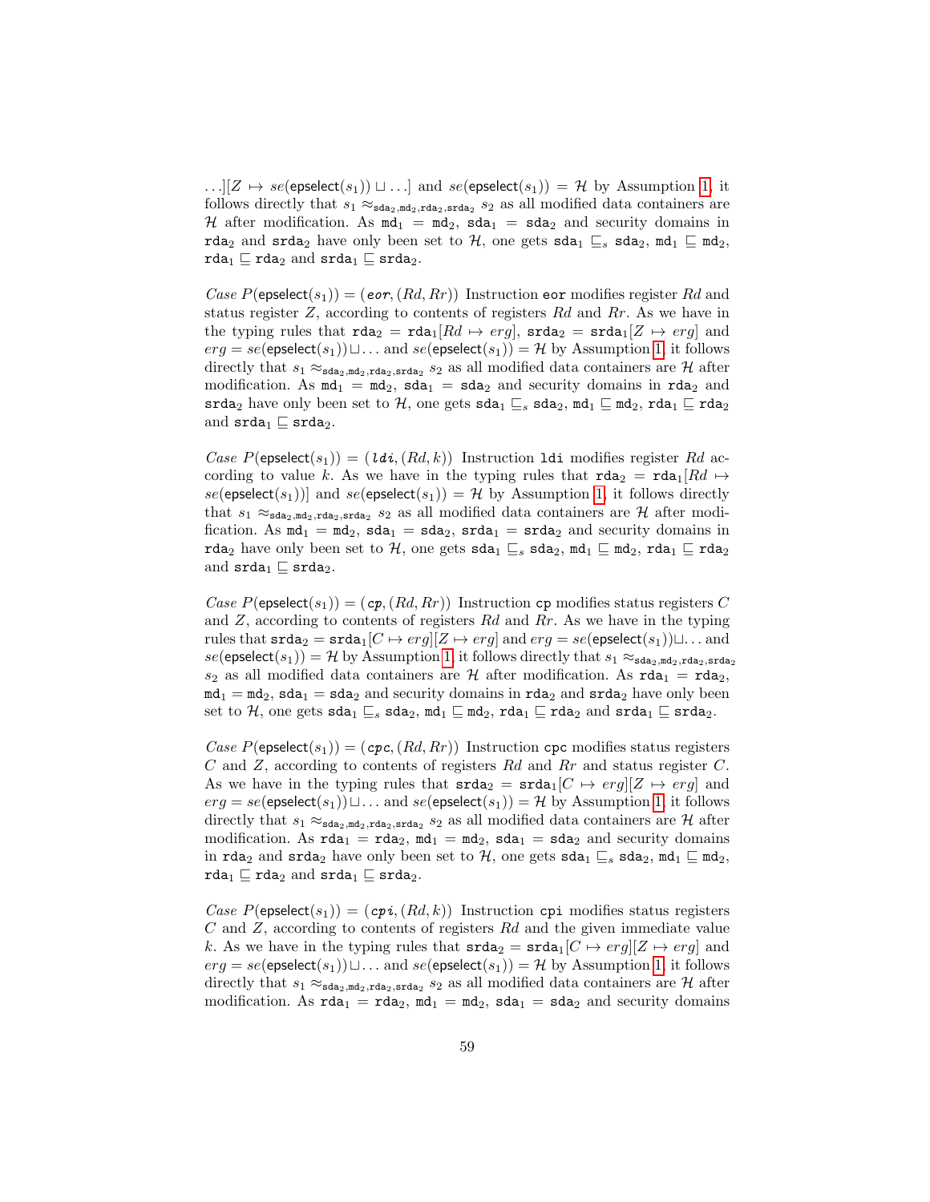$\ldots][Z \mapsto se(\mathsf{epselect}(s_1)) \sqcup \ldots]$ and $se(\mathsf{epselect}(s_1)) = \mathcal{H}$ by Assumption 1, it follows directly that $s_1 \approx_{\mathtt{sda}_2,\mathtt{md}_2,\mathtt{rda}_2,\mathtt{srda}_2} s_2$ as all modified data containers are $\mathcal{H}$ after modification. As $\mathtt{md}_1 = \mathtt{md}_2$, $\mathtt{sda}_1 = \mathtt{sda}_2$ and security domains in $\mathtt{rda}_2$ and $\mathtt{srda}_2$ have only been set to $\mathcal{H}$, one gets $\mathtt{sda}_1 \sqsubseteq_s \mathtt{sda}_2$, $\mathtt{md}_1 \sqsubseteq \mathtt{md}_2$, $\mathtt{rda}_1 \sqsubseteq \mathtt{rda}_2$ and $\mathtt{srda}_1 \sqsubseteq \mathtt{srda}_2$.

*Case* $P(\mathsf{epselect}(s_1)) = (\mathit{eor}, (Rd, Rr))$ Instruction `eor` modifies register $Rd$ and status register $Z$, according to contents of registers $Rd$ and $Rr$. As we have in the typing rules that $\mathtt{rda}_2 = \mathtt{rda}_1[Rd \mapsto erg]$, $\mathtt{srda}_2 = \mathtt{srda}_1[Z \mapsto erg]$ and $erg = se(\mathsf{epselect}(s_1)) \sqcup \ldots$ and $se(\mathsf{epselect}(s_1)) = \mathcal{H}$ by Assumption 1, it follows directly that $s_1 \approx_{\mathtt{sda}_2,\mathtt{md}_2,\mathtt{rda}_2,\mathtt{srda}_2} s_2$ as all modified data containers are $\mathcal{H}$ after modification. As $\mathtt{md}_1 = \mathtt{md}_2$, $\mathtt{sda}_1 = \mathtt{sda}_2$ and security domains in $\mathtt{rda}_2$ and $\mathtt{srda}_2$ have only been set to $\mathcal{H}$, one gets $\mathtt{sda}_1 \sqsubseteq_s \mathtt{sda}_2$, $\mathtt{md}_1 \sqsubseteq \mathtt{md}_2$, $\mathtt{rda}_1 \sqsubseteq \mathtt{rda}_2$ and $\mathtt{srda}_1 \sqsubseteq \mathtt{srda}_2$.

*Case* $P(\mathsf{epselect}(s_1)) = (\mathit{ldi}, (Rd, k))$ Instruction `ldi` modifies register $Rd$ according to value $k$. As we have in the typing rules that $\mathtt{rda}_2 = \mathtt{rda}_1[Rd \mapsto se(\mathsf{epselect}(s_1))]$ and $se(\mathsf{epselect}(s_1)) = \mathcal{H}$ by Assumption 1, it follows directly that $s_1 \approx_{\mathtt{sda}_2,\mathtt{md}_2,\mathtt{rda}_2,\mathtt{srda}_2} s_2$ as all modified data containers are $\mathcal{H}$ after modification. As $\mathtt{md}_1 = \mathtt{md}_2$, $\mathtt{sda}_1 = \mathtt{sda}_2$, $\mathtt{srda}_1 = \mathtt{srda}_2$ and security domains in $\mathtt{rda}_2$ have only been set to $\mathcal{H}$, one gets $\mathtt{sda}_1 \sqsubseteq_s \mathtt{sda}_2$, $\mathtt{md}_1 \sqsubseteq \mathtt{md}_2$, $\mathtt{rda}_1 \sqsubseteq \mathtt{rda}_2$ and $\mathtt{srda}_1 \sqsubseteq \mathtt{srda}_2$.

*Case* $P(\mathsf{epselect}(s_1)) = (\mathit{cp}, (Rd, Rr))$ Instruction `cp` modifies status registers $C$ and $Z$, according to contents of registers $Rd$ and $Rr$. As we have in the typing rules that $\mathtt{srda}_2 = \mathtt{srda}_1[C \mapsto erg][Z \mapsto erg]$ and $erg = se(\mathsf{epselect}(s_1)) \sqcup \ldots$ and $se(\mathsf{epselect}(s_1)) = \mathcal{H}$ by Assumption 1, it follows directly that $s_1 \approx_{\mathtt{sda}_2,\mathtt{md}_2,\mathtt{rda}_2,\mathtt{srda}_2} s_2$ as all modified data containers are $\mathcal{H}$ after modification. As $\mathtt{rda}_1 = \mathtt{rda}_2$, $\mathtt{md}_1 = \mathtt{md}_2$, $\mathtt{sda}_1 = \mathtt{sda}_2$ and security domains in $\mathtt{rda}_2$ and $\mathtt{srda}_2$ have only been set to $\mathcal{H}$, one gets $\mathtt{sda}_1 \sqsubseteq_s \mathtt{sda}_2$, $\mathtt{md}_1 \sqsubseteq \mathtt{md}_2$, $\mathtt{rda}_1 \sqsubseteq \mathtt{rda}_2$ and $\mathtt{srda}_1 \sqsubseteq \mathtt{srda}_2$.

*Case* $P(\mathsf{epselect}(s_1)) = (\mathit{cpc}, (Rd, Rr))$ Instruction `cpc` modifies status registers $C$ and $Z$, according to contents of registers $Rd$ and $Rr$ and status register $C$. As we have in the typing rules that $\mathtt{srda}_2 = \mathtt{srda}_1[C \mapsto erg][Z \mapsto erg]$ and $erg = se(\mathsf{epselect}(s_1)) \sqcup \ldots$ and $se(\mathsf{epselect}(s_1)) = \mathcal{H}$ by Assumption 1, it follows directly that $s_1 \approx_{\mathtt{sda}_2,\mathtt{md}_2,\mathtt{rda}_2,\mathtt{srda}_2} s_2$ as all modified data containers are $\mathcal{H}$ after modification. As $\mathtt{rda}_1 = \mathtt{rda}_2$, $\mathtt{md}_1 = \mathtt{md}_2$, $\mathtt{sda}_1 = \mathtt{sda}_2$ and security domains in $\mathtt{rda}_2$ and $\mathtt{srda}_2$ have only been set to $\mathcal{H}$, one gets $\mathtt{sda}_1 \sqsubseteq_s \mathtt{sda}_2$, $\mathtt{md}_1 \sqsubseteq \mathtt{md}_2$, $\mathtt{rda}_1 \sqsubseteq \mathtt{rda}_2$ and $\mathtt{srda}_1 \sqsubseteq \mathtt{srda}_2$.

*Case* $P(\mathsf{epselect}(s_1)) = (\mathit{cpi}, (Rd, k))$ Instruction `cpi` modifies status registers $C$ and $Z$, according to contents of registers $Rd$ and the given immediate value $k$. As we have in the typing rules that $\mathtt{srda}_2 = \mathtt{srda}_1[C \mapsto erg][Z \mapsto erg]$ and $erg = se(\mathsf{epselect}(s_1)) \sqcup \ldots$ and $se(\mathsf{epselect}(s_1)) = \mathcal{H}$ by Assumption 1, it follows directly that $s_1 \approx_{\mathtt{sda}_2,\mathtt{md}_2,\mathtt{rda}_2,\mathtt{srda}_2} s_2$ as all modified data containers are $\mathcal{H}$ after modification. As $\mathtt{rda}_1 = \mathtt{rda}_2$, $\mathtt{md}_1 = \mathtt{md}_2$, $\mathtt{sda}_1 = \mathtt{sda}_2$ and security domains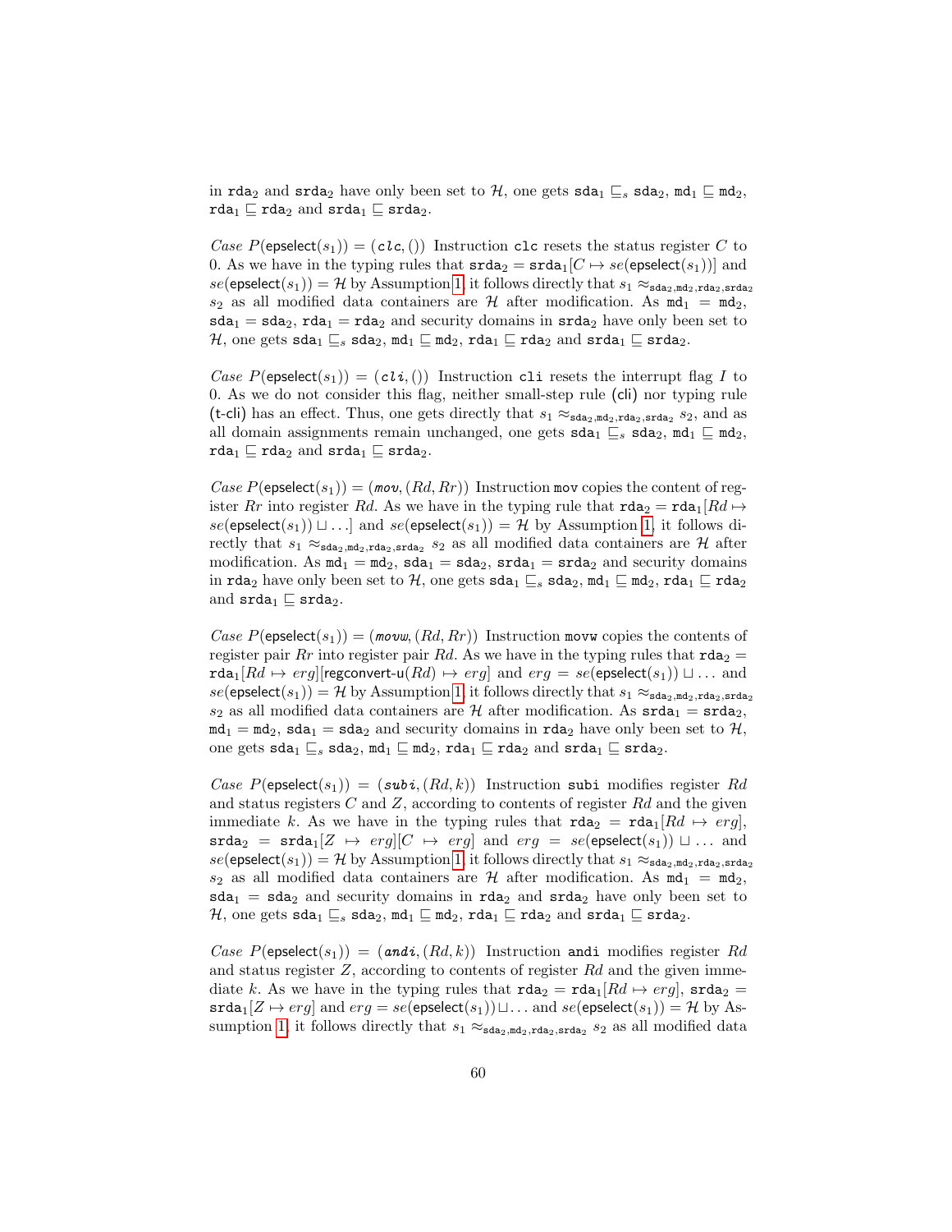in $\mathtt{rda}_2$ and $\mathtt{srda}_2$ have only been set to $\mathcal{H}$, one gets $\mathtt{sda}_1 \sqsubseteq_s \mathtt{sda}_2$, $\mathtt{md}_1 \sqsubseteq \mathtt{md}_2$, $\mathtt{rda}_1 \sqsubseteq \mathtt{rda}_2$ and $\mathtt{srda}_1 \sqsubseteq \mathtt{srda}_2$.

*Case* $P(\mathsf{epselect}(s_1)) = (\mathit{clc}, ())$ Instruction `clc` resets the status register $C$ to 0. As we have in the typing rules that $\mathtt{srda}_2 = \mathtt{srda}_1[C \mapsto se(\mathsf{epselect}(s_1))]$ and $se(\mathsf{epselect}(s_1)) = \mathcal{H}$ by Assumption 1, it follows directly that $s_1 \approx_{\mathtt{sda}_2,\mathtt{md}_2,\mathtt{rda}_2,\mathtt{srda}_2} s_2$ as all modified data containers are $\mathcal{H}$ after modification. As $\mathtt{md}_1 = \mathtt{md}_2$, $\mathtt{sda}_1 = \mathtt{sda}_2$, $\mathtt{rda}_1 = \mathtt{rda}_2$ and security domains in $\mathtt{srda}_2$ have only been set to $\mathcal{H}$, one gets $\mathtt{sda}_1 \sqsubseteq_s \mathtt{sda}_2$, $\mathtt{md}_1 \sqsubseteq \mathtt{md}_2$, $\mathtt{rda}_1 \sqsubseteq \mathtt{rda}_2$ and $\mathtt{srda}_1 \sqsubseteq \mathtt{srda}_2$.

*Case* $P(\mathsf{epselect}(s_1)) = (\mathit{cli}, ())$ Instruction `cli` resets the interrupt flag $I$ to 0. As we do not consider this flag, neither small-step rule (cli) nor typing rule (t-cli) has an effect. Thus, one gets directly that $s_1 \approx_{\mathtt{sda}_2,\mathtt{md}_2,\mathtt{rda}_2,\mathtt{srda}_2} s_2$, and as all domain assignments remain unchanged, one gets $\mathtt{sda}_1 \sqsubseteq_s \mathtt{sda}_2$, $\mathtt{md}_1 \sqsubseteq \mathtt{md}_2$, $\mathtt{rda}_1 \sqsubseteq \mathtt{rda}_2$ and $\mathtt{srda}_1 \sqsubseteq \mathtt{srda}_2$.

*Case* $P(\mathsf{epselect}(s_1)) = (\mathit{mov}, (Rd, Rr))$ Instruction `mov` copies the content of register $Rr$ into register $Rd$. As we have in the typing rule that $\mathtt{rda}_2 = \mathtt{rda}_1[Rd \mapsto se(\mathsf{epselect}(s_1)) \sqcup \ldots]$ and $se(\mathsf{epselect}(s_1)) = \mathcal{H}$ by Assumption 1, it follows directly that $s_1 \approx_{\mathtt{sda}_2,\mathtt{md}_2,\mathtt{rda}_2,\mathtt{srda}_2} s_2$ as all modified data containers are $\mathcal{H}$ after modification. As $\mathtt{md}_1 = \mathtt{md}_2$, $\mathtt{sda}_1 = \mathtt{sda}_2$, $\mathtt{srda}_1 = \mathtt{srda}_2$ and security domains in $\mathtt{rda}_2$ have only been set to $\mathcal{H}$, one gets $\mathtt{sda}_1 \sqsubseteq_s \mathtt{sda}_2$, $\mathtt{md}_1 \sqsubseteq \mathtt{md}_2$, $\mathtt{rda}_1 \sqsubseteq \mathtt{rda}_2$ and $\mathtt{srda}_1 \sqsubseteq \mathtt{srda}_2$.

*Case* $P(\mathsf{epselect}(s_1)) = (\mathit{movw}, (Rd, Rr))$ Instruction `movw` copies the contents of register pair $Rr$ into register pair $Rd$. As we have in the typing rules that $\mathtt{rda}_2 = \mathtt{rda}_1[Rd \mapsto erg][\mathsf{regconvert\text{-}u}(Rd) \mapsto erg]$ and $erg = se(\mathsf{epselect}(s_1)) \sqcup \ldots$ and $se(\mathsf{epselect}(s_1)) = \mathcal{H}$ by Assumption 1, it follows directly that $s_1 \approx_{\mathtt{sda}_2,\mathtt{md}_2,\mathtt{rda}_2,\mathtt{srda}_2} s_2$ as all modified data containers are $\mathcal{H}$ after modification. As $\mathtt{srda}_1 = \mathtt{srda}_2$, $\mathtt{md}_1 = \mathtt{md}_2$, $\mathtt{sda}_1 = \mathtt{sda}_2$ and security domains in $\mathtt{rda}_2$ have only been set to $\mathcal{H}$, one gets $\mathtt{sda}_1 \sqsubseteq_s \mathtt{sda}_2$, $\mathtt{md}_1 \sqsubseteq \mathtt{md}_2$, $\mathtt{rda}_1 \sqsubseteq \mathtt{rda}_2$ and $\mathtt{srda}_1 \sqsubseteq \mathtt{srda}_2$.

*Case* $P(\mathsf{epselect}(s_1)) = (\mathit{subi}, (Rd, k))$ Instruction `subi` modifies register $Rd$ and status registers $C$ and $Z$, according to contents of register $Rd$ and the given immediate $k$. As we have in the typing rules that $\mathtt{rda}_2 = \mathtt{rda}_1[Rd \mapsto erg]$, $\mathtt{srda}_2 = \mathtt{srda}_1[Z \mapsto erg][C \mapsto erg]$ and $erg = se(\mathsf{epselect}(s_1)) \sqcup \ldots$ and $se(\mathsf{epselect}(s_1)) = \mathcal{H}$ by Assumption 1, it follows directly that $s_1 \approx_{\mathtt{sda}_2,\mathtt{md}_2,\mathtt{rda}_2,\mathtt{srda}_2} s_2$ as all modified data containers are $\mathcal{H}$ after modification. As $\mathtt{md}_1 = \mathtt{md}_2$, $\mathtt{sda}_1 = \mathtt{sda}_2$ and security domains in $\mathtt{rda}_2$ and $\mathtt{srda}_2$ have only been set to $\mathcal{H}$, one gets $\mathtt{sda}_1 \sqsubseteq_s \mathtt{sda}_2$, $\mathtt{md}_1 \sqsubseteq \mathtt{md}_2$, $\mathtt{rda}_1 \sqsubseteq \mathtt{rda}_2$ and $\mathtt{srda}_1 \sqsubseteq \mathtt{srda}_2$.

*Case* $P(\mathsf{epselect}(s_1)) = (\mathit{andi}, (Rd, k))$ Instruction `andi` modifies register $Rd$ and status register $Z$, according to contents of register $Rd$ and the given immediate $k$. As we have in the typing rules that $\mathtt{rda}_2 = \mathtt{rda}_1[Rd \mapsto erg]$, $\mathtt{srda}_2 = \mathtt{srda}_1[Z \mapsto erg]$ and $erg = se(\mathsf{epselect}(s_1)) \sqcup \ldots$ and $se(\mathsf{epselect}(s_1)) = \mathcal{H}$ by Assumption 1, it follows directly that $s_1 \approx_{\mathtt{sda}_2,\mathtt{md}_2,\mathtt{rda}_2,\mathtt{srda}_2} s_2$ as all modified data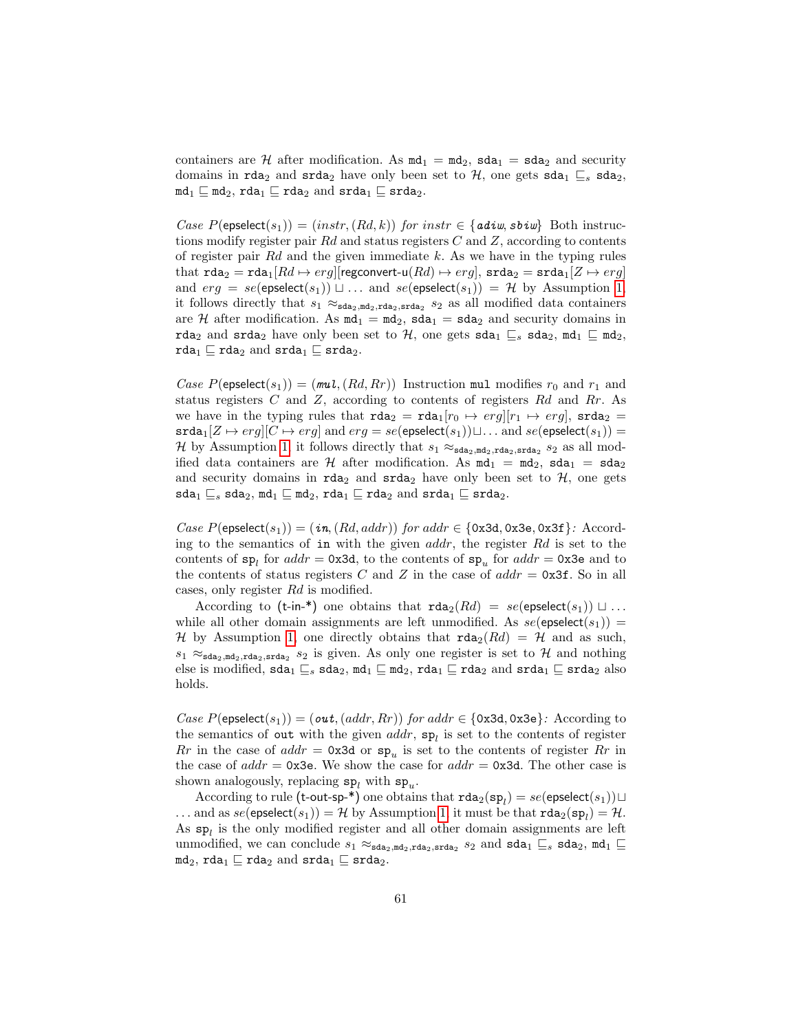containers are $\mathcal{H}$ after modification. As $\mathtt{md}_1 = \mathtt{md}_2$, $\mathtt{sda}_1 = \mathtt{sda}_2$ and security domains in $\mathtt{rda}_2$ and $\mathtt{srda}_2$ have only been set to $\mathcal{H}$, one gets $\mathtt{sda}_1 \sqsubseteq_s \mathtt{sda}_2$, $\mathtt{md}_1 \sqsubseteq \mathtt{md}_2$, $\mathtt{rda}_1 \sqsubseteq \mathtt{rda}_2$ and $\mathtt{srda}_1 \sqsubseteq \mathtt{srda}_2$.

*Case $P(\mathsf{epselect}(s_1)) = (instr, (Rd, k))$ for $instr \in \{\boldsymbol{adiw}, \boldsymbol{sbiw}\}$* Both instructions modify register pair $Rd$ and status registers $C$ and $Z$, according to contents of register pair $Rd$ and the given immediate $k$. As we have in the typing rules that $\mathtt{rda}_2 = \mathtt{rda}_1[Rd \mapsto erg][\mathsf{regconvert\text{-}u}(Rd) \mapsto erg]$, $\mathtt{srda}_2 = \mathtt{srda}_1[Z \mapsto erg]$ and $erg = se(\mathsf{epselect}(s_1)) \sqcup \ldots$ and $se(\mathsf{epselect}(s_1)) = \mathcal{H}$ by Assumption 1, it follows directly that $s_1 \approx_{\mathtt{sda}_2,\mathtt{md}_2,\mathtt{rda}_2,\mathtt{srda}_2} s_2$ as all modified data containers are $\mathcal{H}$ after modification. As $\mathtt{md}_1 = \mathtt{md}_2$, $\mathtt{sda}_1 = \mathtt{sda}_2$ and security domains in $\mathtt{rda}_2$ and $\mathtt{srda}_2$ have only been set to $\mathcal{H}$, one gets $\mathtt{sda}_1 \sqsubseteq_s \mathtt{sda}_2$, $\mathtt{md}_1 \sqsubseteq \mathtt{md}_2$, $\mathtt{rda}_1 \sqsubseteq \mathtt{rda}_2$ and $\mathtt{srda}_1 \sqsubseteq \mathtt{srda}_2$.

*Case $P(\mathsf{epselect}(s_1)) = (\boldsymbol{mul}, (Rd, Rr))$* Instruction `mul` modifies $r_0$ and $r_1$ and status registers $C$ and $Z$, according to contents of registers $Rd$ and $Rr$. As we have in the typing rules that $\mathtt{rda}_2 = \mathtt{rda}_1[r_0 \mapsto erg][r_1 \mapsto erg]$, $\mathtt{srda}_2 = \mathtt{srda}_1[Z \mapsto erg][C \mapsto erg]$ and $erg = se(\mathsf{epselect}(s_1)) \sqcup \ldots$ and $se(\mathsf{epselect}(s_1)) = \mathcal{H}$ by Assumption 1, it follows directly that $s_1 \approx_{\mathtt{sda}_2,\mathtt{md}_2,\mathtt{rda}_2,\mathtt{srda}_2} s_2$ as all modified data containers are $\mathcal{H}$ after modification. As $\mathtt{md}_1 = \mathtt{md}_2$, $\mathtt{sda}_1 = \mathtt{sda}_2$ and security domains in $\mathtt{rda}_2$ and $\mathtt{srda}_2$ have only been set to $\mathcal{H}$, one gets $\mathtt{sda}_1 \sqsubseteq_s \mathtt{sda}_2$, $\mathtt{md}_1 \sqsubseteq \mathtt{md}_2$, $\mathtt{rda}_1 \sqsubseteq \mathtt{rda}_2$ and $\mathtt{srda}_1 \sqsubseteq \mathtt{srda}_2$.

*Case $P(\mathsf{epselect}(s_1)) = (\boldsymbol{in}, (Rd, addr))$ for $addr \in \{\mathtt{0x3d}, \mathtt{0x3e}, \mathtt{0x3f}\}$:* According to the semantics of `in` with the given $addr$, the register $Rd$ is set to the contents of $\mathtt{sp}_l$ for $addr = \mathtt{0x3d}$, to the contents of $\mathtt{sp}_u$ for $addr = \mathtt{0x3e}$ and to the contents of status registers $C$ and $Z$ in the case of $addr = \mathtt{0x3f}$. So in all cases, only register $Rd$ is modified.

According to (t-in-*) one obtains that $\mathtt{rda}_2(Rd) = se(\mathsf{epselect}(s_1)) \sqcup \ldots$ while all other domain assignments are left unmodified. As $se(\mathsf{epselect}(s_1)) = \mathcal{H}$ by Assumption 1, one directly obtains that $\mathtt{rda}_2(Rd) = \mathcal{H}$ and as such, $s_1 \approx_{\mathtt{sda}_2,\mathtt{md}_2,\mathtt{rda}_2,\mathtt{srda}_2} s_2$ is given. As only one register is set to $\mathcal{H}$ and nothing else is modified, $\mathtt{sda}_1 \sqsubseteq_s \mathtt{sda}_2$, $\mathtt{md}_1 \sqsubseteq \mathtt{md}_2$, $\mathtt{rda}_1 \sqsubseteq \mathtt{rda}_2$ and $\mathtt{srda}_1 \sqsubseteq \mathtt{srda}_2$ also holds.

*Case $P(\mathsf{epselect}(s_1)) = (\boldsymbol{out}, (addr, Rr))$ for $addr \in \{\mathtt{0x3d}, \mathtt{0x3e}\}$:* According to the semantics of `out` with the given $addr$, $\mathtt{sp}_l$ is set to the contents of register $Rr$ in the case of $addr = \mathtt{0x3d}$ or $\mathtt{sp}_u$ is set to the contents of register $Rr$ in the case of $addr = \mathtt{0x3e}$. We show the case for $addr = \mathtt{0x3d}$. The other case is shown analogously, replacing $\mathtt{sp}_l$ with $\mathtt{sp}_u$.

According to rule (t-out-sp-*) one obtains that $\mathtt{rda}_2(\mathtt{sp}_l) = se(\mathsf{epselect}(s_1)) \sqcup \ldots$ and as $se(\mathsf{epselect}(s_1)) = \mathcal{H}$ by Assumption 1, it must be that $\mathtt{rda}_2(\mathtt{sp}_l) = \mathcal{H}$. As $\mathtt{sp}_l$ is the only modified register and all other domain assignments are left unmodified, we can conclude $s_1 \approx_{\mathtt{sda}_2,\mathtt{md}_2,\mathtt{rda}_2,\mathtt{srda}_2} s_2$ and $\mathtt{sda}_1 \sqsubseteq_s \mathtt{sda}_2$, $\mathtt{md}_1 \sqsubseteq \mathtt{md}_2$, $\mathtt{rda}_1 \sqsubseteq \mathtt{rda}_2$ and $\mathtt{srda}_1 \sqsubseteq \mathtt{srda}_2$.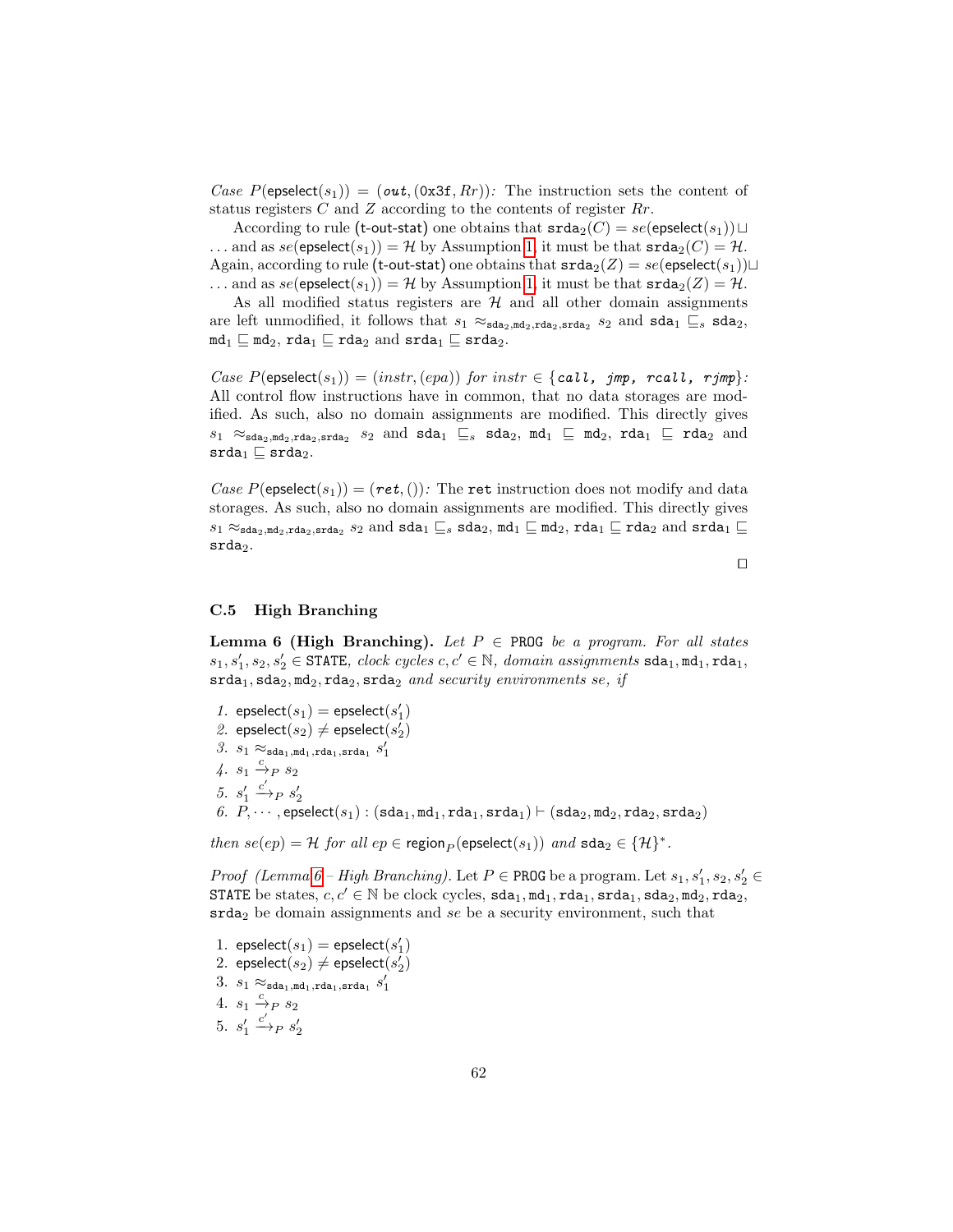*Case* $P(\mathsf{epselect}(s_1)) = (\mathit{out}, (\texttt{0x3f}, Rr))$*:* The instruction sets the content of status registers $C$ and $Z$ according to the contents of register $Rr$.

According to rule (t-out-stat) one obtains that $\mathtt{srda}_2(C) = se(\mathsf{epselect}(s_1)) \sqcup \ldots$ and as $se(\mathsf{epselect}(s_1)) = \mathcal{H}$ by Assumption 1, it must be that $\mathtt{srda}_2(C) = \mathcal{H}$. Again, according to rule (t-out-stat) one obtains that $\mathtt{srda}_2(Z) = se(\mathsf{epselect}(s_1)) \sqcup \ldots$ and as $se(\mathsf{epselect}(s_1)) = \mathcal{H}$ by Assumption 1, it must be that $\mathtt{srda}_2(Z) = \mathcal{H}$.

As all modified status registers are $\mathcal{H}$ and all other domain assignments are left unmodified, it follows that $s_1 \approx_{\mathtt{sda}_2,\mathtt{md}_2,\mathtt{rda}_2,\mathtt{srda}_2} s_2$ and $\mathtt{sda}_1 \sqsubseteq_s \mathtt{sda}_2$, $\mathtt{md}_1 \sqsubseteq \mathtt{md}_2$, $\mathtt{rda}_1 \sqsubseteq \mathtt{rda}_2$ and $\mathtt{srda}_1 \sqsubseteq \mathtt{srda}_2$.

*Case* $P(\mathsf{epselect}(s_1)) = (\mathit{instr}, (\mathit{epa}))$ *for* $\mathit{instr} \in \{\mathit{call},\ \mathit{jmp},\ \mathit{rcall},\ \mathit{rjmp}\}$*:* All control flow instructions have in common, that no data storages are modified. As such, also no domain assignments are modified. This directly gives $s_1 \approx_{\mathtt{sda}_2,\mathtt{md}_2,\mathtt{rda}_2,\mathtt{srda}_2} s_2$ and $\mathtt{sda}_1 \sqsubseteq_s \mathtt{sda}_2$, $\mathtt{md}_1 \sqsubseteq \mathtt{md}_2$, $\mathtt{rda}_1 \sqsubseteq \mathtt{rda}_2$ and $\mathtt{srda}_1 \sqsubseteq \mathtt{srda}_2$.

*Case* $P(\mathsf{epselect}(s_1)) = (\mathit{ret}, ())$*:* The `ret` instruction does not modify and data storages. As such, also no domain assignments are modified. This directly gives $s_1 \approx_{\mathtt{sda}_2,\mathtt{md}_2,\mathtt{rda}_2,\mathtt{srda}_2} s_2$ and $\mathtt{sda}_1 \sqsubseteq_s \mathtt{sda}_2$, $\mathtt{md}_1 \sqsubseteq \mathtt{md}_2$, $\mathtt{rda}_1 \sqsubseteq \mathtt{rda}_2$ and $\mathtt{srda}_1 \sqsubseteq \mathtt{srda}_2$.

□

### C.5 High Branching

**Lemma 6 (High Branching).** *Let* $P \in \mathtt{PROG}$ *be a program. For all states* $s_1, s_1', s_2, s_2' \in \mathtt{STATE}$*, clock cycles* $c, c' \in \mathbb{N}$*, domain assignments* $\mathtt{sda}_1, \mathtt{md}_1, \mathtt{rda}_1, \mathtt{srda}_1, \mathtt{sda}_2, \mathtt{md}_2, \mathtt{rda}_2, \mathtt{srda}_2$ *and security environments se, if*

1. $\mathsf{epselect}(s_1) = \mathsf{epselect}(s_1')$
2. $\mathsf{epselect}(s_2) \neq \mathsf{epselect}(s_2')$
3. $s_1 \approx_{\mathtt{sda}_1,\mathtt{md}_1,\mathtt{rda}_1,\mathtt{srda}_1} s_1'$
4. $s_1 \xrightarrow{c}_P s_2$
5. $s_1' \xrightarrow{c'}_P s_2'$
6. $P, \cdots, \mathsf{epselect}(s_1) : (\mathtt{sda}_1, \mathtt{md}_1, \mathtt{rda}_1, \mathtt{srda}_1) \vdash (\mathtt{sda}_2, \mathtt{md}_2, \mathtt{rda}_2, \mathtt{srda}_2)$

*then* $se(ep) = \mathcal{H}$ *for all* $ep \in \mathsf{region}_P(\mathsf{epselect}(s_1))$ *and* $\mathtt{sda}_2 \in \{\mathcal{H}\}^*$.

*Proof (Lemma 6 – High Branching).* Let $P \in \mathtt{PROG}$ be a program. Let $s_1, s_1', s_2, s_2' \in \mathtt{STATE}$ be states, $c, c' \in \mathbb{N}$ be clock cycles, $\mathtt{sda}_1, \mathtt{md}_1, \mathtt{rda}_1, \mathtt{srda}_1, \mathtt{sda}_2, \mathtt{md}_2, \mathtt{rda}_2, \mathtt{srda}_2$ be domain assignments and $se$ be a security environment, such that

1. $\mathsf{epselect}(s_1) = \mathsf{epselect}(s_1')$
2. $\mathsf{epselect}(s_2) \neq \mathsf{epselect}(s_2')$
3. $s_1 \approx_{\mathtt{sda}_1,\mathtt{md}_1,\mathtt{rda}_1,\mathtt{srda}_1} s_1'$
4. $s_1 \xrightarrow{c}_P s_2$
5. $s_1' \xrightarrow{c'}_P s_2'$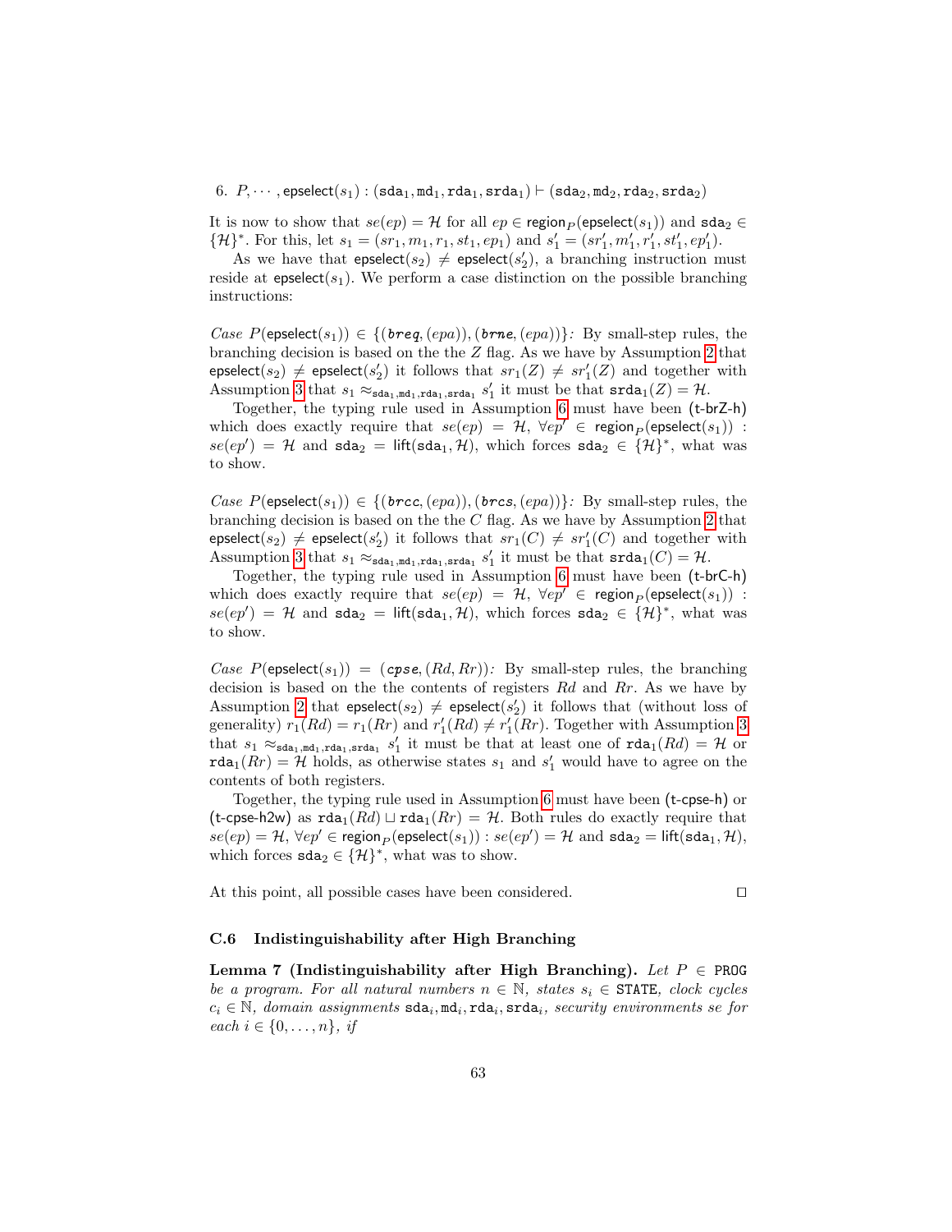6. $P, \cdots, \mathsf{epselect}(s_1) : (\mathtt{sda}_1, \mathtt{md}_1, \mathtt{rda}_1, \mathtt{srda}_1) \vdash (\mathtt{sda}_2, \mathtt{md}_2, \mathtt{rda}_2, \mathtt{srda}_2)$

It is now to show that $se(ep) = \mathcal{H}$ for all $ep \in \mathsf{region}_P(\mathsf{epselect}(s_1))$ and $\mathtt{sda}_2 \in \{\mathcal{H}\}^*$. For this, let $s_1 = (sr_1, m_1, r_1, st_1, ep_1)$ and $s'_1 = (sr'_1, m'_1, r'_1, st'_1, ep'_1)$.

As we have that $\mathsf{epselect}(s_2) \neq \mathsf{epselect}(s'_2)$, a branching instruction must reside at $\mathsf{epselect}(s_1)$. We perform a case distinction on the possible branching instructions:

*Case $P(\mathsf{epselect}(s_1)) \in \{(\mathit{breq}, (epa)), (\mathit{brne}, (epa))\}$:* By small-step rules, the branching decision is based on the the $Z$ flag. As we have by Assumption 2 that $\mathsf{epselect}(s_2) \neq \mathsf{epselect}(s'_2)$ it follows that $sr_1(Z) \neq sr'_1(Z)$ and together with Assumption 3 that $s_1 \approx_{\mathtt{sda}_1,\mathtt{md}_1,\mathtt{rda}_1,\mathtt{srda}_1} s'_1$ it must be that $\mathtt{srda}_1(Z) = \mathcal{H}$.

Together, the typing rule used in Assumption 6 must have been (t-brZ-h) which does exactly require that $se(ep) = \mathcal{H}$, $\forall ep' \in \mathsf{region}_P(\mathsf{epselect}(s_1)) : se(ep') = \mathcal{H}$ and $\mathtt{sda}_2 = \mathsf{lift}(\mathtt{sda}_1, \mathcal{H})$, which forces $\mathtt{sda}_2 \in \{\mathcal{H}\}^*$, what was to show.

*Case $P(\mathsf{epselect}(s_1)) \in \{(\mathit{brcc}, (epa)), (\mathit{brcs}, (epa))\}$:* By small-step rules, the branching decision is based on the the $C$ flag. As we have by Assumption 2 that $\mathsf{epselect}(s_2) \neq \mathsf{epselect}(s'_2)$ it follows that $sr_1(C) \neq sr'_1(C)$ and together with Assumption 3 that $s_1 \approx_{\mathtt{sda}_1,\mathtt{md}_1,\mathtt{rda}_1,\mathtt{srda}_1} s'_1$ it must be that $\mathtt{srda}_1(C) = \mathcal{H}$.

Together, the typing rule used in Assumption 6 must have been (t-brC-h) which does exactly require that $se(ep) = \mathcal{H}$, $\forall ep' \in \mathsf{region}_P(\mathsf{epselect}(s_1)) : se(ep') = \mathcal{H}$ and $\mathtt{sda}_2 = \mathsf{lift}(\mathtt{sda}_1, \mathcal{H})$, which forces $\mathtt{sda}_2 \in \{\mathcal{H}\}^*$, what was to show.

*Case $P(\mathsf{epselect}(s_1)) = (\mathit{cpse}, (Rd, Rr))$:* By small-step rules, the branching decision is based on the the contents of registers $Rd$ and $Rr$. As we have by Assumption 2 that $\mathsf{epselect}(s_2) \neq \mathsf{epselect}(s'_2)$ it follows that (without loss of generality) $r_1(Rd) = r_1(Rr)$ and $r'_1(Rd) \neq r'_1(Rr)$. Together with Assumption 3 that $s_1 \approx_{\mathtt{sda}_1,\mathtt{md}_1,\mathtt{rda}_1,\mathtt{srda}_1} s'_1$ it must be that at least one of $\mathtt{rda}_1(Rd) = \mathcal{H}$ or $\mathtt{rda}_1(Rr) = \mathcal{H}$ holds, as otherwise states $s_1$ and $s'_1$ would have to agree on the contents of both registers.

Together, the typing rule used in Assumption 6 must have been (t-cpse-h) or (t-cpse-h2w) as $\mathtt{rda}_1(Rd) \sqcup \mathtt{rda}_1(Rr) = \mathcal{H}$. Both rules do exactly require that $se(ep) = \mathcal{H}$, $\forall ep' \in \mathsf{region}_P(\mathsf{epselect}(s_1)) : se(ep') = \mathcal{H}$ and $\mathtt{sda}_2 = \mathsf{lift}(\mathtt{sda}_1, \mathcal{H})$, which forces $\mathtt{sda}_2 \in \{\mathcal{H}\}^*$, what was to show.

At this point, all possible cases have been considered. □

### C.6 Indistinguishability after High Branching

**Lemma 7 (Indistinguishability after High Branching).** *Let $P \in \mathtt{PROG}$ be a program. For all natural numbers $n \in \mathbb{N}$, states $s_i \in \mathtt{STATE}$, clock cycles $c_i \in \mathbb{N}$, domain assignments $\mathtt{sda}_i, \mathtt{md}_i, \mathtt{rda}_i, \mathtt{srda}_i$, security environments se for each $i \in \{0, \ldots, n\}$, if*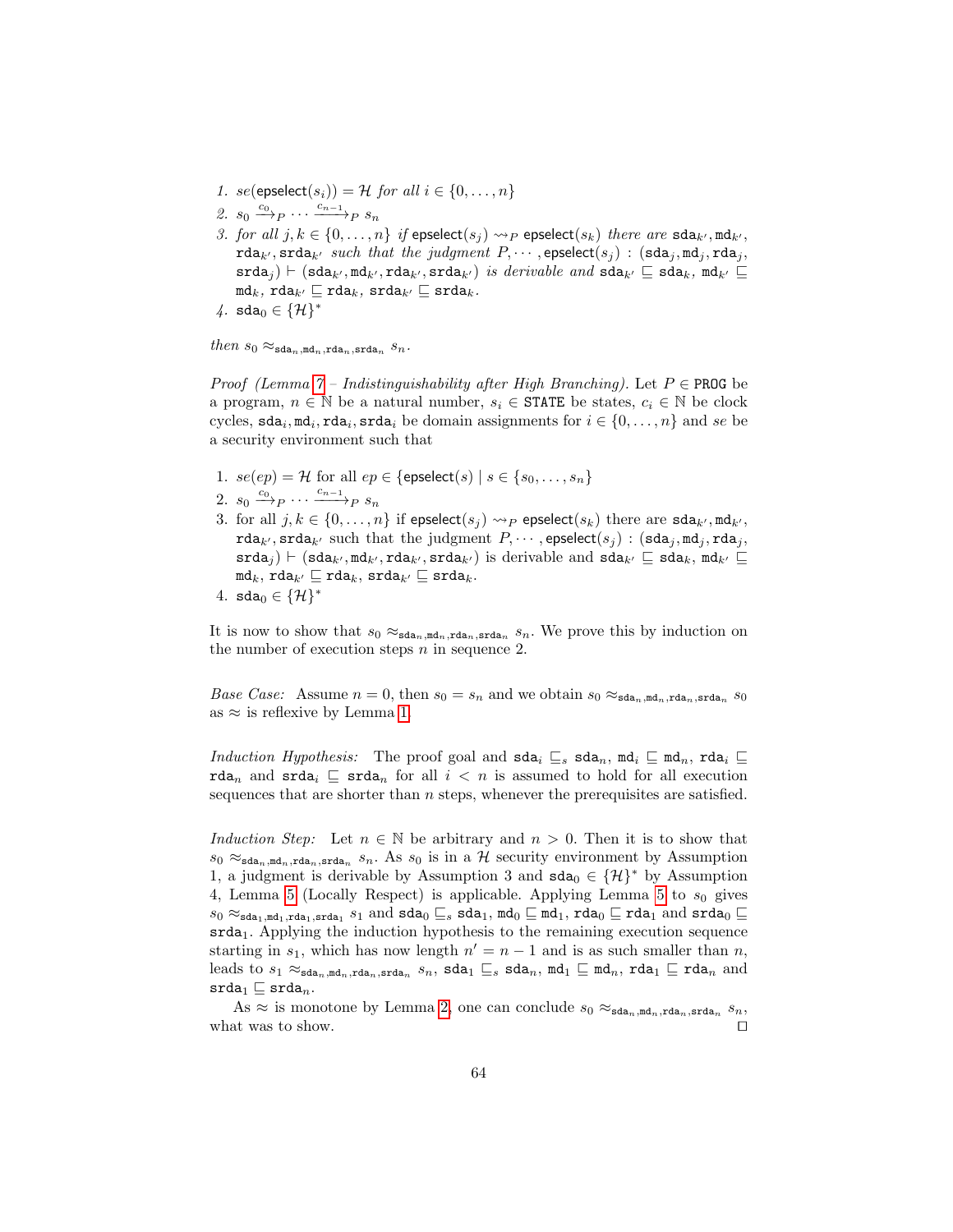1. *$se(\mathsf{epselect}(s_i)) = \mathcal{H}$ for all $i \in \{0, \ldots, n\}$*
2. $s_0 \xrightarrow{c_0}_P \cdots \xrightarrow{c_{n-1}}_P s_n$
3. *for all $j, k \in \{0, \ldots, n\}$ if $\mathsf{epselect}(s_j) \rightsquigarrow_P \mathsf{epselect}(s_k)$ there are $\mathtt{sda}_{k'}, \mathtt{md}_{k'}$, $\mathtt{rda}_{k'}, \mathtt{srda}_{k'}$ such that the judgment $P, \cdots, \mathsf{epselect}(s_j) : (\mathtt{sda}_j, \mathtt{md}_j, \mathtt{rda}_j, \mathtt{srda}_j) \vdash (\mathtt{sda}_{k'}, \mathtt{md}_{k'}, \mathtt{rda}_{k'}, \mathtt{srda}_{k'})$ is derivable and $\mathtt{sda}_{k'} \sqsubseteq \mathtt{sda}_k$, $\mathtt{md}_{k'} \sqsubseteq \mathtt{md}_k$, $\mathtt{rda}_{k'} \sqsubseteq \mathtt{rda}_k$, $\mathtt{srda}_{k'} \sqsubseteq \mathtt{srda}_k$.*
4. $\mathtt{sda}_0 \in \{\mathcal{H}\}^*$

*then $s_0 \approx_{\mathtt{sda}_n, \mathtt{md}_n, \mathtt{rda}_n, \mathtt{srda}_n} s_n$.*

*Proof (Lemma 7 – Indistinguishability after High Branching).* Let $P \in \mathtt{PROG}$ be a program, $n \in \mathbb{N}$ be a natural number, $s_i \in \mathtt{STATE}$ be states, $c_i \in \mathbb{N}$ be clock cycles, $\mathtt{sda}_i, \mathtt{md}_i, \mathtt{rda}_i, \mathtt{srda}_i$ be domain assignments for $i \in \{0, \ldots, n\}$ and $se$ be a security environment such that

1. $se(ep) = \mathcal{H}$ for all $ep \in \{\mathsf{epselect}(s) \mid s \in \{s_0, \ldots, s_n\}$
2. $s_0 \xrightarrow{c_0}_P \cdots \xrightarrow{c_{n-1}}_P s_n$
3. for all $j, k \in \{0, \ldots, n\}$ if $\mathsf{epselect}(s_j) \rightsquigarrow_P \mathsf{epselect}(s_k)$ there are $\mathtt{sda}_{k'}, \mathtt{md}_{k'}$, $\mathtt{rda}_{k'}, \mathtt{srda}_{k'}$ such that the judgment $P, \cdots, \mathsf{epselect}(s_j) : (\mathtt{sda}_j, \mathtt{md}_j, \mathtt{rda}_j, \mathtt{srda}_j) \vdash (\mathtt{sda}_{k'}, \mathtt{md}_{k'}, \mathtt{rda}_{k'}, \mathtt{srda}_{k'})$ is derivable and $\mathtt{sda}_{k'} \sqsubseteq \mathtt{sda}_k$, $\mathtt{md}_{k'} \sqsubseteq \mathtt{md}_k$, $\mathtt{rda}_{k'} \sqsubseteq \mathtt{rda}_k$, $\mathtt{srda}_{k'} \sqsubseteq \mathtt{srda}_k$.
4. $\mathtt{sda}_0 \in \{\mathcal{H}\}^*$

It is now to show that $s_0 \approx_{\mathtt{sda}_n, \mathtt{md}_n, \mathtt{rda}_n, \mathtt{srda}_n} s_n$. We prove this by induction on the number of execution steps $n$ in sequence 2.

*Base Case:* Assume $n = 0$, then $s_0 = s_n$ and we obtain $s_0 \approx_{\mathtt{sda}_n, \mathtt{md}_n, \mathtt{rda}_n, \mathtt{srda}_n} s_0$ as $\approx$ is reflexive by Lemma 1.

*Induction Hypothesis:* The proof goal and $\mathtt{sda}_i \sqsubseteq_s \mathtt{sda}_n$, $\mathtt{md}_i \sqsubseteq \mathtt{md}_n$, $\mathtt{rda}_i \sqsubseteq \mathtt{rda}_n$ and $\mathtt{srda}_i \sqsubseteq \mathtt{srda}_n$ for all $i < n$ is assumed to hold for all execution sequences that are shorter than $n$ steps, whenever the prerequisites are satisfied.

*Induction Step:* Let $n \in \mathbb{N}$ be arbitrary and $n > 0$. Then it is to show that $s_0 \approx_{\mathtt{sda}_n, \mathtt{md}_n, \mathtt{rda}_n, \mathtt{srda}_n} s_n$. As $s_0$ is in a $\mathcal{H}$ security environment by Assumption 1, a judgment is derivable by Assumption 3 and $\mathtt{sda}_0 \in \{\mathcal{H}\}^*$ by Assumption 4, Lemma 5 (Locally Respect) is applicable. Applying Lemma 5 to $s_0$ gives $s_0 \approx_{\mathtt{sda}_1, \mathtt{md}_1, \mathtt{rda}_1, \mathtt{srda}_1} s_1$ and $\mathtt{sda}_0 \sqsubseteq_s \mathtt{sda}_1$, $\mathtt{md}_0 \sqsubseteq \mathtt{md}_1$, $\mathtt{rda}_0 \sqsubseteq \mathtt{rda}_1$ and $\mathtt{srda}_0 \sqsubseteq \mathtt{srda}_1$. Applying the induction hypothesis to the remaining execution sequence starting in $s_1$, which has now length $n' = n - 1$ and is as such smaller than $n$, leads to $s_1 \approx_{\mathtt{sda}_n, \mathtt{md}_n, \mathtt{rda}_n, \mathtt{srda}_n} s_n$, $\mathtt{sda}_1 \sqsubseteq_s \mathtt{sda}_n$, $\mathtt{md}_1 \sqsubseteq \mathtt{md}_n$, $\mathtt{rda}_1 \sqsubseteq \mathtt{rda}_n$ and $\mathtt{srda}_1 \sqsubseteq \mathtt{srda}_n$.

As $\approx$ is monotone by Lemma 2, one can conclude $s_0 \approx_{\mathtt{sda}_n, \mathtt{md}_n, \mathtt{rda}_n, \mathtt{srda}_n} s_n$, what was to show. $\square$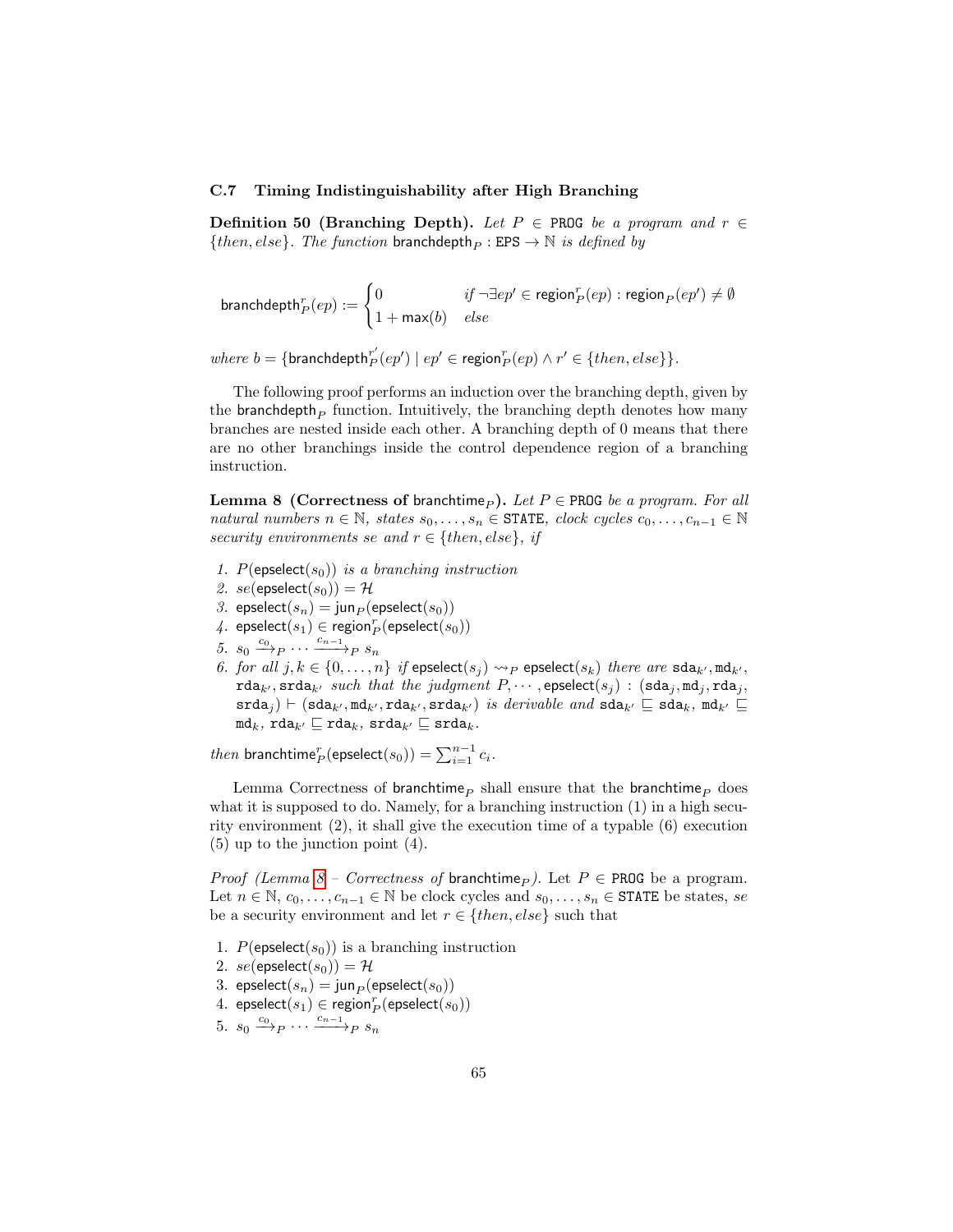### C.7 Timing Indistinguishability after High Branching

**Definition 50 (Branching Depth).** *Let $P \in \texttt{PROG}$ be a program and $r \in \{then, else\}$. The function $\mathsf{branchdepth}_P : \texttt{EPS} \to \mathbb{N}$ is defined by*

$$\mathsf{branchdepth}^r_P(ep) := \begin{cases} 0 & \text{if } \neg\exists ep' \in \mathsf{region}^r_P(ep) : \mathsf{region}_P(ep') \neq \emptyset \\ 1 + \max(b) & \text{else} \end{cases}$$

*where* $b = \{\mathsf{branchdepth}^{r'}_P(ep') \mid ep' \in \mathsf{region}^r_P(ep) \wedge r' \in \{then, else\}\}$.

The following proof performs an induction over the branching depth, given by the $\mathsf{branchdepth}_P$ function. Intuitively, the branching depth denotes how many branches are nested inside each other. A branching depth of 0 means that there are no other branchings inside the control dependence region of a branching instruction.

**Lemma 8 (Correctness of $\mathsf{branchtime}_P$).** *Let $P \in \texttt{PROG}$ be a program. For all natural numbers $n \in \mathbb{N}$, states $s_0, \dots, s_n \in \texttt{STATE}$, clock cycles $c_0, \dots, c_{n-1} \in \mathbb{N}$ security environments $se$ and $r \in \{then, else\}$, if*

1. *$P(\mathsf{epselect}(s_0))$ is a branching instruction*
2. *$se(\mathsf{epselect}(s_0)) = \mathcal{H}$*
3. *$\mathsf{epselect}(s_n) = \mathsf{jun}_P(\mathsf{epselect}(s_0))$*
4. *$\mathsf{epselect}(s_1) \in \mathsf{region}^r_P(\mathsf{epselect}(s_0))$*
5. *$s_0 \xrightarrow{c_0}_P \cdots \xrightarrow{c_{n-1}}_P s_n$*
6. *for all $j, k \in \{0, \dots, n\}$ if $\mathsf{epselect}(s_j) \rightsquigarrow_P \mathsf{epselect}(s_k)$ there are $\texttt{sda}_{k'}, \texttt{md}_{k'}, \texttt{rda}_{k'}, \texttt{srda}_{k'}$ such that the judgment $P, \cdots, \mathsf{epselect}(s_j) : (\texttt{sda}_j, \texttt{md}_j, \texttt{rda}_j, \texttt{srda}_j) \vdash (\texttt{sda}_{k'}, \texttt{md}_{k'}, \texttt{rda}_{k'}, \texttt{srda}_{k'})$ is derivable and $\texttt{sda}_{k'} \sqsubseteq \texttt{sda}_k$, $\texttt{md}_{k'} \sqsubseteq \texttt{md}_k$, $\texttt{rda}_{k'} \sqsubseteq \texttt{rda}_k$, $\texttt{srda}_{k'} \sqsubseteq \texttt{srda}_k$.*

*then* $\mathsf{branchtime}^r_P(\mathsf{epselect}(s_0)) = \sum_{i=1}^{n-1} c_i$.

Lemma Correctness of $\mathsf{branchtime}_P$ shall ensure that the $\mathsf{branchtime}_P$ does what it is supposed to do. Namely, for a branching instruction (1) in a high security environment (2), it shall give the execution time of a typable (6) execution (5) up to the junction point (4).

*Proof (Lemma 8 – Correctness of $\mathsf{branchtime}_P$).* Let $P \in \texttt{PROG}$ be a program. Let $n \in \mathbb{N}$, $c_0, \dots, c_{n-1} \in \mathbb{N}$ be clock cycles and $s_0, \dots, s_n \in \texttt{STATE}$ be states, $se$ be a security environment and let $r \in \{then, else\}$ such that

1. $P(\mathsf{epselect}(s_0))$ is a branching instruction
2. $se(\mathsf{epselect}(s_0)) = \mathcal{H}$
3. $\mathsf{epselect}(s_n) = \mathsf{jun}_P(\mathsf{epselect}(s_0))$
4. $\mathsf{epselect}(s_1) \in \mathsf{region}^r_P(\mathsf{epselect}(s_0))$
5. $s_0 \xrightarrow{c_0}_P \cdots \xrightarrow{c_{n-1}}_P s_n$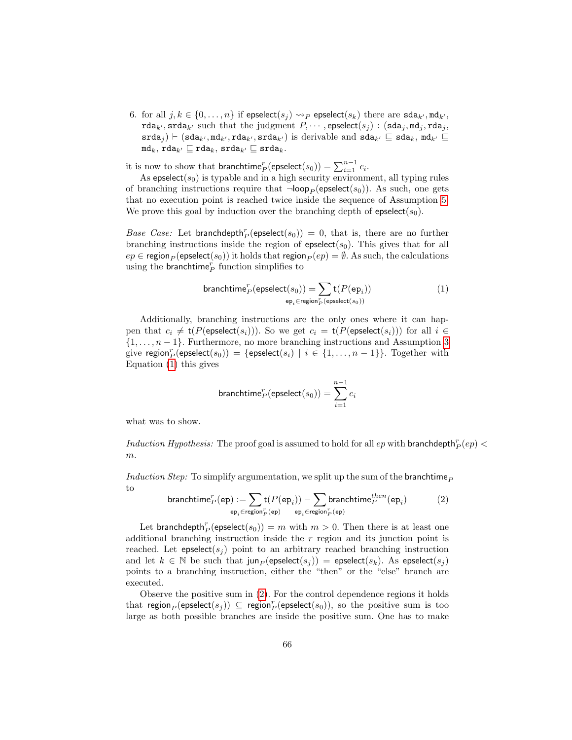6. for all $j, k \in \{0, \dots, n\}$ if $\mathsf{epselect}(s_j) \rightsquigarrow_P \mathsf{epselect}(s_k)$ there are $\mathtt{sda}_{k'}, \mathtt{md}_{k'}, \mathtt{rda}_{k'}, \mathtt{srda}_{k'}$ such that the judgment $P, \cdots, \mathsf{epselect}(s_j) : (\mathtt{sda}_j, \mathtt{md}_j, \mathtt{rda}_j, \mathtt{srda}_j) \vdash (\mathtt{sda}_{k'}, \mathtt{md}_{k'}, \mathtt{rda}_{k'}, \mathtt{srda}_{k'})$ is derivable and $\mathtt{sda}_{k'} \sqsubseteq \mathtt{sda}_k$, $\mathtt{md}_{k'} \sqsubseteq \mathtt{md}_k$, $\mathtt{rda}_{k'} \sqsubseteq \mathtt{rda}_k$, $\mathtt{srda}_{k'} \sqsubseteq \mathtt{srda}_k$.

it is now to show that $\mathsf{branchtime}^r_P(\mathsf{epselect}(s_0)) = \sum_{i=1}^{n-1} c_i$.

As $\mathsf{epselect}(s_0)$ is typable and in a high security environment, all typing rules of branching instructions require that $\neg\mathsf{loop}_P(\mathsf{epselect}(s_0))$. As such, one gets that no execution point is reached twice inside the sequence of Assumption 5. We prove this goal by induction over the branching depth of $\mathsf{epselect}(s_0)$.

*Base Case:* Let $\mathsf{branchdepth}^r_P(\mathsf{epselect}(s_0)) = 0$, that is, there are no further branching instructions inside the region of $\mathsf{epselect}(s_0)$. This gives that for all $ep \in \mathsf{region}_P(\mathsf{epselect}(s_0))$ it holds that $\mathsf{region}_P(ep) = \emptyset$. As such, the calculations using the $\mathsf{branchtime}^r_P$ function simplifies to

$$\mathsf{branchtime}^r_P(\mathsf{epselect}(s_0)) = \sum_{\mathsf{ep}_i \in \mathsf{region}^r_P(\mathsf{epselect}(s_0))} \mathsf{t}(P(\mathsf{ep}_i)) \tag{1}$$

Additionally, branching instructions are the only ones where it can happen that $c_i \neq \mathsf{t}(P(\mathsf{epselect}(s_i)))$. So we get $c_i = \mathsf{t}(P(\mathsf{epselect}(s_i)))$ for all $i \in \{1, \dots, n-1\}$. Furthermore, no more branching instructions and Assumption 3 give $\mathsf{region}^r_P(\mathsf{epselect}(s_0)) = \{\mathsf{epselect}(s_i) \mid i \in \{1, \dots, n-1\}\}$. Together with Equation (1) this gives

$$\mathsf{branchtime}^r_P(\mathsf{epselect}(s_0)) = \sum_{i=1}^{n-1} c_i$$

what was to show.

*Induction Hypothesis:* The proof goal is assumed to hold for all $ep$ with $\mathsf{branchdepth}^r_P(ep) < m$.

*Induction Step:* To simplify argumentation, we split up the sum of the $\mathsf{branchtime}_P$ to

$$\mathsf{branchtime}^r_P(\mathsf{ep}) := \sum_{\mathsf{ep}_i \in \mathsf{region}^r_P(\mathsf{ep})} \mathsf{t}(P(\mathsf{ep}_i)) - \sum_{\mathsf{ep}_i \in \mathsf{region}^r_P(\mathsf{ep})} \mathsf{branchtime}^{then}_P(\mathsf{ep}_i) \tag{2}$$

Let $\mathsf{branchdepth}^r_P(\mathsf{epselect}(s_0)) = m$ with $m > 0$. Then there is at least one additional branching instruction inside the $r$ region and its junction point is reached. Let $\mathsf{epselect}(s_j)$ point to an arbitrary reached branching instruction and let $k \in \mathbb{N}$ be such that $\mathsf{jun}_P(\mathsf{epselect}(s_j)) = \mathsf{epselect}(s_k)$. As $\mathsf{epselect}(s_j)$ points to a branching instruction, either the "then" or the "else" branch are executed.

Observe the positive sum in (2). For the control dependence regions it holds that $\mathsf{region}_P(\mathsf{epselect}(s_j)) \subseteq \mathsf{region}^r_P(\mathsf{epselect}(s_0))$, so the positive sum is too large as both possible branches are inside the positive sum. One has to make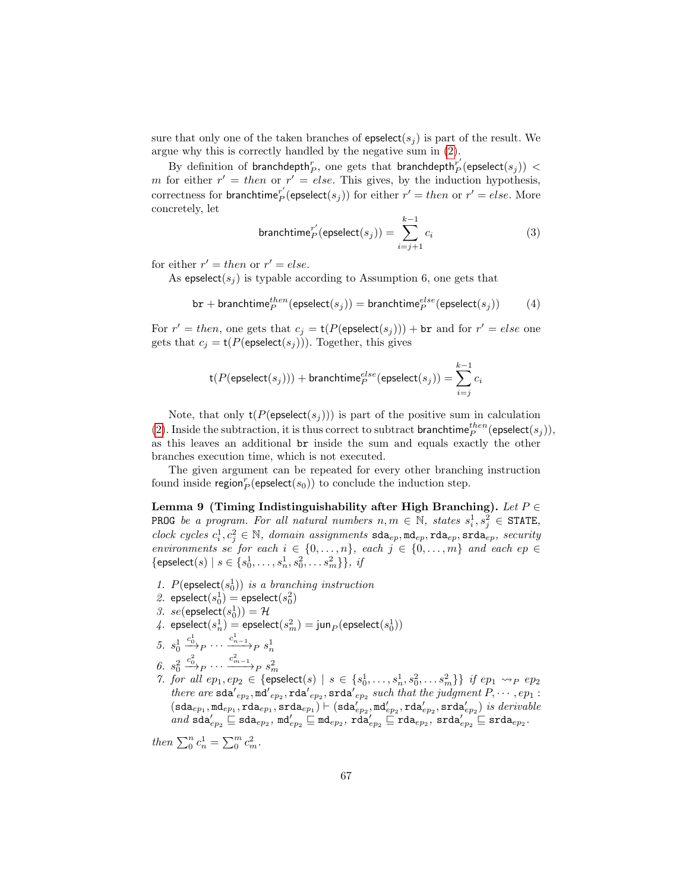sure that only one of the taken branches of $\mathsf{epselect}(s_j)$ is part of the result. We argue why this is correctly handled by the negative sum in (2).

By definition of $\mathsf{branchdepth}^r_P$, one gets that $\mathsf{branchdepth}^{r'}_P(\mathsf{epselect}(s_j)) < m$ for either $r' = then$ or $r' = else$. This gives, by the induction hypothesis, correctness for $\mathsf{branchtime}^{r'}_P(\mathsf{epselect}(s_j))$ for either $r' = then$ or $r' = else$. More concretely, let

$$\mathsf{branchtime}^{r'}_P(\mathsf{epselect}(s_j)) = \sum_{i=j+1}^{k-1} c_i \tag{3}$$

for either $r' = then$ or $r' = else$.

As $\mathsf{epselect}(s_j)$ is typable according to Assumption 6, one gets that

$$\mathtt{br} + \mathsf{branchtime}^{then}_P(\mathsf{epselect}(s_j)) = \mathsf{branchtime}^{else}_P(\mathsf{epselect}(s_j)) \tag{4}$$

For $r' = then$, one gets that $c_j = \mathsf{t}(P(\mathsf{epselect}(s_j))) + \mathtt{br}$ and for $r' = else$ one gets that $c_j = \mathsf{t}(P(\mathsf{epselect}(s_j)))$. Together, this gives

$$\mathsf{t}(P(\mathsf{epselect}(s_j))) + \mathsf{branchtime}^{else}_P(\mathsf{epselect}(s_j)) = \sum_{i=j}^{k-1} c_i$$

Note, that only $\mathsf{t}(P(\mathsf{epselect}(s_j)))$ is part of the positive sum in calculation (2). Inside the subtraction, it is thus correct to subtract $\mathsf{branchtime}^{then}_P(\mathsf{epselect}(s_j))$, as this leaves an additional $\mathtt{br}$ inside the sum and equals exactly the other branches execution time, which is not executed.

The given argument can be repeated for every other branching instruction found inside $\mathsf{region}^r_P(\mathsf{epselect}(s_0))$ to conclude the induction step.

**Lemma 9 (Timing Indistinguishability after High Branching).** *Let $P \in$ $\mathtt{PROG}$ be a program. For all natural numbers $n, m \in \mathbb{N}$, states $s^1_i, s^2_j \in \mathtt{STATE}$, clock cycles $c^1_i, c^2_j \in \mathbb{N}$, domain assignments $\mathtt{sda}_{ep}, \mathtt{md}_{ep}, \mathtt{rda}_{ep}, \mathtt{srda}_{ep}$, security environments $se$ for each $i \in \{0, \ldots, n\}$, each $j \in \{0, \ldots, m\}$ and each $ep \in \{\mathsf{epselect}(s) \mid s \in \{s^1_0, \ldots, s^1_n, s^2_0, \ldots s^2_m\}\}$, if*

1. *$P(\mathsf{epselect}(s^1_0))$ is a branching instruction*
2. *$\mathsf{epselect}(s^1_0) = \mathsf{epselect}(s^2_0)$*
3. *$se(\mathsf{epselect}(s^1_0)) = \mathcal{H}$*
4. *$\mathsf{epselect}(s^1_n) = \mathsf{epselect}(s^2_m) = \mathsf{jun}_P(\mathsf{epselect}(s^1_0))$*
5. *$s^1_0 \xrightarrow{c^1_0}_P \cdots \xrightarrow{c^1_{n-1}}_P s^1_n$*
6. *$s^2_0 \xrightarrow{c^2_0}_P \cdots \xrightarrow{c^2_{m-1}}_P s^2_m$*
7. *for all $ep_1, ep_2 \in \{\mathsf{epselect}(s) \mid s \in \{s^1_0, \ldots, s^1_n, s^2_0, \ldots s^2_m\}\}$ if $ep_1 \rightsquigarrow_P ep_2$ there are $\mathtt{sda}'_{ep_2}, \mathtt{md}'_{ep_2}, \mathtt{rda}'_{ep_2}, \mathtt{srda}'_{ep_2}$ such that the judgment $P, \cdots, ep_1 :$ $(\mathtt{sda}_{ep_1}, \mathtt{md}_{ep_1}, \mathtt{rda}_{ep_1}, \mathtt{srda}_{ep_1}) \vdash (\mathtt{sda}'_{ep_2}, \mathtt{md}'_{ep_2}, \mathtt{rda}'_{ep_2}, \mathtt{srda}'_{ep_2})$ is derivable and $\mathtt{sda}'_{ep_2} \sqsubseteq \mathtt{sda}_{ep_2}$, $\mathtt{md}'_{ep_2} \sqsubseteq \mathtt{md}_{ep_2}$, $\mathtt{rda}'_{ep_2} \sqsubseteq \mathtt{rda}_{ep_2}$, $\mathtt{srda}'_{ep_2} \sqsubseteq \mathtt{srda}_{ep_2}$.*

*then $\sum_0^n c^1_n = \sum_0^m c^2_m$.*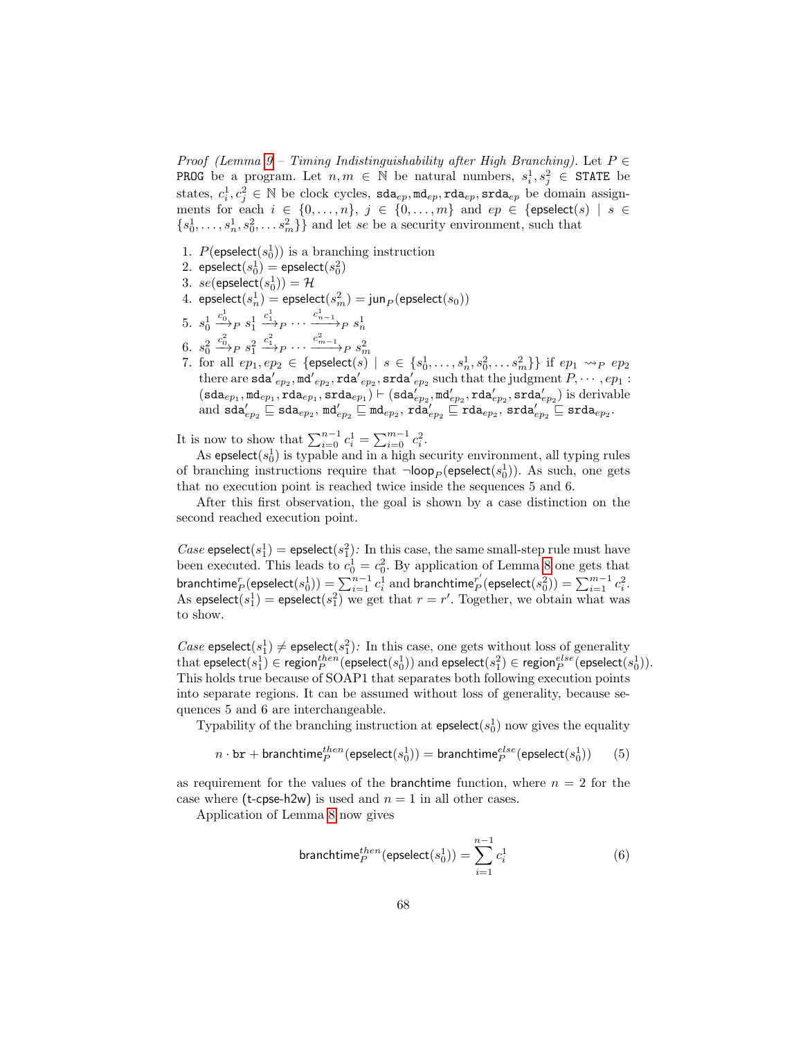*Proof (Lemma 9 – Timing Indistinguishability after High Branching).* Let $P \in$ PROG be a program. Let $n, m \in \mathbb{N}$ be natural numbers, $s_i^1, s_j^2 \in$ STATE be states, $c_i^1, c_j^2 \in \mathbb{N}$ be clock cycles, $\mathtt{sda}_{ep}, \mathtt{md}_{ep}, \mathtt{rda}_{ep}, \mathtt{srda}_{ep}$ be domain assignments for each $i \in \{0, \ldots, n\}$, $j \in \{0, \ldots, m\}$ and $ep \in \{\mathsf{epselect}(s) \mid s \in \{s_0^1, \ldots, s_n^1, s_0^2, \ldots s_m^2\}\}$ and let $se$ be a security environment, such that

1. $P(\mathsf{epselect}(s_0^1))$ is a branching instruction
2. $\mathsf{epselect}(s_0^1) = \mathsf{epselect}(s_0^2)$
3. $se(\mathsf{epselect}(s_0^1)) = \mathcal{H}$
4. $\mathsf{epselect}(s_n^1) = \mathsf{epselect}(s_m^2) = \mathsf{jun}_P(\mathsf{epselect}(s_0))$
5. $s_0^1 \xrightarrow{c_0^1}_P s_1^1 \xrightarrow{c_1^1}_P \cdots \xrightarrow{c_{n-1}^1}_P s_n^1$
6. $s_0^2 \xrightarrow{c_0^2}_P s_1^2 \xrightarrow{c_1^2}_P \cdots \xrightarrow{c_{m-1}^2}_P s_m^2$
7. for all $ep_1, ep_2 \in \{\mathsf{epselect}(s) \mid s \in \{s_0^1, \ldots, s_n^1, s_0^2, \ldots s_m^2\}\}$ if $ep_1 \rightsquigarrow_P ep_2$ there are $\mathtt{sda'}_{ep_2}, \mathtt{md'}_{ep_2}, \mathtt{rda'}_{ep_2}, \mathtt{srda'}_{ep_2}$ such that the judgment $P, \cdots, ep_1 : (\mathtt{sda}_{ep_1}, \mathtt{md}_{ep_1}, \mathtt{rda}_{ep_1}, \mathtt{srda}_{ep_1}) \vdash (\mathtt{sda}'_{ep_2}, \mathtt{md}'_{ep_2}, \mathtt{rda}'_{ep_2}, \mathtt{srda}'_{ep_2})$ is derivable and $\mathtt{sda}'_{ep_2} \sqsubseteq \mathtt{sda}_{ep_2}$, $\mathtt{md}'_{ep_2} \sqsubseteq \mathtt{md}_{ep_2}$, $\mathtt{rda}'_{ep_2} \sqsubseteq \mathtt{rda}_{ep_2}$, $\mathtt{srda}'_{ep_2} \sqsubseteq \mathtt{srda}_{ep_2}$.

It is now to show that $\sum_{i=0}^{n-1} c_i^1 = \sum_{i=0}^{m-1} c_i^2$.

As $\mathsf{epselect}(s_0^1)$ is typable and in a high security environment, all typing rules of branching instructions require that $\neg\mathsf{loop}_P(\mathsf{epselect}(s_0^1))$. As such, one gets that no execution point is reached twice inside the sequences 5 and 6.

After this first observation, the goal is shown by a case distinction on the second reached execution point.

*Case* $\mathsf{epselect}(s_1^1) = \mathsf{epselect}(s_1^2)$*:* In this case, the same small-step rule must have been executed. This leads to $c_0^1 = c_0^2$. By application of Lemma 8 one gets that $\mathsf{branchtime}_P^r(\mathsf{epselect}(s_0^1)) = \sum_{i=1}^{n-1} c_i^1$ and $\mathsf{branchtime}_P^{r'}(\mathsf{epselect}(s_0^2)) = \sum_{i=1}^{m-1} c_i^2$. As $\mathsf{epselect}(s_1^1) = \mathsf{epselect}(s_1^2)$ we get that $r = r'$. Together, we obtain what was to show.

*Case* $\mathsf{epselect}(s_1^1) \neq \mathsf{epselect}(s_1^2)$*:* In this case, one gets without loss of generality that $\mathsf{epselect}(s_1^1) \in \mathsf{region}_P^{then}(\mathsf{epselect}(s_0^1))$ and $\mathsf{epselect}(s_1^2) \in \mathsf{region}_P^{else}(\mathsf{epselect}(s_0^1))$. This holds true because of SOAP1 that separates both following execution points into separate regions. It can be assumed without loss of generality, because sequences 5 and 6 are interchangeable.

Typability of the branching instruction at $\mathsf{epselect}(s_0^1)$ now gives the equality

$$n \cdot \mathtt{br} + \mathsf{branchtime}_P^{then}(\mathsf{epselect}(s_0^1)) = \mathsf{branchtime}_P^{else}(\mathsf{epselect}(s_0^1)) \tag{5}$$

as requirement for the values of the $\mathsf{branchtime}$ function, where $n = 2$ for the case where ($\mathsf{t\text{-}cpse\text{-}h2w}$) is used and $n = 1$ in all other cases.

Application of Lemma 8 now gives

$$\mathsf{branchtime}_P^{then}(\mathsf{epselect}(s_0^1)) = \sum_{i=1}^{n-1} c_i^1 \tag{6}$$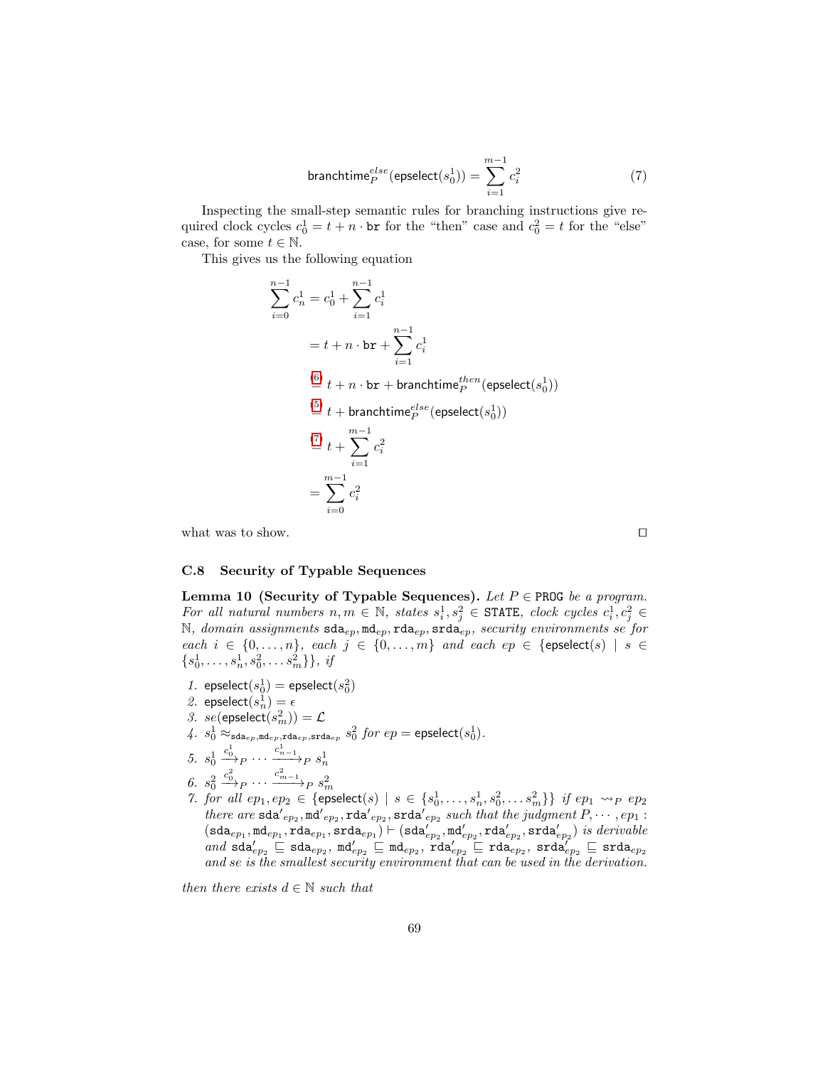$$\mathsf{branchtime}_P^{else}(\mathsf{epselect}(s_0^1)) = \sum_{i=1}^{m-1} c_i^2 \tag{7}$$

Inspecting the small-step semantic rules for branching instructions give required clock cycles $c_0^1 = t + n \cdot \mathtt{br}$ for the "then" case and $c_0^2 = t$ for the "else" case, for some $t \in \mathbb{N}$.

This gives us the following equation

$$\begin{aligned}
\sum_{i=0}^{n-1} c_n^1 &= c_0^1 + \sum_{i=1}^{n-1} c_i^1 \\
&= t + n \cdot \mathtt{br} + \sum_{i=1}^{n-1} c_i^1 \\
&\overset{(6)}{=} t + n \cdot \mathtt{br} + \mathsf{branchtime}_P^{then}(\mathsf{epselect}(s_0^1)) \\
&\overset{(5)}{=} t + \mathsf{branchtime}_P^{else}(\mathsf{epselect}(s_0^1)) \\
&\overset{(7)}{=} t + \sum_{i=1}^{m-1} c_i^2 \\
&= \sum_{i=0}^{m-1} c_i^2
\end{aligned}$$

what was to show. □

### C.8 Security of Typable Sequences

**Lemma 10 (Security of Typable Sequences).** *Let $P \in \mathtt{PROG}$ be a program. For all natural numbers $n, m \in \mathbb{N}$, states $s_i^1, s_j^2 \in \mathtt{STATE}$, clock cycles $c_i^1, c_j^2 \in \mathbb{N}$, domain assignments $\mathtt{sda}_{ep}, \mathtt{md}_{ep}, \mathtt{rda}_{ep}, \mathtt{srda}_{ep}$, security environments $se$ for each $i \in \{0, \ldots, n\}$, each $j \in \{0, \ldots, m\}$ and each $ep \in \{\mathsf{epselect}(s) \mid s \in \{s_0^1, \ldots, s_n^1, s_0^2, \ldots s_m^2\}\}$, if*

1. $\mathsf{epselect}(s_0^1) = \mathsf{epselect}(s_0^2)$
2. $\mathsf{epselect}(s_n^1) = \epsilon$
3. $se(\mathsf{epselect}(s_m^2)) = \mathcal{L}$
4. $s_0^1 \approx_{\mathtt{sda}_{ep}, \mathtt{md}_{ep}, \mathtt{rda}_{ep}, \mathtt{srda}_{ep}} s_0^2$ *for* $ep = \mathsf{epselect}(s_0^1)$.
5. $s_0^1 \xrightarrow{c_0^1}_P \cdots \xrightarrow{c_{n-1}^1}_P s_n^1$
6. $s_0^2 \xrightarrow{c_0^2}_P \cdots \xrightarrow{c_{m-1}^2}_P s_m^2$
7. *for all $ep_1, ep_2 \in \{\mathsf{epselect}(s) \mid s \in \{s_0^1, \ldots, s_n^1, s_0^2, \ldots s_m^2\}\}$ if $ep_1 \rightsquigarrow_P ep_2$ there are $\mathtt{sda'}_{ep_2}, \mathtt{md'}_{ep_2}, \mathtt{rda'}_{ep_2}, \mathtt{srda'}_{ep_2}$ such that the judgment $P, \cdots, ep_1 : (\mathtt{sda}_{ep_1}, \mathtt{md}_{ep_1}, \mathtt{rda}_{ep_1}, \mathtt{srda}_{ep_1}) \vdash (\mathtt{sda}'_{ep_2}, \mathtt{md}'_{ep_2}, \mathtt{rda}'_{ep_2}, \mathtt{srda}'_{ep_2})$ is derivable and $\mathtt{sda}'_{ep_2} \sqsubseteq \mathtt{sda}_{ep_2}$, $\mathtt{md}'_{ep_2} \sqsubseteq \mathtt{md}_{ep_2}$, $\mathtt{rda}'_{ep_2} \sqsubseteq \mathtt{rda}_{ep_2}$, $\mathtt{srda}'_{ep_2} \sqsubseteq \mathtt{srda}_{ep_2}$ and $se$ is the smallest security environment that can be used in the derivation.*

*then there exists $d \in \mathbb{N}$ such that*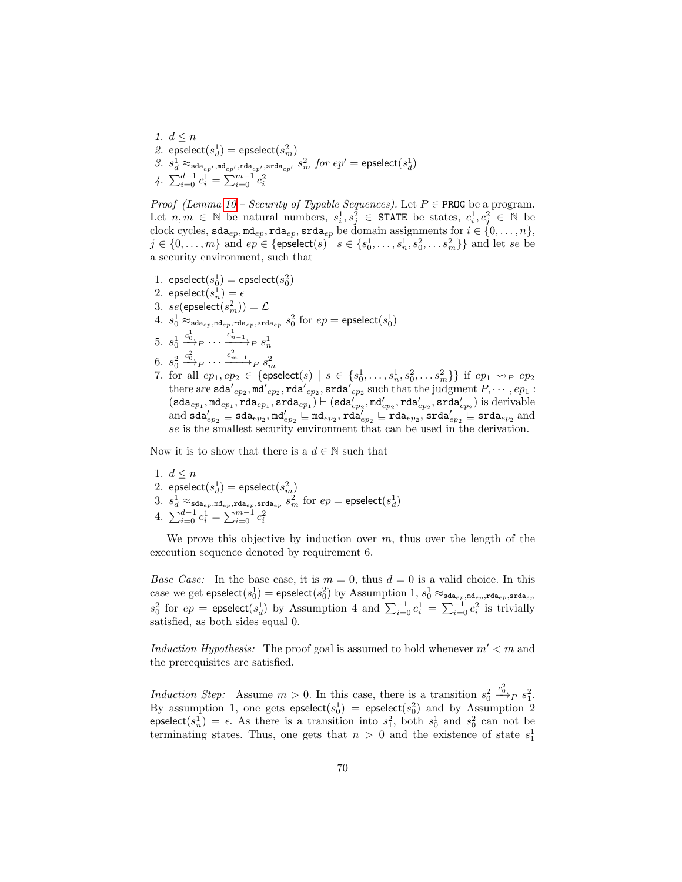1. $d \leq n$
2. $\mathsf{epselect}(s^1_d) = \mathsf{epselect}(s^2_m)$
3. $s^1_d \approx_{\mathtt{sda}_{ep'},\mathtt{md}_{ep'},\mathtt{rda}_{ep'},\mathtt{srda}_{ep'}} s^2_m$ *for* $ep' = \mathsf{epselect}(s^1_d)$
4. $\sum_{i=0}^{d-1} c^1_i = \sum_{i=0}^{m-1} c^2_i$

*Proof (Lemma 10 – Security of Typable Sequences).* Let $P \in \mathtt{PROG}$ be a program. Let $n, m \in \mathbb{N}$ be natural numbers, $s^1_i, s^2_j \in \mathtt{STATE}$ be states, $c^1_i, c^2_j \in \mathbb{N}$ be clock cycles, $\mathtt{sda}_{ep}, \mathtt{md}_{ep}, \mathtt{rda}_{ep}, \mathtt{srda}_{ep}$ be domain assignments for $i \in \{0, \ldots, n\}$, $j \in \{0, \ldots, m\}$ and $ep \in \{\mathsf{epselect}(s) \mid s \in \{s^1_0, \ldots, s^1_n, s^2_0, \ldots s^2_m\}\}$ and let $se$ be a security environment, such that

1. $\mathsf{epselect}(s^1_0) = \mathsf{epselect}(s^2_0)$
2. $\mathsf{epselect}(s^1_n) = \epsilon$
3. $se(\mathsf{epselect}(s^2_m)) = \mathcal{L}$
4. $s^1_0 \approx_{\mathtt{sda}_{ep},\mathtt{md}_{ep},\mathtt{rda}_{ep},\mathtt{srda}_{ep}} s^2_0$ for $ep = \mathsf{epselect}(s^1_0)$
5. $s^1_0 \xrightarrow{c^1_0}_P \cdots \xrightarrow{c^1_{n-1}}_P s^1_n$
6. $s^2_0 \xrightarrow{c^2_0}_P \cdots \xrightarrow{c^2_{m-1}}_P s^2_m$
7. for all $ep_1, ep_2 \in \{\mathsf{epselect}(s) \mid s \in \{s^1_0, \ldots, s^1_n, s^2_0, \ldots s^2_m\}\}$ if $ep_1 \rightsquigarrow_P ep_2$ there are $\mathtt{sda}'_{ep_2}, \mathtt{md}'_{ep_2}, \mathtt{rda}'_{ep_2}, \mathtt{srda}'_{ep_2}$ such that the judgment $P, \cdots, ep_1 : (\mathtt{sda}_{ep_1}, \mathtt{md}_{ep_1}, \mathtt{rda}_{ep_1}, \mathtt{srda}_{ep_1}) \vdash (\mathtt{sda}'_{ep_2}, \mathtt{md}'_{ep_2}, \mathtt{rda}'_{ep_2}, \mathtt{srda}'_{ep_2})$ is derivable and $\mathtt{sda}'_{ep_2} \sqsubseteq \mathtt{sda}_{ep_2}, \mathtt{md}'_{ep_2} \sqsubseteq \mathtt{md}_{ep_2}, \mathtt{rda}'_{ep_2} \sqsubseteq \mathtt{rda}_{ep_2}, \mathtt{srda}'_{ep_2} \sqsubseteq \mathtt{srda}_{ep_2}$ and $se$ is the smallest security environment that can be used in the derivation.

Now it is to show that there is a $d \in \mathbb{N}$ such that

1. $d \leq n$
2. $\mathsf{epselect}(s^1_d) = \mathsf{epselect}(s^2_m)$
3. $s^1_d \approx_{\mathtt{sda}_{ep},\mathtt{md}_{ep},\mathtt{rda}_{ep},\mathtt{srda}_{ep}} s^2_m$ for $ep = \mathsf{epselect}(s^1_d)$
4. $\sum_{i=0}^{d-1} c^1_i = \sum_{i=0}^{m-1} c^2_i$

We prove this objective by induction over $m$, thus over the length of the execution sequence denoted by requirement 6.

*Base Case:* In the base case, it is $m = 0$, thus $d = 0$ is a valid choice. In this case we get $\mathsf{epselect}(s^1_0) = \mathsf{epselect}(s^2_0)$ by Assumption 1, $s^1_0 \approx_{\mathtt{sda}_{ep},\mathtt{md}_{ep},\mathtt{rda}_{ep},\mathtt{srda}_{ep}} s^2_0$ for $ep = \mathsf{epselect}(s^1_d)$ by Assumption 4 and $\sum_{i=0}^{-1} c^1_i = \sum_{i=0}^{-1} c^2_i$ is trivially satisfied, as both sides equal 0.

*Induction Hypothesis:* The proof goal is assumed to hold whenever $m' < m$ and the prerequisites are satisfied.

*Induction Step:* Assume $m > 0$. In this case, there is a transition $s^2_0 \xrightarrow{c^2_0}_P s^2_1$. By assumption 1, one gets $\mathsf{epselect}(s^1_0) = \mathsf{epselect}(s^2_0)$ and by Assumption 2 $\mathsf{epselect}(s^1_n) = \epsilon$. As there is a transition into $s^2_1$, both $s^1_0$ and $s^2_0$ can not be terminating states. Thus, one gets that $n > 0$ and the existence of state $s^1_1$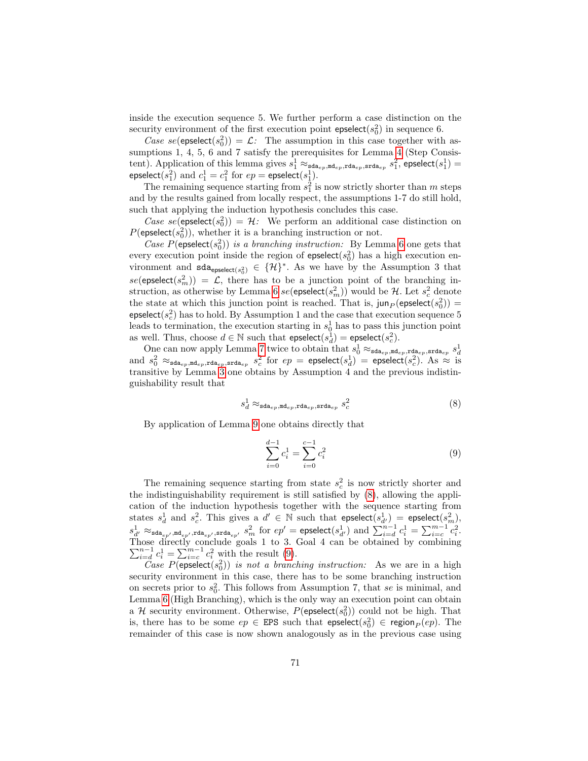inside the execution sequence 5. We further perform a case distinction on the security environment of the first execution point $\mathsf{epselect}(s_0^2)$ in sequence 6.

*Case* $se(\mathsf{epselect}(s_0^2)) = \mathcal{L}$*:* The assumption in this case together with assumptions 1, 4, 5, 6 and 7 satisfy the prerequisites for Lemma 4 (Step Consistent). Application of this lemma gives $s_1^1 \approx_{\mathtt{sda}_{ep},\mathtt{md}_{ep},\mathtt{rda}_{ep},\mathtt{srda}_{ep}} s_1^2$, $\mathsf{epselect}(s_1^1) = \mathsf{epselect}(s_1^2)$ and $c_1^1 = c_1^2$ for $ep = \mathsf{epselect}(s_1^1)$.

The remaining sequence starting from $s_1^2$ is now strictly shorter than $m$ steps and by the results gained from locally respect, the assumptions 1-7 do still hold, such that applying the induction hypothesis concludes this case.

*Case* $se(\mathsf{epselect}(s_0^2)) = \mathcal{H}$*:* We perform an additional case distinction on $P(\mathsf{epselect}(s_0^2))$, whether it is a branching instruction or not.

*Case* $P(\mathsf{epselect}(s_0^2))$ *is a branching instruction:* By Lemma 6 one gets that every execution point inside the region of $\mathsf{epselect}(s_0^2)$ has a high execution environment and $\mathtt{sda}_{\mathsf{epselect}(s_0^2)} \in \{\mathcal{H}\}^*$. As we have by the Assumption 3 that $se(\mathsf{epselect}(s_m^2)) = \mathcal{L}$, there has to be a junction point of the branching instruction, as otherwise by Lemma 6 $se(\mathsf{epselect}(s_m^2))$ would be $\mathcal{H}$. Let $s_c^2$ denote the state at which this junction point is reached. That is, $\mathsf{jun}_P(\mathsf{epselect}(s_0^2)) = \mathsf{epselect}(s_c^2)$ has to hold. By Assumption 1 and the case that execution sequence 5 leads to termination, the execution starting in $s_0^1$ has to pass this junction point as well. Thus, choose $d \in \mathbb{N}$ such that $\mathsf{epselect}(s_d^1) = \mathsf{epselect}(s_c^2)$.

One can now apply Lemma 7 twice to obtain that $s_0^1 \approx_{\mathtt{sda}_{ep},\mathtt{md}_{ep},\mathtt{rda}_{ep},\mathtt{srda}_{ep}} s_d^1$ and $s_0^2 \approx_{\mathtt{sda}_{ep},\mathtt{md}_{ep},\mathtt{rda}_{ep},\mathtt{srda}_{ep}} s_c^2$ for $ep = \mathsf{epselect}(s_d^1) = \mathsf{epselect}(s_c^2)$. As $\approx$ is transitive by Lemma 3 one obtains by Assumption 4 and the previous indistinguishability result that

$$s_d^1 \approx_{\mathtt{sda}_{ep},\mathtt{md}_{ep},\mathtt{rda}_{ep},\mathtt{srda}_{ep}} s_c^2 \tag{8}$$

By application of Lemma 9 one obtains directly that

$$\sum_{i=0}^{d-1} c_i^1 = \sum_{i=0}^{c-1} c_i^2 \tag{9}$$

The remaining sequence starting from state $s_c^2$ is now strictly shorter and the indistinguishability requirement is still satisfied by (8), allowing the application of the induction hypothesis together with the sequence starting from states $s_d^1$ and $s_c^2$. This gives a $d' \in \mathbb{N}$ such that $\mathsf{epselect}(s_{d'}^1) = \mathsf{epselect}(s_m^2)$, $s_{d'}^1 \approx_{\mathtt{sda}_{ep'},\mathtt{md}_{ep'},\mathtt{rda}_{ep'},\mathtt{srda}_{ep'}} s_m^2$ for $ep' = \mathsf{epselect}(s_{d'}^1)$ and $\sum_{i=d}^{n-1} c_i^1 = \sum_{i=c}^{m-1} c_i^2$. Those directly conclude goals 1 to 3. Goal 4 can be obtained by combining $\sum_{i=d}^{n-1} c_i^1 = \sum_{i=c}^{m-1} c_i^2$ with the result (9).

*Case* $P(\mathsf{epselect}(s_0^2))$ *is not a branching instruction:* As we are in a high security environment in this case, there has to be some branching instruction on secrets prior to $s_0^2$. This follows from Assumption 7, that $se$ is minimal, and Lemma 6 (High Branching), which is the only way an execution point can obtain a $\mathcal{H}$ security environment. Otherwise, $P(\mathsf{epselect}(s_0^2))$ could not be high. That is, there has to be some $ep \in \mathtt{EPS}$ such that $\mathsf{epselect}(s_0^2) \in \mathsf{region}_P(ep)$. The remainder of this case is now shown analogously as in the previous case using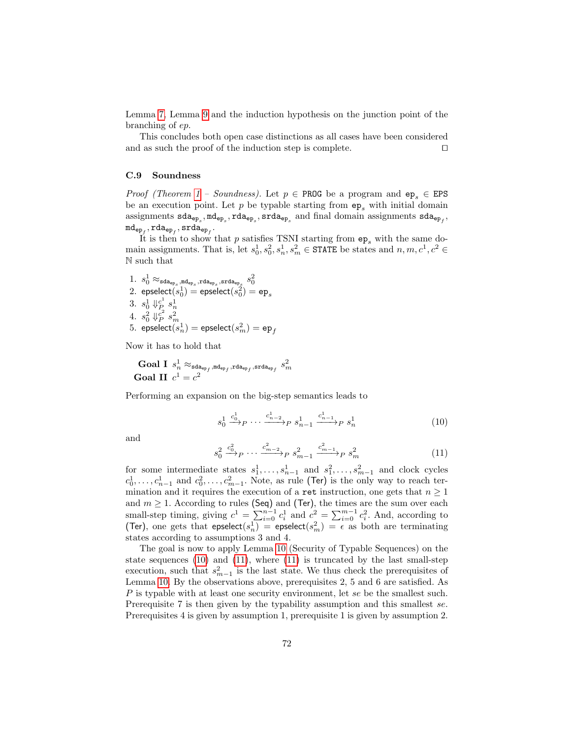Lemma 7, Lemma 9 and the induction hypothesis on the junction point of the branching of $ep$.

This concludes both open case distinctions as all cases have been considered and as such the proof of the induction step is complete. □

### C.9 Soundness

*Proof (Theorem 1 – Soundness).* Let $p \in \texttt{PROG}$ be a program and $\texttt{ep}_s \in \texttt{EPS}$ be an execution point. Let $p$ be typable starting from $\texttt{ep}_s$ with initial domain assignments $\texttt{sda}_{\texttt{ep}_s}, \texttt{md}_{\texttt{ep}_s}, \texttt{rda}_{\texttt{ep}_s}, \texttt{srda}_{\texttt{ep}_s}$ and final domain assignments $\texttt{sda}_{\texttt{ep}_f}$, $\texttt{md}_{\texttt{ep}_f}, \texttt{rda}_{\texttt{ep}_f}, \texttt{srda}_{\texttt{ep}_f}$.

It is then to show that $p$ satisfies TSNI starting from $\texttt{ep}_s$ with the same domain assignments. That is, let $s_0^1, s_0^2, s_n^1, s_m^2 \in \texttt{STATE}$ be states and $n, m, c^1, c^2 \in \mathbb{N}$ such that

1. $s_0^1 \approx_{\texttt{sda}_{\texttt{ep}_s}, \texttt{md}_{\texttt{ep}_s}, \texttt{rda}_{\texttt{ep}_s}, \texttt{srda}_{\texttt{ep}_s}} s_0^2$
2. $\mathsf{epselect}(s_0^1) = \mathsf{epselect}(s_0^2) = \texttt{ep}_s$
3. $s_0^1 \Downarrow_P^{c^1} s_n^1$
4. $s_0^2 \Downarrow_P^{c^2} s_m^2$
5. $\mathsf{epselect}(s_n^1) = \mathsf{epselect}(s_m^2) = \texttt{ep}_f$

Now it has to hold that

**Goal I** $s_n^1 \approx_{\texttt{sda}_{\texttt{ep}_f}, \texttt{md}_{\texttt{ep}_f}, \texttt{rda}_{\texttt{ep}_f}, \texttt{srda}_{\texttt{ep}_f}} s_m^2$
**Goal II** $c^1 = c^2$

Performing an expansion on the big-step semantics leads to

$$s_0^1 \xrightarrow{c_0^1}_P \cdots \xrightarrow{c_{n-2}^1}_P s_{n-1}^1 \xrightarrow{c_{n-1}^1}_P s_n^1 \tag{10}$$

and

$$s_0^2 \xrightarrow{c_0^2}_P \cdots \xrightarrow{c_{m-2}^2}_P s_{m-1}^2 \xrightarrow{c_{m-1}^2}_P s_m^2 \tag{11}$$

for some intermediate states $s_1^1, \ldots, s_{n-1}^1$ and $s_1^2, \ldots, s_{m-1}^2$ and clock cycles $c_0^1, \ldots, c_{n-1}^1$ and $c_0^2, \ldots, c_{m-1}^2$. Note, as rule (Ter) is the only way to reach termination and it requires the execution of a `ret` instruction, one gets that $n \geq 1$ and $m \geq 1$. According to rules (Seq) and (Ter), the times are the sum over each small-step timing, giving $c^1 = \sum_{i=0}^{n-1} c_i^1$ and $c^2 = \sum_{i=0}^{m-1} c_i^2$. And, according to (Ter), one gets that $\mathsf{epselect}(s_n^1) = \mathsf{epselect}(s_m^2) = \epsilon$ as both are terminating states according to assumptions 3 and 4.

The goal is now to apply Lemma 10 (Security of Typable Sequences) on the state sequences (10) and (11), where (11) is truncated by the last small-step execution, such that $s_{m-1}^2$ is the last state. We thus check the prerequisites of Lemma 10. By the observations above, prerequisites 2, 5 and 6 are satisfied. As $P$ is typable with at least one security environment, let $se$ be the smallest such. Prerequisite 7 is then given by the typability assumption and this smallest $se$. Prerequisites 4 is given by assumption 1, prerequisite 1 is given by assumption 2.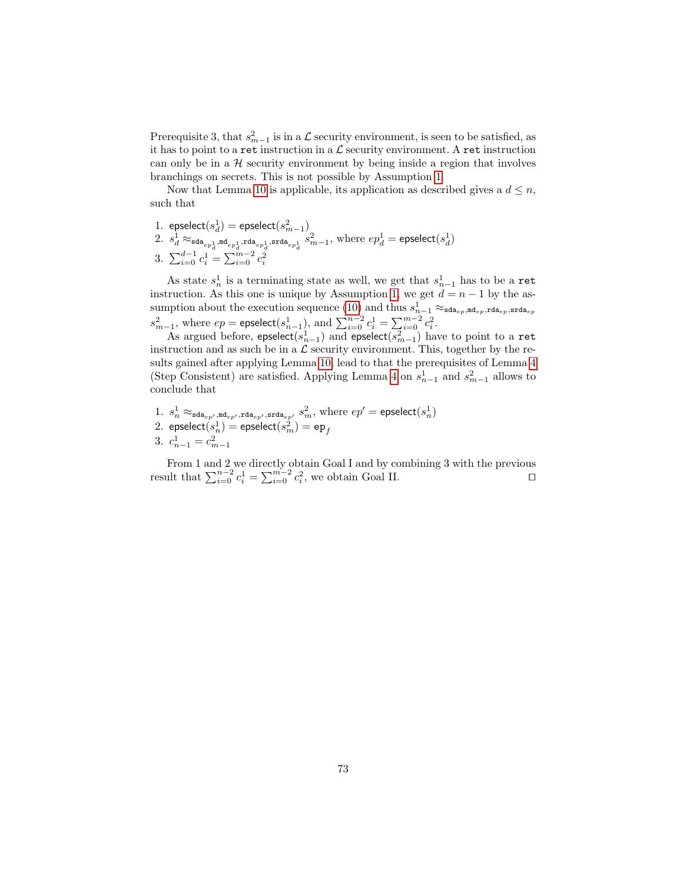Prerequisite 3, that $s^2_{m-1}$ is in a $\mathcal{L}$ security environment, is seen to be satisfied, as it has to point to a `ret` instruction in a $\mathcal{L}$ security environment. A `ret` instruction can only be in a $\mathcal{H}$ security environment by being inside a region that involves branchings on secrets. This is not possible by Assumption 1.

Now that Lemma 10 is applicable, its application as described gives a $d \leq n$, such that

1. $\mathsf{epselect}(s^1_d) = \mathsf{epselect}(s^2_{m-1})$
2. $s^1_d \approx_{\mathtt{sda}_{ep^1_d}, \mathtt{md}_{ep^1_d}, \mathtt{rda}_{ep^1_d}, \mathtt{srda}_{ep^1_d}} s^2_{m-1}$, where $ep^1_d = \mathsf{epselect}(s^1_d)$
3. $\sum_{i=0}^{d-1} c^1_i = \sum_{i=0}^{m-2} c^2_i$

As state $s^1_n$ is a terminating state as well, we get that $s^1_{n-1}$ has to be a `ret` instruction. As this one is unique by Assumption 1, we get $d = n-1$ by the assumption about the execution sequence (10) and thus $s^1_{n-1} \approx_{\mathtt{sda}_{ep}, \mathtt{md}_{ep}, \mathtt{rda}_{ep}, \mathtt{srda}_{ep}} s^2_{m-1}$, where $ep = \mathsf{epselect}(s^1_{n-1})$, and $\sum_{i=0}^{n-2} c^1_i = \sum_{i=0}^{m-2} c^2_i$.

As argued before, $\mathsf{epselect}(s^1_{n-1})$ and $\mathsf{epselect}(s^2_{m-1})$ have to point to a `ret` instruction and as such be in a $\mathcal{L}$ security environment. This, together by the results gained after applying Lemma 10, lead to that the prerequisites of Lemma 4 (Step Consistent) are satisfied. Applying Lemma 4 on $s^1_{n-1}$ and $s^2_{m-1}$ allows to conclude that

1. $s^1_n \approx_{\mathtt{sda}_{ep'}, \mathtt{md}_{ep'}, \mathtt{rda}_{ep'}, \mathtt{srda}_{ep'}} s^2_m$, where $ep' = \mathsf{epselect}(s^1_n)$
2. $\mathsf{epselect}(s^1_n) = \mathsf{epselect}(s^2_m) = \mathtt{ep}_f$
3. $c^1_{n-1} = c^2_{m-1}$

From 1 and 2 we directly obtain Goal I and by combining 3 with the previous result that $\sum_{i=0}^{n-2} c^1_i = \sum_{i=0}^{m-2} c^2_i$, we obtain Goal II. $\square$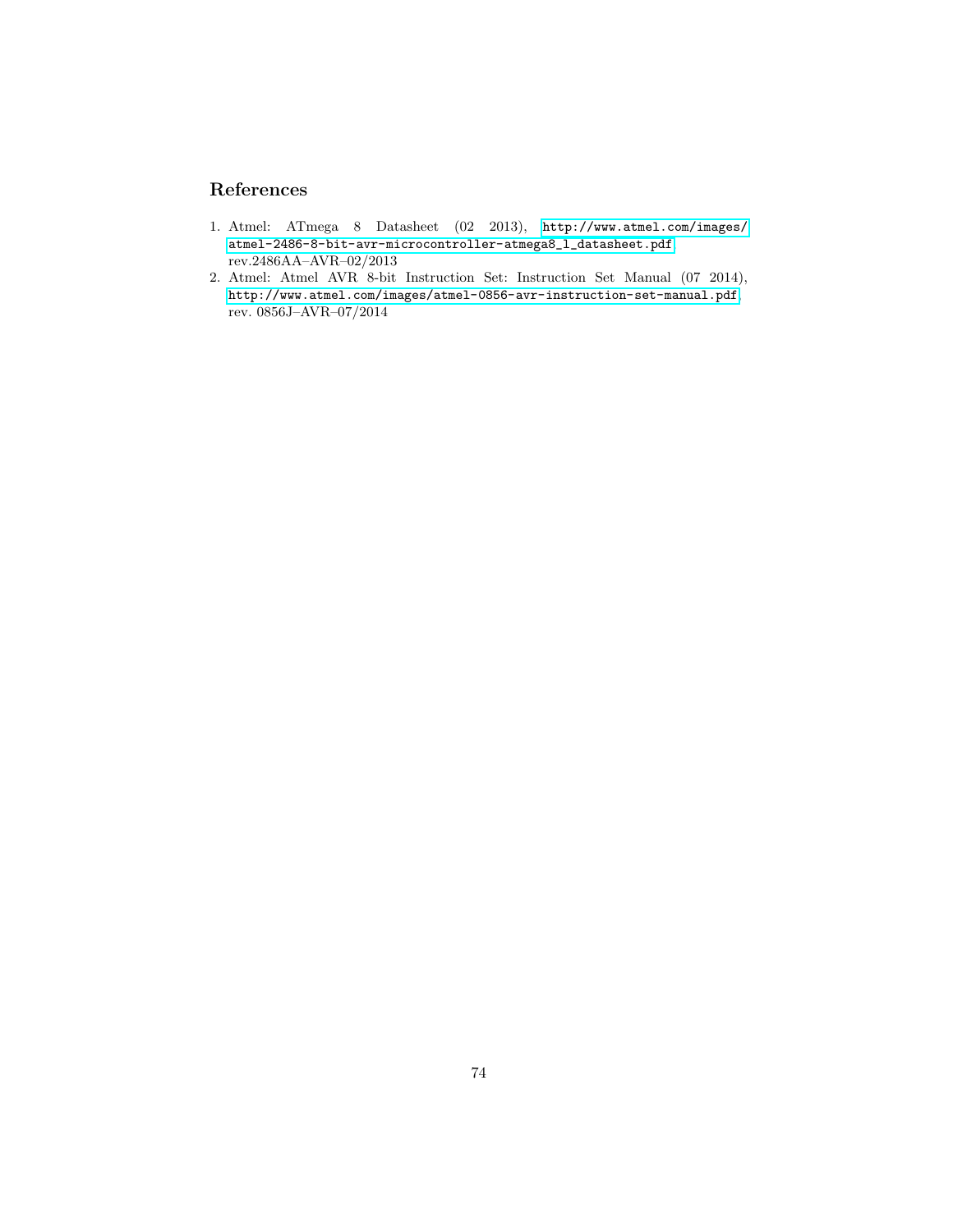## References

1. Atmel: ATmega 8 Datasheet (02 2013), http://www.atmel.com/images/atmel-2486-8-bit-avr-microcontroller-atmega8_l_datasheet.pdf, rev.2486AA–AVR–02/2013
2. Atmel: Atmel AVR 8-bit Instruction Set: Instruction Set Manual (07 2014), http://www.atmel.com/images/atmel-0856-avr-instruction-set-manual.pdf, rev. 0856J–AVR–07/2014